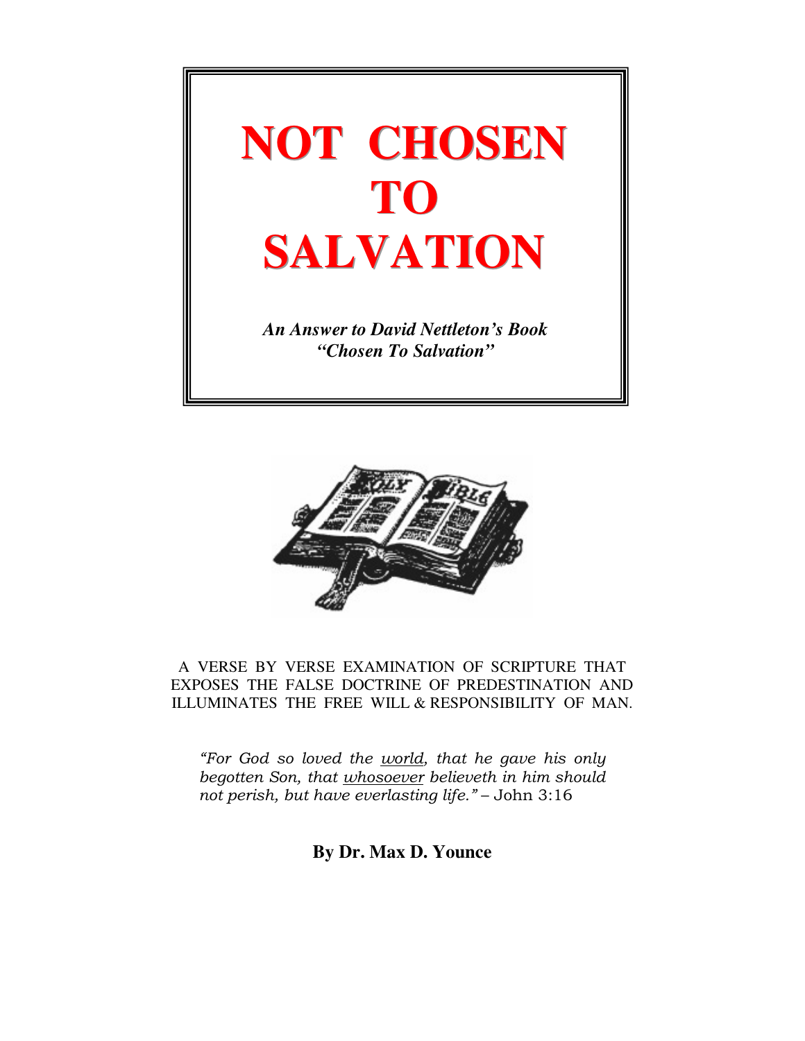# NOT CHOSEN TO SALVATION

***An Answer to David Nettleton's Book "Chosen To Salvation"***

A VERSE BY VERSE EXAMINATION OF SCRIPTURE THAT EXPOSES THE FALSE DOCTRINE OF PREDESTINATION AND ILLUMINATES THE FREE WILL & RESPONSIBILITY OF MAN.

*"For God so loved the world, that he gave his only begotten Son, that whosoever believeth in him should not perish, but have everlasting life."* – John 3:16

**By Dr. Max D. Younce**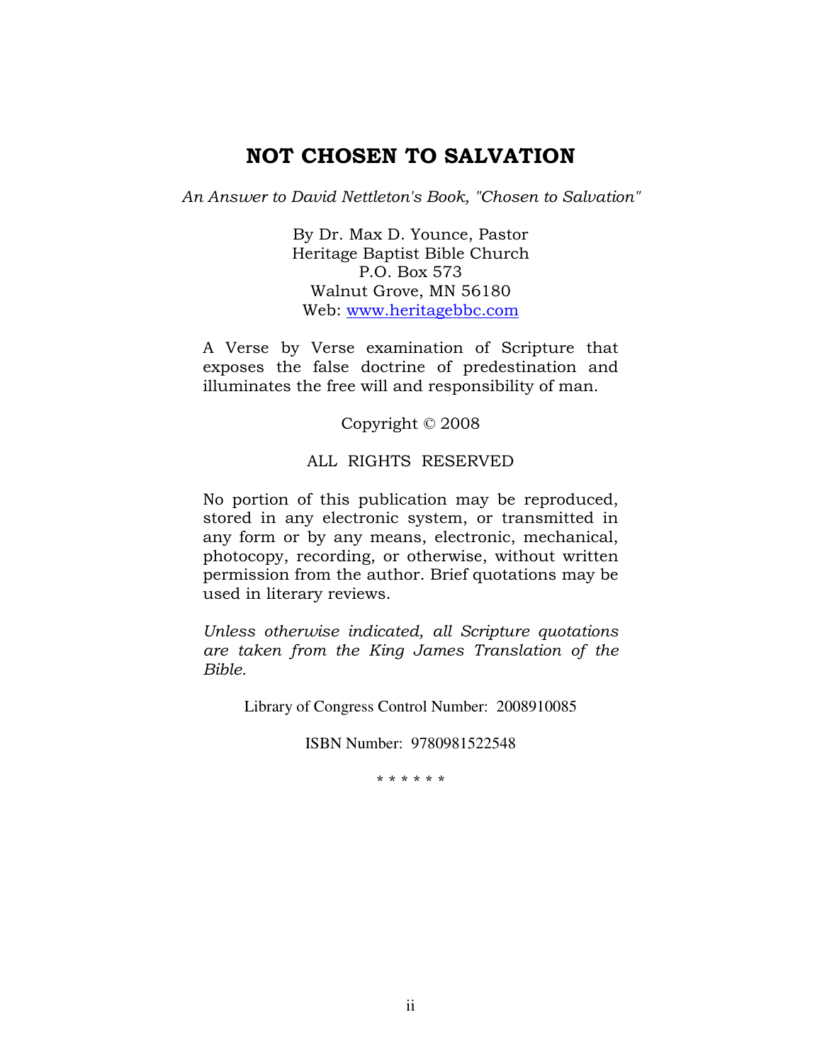# NOT CHOSEN TO SALVATION

*An Answer to David Nettleton's Book, "Chosen to Salvation"*

By Dr. Max D. Younce, Pastor
Heritage Baptist Bible Church
P.O. Box 573
Walnut Grove, MN 56180
Web: www.heritagebbc.com

A Verse by Verse examination of Scripture that exposes the false doctrine of predestination and illuminates the free will and responsibility of man.

Copyright © 2008

ALL RIGHTS RESERVED

No portion of this publication may be reproduced, stored in any electronic system, or transmitted in any form or by any means, electronic, mechanical, photocopy, recording, or otherwise, without written permission from the author. Brief quotations may be used in literary reviews.

*Unless otherwise indicated, all Scripture quotations are taken from the King James Translation of the Bible.*

Library of Congress Control Number: 2008910085

ISBN Number: 9780981522548

\* \* \* \* \* \*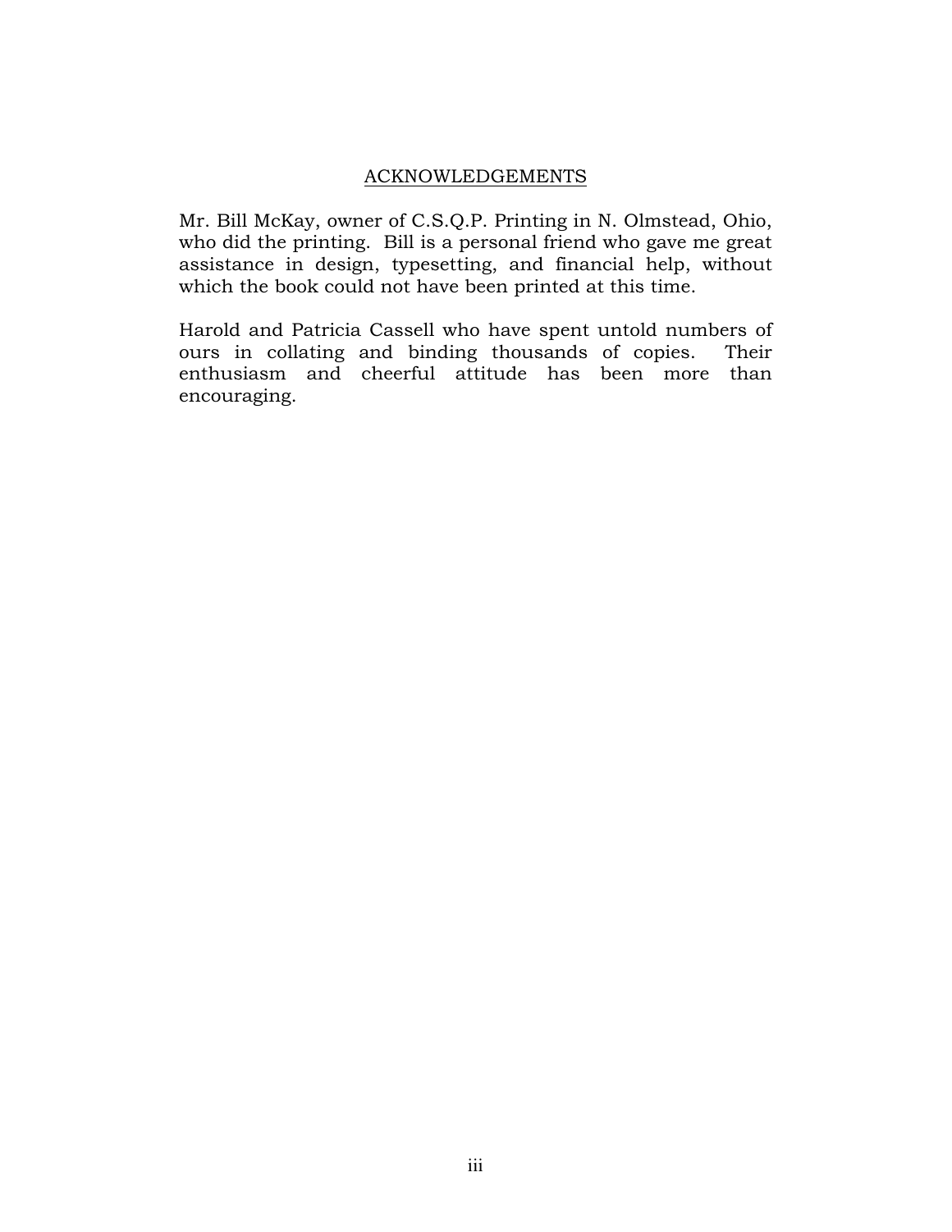## ACKNOWLEDGEMENTS

Mr. Bill McKay, owner of C.S.Q.P. Printing in N. Olmstead, Ohio, who did the printing. Bill is a personal friend who gave me great assistance in design, typesetting, and financial help, without which the book could not have been printed at this time.

Harold and Patricia Cassell who have spent untold numbers of ours in collating and binding thousands of copies. Their enthusiasm and cheerful attitude has been more than encouraging.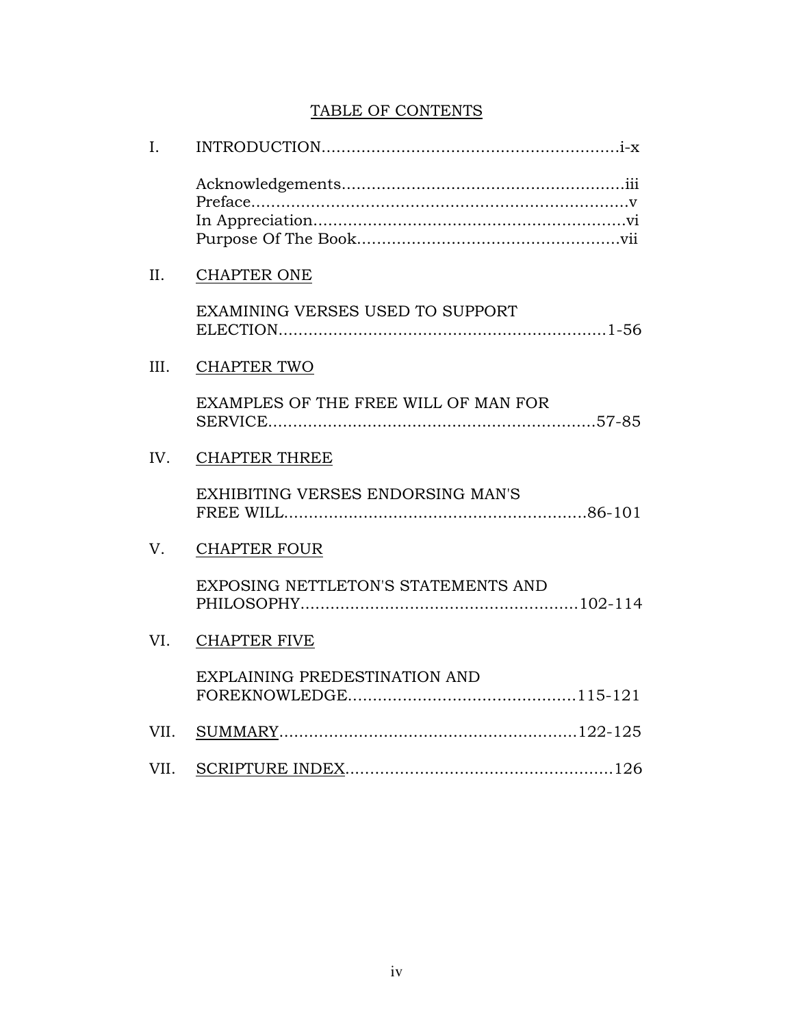## TABLE OF CONTENTS

I. INTRODUCTION.....................................................................i-x

- Acknowledgements.......................................................iii
- Preface...............................................................................v
- In Appreciation...............................................................vi
- Purpose Of The Book.....................................................vii

II. CHAPTER ONE

EXAMINING VERSES USED TO SUPPORT ELECTION.................................................................1-56

III. CHAPTER TWO

EXAMPLES OF THE FREE WILL OF MAN FOR SERVICE.................................................................57-85

IV. CHAPTER THREE

EXHIBITING VERSES ENDORSING MAN'S FREE WILL.............................................................86-101

V. CHAPTER FOUR

EXPOSING NETTLETON'S STATEMENTS AND PHILOSOPHY........................................................102-114

VI. CHAPTER FIVE

EXPLAINING PREDESTINATION AND FOREKNOWLEDGE.............................................115-121

VII. SUMMARY..........................................................122-125

VII. SCRIPTURE INDEX.....................................................126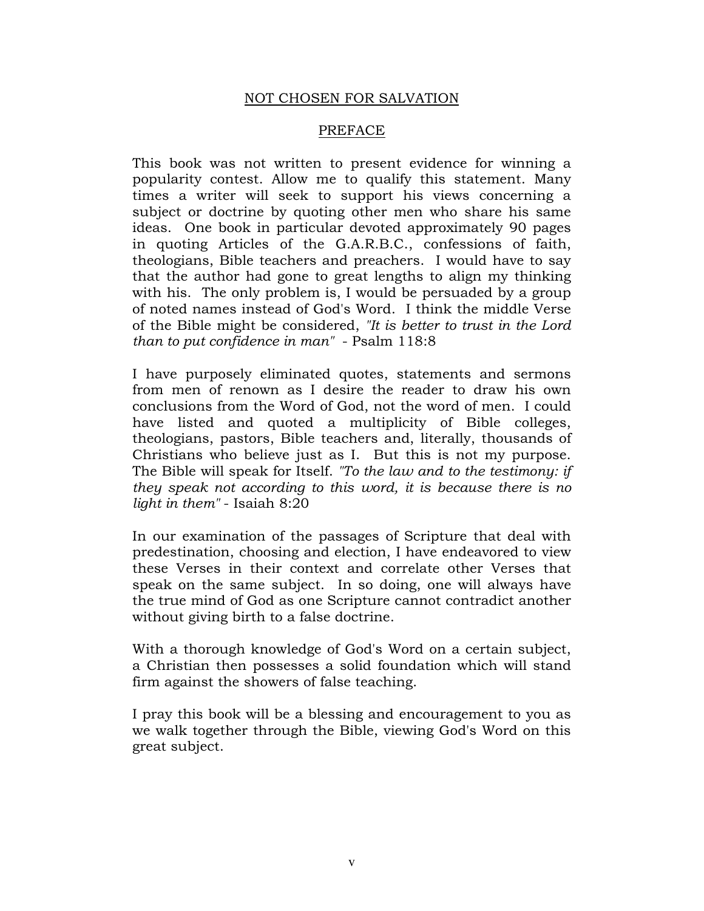# NOT CHOSEN FOR SALVATION

## PREFACE

This book was not written to present evidence for winning a popularity contest. Allow me to qualify this statement. Many times a writer will seek to support his views concerning a subject or doctrine by quoting other men who share his same ideas. One book in particular devoted approximately 90 pages in quoting Articles of the G.A.R.B.C., confessions of faith, theologians, Bible teachers and preachers. I would have to say that the author had gone to great lengths to align my thinking with his. The only problem is, I would be persuaded by a group of noted names instead of God's Word. I think the middle Verse of the Bible might be considered, *"It is better to trust in the Lord than to put confidence in man"* - Psalm 118:8

I have purposely eliminated quotes, statements and sermons from men of renown as I desire the reader to draw his own conclusions from the Word of God, not the word of men. I could have listed and quoted a multiplicity of Bible colleges, theologians, pastors, Bible teachers and, literally, thousands of Christians who believe just as I. But this is not my purpose. The Bible will speak for Itself. *"To the law and to the testimony: if they speak not according to this word, it is because there is no light in them"* - Isaiah 8:20

In our examination of the passages of Scripture that deal with predestination, choosing and election, I have endeavored to view these Verses in their context and correlate other Verses that speak on the same subject. In so doing, one will always have the true mind of God as one Scripture cannot contradict another without giving birth to a false doctrine.

With a thorough knowledge of God's Word on a certain subject, a Christian then possesses a solid foundation which will stand firm against the showers of false teaching.

I pray this book will be a blessing and encouragement to you as we walk together through the Bible, viewing God's Word on this great subject.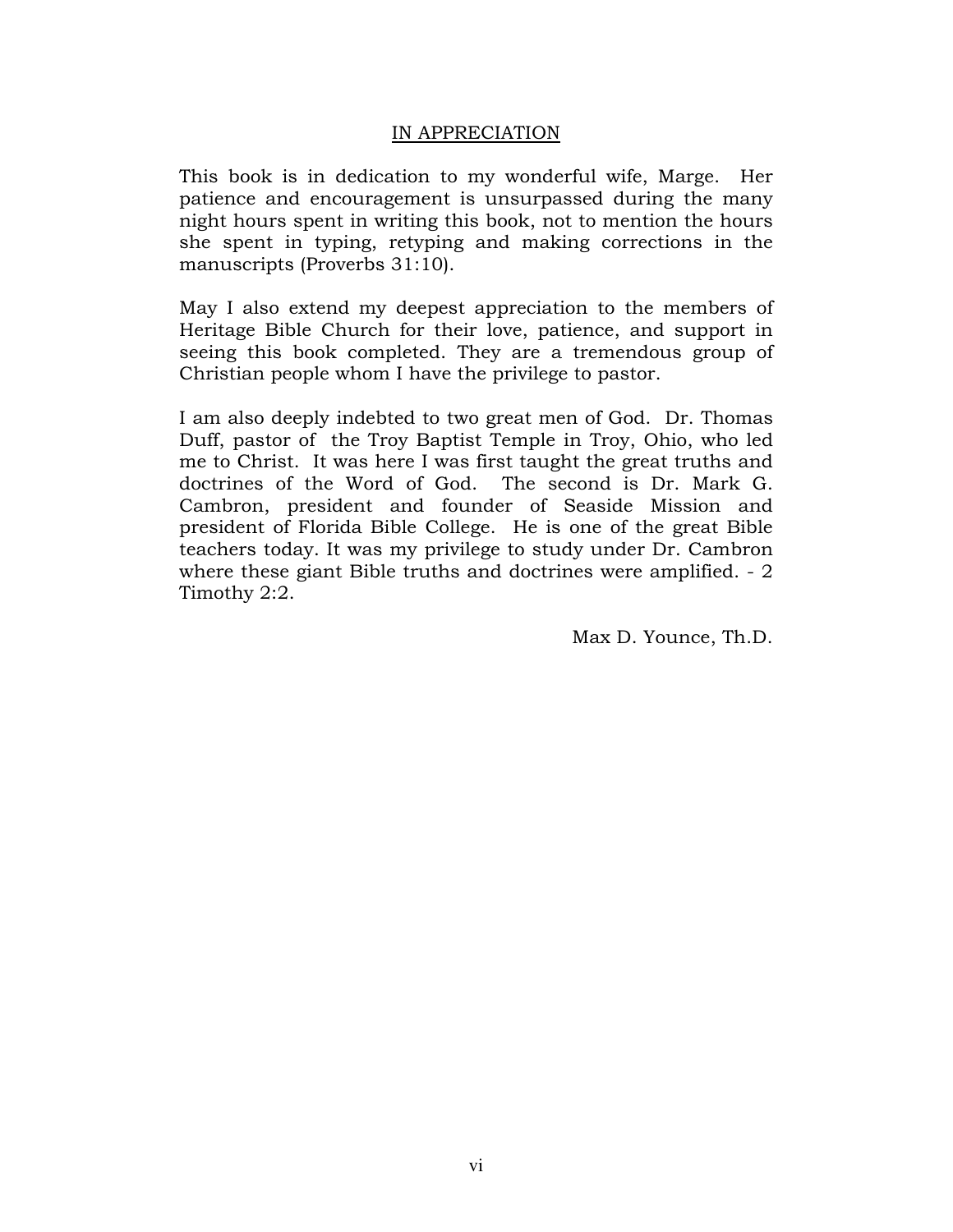## IN APPRECIATION

This book is in dedication to my wonderful wife, Marge. Her patience and encouragement is unsurpassed during the many night hours spent in writing this book, not to mention the hours she spent in typing, retyping and making corrections in the manuscripts (Proverbs 31:10).

May I also extend my deepest appreciation to the members of Heritage Bible Church for their love, patience, and support in seeing this book completed. They are a tremendous group of Christian people whom I have the privilege to pastor.

I am also deeply indebted to two great men of God. Dr. Thomas Duff, pastor of the Troy Baptist Temple in Troy, Ohio, who led me to Christ. It was here I was first taught the great truths and doctrines of the Word of God. The second is Dr. Mark G. Cambron, president and founder of Seaside Mission and president of Florida Bible College. He is one of the great Bible teachers today. It was my privilege to study under Dr. Cambron where these giant Bible truths and doctrines were amplified. - 2 Timothy 2:2.

Max D. Younce, Th.D.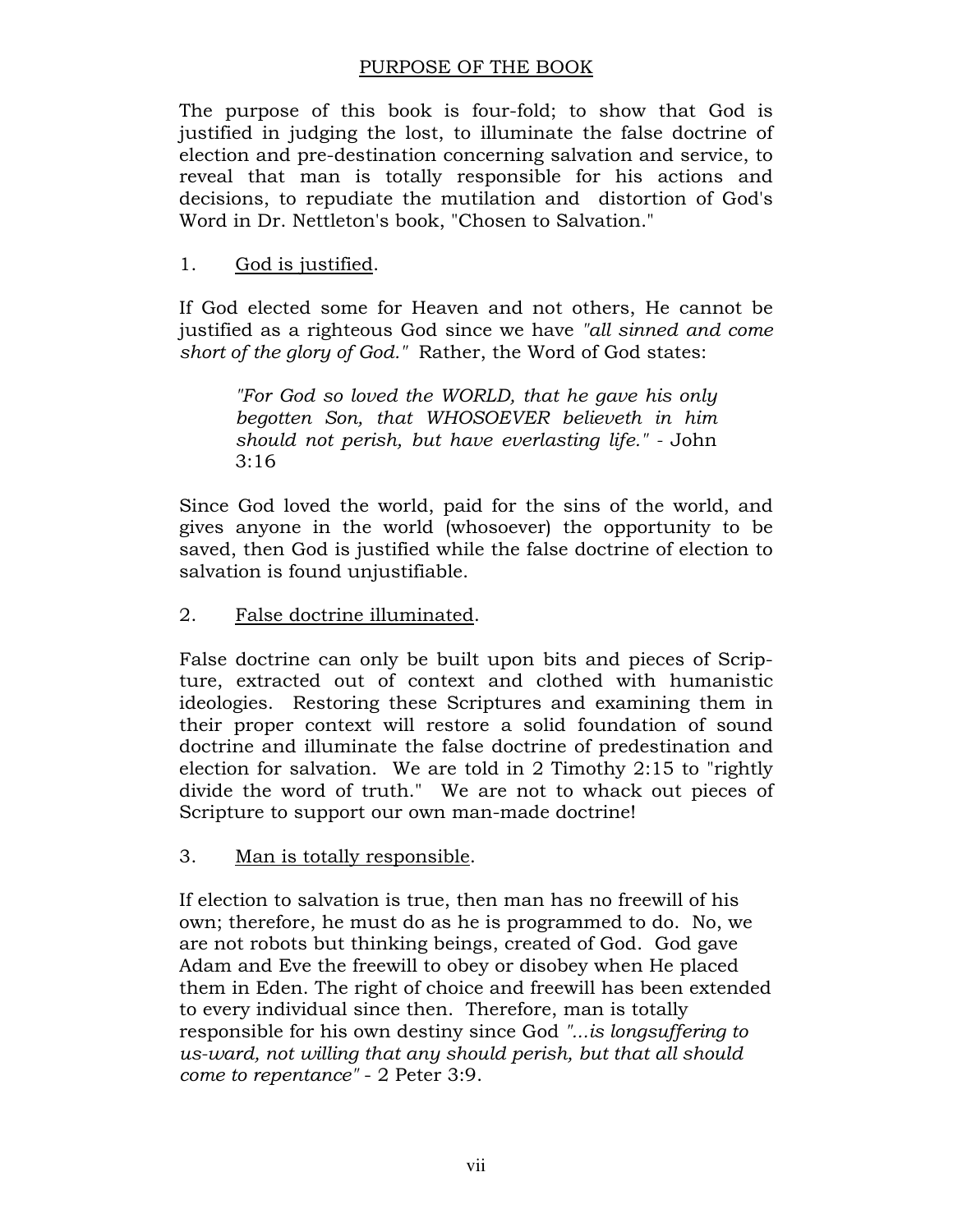## PURPOSE OF THE BOOK

The purpose of this book is four-fold; to show that God is justified in judging the lost, to illuminate the false doctrine of election and pre-destination concerning salvation and service, to reveal that man is totally responsible for his actions and decisions, to repudiate the mutilation and distortion of God's Word in Dr. Nettleton's book, "Chosen to Salvation."

1. God is justified.

If God elected some for Heaven and not others, He cannot be justified as a righteous God since we have *"all sinned and come short of the glory of God."* Rather, the Word of God states:

> *"For God so loved the WORLD, that he gave his only begotten Son, that WHOSOEVER believeth in him should not perish, but have everlasting life."* - John 3:16

Since God loved the world, paid for the sins of the world, and gives anyone in the world (whosoever) the opportunity to be saved, then God is justified while the false doctrine of election to salvation is found unjustifiable.

2. False doctrine illuminated.

False doctrine can only be built upon bits and pieces of Scripture, extracted out of context and clothed with humanistic ideologies. Restoring these Scriptures and examining them in their proper context will restore a solid foundation of sound doctrine and illuminate the false doctrine of predestination and election for salvation. We are told in 2 Timothy 2:15 to "rightly divide the word of truth." We are not to whack out pieces of Scripture to support our own man-made doctrine!

3. Man is totally responsible.

If election to salvation is true, then man has no freewill of his own; therefore, he must do as he is programmed to do. No, we are not robots but thinking beings, created of God. God gave Adam and Eve the freewill to obey or disobey when He placed them in Eden. The right of choice and freewill has been extended to every individual since then. Therefore, man is totally responsible for his own destiny since God *"...is longsuffering to us-ward, not willing that any should perish, but that all should come to repentance"* - 2 Peter 3:9.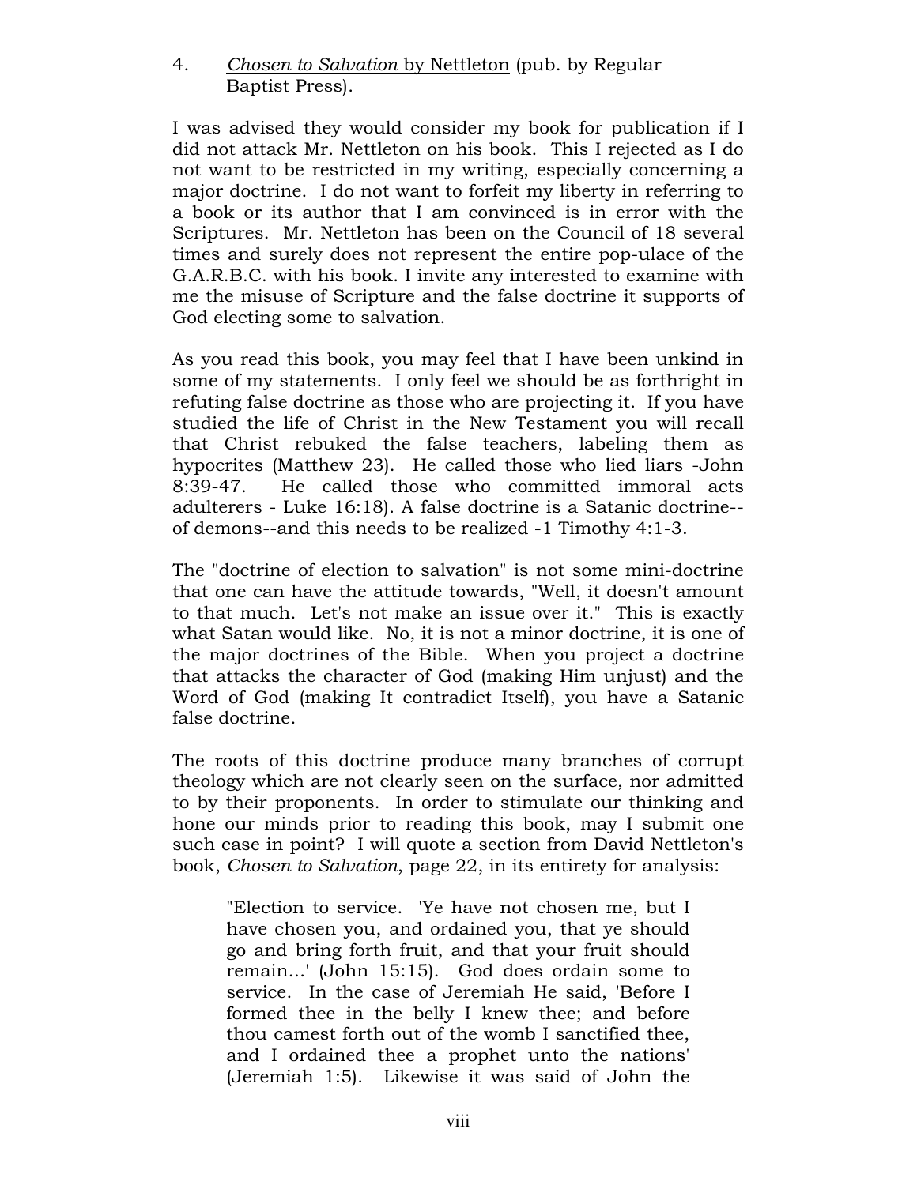4. <u>*Chosen to Salvation* by Nettleton</u> (pub. by Regular Baptist Press).

I was advised they would consider my book for publication if I did not attack Mr. Nettleton on his book. This I rejected as I do not want to be restricted in my writing, especially concerning a major doctrine. I do not want to forfeit my liberty in referring to a book or its author that I am convinced is in error with the Scriptures. Mr. Nettleton has been on the Council of 18 several times and surely does not represent the entire pop-ulace of the G.A.R.B.C. with his book. I invite any interested to examine with me the misuse of Scripture and the false doctrine it supports of God electing some to salvation.

As you read this book, you may feel that I have been unkind in some of my statements. I only feel we should be as forthright in refuting false doctrine as those who are projecting it. If you have studied the life of Christ in the New Testament you will recall that Christ rebuked the false teachers, labeling them as hypocrites (Matthew 23). He called those who lied liars -John 8:39-47. He called those who committed immoral acts adulterers - Luke 16:18). A false doctrine is a Satanic doctrine--of demons--and this needs to be realized -1 Timothy 4:1-3.

The "doctrine of election to salvation" is not some mini-doctrine that one can have the attitude towards, "Well, it doesn't amount to that much. Let's not make an issue over it." This is exactly what Satan would like. No, it is not a minor doctrine, it is one of the major doctrines of the Bible. When you project a doctrine that attacks the character of God (making Him unjust) and the Word of God (making It contradict Itself), you have a Satanic false doctrine.

The roots of this doctrine produce many branches of corrupt theology which are not clearly seen on the surface, nor admitted to by their proponents. In order to stimulate our thinking and hone our minds prior to reading this book, may I submit one such case in point? I will quote a section from David Nettleton's book, *Chosen to Salvation*, page 22, in its entirety for analysis:

> "Election to service. 'Ye have not chosen me, but I have chosen you, and ordained you, that ye should go and bring forth fruit, and that your fruit should remain...' (John 15:15). God does ordain some to service. In the case of Jeremiah He said, 'Before I formed thee in the belly I knew thee; and before thou camest forth out of the womb I sanctified thee, and I ordained thee a prophet unto the nations' (Jeremiah 1:5). Likewise it was said of John the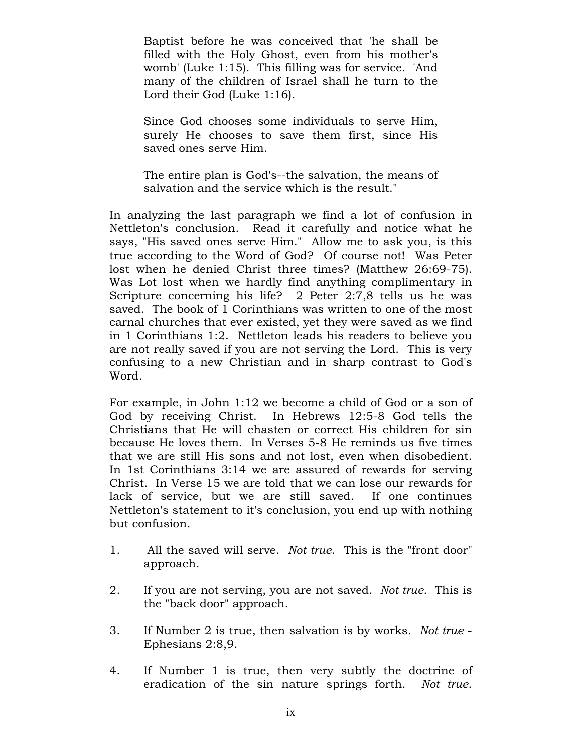> Baptist before he was conceived that 'he shall be filled with the Holy Ghost, even from his mother's womb' (Luke 1:15). This filling was for service. 'And many of the children of Israel shall he turn to the Lord their God (Luke 1:16).
>
> Since God chooses some individuals to serve Him, surely He chooses to save them first, since His saved ones serve Him.
>
> The entire plan is God's--the salvation, the means of salvation and the service which is the result."

In analyzing the last paragraph we find a lot of confusion in Nettleton's conclusion. Read it carefully and notice what he says, "His saved ones serve Him." Allow me to ask you, is this true according to the Word of God? Of course not! Was Peter lost when he denied Christ three times? (Matthew 26:69-75). Was Lot lost when we hardly find anything complimentary in Scripture concerning his life? 2 Peter 2:7,8 tells us he was saved. The book of 1 Corinthians was written to one of the most carnal churches that ever existed, yet they were saved as we find in 1 Corinthians 1:2. Nettleton leads his readers to believe you are not really saved if you are not serving the Lord. This is very confusing to a new Christian and in sharp contrast to God's Word.

For example, in John 1:12 we become a child of God or a son of God by receiving Christ. In Hebrews 12:5-8 God tells the Christians that He will chasten or correct His children for sin because He loves them. In Verses 5-8 He reminds us five times that we are still His sons and not lost, even when disobedient. In 1st Corinthians 3:14 we are assured of rewards for serving Christ. In Verse 15 we are told that we can lose our rewards for lack of service, but we are still saved. If one continues Nettleton's statement to it's conclusion, you end up with nothing but confusion.

1. All the saved will serve. *Not true*. This is the "front door" approach.

2. If you are not serving, you are not saved. *Not true*. This is the "back door" approach.

3. If Number 2 is true, then salvation is by works. *Not true* - Ephesians 2:8,9.

4. If Number 1 is true, then very subtly the doctrine of eradication of the sin nature springs forth. *Not true*.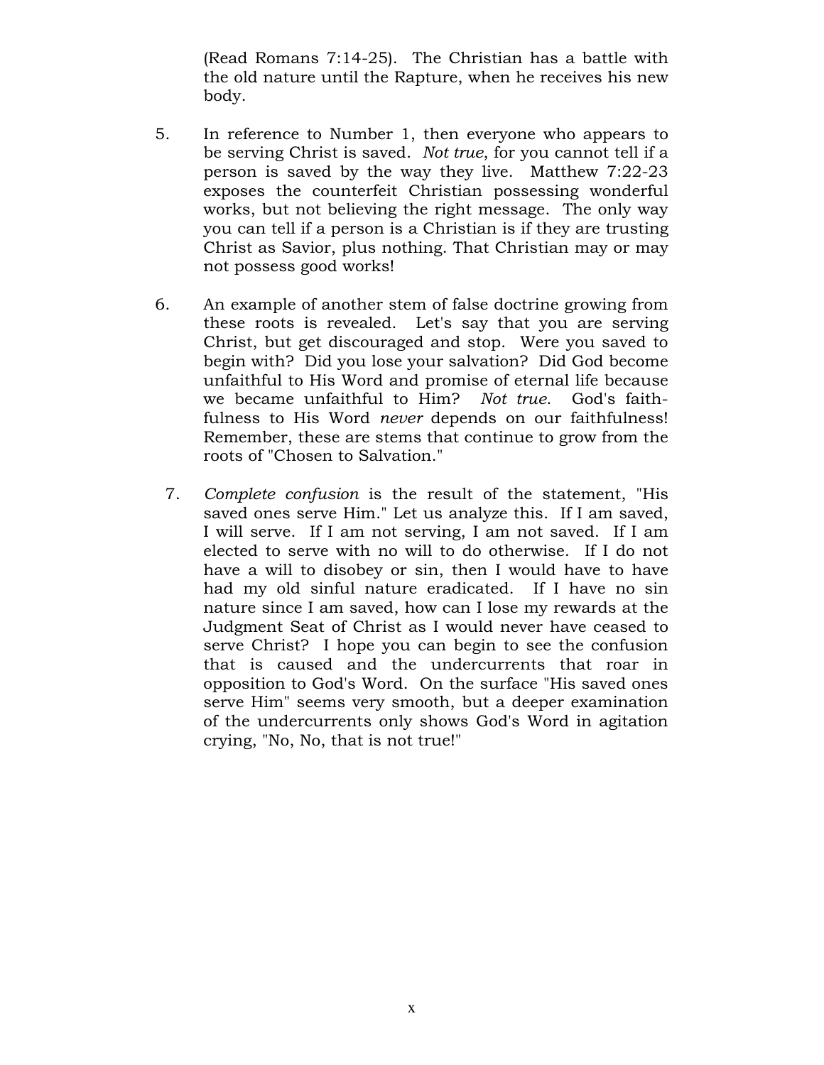(Read Romans 7:14-25). The Christian has a battle with the old nature until the Rapture, when he receives his new body.

5. In reference to Number 1, then everyone who appears to be serving Christ is saved. *Not true*, for you cannot tell if a person is saved by the way they live. Matthew 7:22-23 exposes the counterfeit Christian possessing wonderful works, but not believing the right message. The only way you can tell if a person is a Christian is if they are trusting Christ as Savior, plus nothing. That Christian may or may not possess good works!

6. An example of another stem of false doctrine growing from these roots is revealed. Let's say that you are serving Christ, but get discouraged and stop. Were you saved to begin with? Did you lose your salvation? Did God become unfaithful to His Word and promise of eternal life because we became unfaithful to Him? *Not true*. God's faithfulness to His Word *never* depends on our faithfulness! Remember, these are stems that continue to grow from the roots of "Chosen to Salvation."

7. *Complete confusion* is the result of the statement, "His saved ones serve Him." Let us analyze this. If I am saved, I will serve. If I am not serving, I am not saved. If I am elected to serve with no will to do otherwise. If I do not have a will to disobey or sin, then I would have to have had my old sinful nature eradicated. If I have no sin nature since I am saved, how can I lose my rewards at the Judgment Seat of Christ as I would never have ceased to serve Christ? I hope you can begin to see the confusion that is caused and the undercurrents that roar in opposition to God's Word. On the surface "His saved ones serve Him" seems very smooth, but a deeper examination of the undercurrents only shows God's Word in agitation crying, "No, No, that is not true!"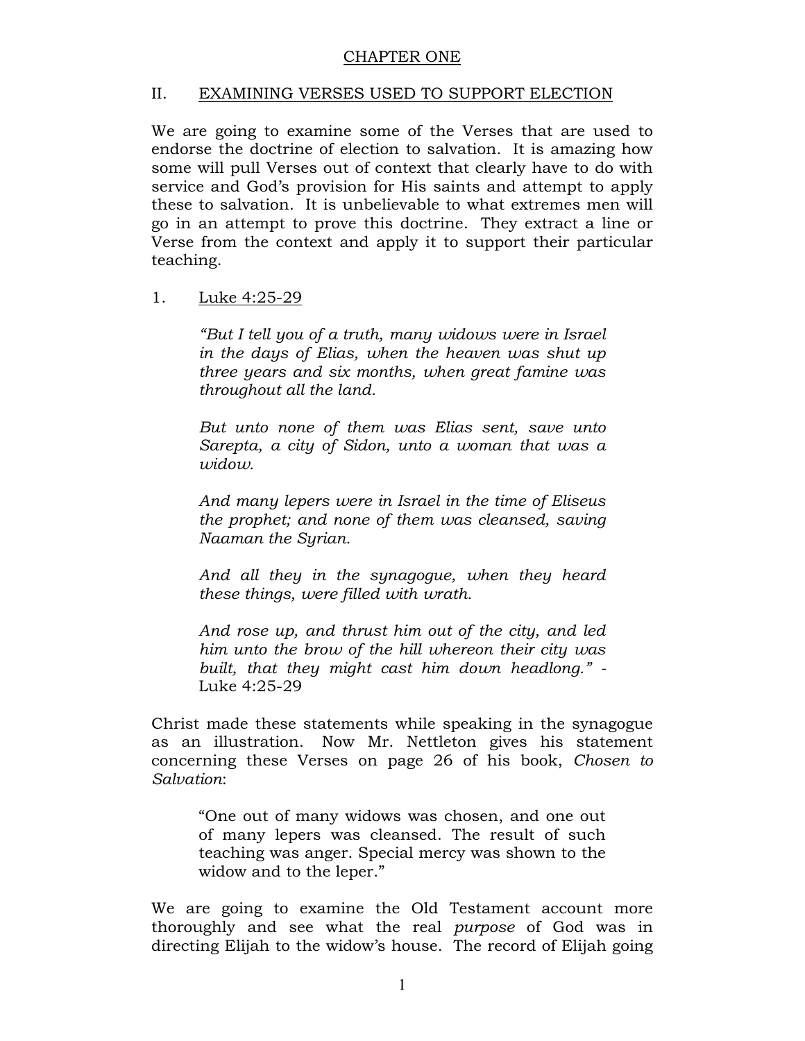<u>CHAPTER ONE</u>

## II. <u>EXAMINING VERSES USED TO SUPPORT ELECTION</u>

We are going to examine some of the Verses that are used to endorse the doctrine of election to salvation. It is amazing how some will pull Verses out of context that clearly have to do with service and God's provision for His saints and attempt to apply these to salvation. It is unbelievable to what extremes men will go in an attempt to prove this doctrine. They extract a line or Verse from the context and apply it to support their particular teaching.

### 1. <u>Luke 4:25-29</u>

> *"But I tell you of a truth, many widows were in Israel in the days of Elias, when the heaven was shut up three years and six months, when great famine was throughout all the land.*
>
> *But unto none of them was Elias sent, save unto Sarepta, a city of Sidon, unto a woman that was a widow.*
>
> *And many lepers were in Israel in the time of Eliseus the prophet; and none of them was cleansed, saving Naaman the Syrian.*
>
> *And all they in the synagogue, when they heard these things, were filled with wrath.*
>
> *And rose up, and thrust him out of the city, and led him unto the brow of the hill whereon their city was built, that they might cast him down headlong."* - Luke 4:25-29

Christ made these statements while speaking in the synagogue as an illustration. Now Mr. Nettleton gives his statement concerning these Verses on page 26 of his book, *Chosen to Salvation*:

> "One out of many widows was chosen, and one out of many lepers was cleansed. The result of such teaching was anger. Special mercy was shown to the widow and to the leper."

We are going to examine the Old Testament account more thoroughly and see what the real *purpose* of God was in directing Elijah to the widow's house. The record of Elijah going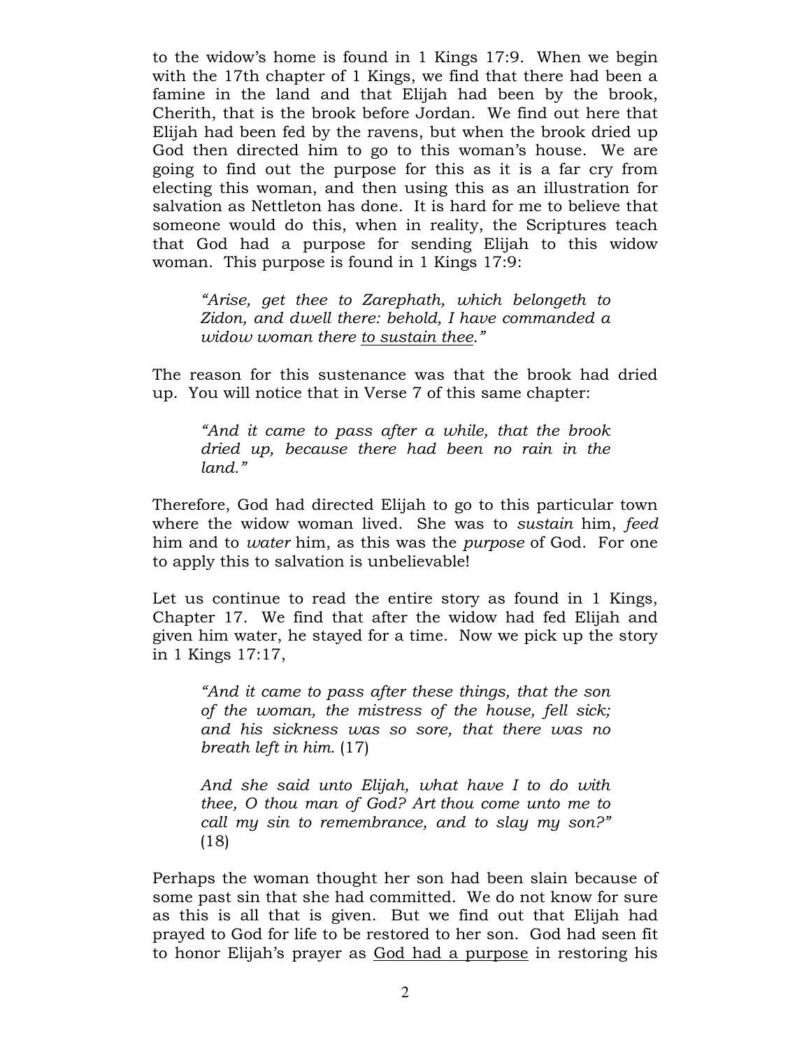to the widow's home is found in 1 Kings 17:9. When we begin with the 17th chapter of 1 Kings, we find that there had been a famine in the land and that Elijah had been by the brook, Cherith, that is the brook before Jordan. We find out here that Elijah had been fed by the ravens, but when the brook dried up God then directed him to go to this woman's house. We are going to find out the purpose for this as it is a far cry from electing this woman, and then using this as an illustration for salvation as Nettleton has done. It is hard for me to believe that someone would do this, when in reality, the Scriptures teach that God had a purpose for sending Elijah to this widow woman. This purpose is found in 1 Kings 17:9:

> *"Arise, get thee to Zarephath, which belongeth to Zidon, and dwell there: behold, I have commanded a widow woman there <u>to sustain thee</u>."*

The reason for this sustenance was that the brook had dried up. You will notice that in Verse 7 of this same chapter:

> *"And it came to pass after a while, that the brook dried up, because there had been no rain in the land."*

Therefore, God had directed Elijah to go to this particular town where the widow woman lived. She was to *sustain* him, *feed* him and to *water* him, as this was the *purpose* of God. For one to apply this to salvation is unbelievable!

Let us continue to read the entire story as found in 1 Kings, Chapter 17. We find that after the widow had fed Elijah and given him water, he stayed for a time. Now we pick up the story in 1 Kings 17:17,

> *"And it came to pass after these things, that the son of the woman, the mistress of the house, fell sick; and his sickness was so sore, that there was no breath left in him.* (17)
>
> *And she said unto Elijah, what have I to do with thee, O thou man of God? Art thou come unto me to call my sin to remembrance, and to slay my son?"* (18)

Perhaps the woman thought her son had been slain because of some past sin that she had committed. We do not know for sure as this is all that is given. But we find out that Elijah had prayed to God for life to be restored to her son. God had seen fit to honor Elijah's prayer as <u>God had a purpose</u> in restoring his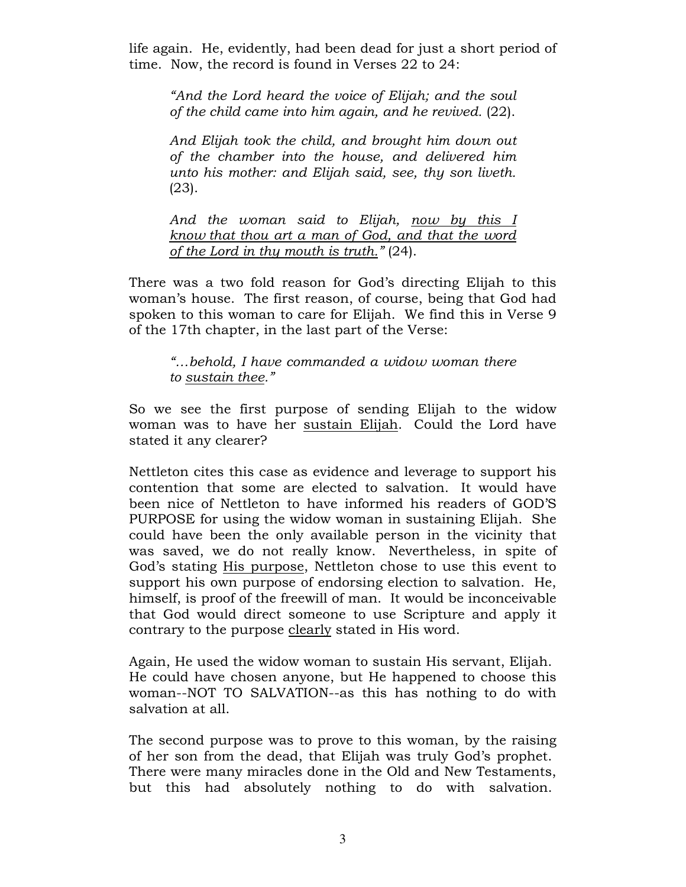life again. He, evidently, had been dead for just a short period of time. Now, the record is found in Verses 22 to 24:

> *"And the Lord heard the voice of Elijah; and the soul of the child came into him again, and he revived.* (22).
>
> *And Elijah took the child, and brought him down out of the chamber into the house, and delivered him unto his mother: and Elijah said, see, thy son liveth.* (23).
>
> *And the woman said to Elijah, <u>now by this I know that thou art a man of God, and that the word of the Lord in thy mouth is truth.</u>"* (24).

There was a two fold reason for God's directing Elijah to this woman's house. The first reason, of course, being that God had spoken to this woman to care for Elijah. We find this in Verse 9 of the 17th chapter, in the last part of the Verse:

> *"…behold, I have commanded a widow woman there to <u>sustain thee</u>."*

So we see the first purpose of sending Elijah to the widow woman was to have her <u>sustain Elijah</u>. Could the Lord have stated it any clearer?

Nettleton cites this case as evidence and leverage to support his contention that some are elected to salvation. It would have been nice of Nettleton to have informed his readers of GOD'S PURPOSE for using the widow woman in sustaining Elijah. She could have been the only available person in the vicinity that was saved, we do not really know. Nevertheless, in spite of God's stating <u>His purpose</u>, Nettleton chose to use this event to support his own purpose of endorsing election to salvation. He, himself, is proof of the freewill of man. It would be inconceivable that God would direct someone to use Scripture and apply it contrary to the purpose <u>clearly</u> stated in His word.

Again, He used the widow woman to sustain His servant, Elijah. He could have chosen anyone, but He happened to choose this woman--NOT TO SALVATION--as this has nothing to do with salvation at all.

The second purpose was to prove to this woman, by the raising of her son from the dead, that Elijah was truly God's prophet. There were many miracles done in the Old and New Testaments, but this had absolutely nothing to do with salvation.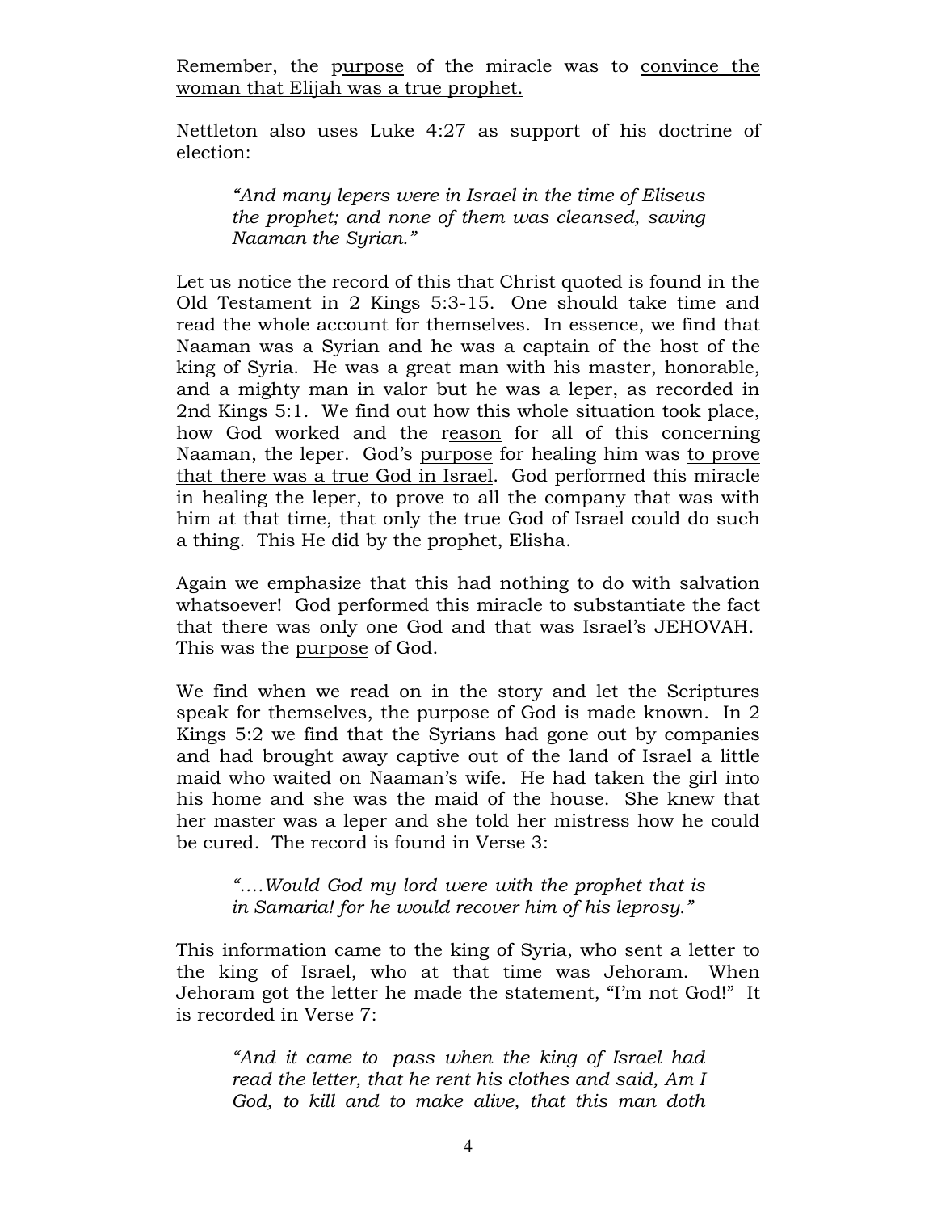Remember, the <u>purpose</u> of the miracle was to <u>convince the woman that Elijah was a true prophet.</u>

Nettleton also uses Luke 4:27 as support of his doctrine of election:

> *"And many lepers were in Israel in the time of Eliseus the prophet; and none of them was cleansed, saving Naaman the Syrian."*

Let us notice the record of this that Christ quoted is found in the Old Testament in 2 Kings 5:3-15. One should take time and read the whole account for themselves. In essence, we find that Naaman was a Syrian and he was a captain of the host of the king of Syria. He was a great man with his master, honorable, and a mighty man in valor but he was a leper, as recorded in 2nd Kings 5:1. We find out how this whole situation took place, how God worked and the <u>reason</u> for all of this concerning Naaman, the leper. God's <u>purpose</u> for healing him was <u>to prove that there was a true God in Israel</u>. God performed this miracle in healing the leper, to prove to all the company that was with him at that time, that only the true God of Israel could do such a thing. This He did by the prophet, Elisha.

Again we emphasize that this had nothing to do with salvation whatsoever! God performed this miracle to substantiate the fact that there was only one God and that was Israel's JEHOVAH. This was the <u>purpose</u> of God.

We find when we read on in the story and let the Scriptures speak for themselves, the purpose of God is made known. In 2 Kings 5:2 we find that the Syrians had gone out by companies and had brought away captive out of the land of Israel a little maid who waited on Naaman's wife. He had taken the girl into his home and she was the maid of the house. She knew that her master was a leper and she told her mistress how he could be cured. The record is found in Verse 3:

> *"….Would God my lord were with the prophet that is in Samaria! for he would recover him of his leprosy."*

This information came to the king of Syria, who sent a letter to the king of Israel, who at that time was Jehoram. When Jehoram got the letter he made the statement, "I'm not God!" It is recorded in Verse 7:

> *"And it came to pass when the king of Israel had read the letter, that he rent his clothes and said, Am I God, to kill and to make alive, that this man doth*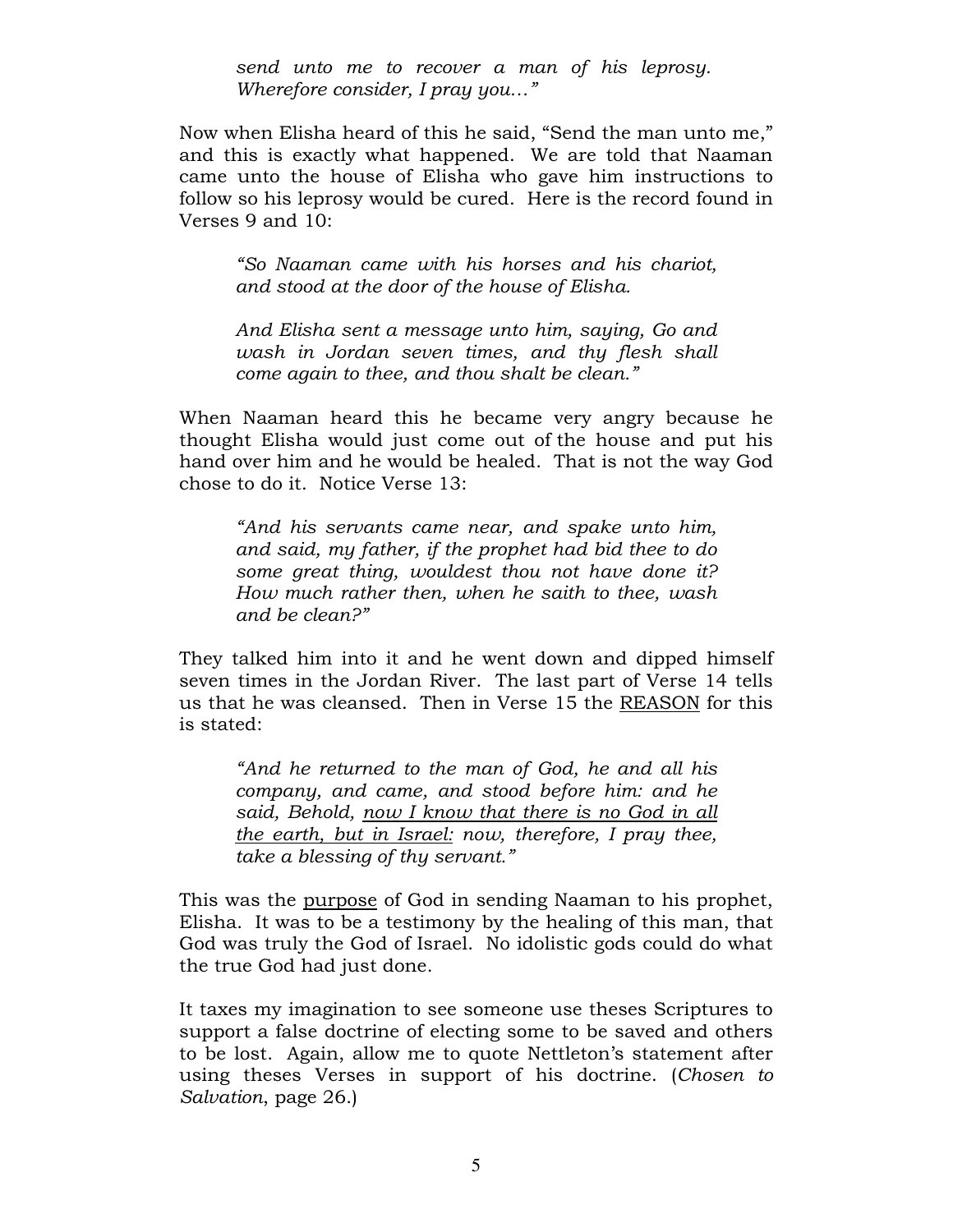> *send unto me to recover a man of his leprosy. Wherefore consider, I pray you…"*

Now when Elisha heard of this he said, "Send the man unto me," and this is exactly what happened. We are told that Naaman came unto the house of Elisha who gave him instructions to follow so his leprosy would be cured. Here is the record found in Verses 9 and 10:

> *"So Naaman came with his horses and his chariot, and stood at the door of the house of Elisha.*
>
> *And Elisha sent a message unto him, saying, Go and wash in Jordan seven times, and thy flesh shall come again to thee, and thou shalt be clean."*

When Naaman heard this he became very angry because he thought Elisha would just come out of the house and put his hand over him and he would be healed. That is not the way God chose to do it. Notice Verse 13:

> *"And his servants came near, and spake unto him, and said, my father, if the prophet had bid thee to do some great thing, wouldest thou not have done it? How much rather then, when he saith to thee, wash and be clean?"*

They talked him into it and he went down and dipped himself seven times in the Jordan River. The last part of Verse 14 tells us that he was cleansed. Then in Verse 15 the <u>REASON</u> for this is stated:

> *"And he returned to the man of God, he and all his company, and came, and stood before him: and he said, Behold, <u>now I know that there is no God in all the earth, but in Israel:</u> now, therefore, I pray thee, take a blessing of thy servant."*

This was the <u>purpose</u> of God in sending Naaman to his prophet, Elisha. It was to be a testimony by the healing of this man, that God was truly the God of Israel. No idolistic gods could do what the true God had just done.

It taxes my imagination to see someone use theses Scriptures to support a false doctrine of electing some to be saved and others to be lost. Again, allow me to quote Nettleton's statement after using theses Verses in support of his doctrine. (*Chosen to Salvation*, page 26.)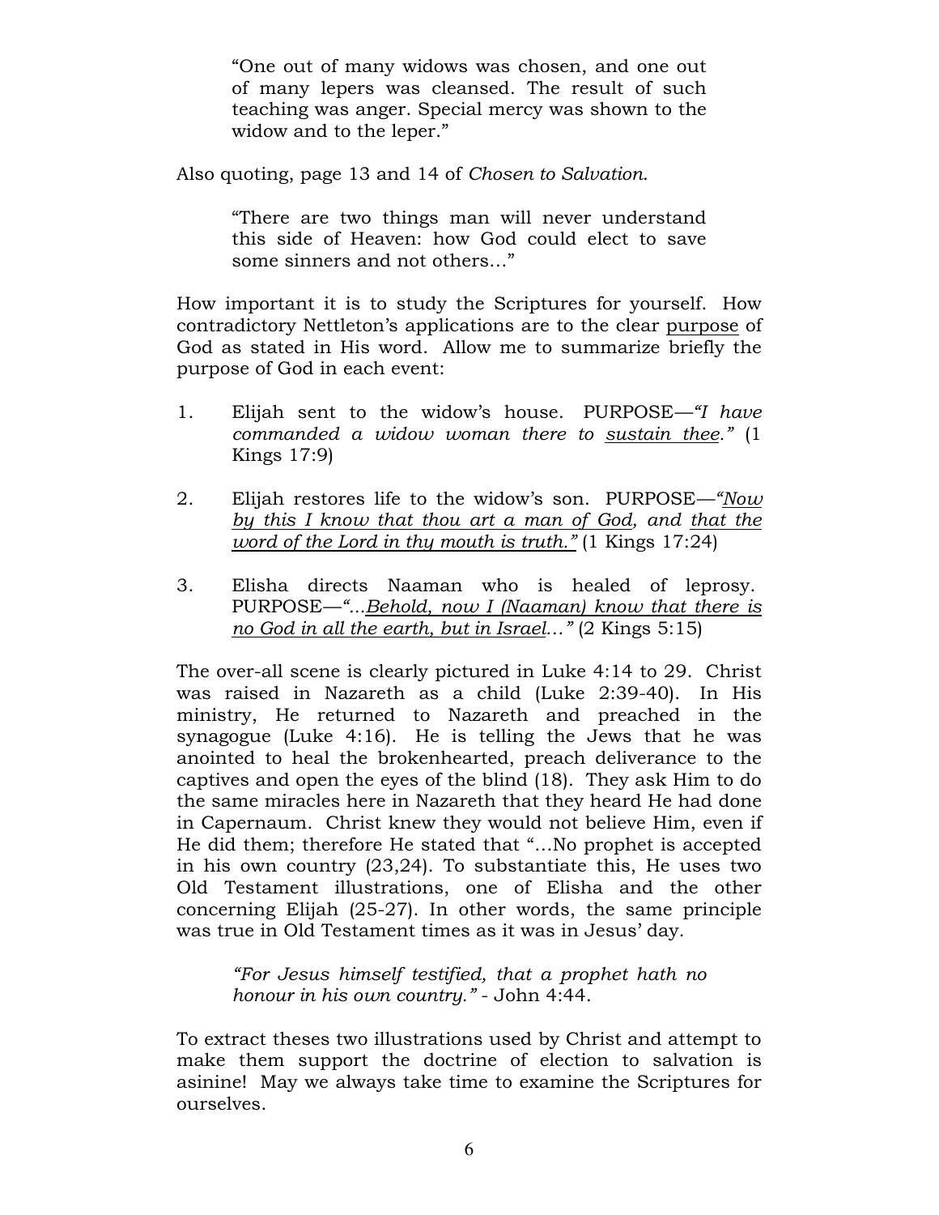> "One out of many widows was chosen, and one out of many lepers was cleansed. The result of such teaching was anger. Special mercy was shown to the widow and to the leper."

Also quoting, page 13 and 14 of *Chosen to Salvation.*

> "There are two things man will never understand this side of Heaven: how God could elect to save some sinners and not others…"

How important it is to study the Scriptures for yourself. How contradictory Nettleton's applications are to the clear <u>purpose</u> of God as stated in His word. Allow me to summarize briefly the purpose of God in each event:

1. Elijah sent to the widow's house. PURPOSE—*"I have commanded a widow woman there to <u>sustain thee</u>."* (1 Kings 17:9)

2. Elijah restores life to the widow's son. PURPOSE—*"<u>Now by this I know that thou art a man of God</u>, and <u>that the word of the Lord in thy mouth is truth.</u>"* (1 Kings 17:24)

3. Elisha directs Naaman who is healed of leprosy. PURPOSE—*"…<u>Behold, now I (Naaman) know that there is no God in all the earth, but in Israel</u>…"* (2 Kings 5:15)

The over-all scene is clearly pictured in Luke 4:14 to 29. Christ was raised in Nazareth as a child (Luke 2:39-40). In His ministry, He returned to Nazareth and preached in the synagogue (Luke 4:16). He is telling the Jews that he was anointed to heal the brokenhearted, preach deliverance to the captives and open the eyes of the blind (18). They ask Him to do the same miracles here in Nazareth that they heard He had done in Capernaum. Christ knew they would not believe Him, even if He did them; therefore He stated that "…No prophet is accepted in his own country (23,24). To substantiate this, He uses two Old Testament illustrations, one of Elisha and the other concerning Elijah (25-27). In other words, the same principle was true in Old Testament times as it was in Jesus' day.

> *"For Jesus himself testified, that a prophet hath no honour in his own country."* - John 4:44.

To extract theses two illustrations used by Christ and attempt to make them support the doctrine of election to salvation is asinine! May we always take time to examine the Scriptures for ourselves.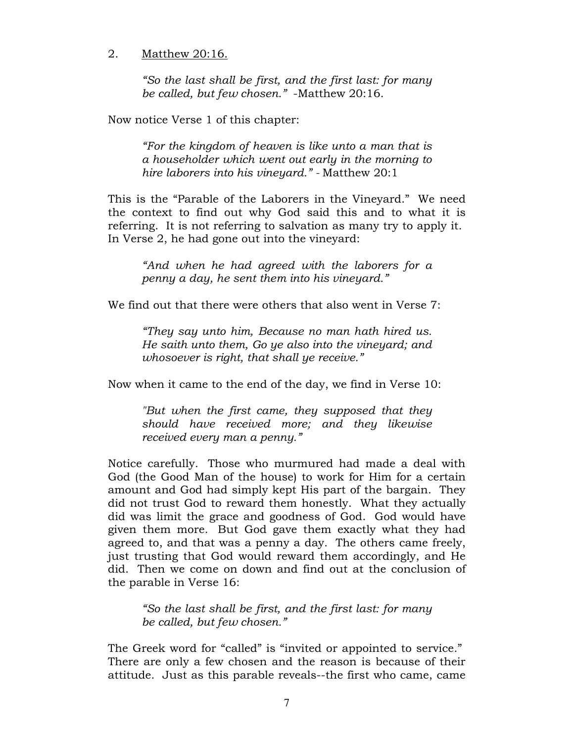2. <u>Matthew 20:16.</u>

> *"So the last shall be first, and the first last: for many be called, but few chosen."* -Matthew 20:16.

Now notice Verse 1 of this chapter:

> *"For the kingdom of heaven is like unto a man that is a householder which went out early in the morning to hire laborers into his vineyard."* - Matthew 20:1

This is the "Parable of the Laborers in the Vineyard." We need the context to find out why God said this and to what it is referring. It is not referring to salvation as many try to apply it. In Verse 2, he had gone out into the vineyard:

> *"And when he had agreed with the laborers for a penny a day, he sent them into his vineyard."*

We find out that there were others that also went in Verse 7:

> *"They say unto him, Because no man hath hired us. He saith unto them, Go ye also into the vineyard; and whosoever is right, that shall ye receive."*

Now when it came to the end of the day, we find in Verse 10:

> *"But when the first came, they supposed that they should have received more; and they likewise received every man a penny."*

Notice carefully. Those who murmured had made a deal with God (the Good Man of the house) to work for Him for a certain amount and God had simply kept His part of the bargain. They did not trust God to reward them honestly. What they actually did was limit the grace and goodness of God. God would have given them more. But God gave them exactly what they had agreed to, and that was a penny a day. The others came freely, just trusting that God would reward them accordingly, and He did. Then we come on down and find out at the conclusion of the parable in Verse 16:

> *"So the last shall be first, and the first last: for many be called, but few chosen."*

The Greek word for "called" is "invited or appointed to service." There are only a few chosen and the reason is because of their attitude. Just as this parable reveals--the first who came, came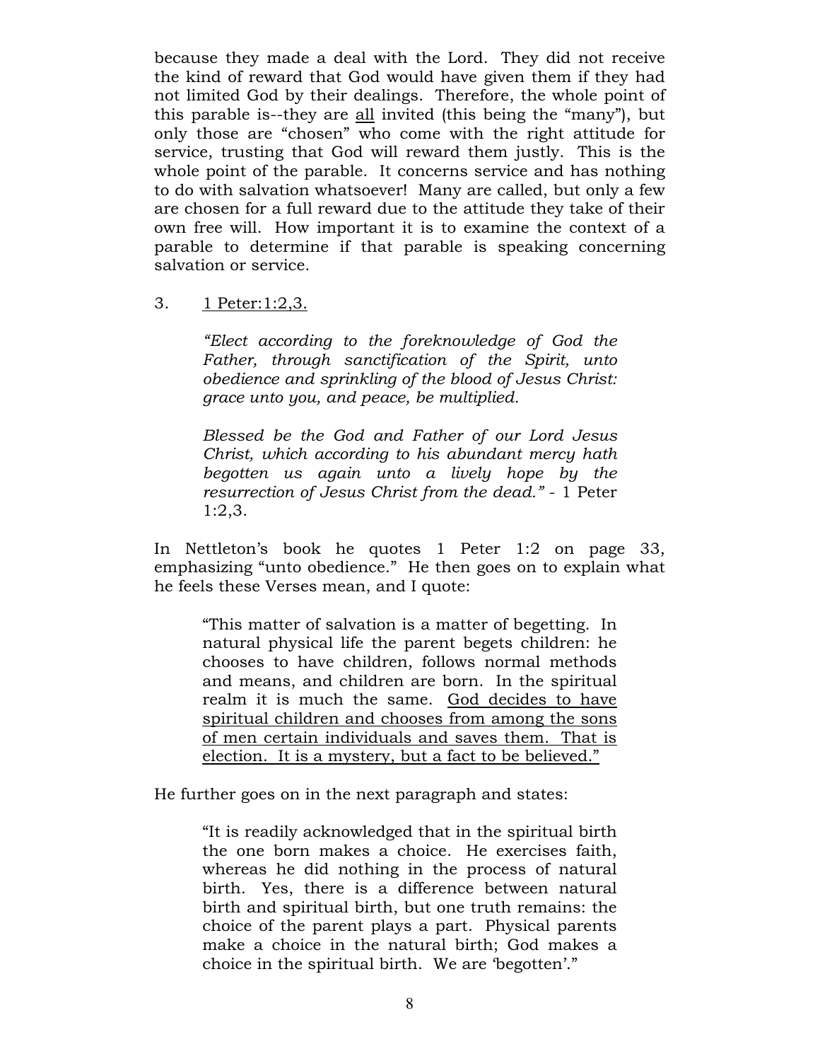because they made a deal with the Lord. They did not receive the kind of reward that God would have given them if they had not limited God by their dealings. Therefore, the whole point of this parable is--they are <u>all</u> invited (this being the "many"), but only those are "chosen" who come with the right attitude for service, trusting that God will reward them justly. This is the whole point of the parable. It concerns service and has nothing to do with salvation whatsoever! Many are called, but only a few are chosen for a full reward due to the attitude they take of their own free will. How important it is to examine the context of a parable to determine if that parable is speaking concerning salvation or service.

3. <u>1 Peter:1:2,3.</u>

> *"Elect according to the foreknowledge of God the Father, through sanctification of the Spirit, unto obedience and sprinkling of the blood of Jesus Christ: grace unto you, and peace, be multiplied.*
>
> *Blessed be the God and Father of our Lord Jesus Christ, which according to his abundant mercy hath begotten us again unto a lively hope by the resurrection of Jesus Christ from the dead."* - 1 Peter 1:2,3.

In Nettleton's book he quotes 1 Peter 1:2 on page 33, emphasizing "unto obedience." He then goes on to explain what he feels these Verses mean, and I quote:

> "This matter of salvation is a matter of begetting. In natural physical life the parent begets children: he chooses to have children, follows normal methods and means, and children are born. In the spiritual realm it is much the same. <u>God decides to have spiritual children and chooses from among the sons of men certain individuals and saves them. That is election. It is a mystery, but a fact to be believed."</u>

He further goes on in the next paragraph and states:

> "It is readily acknowledged that in the spiritual birth the one born makes a choice. He exercises faith, whereas he did nothing in the process of natural birth. Yes, there is a difference between natural birth and spiritual birth, but one truth remains: the choice of the parent plays a part. Physical parents make a choice in the natural birth; God makes a choice in the spiritual birth. We are 'begotten'."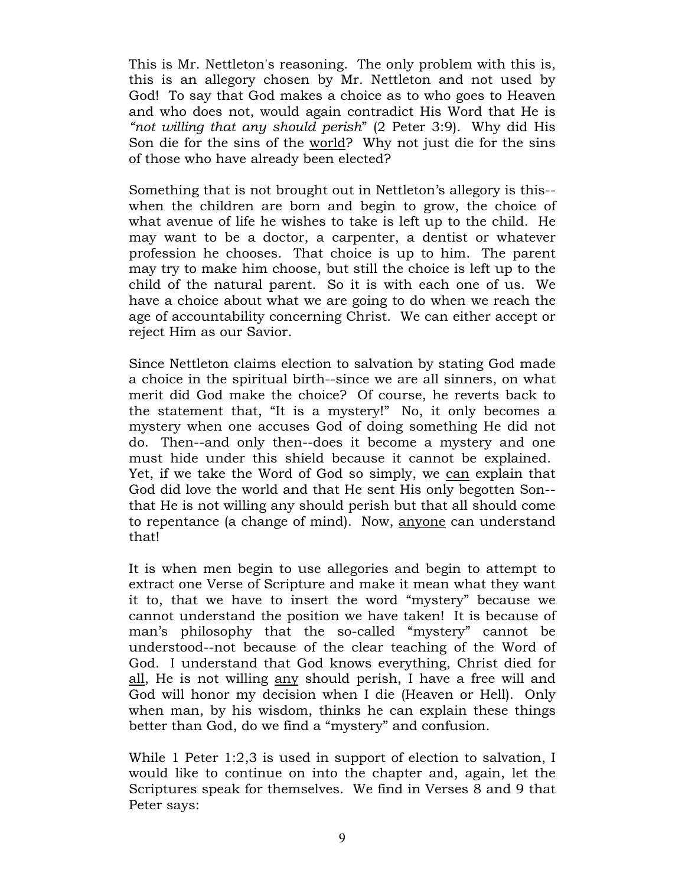This is Mr. Nettleton's reasoning. The only problem with this is, this is an allegory chosen by Mr. Nettleton and not used by God! To say that God makes a choice as to who goes to Heaven and who does not, would again contradict His Word that He is *"not willing that any should perish"* (2 Peter 3:9). Why did His Son die for the sins of the <u>world</u>? Why not just die for the sins of those who have already been elected?

Something that is not brought out in Nettleton's allegory is this--when the children are born and begin to grow, the choice of what avenue of life he wishes to take is left up to the child. He may want to be a doctor, a carpenter, a dentist or whatever profession he chooses. That choice is up to him. The parent may try to make him choose, but still the choice is left up to the child of the natural parent. So it is with each one of us. We have a choice about what we are going to do when we reach the age of accountability concerning Christ. We can either accept or reject Him as our Savior.

Since Nettleton claims election to salvation by stating God made a choice in the spiritual birth--since we are all sinners, on what merit did God make the choice? Of course, he reverts back to the statement that, "It is a mystery!" No, it only becomes a mystery when one accuses God of doing something He did not do. Then--and only then--does it become a mystery and one must hide under this shield because it cannot be explained. Yet, if we take the Word of God so simply, we <u>can</u> explain that God did love the world and that He sent His only begotten Son--that He is not willing any should perish but that all should come to repentance (a change of mind). Now, <u>anyone</u> can understand that!

It is when men begin to use allegories and begin to attempt to extract one Verse of Scripture and make it mean what they want it to, that we have to insert the word "mystery" because we cannot understand the position we have taken! It is because of man's philosophy that the so-called "mystery" cannot be understood--not because of the clear teaching of the Word of God. I understand that God knows everything, Christ died for <u>all</u>, He is not willing <u>any</u> should perish, I have a free will and God will honor my decision when I die (Heaven or Hell). Only when man, by his wisdom, thinks he can explain these things better than God, do we find a "mystery" and confusion.

While 1 Peter 1:2,3 is used in support of election to salvation, I would like to continue on into the chapter and, again, let the Scriptures speak for themselves. We find in Verses 8 and 9 that Peter says: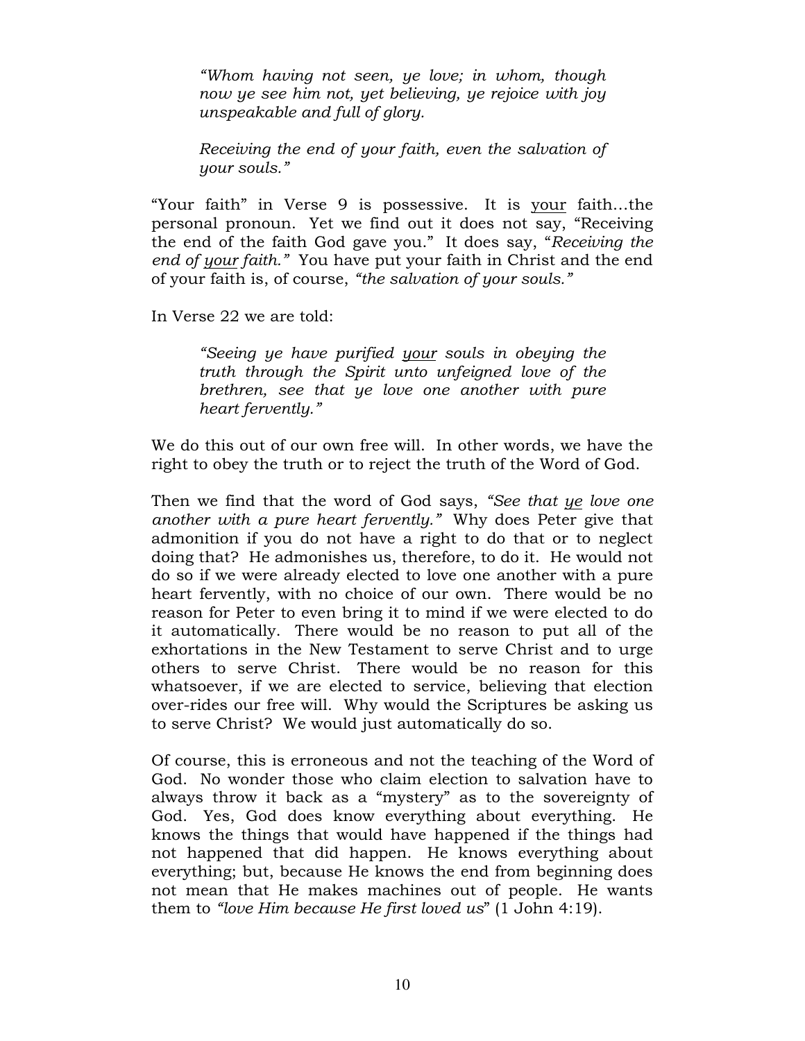> *"Whom having not seen, ye love; in whom, though now ye see him not, yet believing, ye rejoice with joy unspeakable and full of glory.*
>
> *Receiving the end of your faith, even the salvation of your souls."*

"Your faith" in Verse 9 is possessive. It is <u>your</u> faith…the personal pronoun. Yet we find out it does not say, "Receiving the end of the faith God gave you." It does say, "*Receiving the end of <u>your</u> faith."* You have put your faith in Christ and the end of your faith is, of course, *"the salvation of your souls."*

In Verse 22 we are told:

> *"Seeing ye have purified <u>your</u> souls in obeying the truth through the Spirit unto unfeigned love of the brethren, see that ye love one another with pure heart fervently."*

We do this out of our own free will. In other words, we have the right to obey the truth or to reject the truth of the Word of God.

Then we find that the word of God says, *"See that <u>ye</u> love one another with a pure heart fervently."* Why does Peter give that admonition if you do not have a right to do that or to neglect doing that? He admonishes us, therefore, to do it. He would not do so if we were already elected to love one another with a pure heart fervently, with no choice of our own. There would be no reason for Peter to even bring it to mind if we were elected to do it automatically. There would be no reason to put all of the exhortations in the New Testament to serve Christ and to urge others to serve Christ. There would be no reason for this whatsoever, if we are elected to service, believing that election over-rides our free will. Why would the Scriptures be asking us to serve Christ? We would just automatically do so.

Of course, this is erroneous and not the teaching of the Word of God. No wonder those who claim election to salvation have to always throw it back as a "mystery" as to the sovereignty of God. Yes, God does know everything about everything. He knows the things that would have happened if the things had not happened that did happen. He knows everything about everything; but, because He knows the end from beginning does not mean that He makes machines out of people. He wants them to *"love Him because He first loved us*" (1 John 4:19).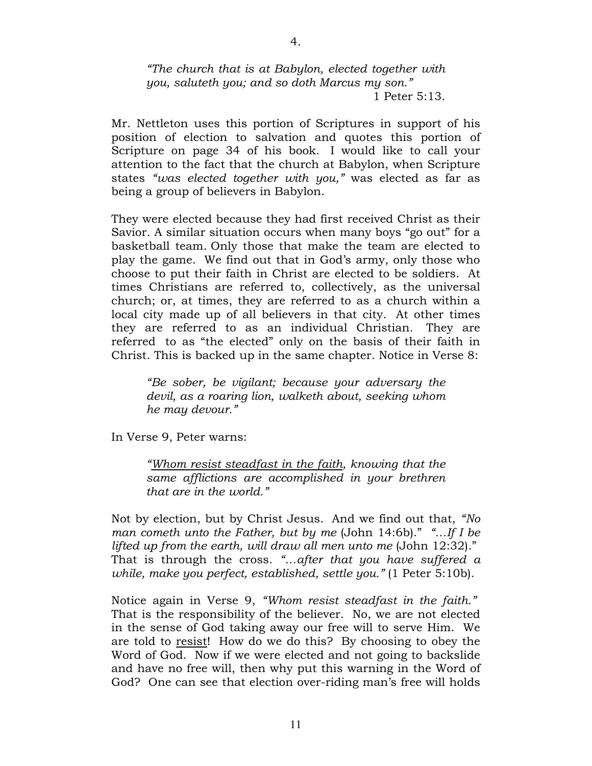4.

> *"The church that is at Babylon, elected together with you, saluteth you; and so doth Marcus my son."*
> 1 Peter 5:13.

Mr. Nettleton uses this portion of Scriptures in support of his position of election to salvation and quotes this portion of Scripture on page 34 of his book. I would like to call your attention to the fact that the church at Babylon, when Scripture states *"was elected together with you,"* was elected as far as being a group of believers in Babylon.

They were elected because they had first received Christ as their Savior. A similar situation occurs when many boys "go out" for a basketball team. Only those that make the team are elected to play the game. We find out that in God's army, only those who choose to put their faith in Christ are elected to be soldiers. At times Christians are referred to, collectively, as the universal church; or, at times, they are referred to as a church within a local city made up of all believers in that city. At other times they are referred to as an individual Christian. They are referred to as "the elected" only on the basis of their faith in Christ. This is backed up in the same chapter. Notice in Verse 8:

> *"Be sober, be vigilant; because your adversary the devil, as a roaring lion, walketh about, seeking whom he may devour."*

In Verse 9, Peter warns:

> *"<u>Whom resist steadfast in the faith</u>, knowing that the same afflictions are accomplished in your brethren that are in the world."*

Not by election, but by Christ Jesus. And we find out that, *"No man cometh unto the Father, but by me* (John 14:6b)." *"…If I be lifted up from the earth, will draw all men unto me* (John 12:32)." That is through the cross. *"…after that you have suffered a while, make you perfect, established, settle you."* (1 Peter 5:10b).

Notice again in Verse 9, *"Whom resist steadfast in the faith."* That is the responsibility of the believer. No, we are not elected in the sense of God taking away our free will to serve Him. We are told to <u>resist</u>! How do we do this? By choosing to obey the Word of God. Now if we were elected and not going to backslide and have no free will, then why put this warning in the Word of God? One can see that election over-riding man's free will holds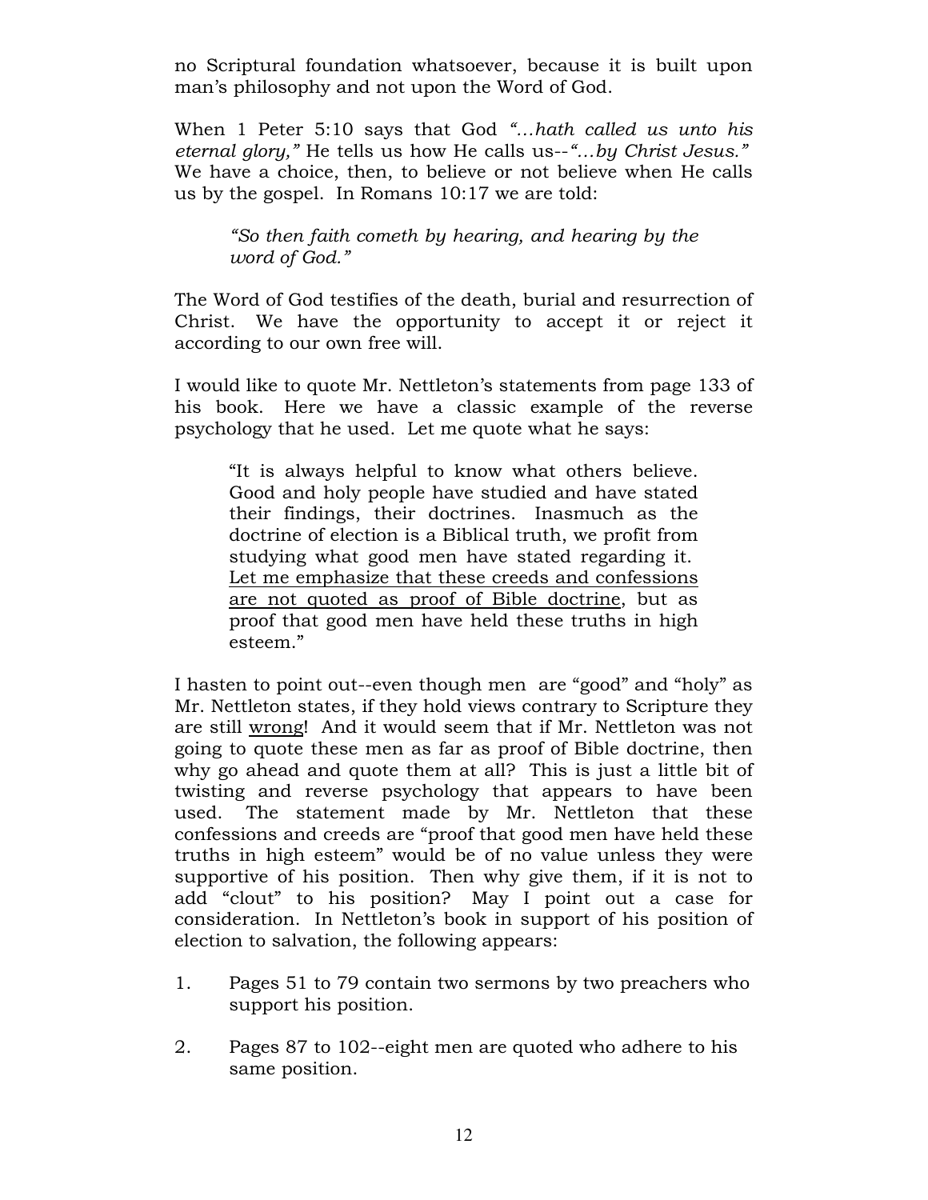no Scriptural foundation whatsoever, because it is built upon man's philosophy and not upon the Word of God.

When 1 Peter 5:10 says that God *"…hath called us unto his eternal glory,"* He tells us how He calls us--*"…by Christ Jesus."* We have a choice, then, to believe or not believe when He calls us by the gospel. In Romans 10:17 we are told:

> *"So then faith cometh by hearing, and hearing by the word of God."*

The Word of God testifies of the death, burial and resurrection of Christ. We have the opportunity to accept it or reject it according to our own free will.

I would like to quote Mr. Nettleton's statements from page 133 of his book. Here we have a classic example of the reverse psychology that he used. Let me quote what he says:

> "It is always helpful to know what others believe. Good and holy people have studied and have stated their findings, their doctrines. Inasmuch as the doctrine of election is a Biblical truth, we profit from studying what good men have stated regarding it. <u>Let me emphasize that these creeds and confessions are not quoted as proof of Bible doctrine</u>, but as proof that good men have held these truths in high esteem."

I hasten to point out--even though men are "good" and "holy" as Mr. Nettleton states, if they hold views contrary to Scripture they are still <u>wrong</u>! And it would seem that if Mr. Nettleton was not going to quote these men as far as proof of Bible doctrine, then why go ahead and quote them at all? This is just a little bit of twisting and reverse psychology that appears to have been used. The statement made by Mr. Nettleton that these confessions and creeds are "proof that good men have held these truths in high esteem" would be of no value unless they were supportive of his position. Then why give them, if it is not to add "clout" to his position? May I point out a case for consideration. In Nettleton's book in support of his position of election to salvation, the following appears:

1. Pages 51 to 79 contain two sermons by two preachers who support his position.
2. Pages 87 to 102--eight men are quoted who adhere to his same position.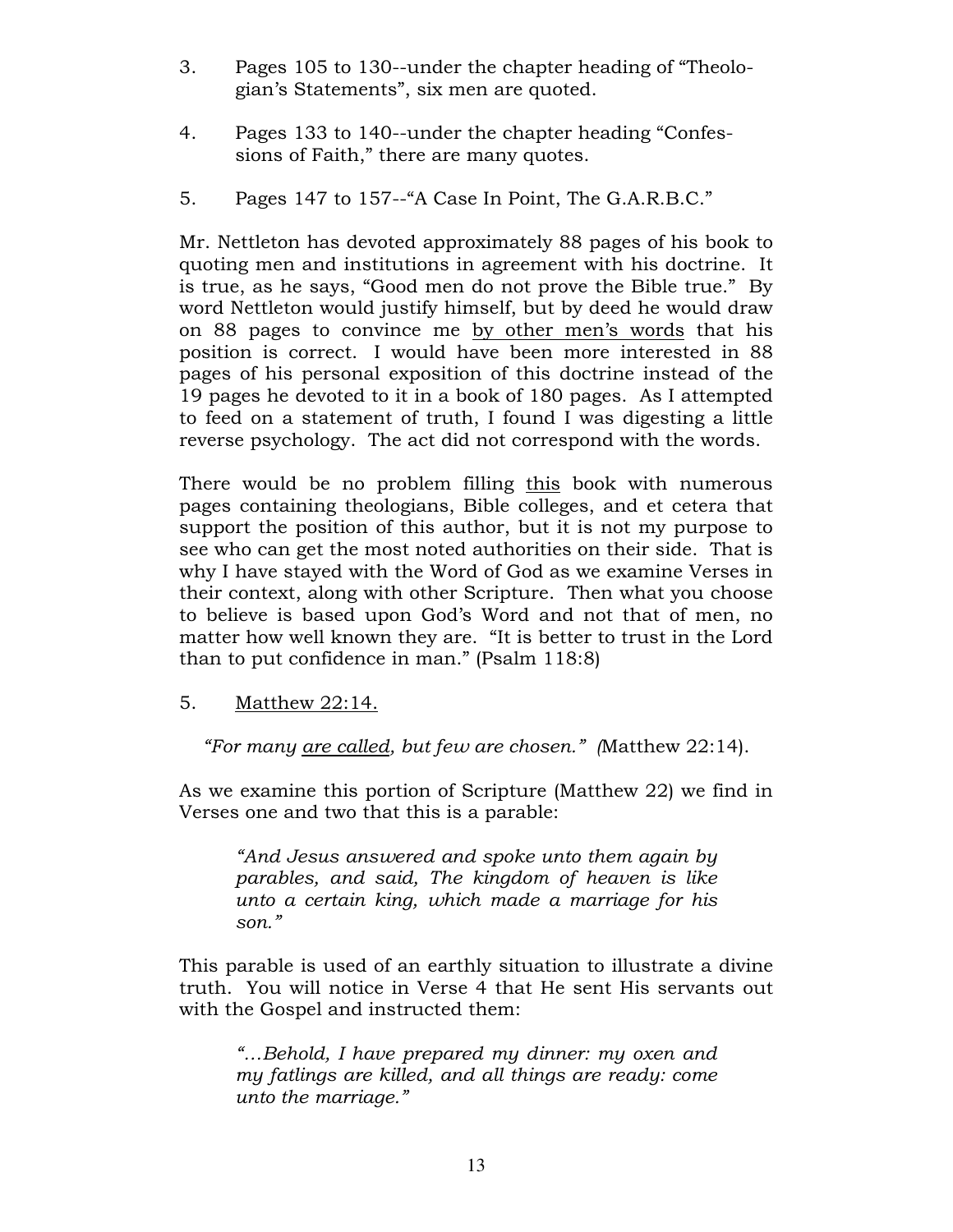3. Pages 105 to 130--under the chapter heading of “Theologian’s Statements”, six men are quoted.

4. Pages 133 to 140--under the chapter heading “Confessions of Faith,” there are many quotes.

5. Pages 147 to 157--“A Case In Point, The G.A.R.B.C.”

Mr. Nettleton has devoted approximately 88 pages of his book to quoting men and institutions in agreement with his doctrine. It is true, as he says, “Good men do not prove the Bible true.” By word Nettleton would justify himself, but by deed he would draw on 88 pages to convince me <u>by other men’s words</u> that his position is correct. I would have been more interested in 88 pages of his personal exposition of this doctrine instead of the 19 pages he devoted to it in a book of 180 pages. As I attempted to feed on a statement of truth, I found I was digesting a little reverse psychology. The act did not correspond with the words.

There would be no problem filling <u>this</u> book with numerous pages containing theologians, Bible colleges, and et cetera that support the position of this author, but it is not my purpose to see who can get the most noted authorities on their side. That is why I have stayed with the Word of God as we examine Verses in their context, along with other Scripture. Then what you choose to believe is based upon God’s Word and not that of men, no matter how well known they are. “It is better to trust in the Lord than to put confidence in man.” (Psalm 118:8)

5. <u>Matthew 22:14.</u>

*“For many <u>are called</u>, but few are chosen.” (*Matthew 22:14).

As we examine this portion of Scripture (Matthew 22) we find in Verses one and two that this is a parable:

> *“And Jesus answered and spoke unto them again by parables, and said, The kingdom of heaven is like unto a certain king, which made a marriage for his son.”*

This parable is used of an earthly situation to illustrate a divine truth. You will notice in Verse 4 that He sent His servants out with the Gospel and instructed them:

> *“…Behold, I have prepared my dinner: my oxen and my fatlings are killed, and all things are ready: come unto the marriage.”*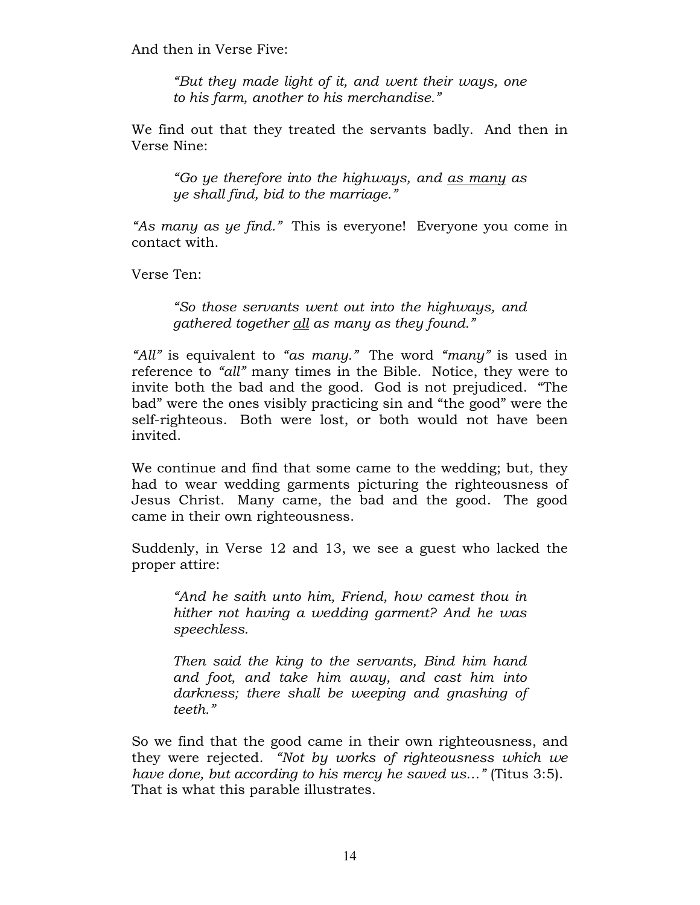And then in Verse Five:

> *"But they made light of it, and went their ways, one to his farm, another to his merchandise."*

We find out that they treated the servants badly. And then in Verse Nine:

> *"Go ye therefore into the highways, and <u>as many</u> as ye shall find, bid to the marriage."*

*"As many as ye find."* This is everyone! Everyone you come in contact with.

Verse Ten:

> *"So those servants went out into the highways, and gathered together <u>all</u> as many as they found."*

*"All"* is equivalent to *"as many."* The word *"many"* is used in reference to *"all"* many times in the Bible. Notice, they were to invite both the bad and the good. God is not prejudiced. "The bad" were the ones visibly practicing sin and "the good" were the self-righteous. Both were lost, or both would not have been invited.

We continue and find that some came to the wedding; but, they had to wear wedding garments picturing the righteousness of Jesus Christ. Many came, the bad and the good. The good came in their own righteousness.

Suddenly, in Verse 12 and 13, we see a guest who lacked the proper attire:

> *"And he saith unto him, Friend, how camest thou in hither not having a wedding garment? And he was speechless.*
>
> *Then said the king to the servants, Bind him hand and foot, and take him away, and cast him into darkness; there shall be weeping and gnashing of teeth."*

So we find that the good came in their own righteousness, and they were rejected. *"Not by works of righteousness which we have done, but according to his mercy he saved us…"* (Titus 3:5). That is what this parable illustrates.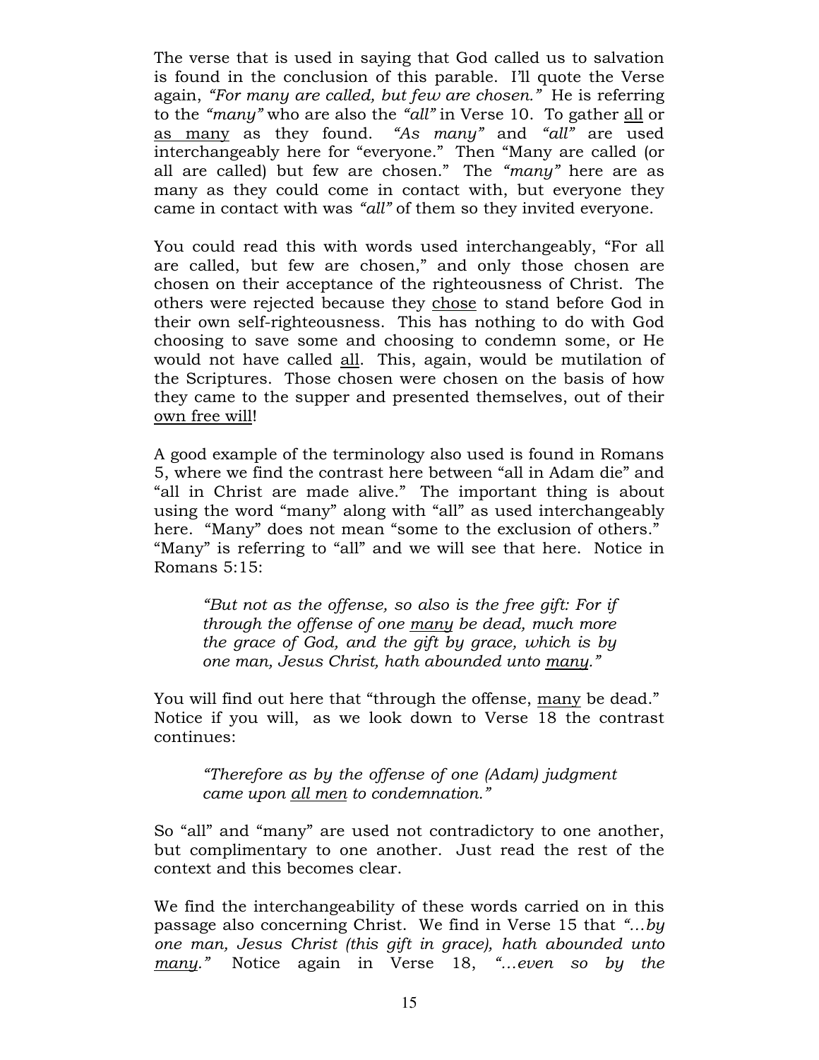The verse that is used in saying that God called us to salvation is found in the conclusion of this parable. I'll quote the Verse again, *"For many are called, but few are chosen."* He is referring to the *"many"* who are also the *"all"* in Verse 10. To gather <u>all</u> or <u>as many</u> as they found. *"As many"* and *"all"* are used interchangeably here for "everyone." Then "Many are called (or all are called) but few are chosen." The *"many"* here are as many as they could come in contact with, but everyone they came in contact with was *"all"* of them so they invited everyone.

You could read this with words used interchangeably, "For all are called, but few are chosen," and only those chosen are chosen on their acceptance of the righteousness of Christ. The others were rejected because they <u>chose</u> to stand before God in their own self-righteousness. This has nothing to do with God choosing to save some and choosing to condemn some, or He would not have called <u>all</u>. This, again, would be mutilation of the Scriptures. Those chosen were chosen on the basis of how they came to the supper and presented themselves, out of their <u>own free will</u>!

A good example of the terminology also used is found in Romans 5, where we find the contrast here between "all in Adam die" and "all in Christ are made alive." The important thing is about using the word "many" along with "all" as used interchangeably here. "Many" does not mean "some to the exclusion of others." "Many" is referring to "all" and we will see that here. Notice in Romans 5:15:

> *"But not as the offense, so also is the free gift: For if through the offense of one <u>many</u> be dead, much more the grace of God, and the gift by grace, which is by one man, Jesus Christ, hath abounded unto <u>many</u>."*

You will find out here that "through the offense, <u>many</u> be dead." Notice if you will, as we look down to Verse 18 the contrast continues:

> *"Therefore as by the offense of one (Adam) judgment came upon <u>all men</u> to condemnation."*

So "all" and "many" are used not contradictory to one another, but complimentary to one another. Just read the rest of the context and this becomes clear.

We find the interchangeability of these words carried on in this passage also concerning Christ. We find in Verse 15 that *"…by one man, Jesus Christ (this gift in grace), hath abounded unto <u>many</u>."* Notice again in Verse 18, *"…even so by the*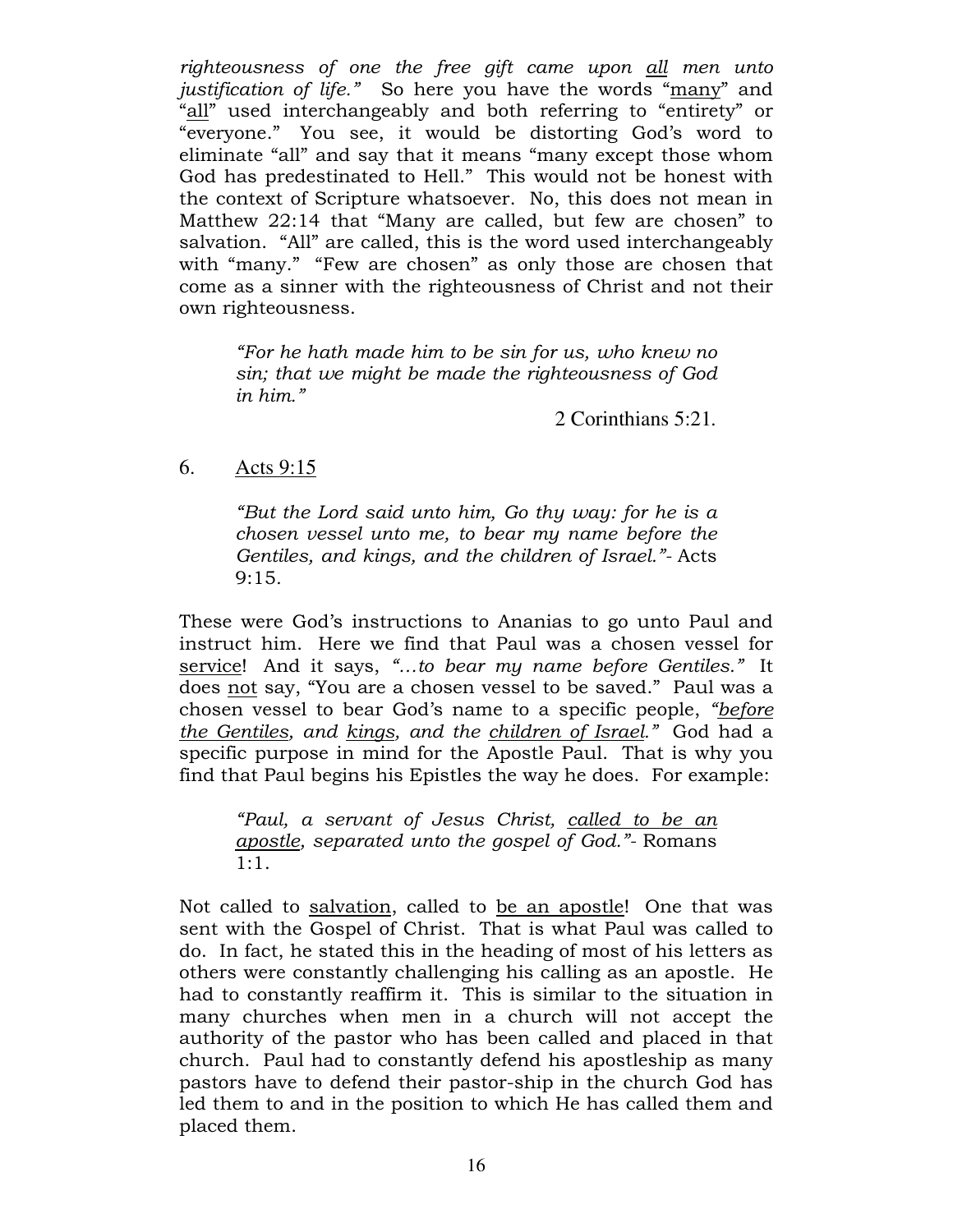*righteousness of one the free gift came upon all men unto justification of life."* So here you have the words "many" and "all" used interchangeably and both referring to "entirety" or "everyone." You see, it would be distorting God's word to eliminate "all" and say that it means "many except those whom God has predestinated to Hell." This would not be honest with the context of Scripture whatsoever. No, this does not mean in Matthew 22:14 that "Many are called, but few are chosen" to salvation. "All" are called, this is the word used interchangeably with "many." "Few are chosen" as only those are chosen that come as a sinner with the righteousness of Christ and not their own righteousness.

> *"For he hath made him to be sin for us, who knew no sin; that we might be made the righteousness of God in him."*
>
> 2 Corinthians 5:21.

6. Acts 9:15

> *"But the Lord said unto him, Go thy way: for he is a chosen vessel unto me, to bear my name before the Gentiles, and kings, and the children of Israel."*- Acts 9:15.

These were God's instructions to Ananias to go unto Paul and instruct him. Here we find that Paul was a chosen vessel for service! And it says, *"…to bear my name before Gentiles."* It does not say, "You are a chosen vessel to be saved." Paul was a chosen vessel to bear God's name to a specific people, *"before the Gentiles, and kings, and the children of Israel."* God had a specific purpose in mind for the Apostle Paul. That is why you find that Paul begins his Epistles the way he does. For example:

> *"Paul, a servant of Jesus Christ, called to be an apostle, separated unto the gospel of God."*- Romans 1:1.

Not called to salvation, called to be an apostle! One that was sent with the Gospel of Christ. That is what Paul was called to do. In fact, he stated this in the heading of most of his letters as others were constantly challenging his calling as an apostle. He had to constantly reaffirm it. This is similar to the situation in many churches when men in a church will not accept the authority of the pastor who has been called and placed in that church. Paul had to constantly defend his apostleship as many pastors have to defend their pastor-ship in the church God has led them to and in the position to which He has called them and placed them.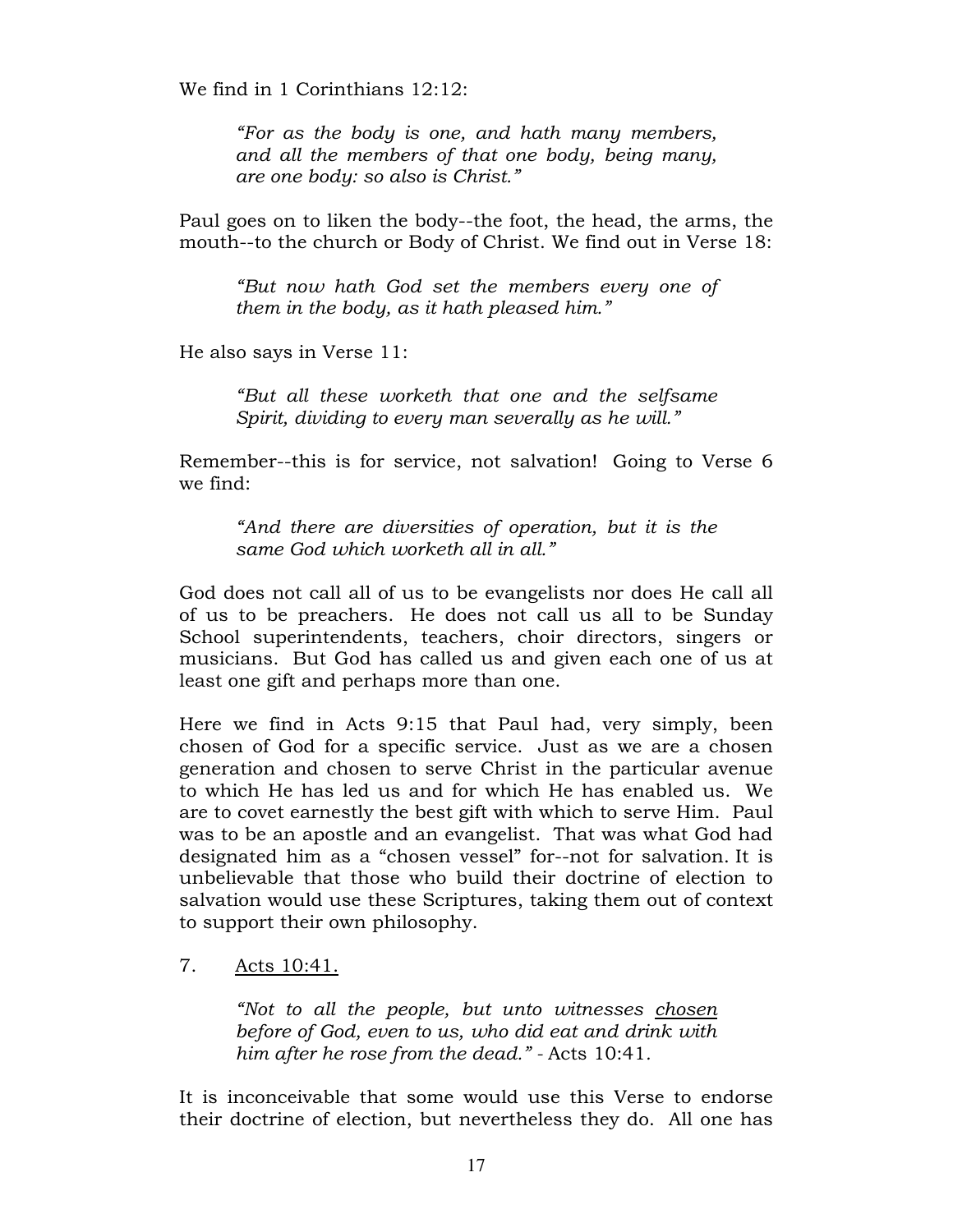We find in 1 Corinthians 12:12:

> *"For as the body is one, and hath many members, and all the members of that one body, being many, are one body: so also is Christ."*

Paul goes on to liken the body--the foot, the head, the arms, the mouth--to the church or Body of Christ. We find out in Verse 18:

> *"But now hath God set the members every one of them in the body, as it hath pleased him."*

He also says in Verse 11:

> *"But all these worketh that one and the selfsame Spirit, dividing to every man severally as he will."*

Remember--this is for service, not salvation! Going to Verse 6 we find:

> *"And there are diversities of operation, but it is the same God which worketh all in all."*

God does not call all of us to be evangelists nor does He call all of us to be preachers. He does not call us all to be Sunday School superintendents, teachers, choir directors, singers or musicians. But God has called us and given each one of us at least one gift and perhaps more than one.

Here we find in Acts 9:15 that Paul had, very simply, been chosen of God for a specific service. Just as we are a chosen generation and chosen to serve Christ in the particular avenue to which He has led us and for which He has enabled us. We are to covet earnestly the best gift with which to serve Him. Paul was to be an apostle and an evangelist. That was what God had designated him as a "chosen vessel" for--not for salvation. It is unbelievable that those who build their doctrine of election to salvation would use these Scriptures, taking them out of context to support their own philosophy.

7. <u>Acts 10:41.</u>

> *"Not to all the people, but unto witnesses <u>chosen</u> before of God, even to us, who did eat and drink with him after he rose from the dead."* - Acts 10:41.

It is inconceivable that some would use this Verse to endorse their doctrine of election, but nevertheless they do. All one has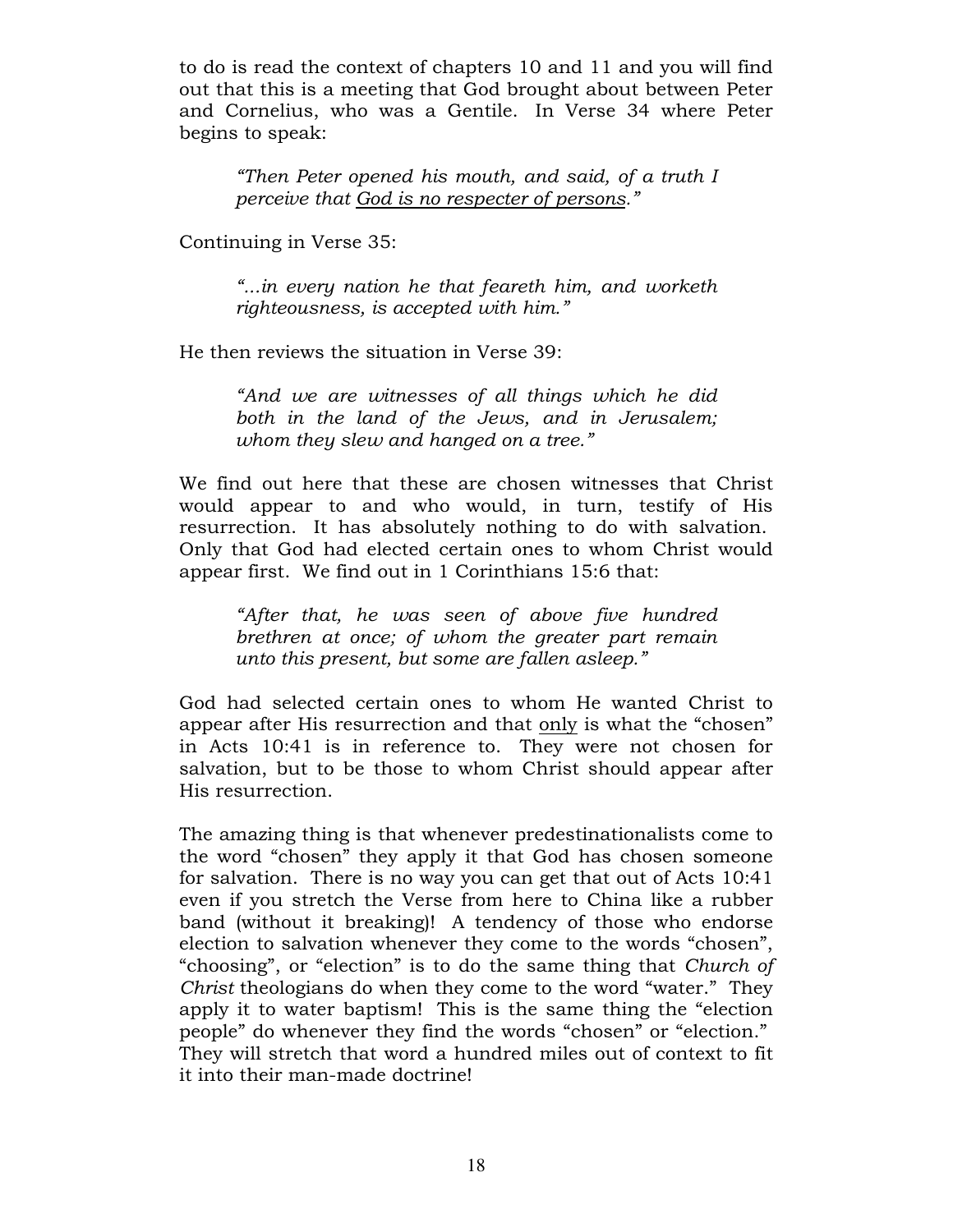to do is read the context of chapters 10 and 11 and you will find out that this is a meeting that God brought about between Peter and Cornelius, who was a Gentile. In Verse 34 where Peter begins to speak:

> *"Then Peter opened his mouth, and said, of a truth I perceive that <u>God is no respecter of persons</u>."*

Continuing in Verse 35:

> *"...in every nation he that feareth him, and worketh righteousness, is accepted with him."*

He then reviews the situation in Verse 39:

> *"And we are witnesses of all things which he did both in the land of the Jews, and in Jerusalem; whom they slew and hanged on a tree."*

We find out here that these are chosen witnesses that Christ would appear to and who would, in turn, testify of His resurrection. It has absolutely nothing to do with salvation. Only that God had elected certain ones to whom Christ would appear first. We find out in 1 Corinthians 15:6 that:

> *"After that, he was seen of above five hundred brethren at once; of whom the greater part remain unto this present, but some are fallen asleep."*

God had selected certain ones to whom He wanted Christ to appear after His resurrection and that <u>only</u> is what the "chosen" in Acts 10:41 is in reference to. They were not chosen for salvation, but to be those to whom Christ should appear after His resurrection.

The amazing thing is that whenever predestinationalists come to the word "chosen" they apply it that God has chosen someone for salvation. There is no way you can get that out of Acts 10:41 even if you stretch the Verse from here to China like a rubber band (without it breaking)! A tendency of those who endorse election to salvation whenever they come to the words "chosen", "choosing", or "election" is to do the same thing that *Church of Christ* theologians do when they come to the word "water." They apply it to water baptism! This is the same thing the "election people" do whenever they find the words "chosen" or "election." They will stretch that word a hundred miles out of context to fit it into their man-made doctrine!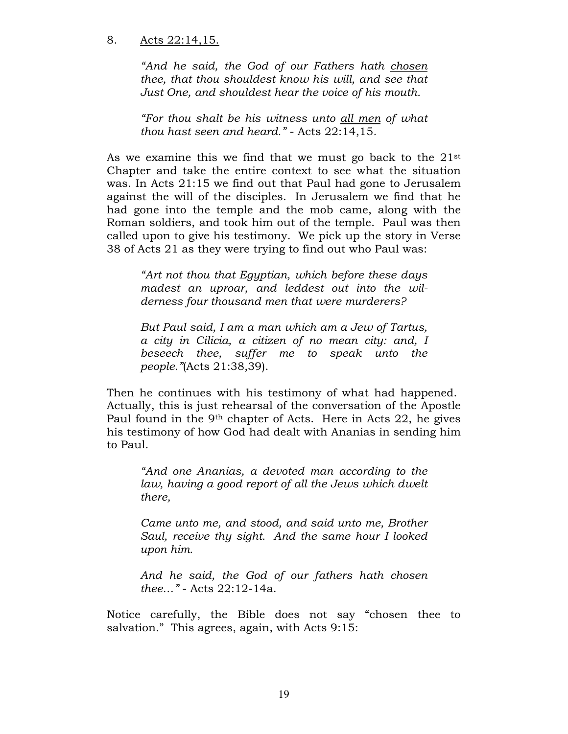8. Acts 22:14,15.

> *"And he said, the God of our Fathers hath chosen thee, that thou shouldest know his will, and see that Just One, and shouldest hear the voice of his mouth.*
>
> *"For thou shalt be his witness unto all men of what thou hast seen and heard."* - Acts 22:14,15.

As we examine this we find that we must go back to the 21st Chapter and take the entire context to see what the situation was. In Acts 21:15 we find out that Paul had gone to Jerusalem against the will of the disciples. In Jerusalem we find that he had gone into the temple and the mob came, along with the Roman soldiers, and took him out of the temple. Paul was then called upon to give his testimony. We pick up the story in Verse 38 of Acts 21 as they were trying to find out who Paul was:

> *"Art not thou that Egyptian, which before these days madest an uproar, and leddest out into the wilderness four thousand men that were murderers?*
>
> *But Paul said, I am a man which am a Jew of Tartus, a city in Cilicia, a citizen of no mean city: and, I beseech thee, suffer me to speak unto the people."*(Acts 21:38,39).

Then he continues with his testimony of what had happened. Actually, this is just rehearsal of the conversation of the Apostle Paul found in the 9th chapter of Acts. Here in Acts 22, he gives his testimony of how God had dealt with Ananias in sending him to Paul.

> *"And one Ananias, a devoted man according to the law, having a good report of all the Jews which dwelt there,*
>
> *Came unto me, and stood, and said unto me, Brother Saul, receive thy sight. And the same hour I looked upon him.*
>
> *And he said, the God of our fathers hath chosen thee…"* - Acts 22:12-14a.

Notice carefully, the Bible does not say "chosen thee to salvation." This agrees, again, with Acts 9:15: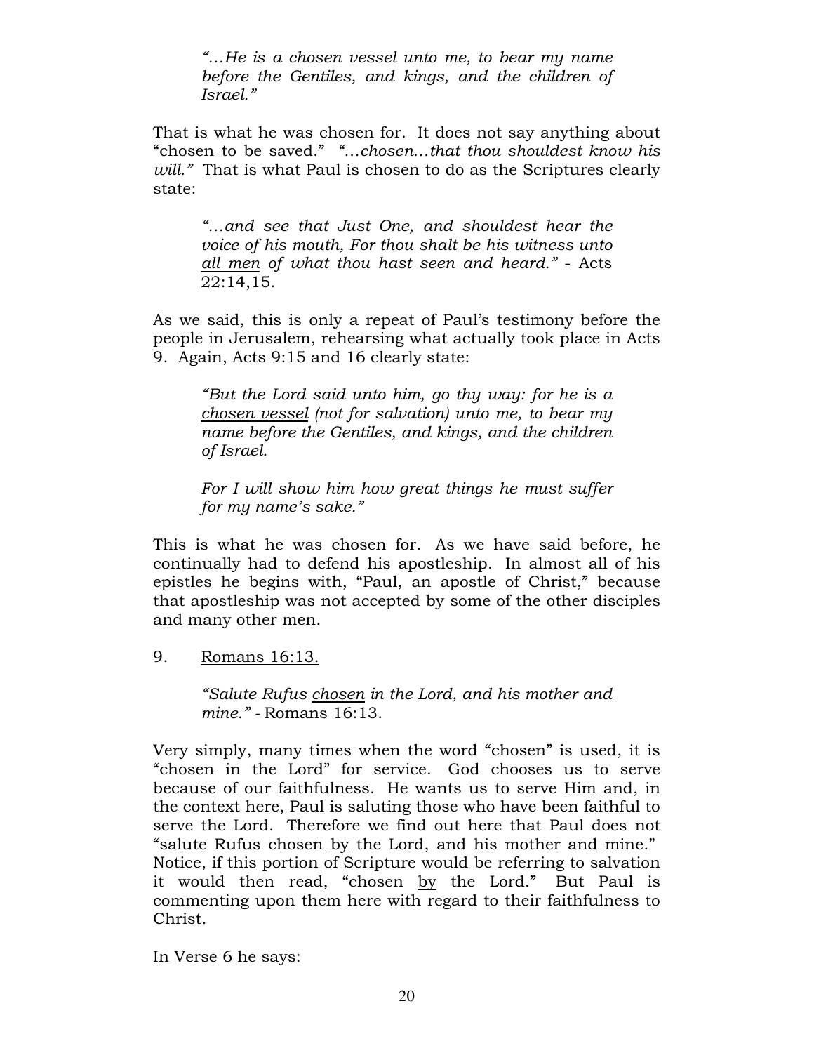> *"…He is a chosen vessel unto me, to bear my name before the Gentiles, and kings, and the children of Israel."*

That is what he was chosen for. It does not say anything about "chosen to be saved." *"…chosen…that thou shouldest know his will."* That is what Paul is chosen to do as the Scriptures clearly state:

> *"…and see that Just One, and shouldest hear the voice of his mouth, For thou shalt be his witness unto <u>all men</u> of what thou hast seen and heard."* - Acts 22:14,15.

As we said, this is only a repeat of Paul's testimony before the people in Jerusalem, rehearsing what actually took place in Acts 9. Again, Acts 9:15 and 16 clearly state:

> *"But the Lord said unto him, go thy way: for he is a <u>chosen vessel</u> (not for salvation) unto me, to bear my name before the Gentiles, and kings, and the children of Israel.*
>
> *For I will show him how great things he must suffer for my name's sake."*

This is what he was chosen for. As we have said before, he continually had to defend his apostleship. In almost all of his epistles he begins with, "Paul, an apostle of Christ," because that apostleship was not accepted by some of the other disciples and many other men.

9. <u>Romans 16:13.</u>

> *"Salute Rufus <u>chosen</u> in the Lord, and his mother and mine."* - Romans 16:13.

Very simply, many times when the word "chosen" is used, it is "chosen in the Lord" for service. God chooses us to serve because of our faithfulness. He wants us to serve Him and, in the context here, Paul is saluting those who have been faithful to serve the Lord. Therefore we find out here that Paul does not "salute Rufus chosen <u>by</u> the Lord, and his mother and mine." Notice, if this portion of Scripture would be referring to salvation it would then read, "chosen <u>by</u> the Lord." But Paul is commenting upon them here with regard to their faithfulness to Christ.

In Verse 6 he says: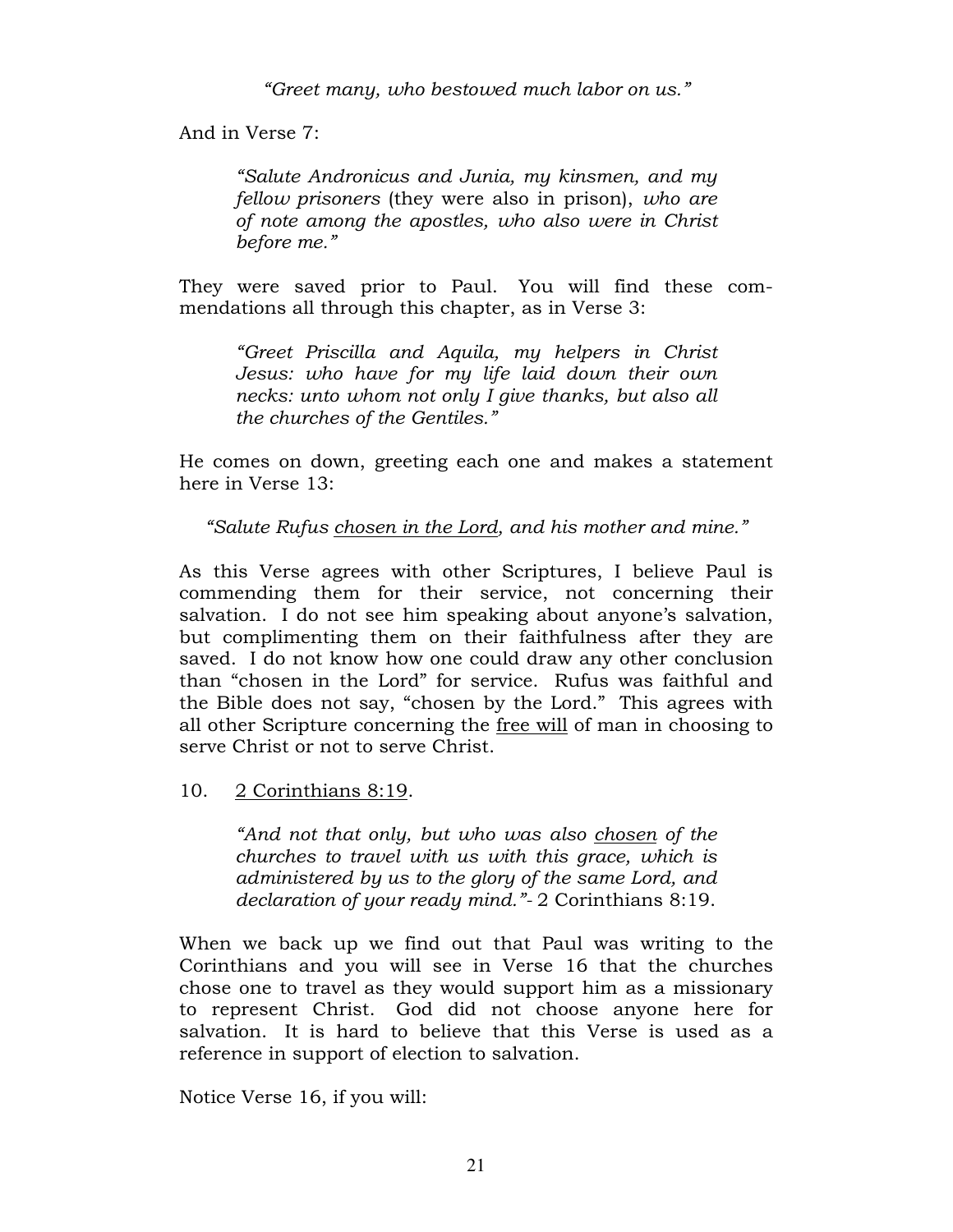> *"Greet many, who bestowed much labor on us."*

And in Verse 7:

> *"Salute Andronicus and Junia, my kinsmen, and my fellow prisoners* (they were also in prison), *who are of note among the apostles, who also were in Christ before me."*

They were saved prior to Paul. You will find these commendations all through this chapter, as in Verse 3:

> *"Greet Priscilla and Aquila, my helpers in Christ Jesus: who have for my life laid down their own necks: unto whom not only I give thanks, but also all the churches of the Gentiles."*

He comes on down, greeting each one and makes a statement here in Verse 13:

> *"Salute Rufus <u>chosen in the Lord</u>, and his mother and mine."*

As this Verse agrees with other Scriptures, I believe Paul is commending them for their service, not concerning their salvation. I do not see him speaking about anyone's salvation, but complimenting them on their faithfulness after they are saved. I do not know how one could draw any other conclusion than "chosen in the Lord" for service. Rufus was faithful and the Bible does not say, "chosen by the Lord." This agrees with all other Scripture concerning the <u>free will</u> of man in choosing to serve Christ or not to serve Christ.

10. <u>2 Corinthians 8:19</u>.

> *"And not that only, but who was also <u>chosen</u> of the churches to travel with us with this grace, which is administered by us to the glory of the same Lord, and declaration of your ready mind."*- 2 Corinthians 8:19.

When we back up we find out that Paul was writing to the Corinthians and you will see in Verse 16 that the churches chose one to travel as they would support him as a missionary to represent Christ. God did not choose anyone here for salvation. It is hard to believe that this Verse is used as a reference in support of election to salvation.

Notice Verse 16, if you will: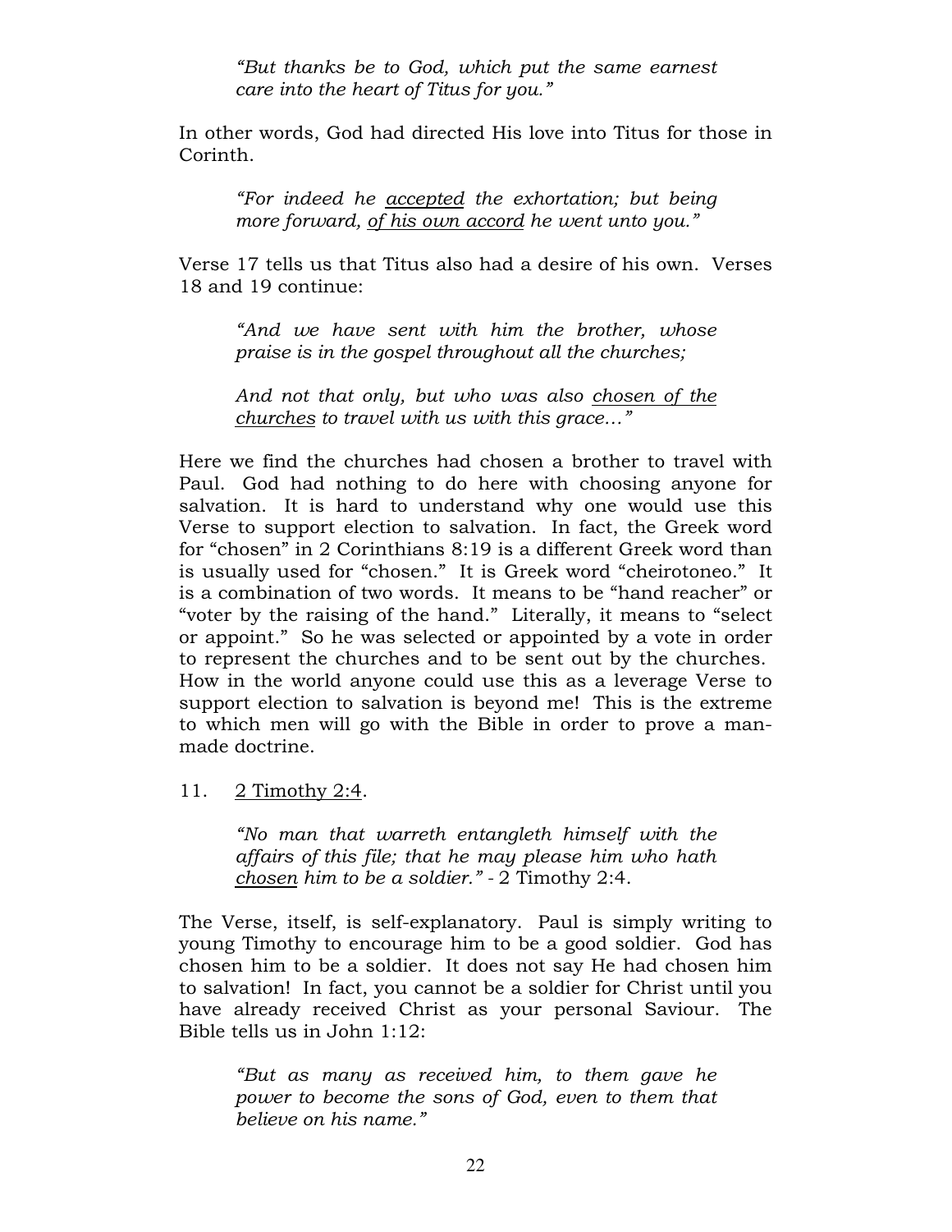> *"But thanks be to God, which put the same earnest care into the heart of Titus for you."*

In other words, God had directed His love into Titus for those in Corinth.

> *"For indeed he <u>accepted</u> the exhortation; but being more forward, <u>of his own accord</u> he went unto you."*

Verse 17 tells us that Titus also had a desire of his own. Verses 18 and 19 continue:

> *"And we have sent with him the brother, whose praise is in the gospel throughout all the churches;*
>
> *And not that only, but who was also <u>chosen of the churches</u> to travel with us with this grace…"*

Here we find the churches had chosen a brother to travel with Paul. God had nothing to do here with choosing anyone for salvation. It is hard to understand why one would use this Verse to support election to salvation. In fact, the Greek word for "chosen" in 2 Corinthians 8:19 is a different Greek word than is usually used for "chosen." It is Greek word "cheirotoneo." It is a combination of two words. It means to be "hand reacher" or "voter by the raising of the hand." Literally, it means to "select or appoint." So he was selected or appointed by a vote in order to represent the churches and to be sent out by the churches. How in the world anyone could use this as a leverage Verse to support election to salvation is beyond me! This is the extreme to which men will go with the Bible in order to prove a man-made doctrine.

11. <u>2 Timothy 2:4</u>.

> *"No man that warreth entangleth himself with the affairs of this file; that he may please him who hath <u>chosen</u> him to be a soldier."* - 2 Timothy 2:4.

The Verse, itself, is self-explanatory. Paul is simply writing to young Timothy to encourage him to be a good soldier. God has chosen him to be a soldier. It does not say He had chosen him to salvation! In fact, you cannot be a soldier for Christ until you have already received Christ as your personal Saviour. The Bible tells us in John 1:12:

> *"But as many as received him, to them gave he power to become the sons of God, even to them that believe on his name."*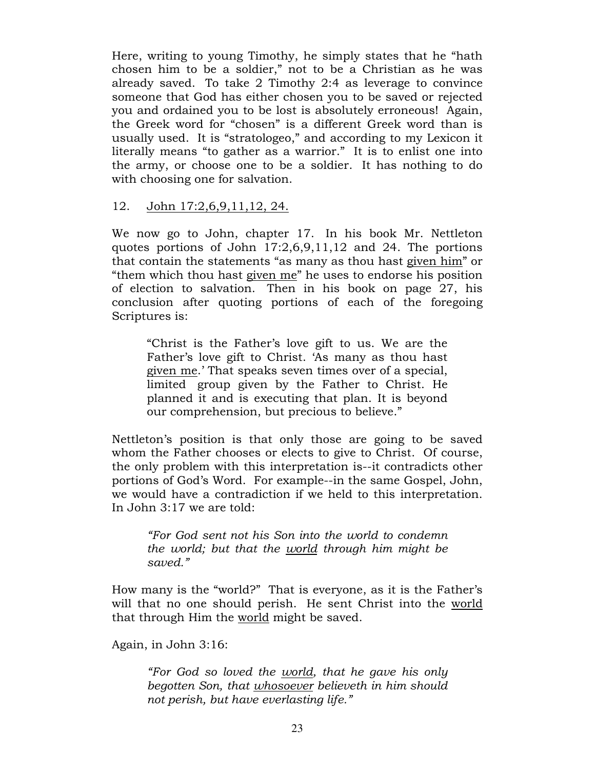Here, writing to young Timothy, he simply states that he "hath chosen him to be a soldier," not to be a Christian as he was already saved. To take 2 Timothy 2:4 as leverage to convince someone that God has either chosen you to be saved or rejected you and ordained you to be lost is absolutely erroneous! Again, the Greek word for "chosen" is a different Greek word than is usually used. It is "stratologeo," and according to my Lexicon it literally means "to gather as a warrior." It is to enlist one into the army, or choose one to be a soldier. It has nothing to do with choosing one for salvation.

12. <u>John 17:2,6,9,11,12, 24.</u>

We now go to John, chapter 17. In his book Mr. Nettleton quotes portions of John 17:2,6,9,11,12 and 24. The portions that contain the statements "as many as thou hast <u>given him</u>" or "them which thou hast <u>given me</u>" he uses to endorse his position of election to salvation. Then in his book on page 27, his conclusion after quoting portions of each of the foregoing Scriptures is:

> "Christ is the Father's love gift to us. We are the Father's love gift to Christ. 'As many as thou hast <u>given me</u>.' That speaks seven times over of a special, limited group given by the Father to Christ. He planned it and is executing that plan. It is beyond our comprehension, but precious to believe."

Nettleton's position is that only those are going to be saved whom the Father chooses or elects to give to Christ. Of course, the only problem with this interpretation is--it contradicts other portions of God's Word. For example--in the same Gospel, John, we would have a contradiction if we held to this interpretation. In John 3:17 we are told:

> *"For God sent not his Son into the world to condemn the world; but that the <u>world</u> through him might be saved."*

How many is the "world?" That is everyone, as it is the Father's will that no one should perish. He sent Christ into the <u>world</u> that through Him the <u>world</u> might be saved.

Again, in John 3:16:

> *"For God so loved the <u>world</u>, that he gave his only begotten Son, that <u>whosoever</u> believeth in him should not perish, but have everlasting life."*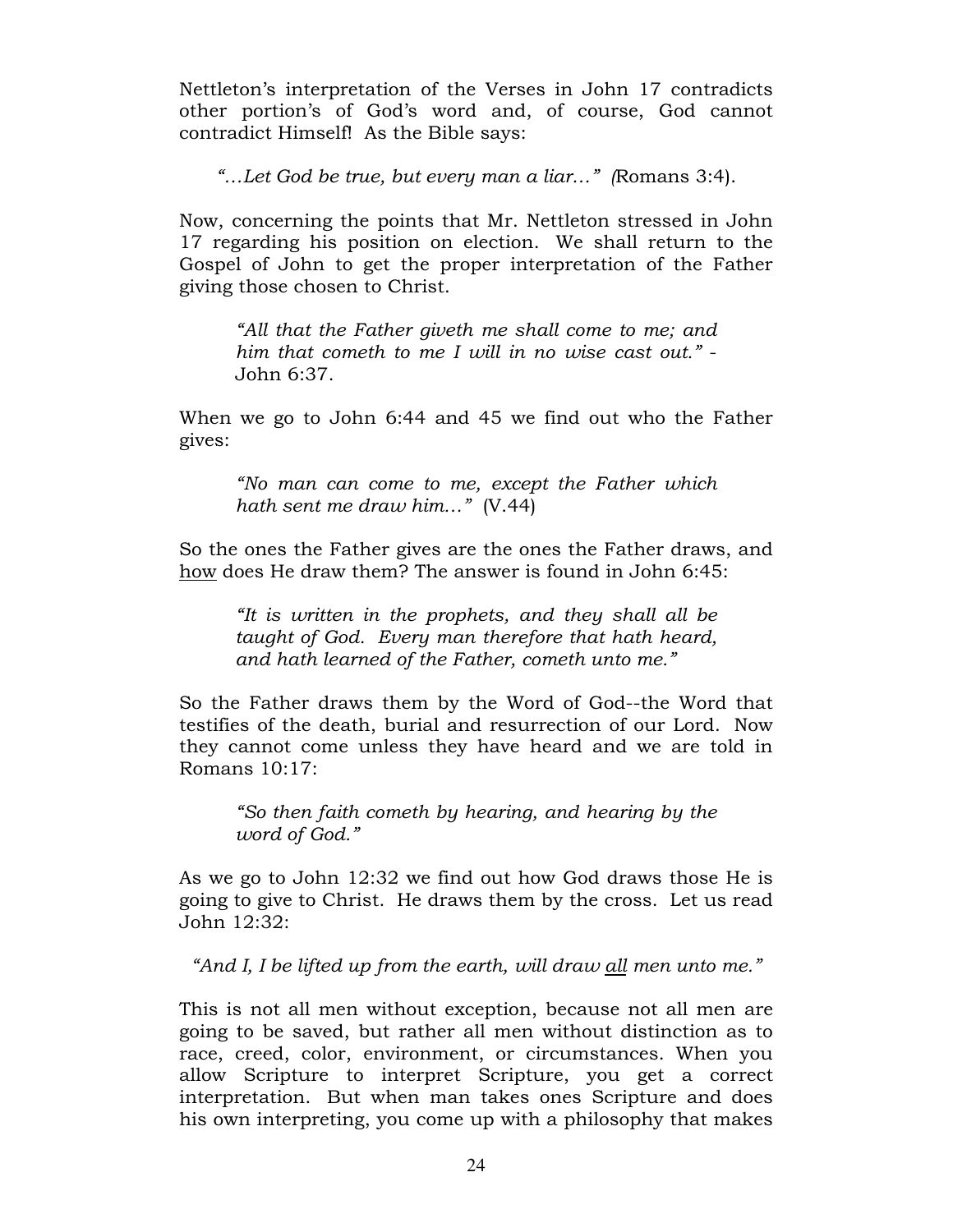Nettleton's interpretation of the Verses in John 17 contradicts other portion's of God's word and, of course, God cannot contradict Himself! As the Bible says:

> *"…Let God be true, but every man a liar…"* (Romans 3:4).

Now, concerning the points that Mr. Nettleton stressed in John 17 regarding his position on election. We shall return to the Gospel of John to get the proper interpretation of the Father giving those chosen to Christ.

> *"All that the Father giveth me shall come to me; and him that cometh to me I will in no wise cast out."* - John 6:37.

When we go to John 6:44 and 45 we find out who the Father gives:

> *"No man can come to me, except the Father which hath sent me draw him…"* (V.44)

So the ones the Father gives are the ones the Father draws, and <u>how</u> does He draw them? The answer is found in John 6:45:

> *"It is written in the prophets, and they shall all be taught of God. Every man therefore that hath heard, and hath learned of the Father, cometh unto me."*

So the Father draws them by the Word of God--the Word that testifies of the death, burial and resurrection of our Lord. Now they cannot come unless they have heard and we are told in Romans 10:17:

> *"So then faith cometh by hearing, and hearing by the word of God."*

As we go to John 12:32 we find out how God draws those He is going to give to Christ. He draws them by the cross. Let us read John 12:32:

> *"And I, I be lifted up from the earth, will draw <u>all</u> men unto me."*

This is not all men without exception, because not all men are going to be saved, but rather all men without distinction as to race, creed, color, environment, or circumstances. When you allow Scripture to interpret Scripture, you get a correct interpretation. But when man takes ones Scripture and does his own interpreting, you come up with a philosophy that makes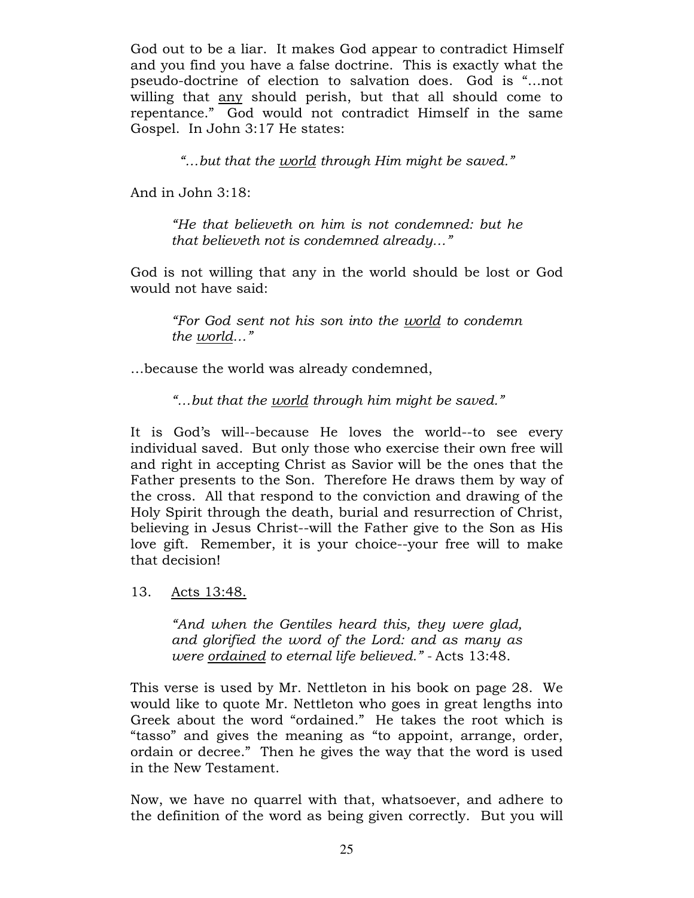God out to be a liar. It makes God appear to contradict Himself and you find you have a false doctrine. This is exactly what the pseudo-doctrine of election to salvation does. God is "…not willing that <u>any</u> should perish, but that all should come to repentance." God would not contradict Himself in the same Gospel. In John 3:17 He states:

> *"…but that the <u>world</u> through Him might be saved."*

And in John 3:18:

> *"He that believeth on him is not condemned: but he that believeth not is condemned already…"*

God is not willing that any in the world should be lost or God would not have said:

> *"For God sent not his son into the <u>world</u> to condemn the <u>world</u>…"*

…because the world was already condemned,

> *"…but that the <u>world</u> through him might be saved."*

It is God's will--because He loves the world--to see every individual saved. But only those who exercise their own free will and right in accepting Christ as Savior will be the ones that the Father presents to the Son. Therefore He draws them by way of the cross. All that respond to the conviction and drawing of the Holy Spirit through the death, burial and resurrection of Christ, believing in Jesus Christ--will the Father give to the Son as His love gift. Remember, it is your choice--your free will to make that decision!

13. <u>Acts 13:48.</u>

> *"And when the Gentiles heard this, they were glad, and glorified the word of the Lord: and as many as were <u>ordained</u> to eternal life believed."* - Acts 13:48.

This verse is used by Mr. Nettleton in his book on page 28. We would like to quote Mr. Nettleton who goes in great lengths into Greek about the word "ordained." He takes the root which is "tasso" and gives the meaning as "to appoint, arrange, order, ordain or decree." Then he gives the way that the word is used in the New Testament.

Now, we have no quarrel with that, whatsoever, and adhere to the definition of the word as being given correctly. But you will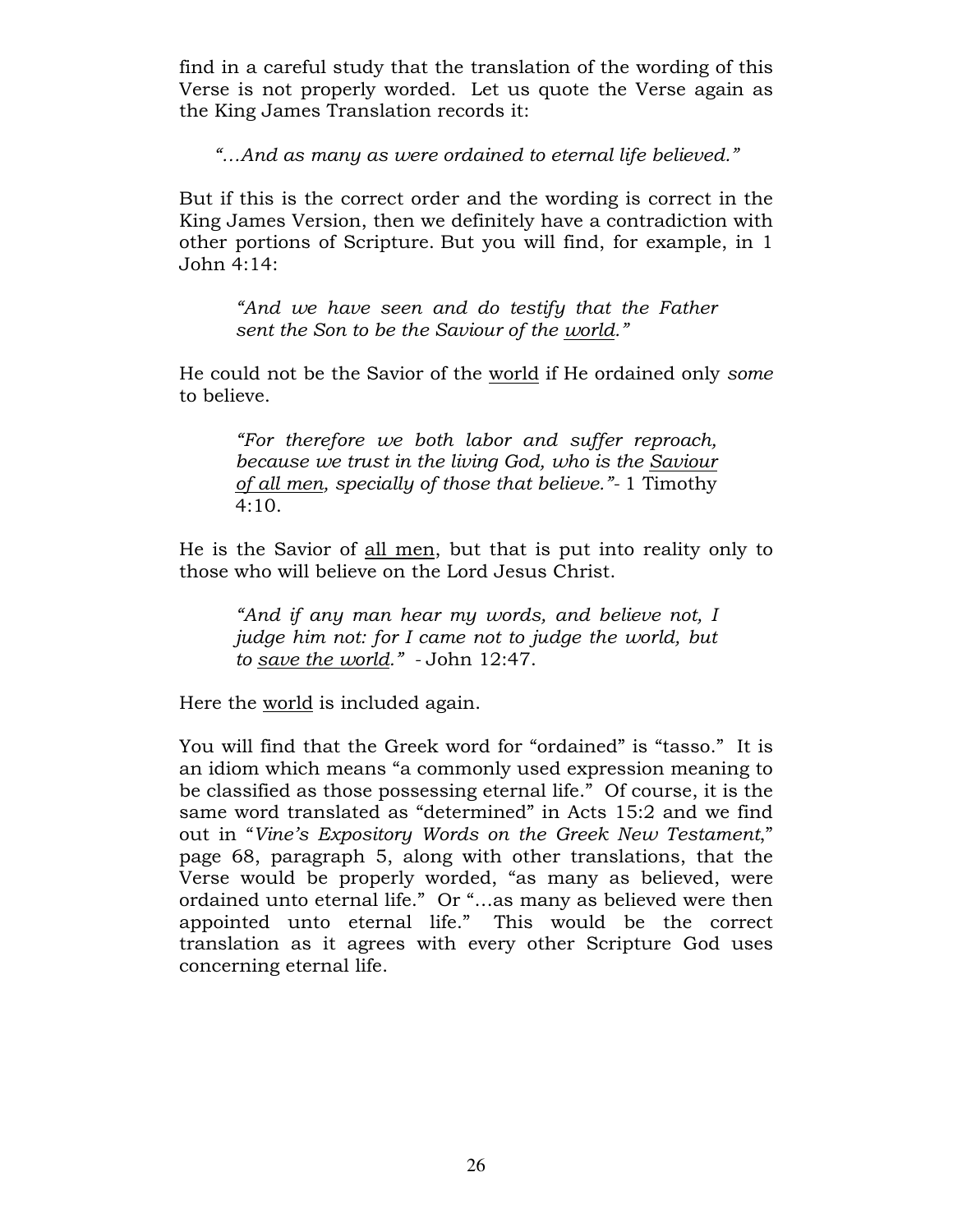find in a careful study that the translation of the wording of this Verse is not properly worded. Let us quote the Verse again as the King James Translation records it:

> *"…And as many as were ordained to eternal life believed."*

But if this is the correct order and the wording is correct in the King James Version, then we definitely have a contradiction with other portions of Scripture. But you will find, for example, in 1 John 4:14:

> *"And we have seen and do testify that the Father sent the Son to be the Saviour of the <u>world</u>."*

He could not be the Savior of the <u>world</u> if He ordained only *some* to believe.

> *"For therefore we both labor and suffer reproach, because we trust in the living God, who is the <u>Saviour of all men</u>, specially of those that believe."*- 1 Timothy 4:10.

He is the Savior of <u>all men</u>, but that is put into reality only to those who will believe on the Lord Jesus Christ.

> *"And if any man hear my words, and believe not, I judge him not: for I came not to judge the world, but to <u>save the world</u>."* - John 12:47.

Here the <u>world</u> is included again.

You will find that the Greek word for "ordained" is "tasso." It is an idiom which means "a commonly used expression meaning to be classified as those possessing eternal life." Of course, it is the same word translated as "determined" in Acts 15:2 and we find out in "*Vine's Expository Words on the Greek New Testament*," page 68, paragraph 5, along with other translations, that the Verse would be properly worded, "as many as believed, were ordained unto eternal life." Or "…as many as believed were then appointed unto eternal life." This would be the correct translation as it agrees with every other Scripture God uses concerning eternal life.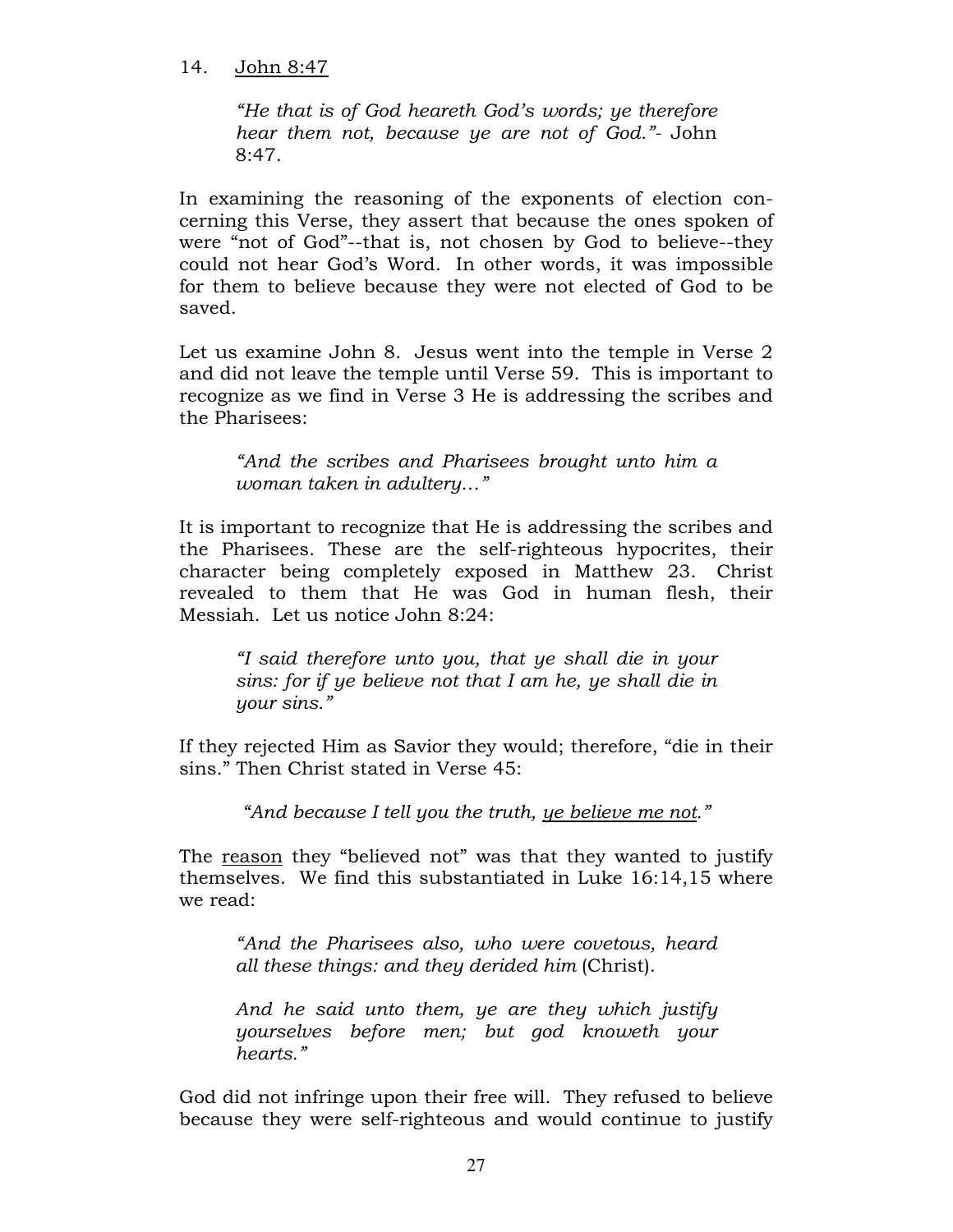14. <u>John 8:47</u>

> *"He that is of God heareth God's words; ye therefore hear them not, because ye are not of God."*- John 8:47.

In examining the reasoning of the exponents of election concerning this Verse, they assert that because the ones spoken of were "not of God"--that is, not chosen by God to believe--they could not hear God's Word. In other words, it was impossible for them to believe because they were not elected of God to be saved.

Let us examine John 8. Jesus went into the temple in Verse 2 and did not leave the temple until Verse 59. This is important to recognize as we find in Verse 3 He is addressing the scribes and the Pharisees:

> *"And the scribes and Pharisees brought unto him a woman taken in adultery…"*

It is important to recognize that He is addressing the scribes and the Pharisees. These are the self-righteous hypocrites, their character being completely exposed in Matthew 23. Christ revealed to them that He was God in human flesh, their Messiah. Let us notice John 8:24:

> *"I said therefore unto you, that ye shall die in your sins: for if ye believe not that I am he, ye shall die in your sins."*

If they rejected Him as Savior they would; therefore, "die in their sins." Then Christ stated in Verse 45:

> *"And because I tell you the truth, <u>ye believe me not</u>."*

The <u>reason</u> they "believed not" was that they wanted to justify themselves. We find this substantiated in Luke 16:14,15 where we read:

> *"And the Pharisees also, who were covetous, heard all these things: and they derided him* (Christ).
>
> *And he said unto them, ye are they which justify yourselves before men; but god knoweth your hearts."*

God did not infringe upon their free will. They refused to believe because they were self-righteous and would continue to justify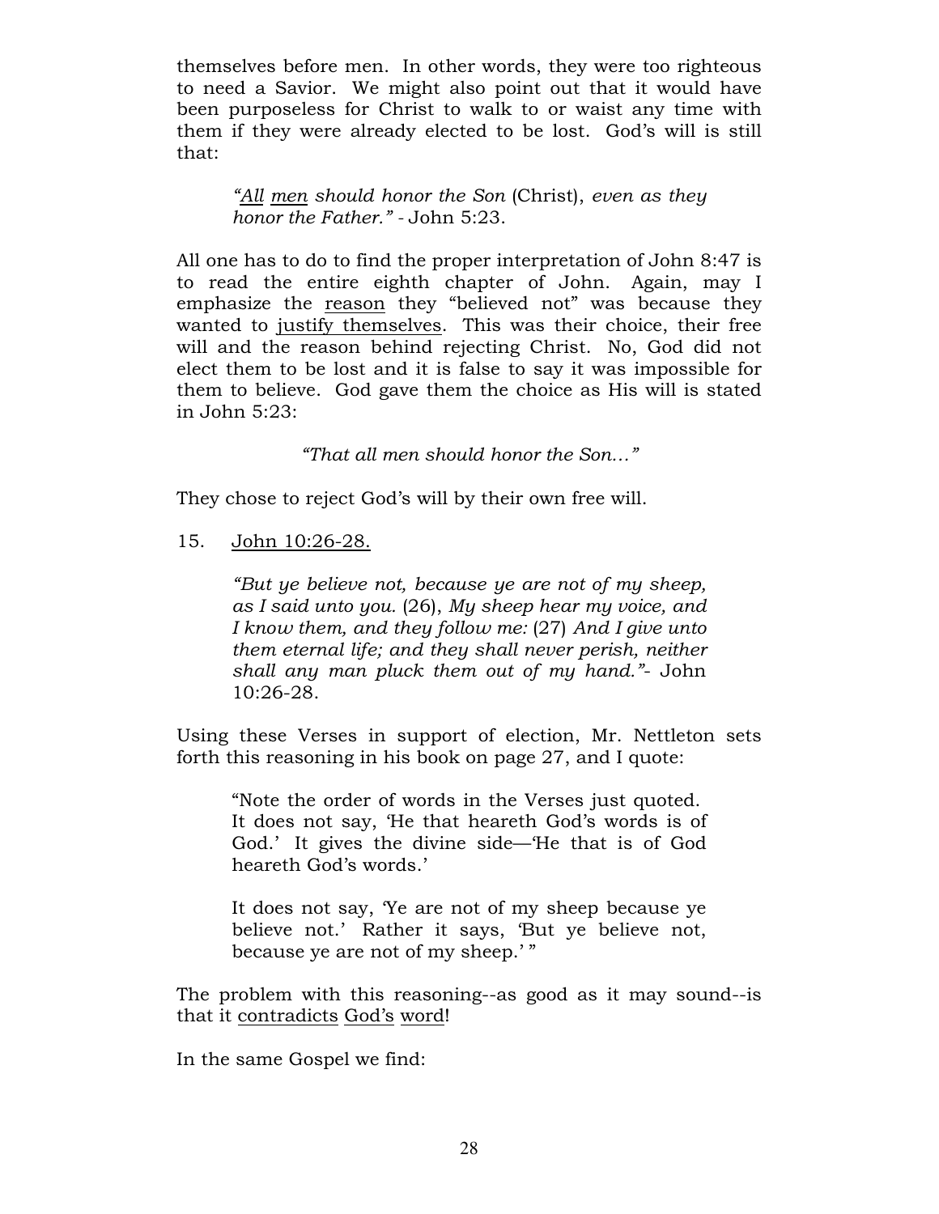themselves before men. In other words, they were too righteous to need a Savior. We might also point out that it would have been purposeless for Christ to walk to or waist any time with them if they were already elected to be lost. God's will is still that:

> *"All men should honor the Son* (Christ), *even as they honor the Father."* - John 5:23.

All one has to do to find the proper interpretation of John 8:47 is to read the entire eighth chapter of John. Again, may I emphasize the reason they "believed not" was because they wanted to justify themselves. This was their choice, their free will and the reason behind rejecting Christ. No, God did not elect them to be lost and it is false to say it was impossible for them to believe. God gave them the choice as His will is stated in John 5:23:

> *"That all men should honor the Son…"*

They chose to reject God's will by their own free will.

15. John 10:26-28.

> *"But ye believe not, because ye are not of my sheep, as I said unto you.* (26), *My sheep hear my voice, and I know them, and they follow me:* (27) *And I give unto them eternal life; and they shall never perish, neither shall any man pluck them out of my hand."*- John 10:26-28.

Using these Verses in support of election, Mr. Nettleton sets forth this reasoning in his book on page 27, and I quote:

> "Note the order of words in the Verses just quoted. It does not say, 'He that heareth God's words is of God.' It gives the divine side—'He that is of God heareth God's words.'
>
> It does not say, 'Ye are not of my sheep because ye believe not.' Rather it says, 'But ye believe not, because ye are not of my sheep.' "

The problem with this reasoning--as good as it may sound--is that it contradicts God's word!

In the same Gospel we find: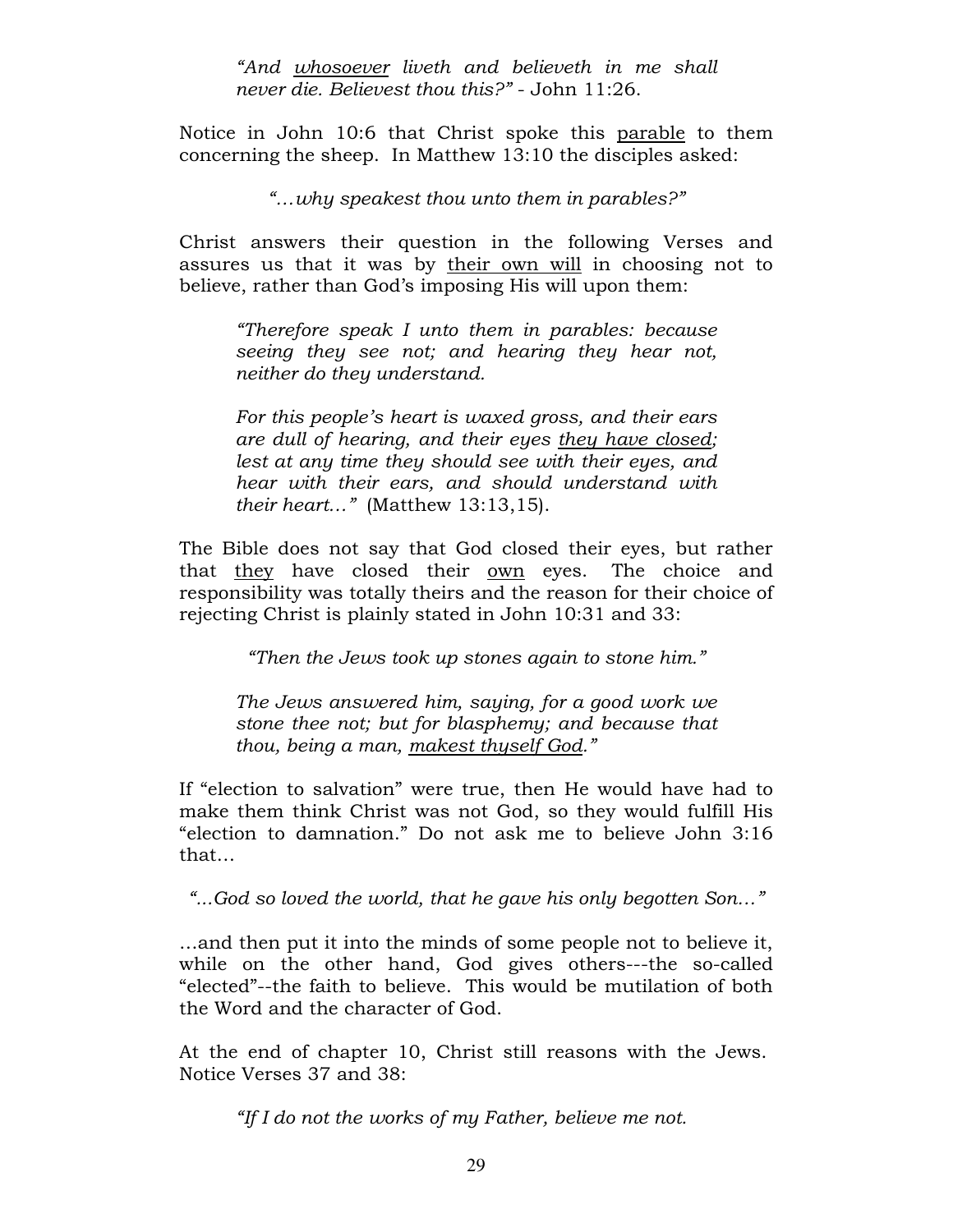> *"And <u>whosoever</u> liveth and believeth in me shall never die. Believest thou this?"* - John 11:26.

Notice in John 10:6 that Christ spoke this <u>parable</u> to them concerning the sheep. In Matthew 13:10 the disciples asked:

> *"…why speakest thou unto them in parables?"*

Christ answers their question in the following Verses and assures us that it was by <u>their own will</u> in choosing not to believe, rather than God's imposing His will upon them:

> *"Therefore speak I unto them in parables: because seeing they see not; and hearing they hear not, neither do they understand.*
>
> *For this people's heart is waxed gross, and their ears are dull of hearing, and their eyes <u>they have closed</u>; lest at any time they should see with their eyes, and hear with their ears, and should understand with their heart…"* (Matthew 13:13,15).

The Bible does not say that God closed their eyes, but rather that <u>they</u> have closed their <u>own</u> eyes. The choice and responsibility was totally theirs and the reason for their choice of rejecting Christ is plainly stated in John 10:31 and 33:

> *"Then the Jews took up stones again to stone him."*
>
> *The Jews answered him, saying, for a good work we stone thee not; but for blasphemy; and because that thou, being a man, <u>makest thyself God</u>."*

If "election to salvation" were true, then He would have had to make them think Christ was not God, so they would fulfill His "election to damnation." Do not ask me to believe John 3:16 that…

> *"...God so loved the world, that he gave his only begotten Son…"*

…and then put it into the minds of some people not to believe it, while on the other hand, God gives others---the so-called "elected"--the faith to believe. This would be mutilation of both the Word and the character of God.

At the end of chapter 10, Christ still reasons with the Jews. Notice Verses 37 and 38:

> *"If I do not the works of my Father, believe me not.*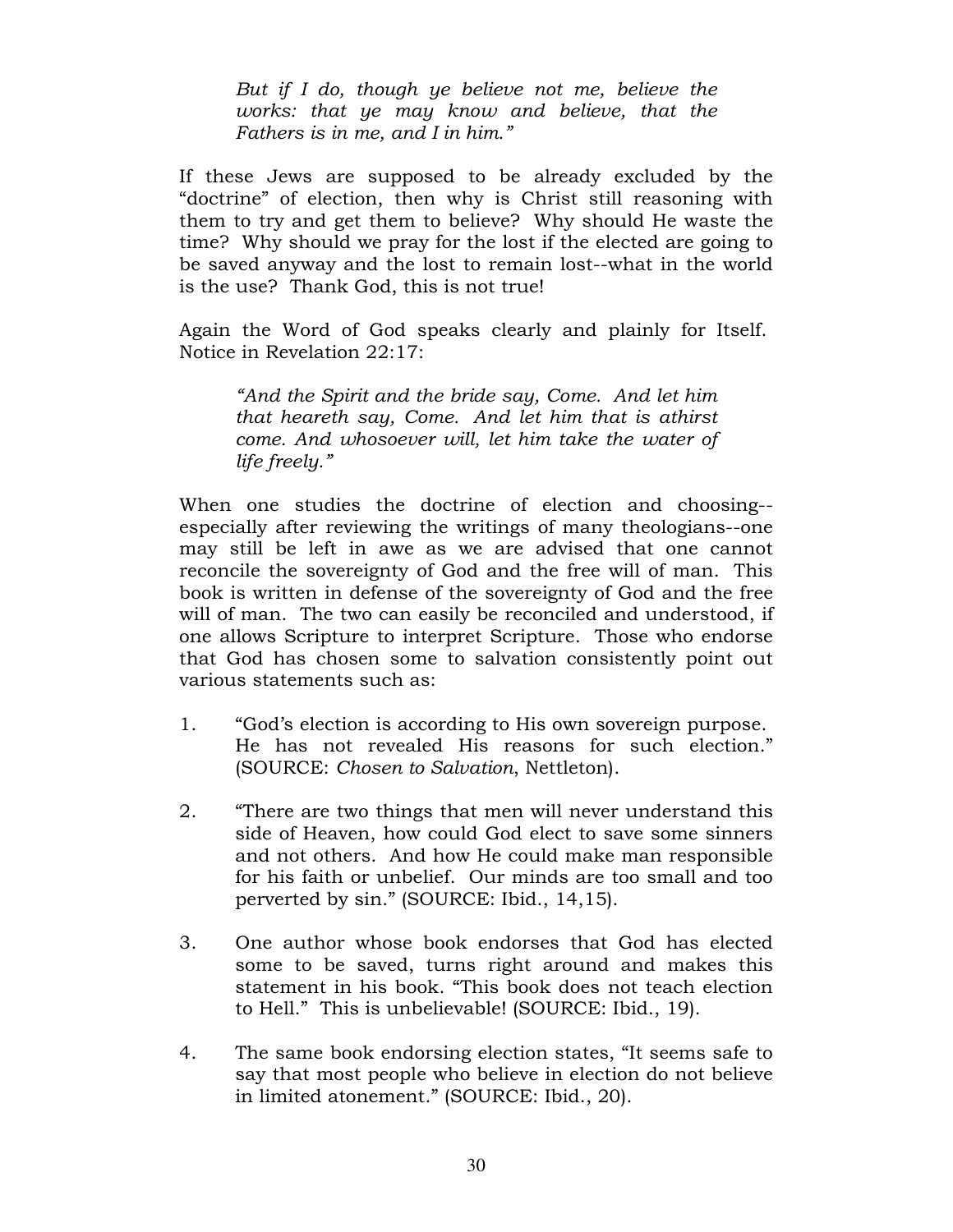> *But if I do, though ye believe not me, believe the works: that ye may know and believe, that the Fathers is in me, and I in him."*

If these Jews are supposed to be already excluded by the "doctrine" of election, then why is Christ still reasoning with them to try and get them to believe? Why should He waste the time? Why should we pray for the lost if the elected are going to be saved anyway and the lost to remain lost--what in the world is the use? Thank God, this is not true!

Again the Word of God speaks clearly and plainly for Itself. Notice in Revelation 22:17:

> *"And the Spirit and the bride say, Come. And let him that heareth say, Come. And let him that is athirst come. And whosoever will, let him take the water of life freely."*

When one studies the doctrine of election and choosing--especially after reviewing the writings of many theologians--one may still be left in awe as we are advised that one cannot reconcile the sovereignty of God and the free will of man. This book is written in defense of the sovereignty of God and the free will of man. The two can easily be reconciled and understood, if one allows Scripture to interpret Scripture. Those who endorse that God has chosen some to salvation consistently point out various statements such as:

1. "God's election is according to His own sovereign purpose. He has not revealed His reasons for such election." (SOURCE: *Chosen to Salvation*, Nettleton).

2. "There are two things that men will never understand this side of Heaven, how could God elect to save some sinners and not others. And how He could make man responsible for his faith or unbelief. Our minds are too small and too perverted by sin." (SOURCE: Ibid., 14,15).

3. One author whose book endorses that God has elected some to be saved, turns right around and makes this statement in his book. "This book does not teach election to Hell." This is unbelievable! (SOURCE: Ibid., 19).

4. The same book endorsing election states, "It seems safe to say that most people who believe in election do not believe in limited atonement." (SOURCE: Ibid., 20).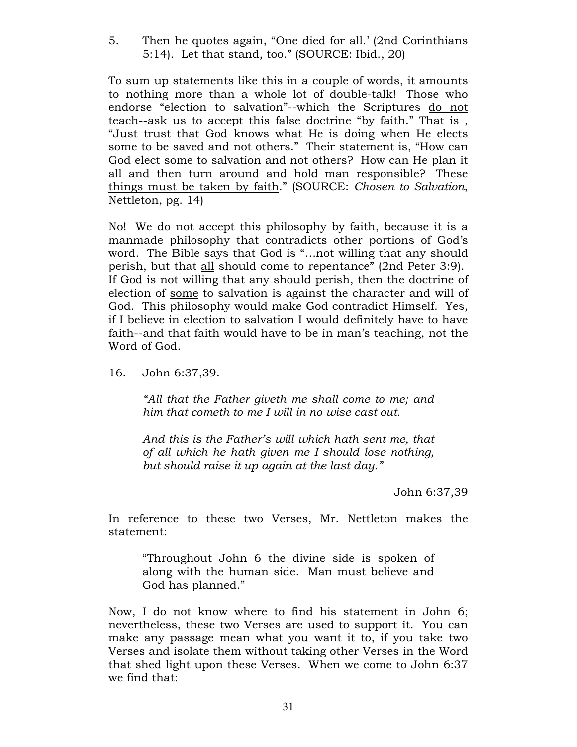5. Then he quotes again, "One died for all.' (2nd Corinthians 5:14). Let that stand, too." (SOURCE: Ibid., 20)

To sum up statements like this in a couple of words, it amounts to nothing more than a whole lot of double-talk! Those who endorse "election to salvation"--which the Scriptures <u>do not</u> teach--ask us to accept this false doctrine "by faith." That is , "Just trust that God knows what He is doing when He elects some to be saved and not others." Their statement is, "How can God elect some to salvation and not others? How can He plan it all and then turn around and hold man responsible? <u>These things must be taken by faith</u>." (SOURCE: *Chosen to Salvation*, Nettleton, pg. 14)

No! We do not accept this philosophy by faith, because it is a manmade philosophy that contradicts other portions of God's word. The Bible says that God is "…not willing that any should perish, but that <u>all</u> should come to repentance" (2nd Peter 3:9). If God is not willing that any should perish, then the doctrine of election of <u>some</u> to salvation is against the character and will of God. This philosophy would make God contradict Himself. Yes, if I believe in election to salvation I would definitely have to have faith--and that faith would have to be in man's teaching, not the Word of God.

16. <u>John 6:37,39.</u>

> *"All that the Father giveth me shall come to me; and him that cometh to me I will in no wise cast out.*
>
> *And this is the Father's will which hath sent me, that of all which he hath given me I should lose nothing, but should raise it up again at the last day."*
>
> John 6:37,39

In reference to these two Verses, Mr. Nettleton makes the statement:

> "Throughout John 6 the divine side is spoken of along with the human side. Man must believe and God has planned."

Now, I do not know where to find his statement in John 6; nevertheless, these two Verses are used to support it. You can make any passage mean what you want it to, if you take two Verses and isolate them without taking other Verses in the Word that shed light upon these Verses. When we come to John 6:37 we find that: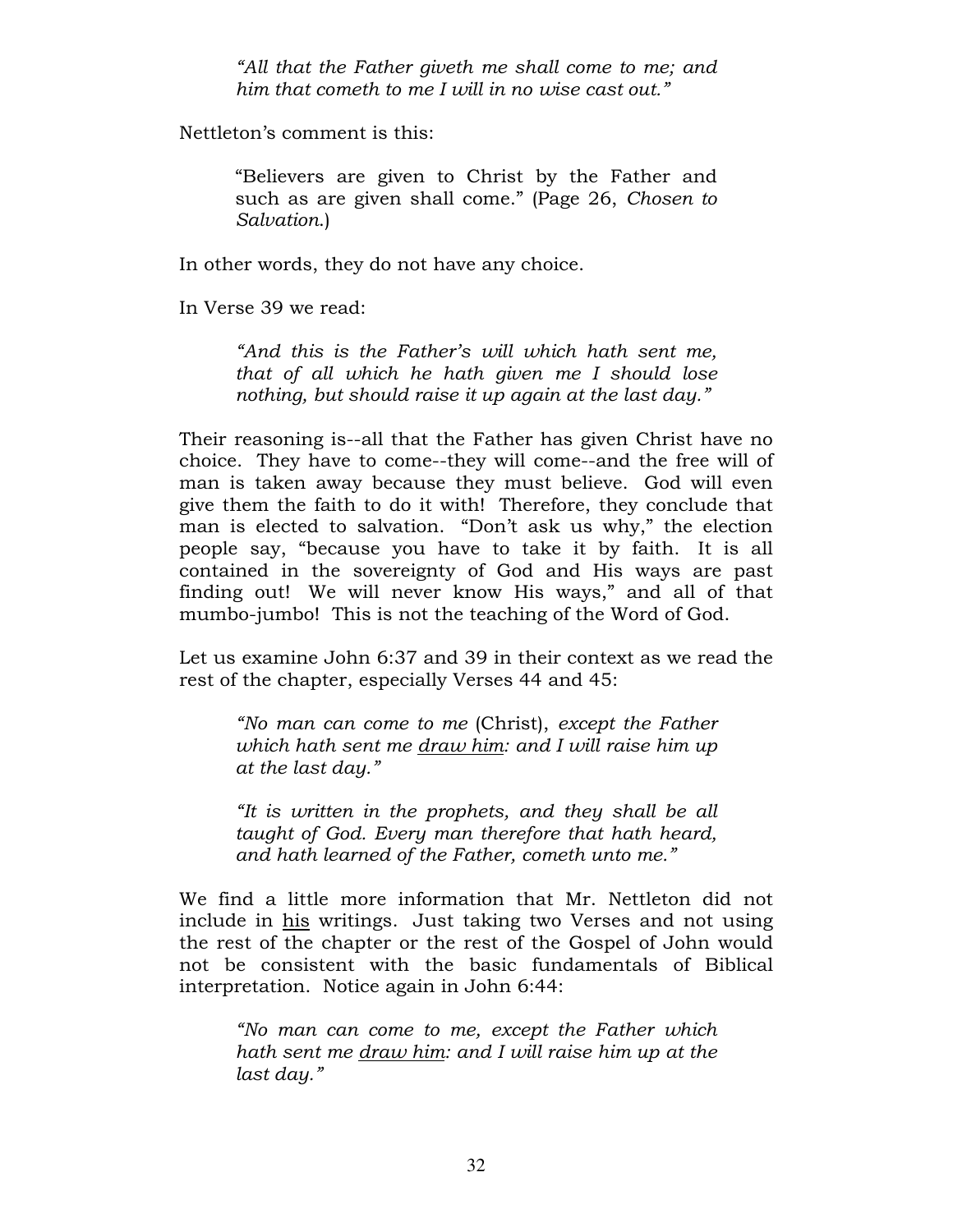> *"All that the Father giveth me shall come to me; and him that cometh to me I will in no wise cast out."*

Nettleton's comment is this:

> "Believers are given to Christ by the Father and such as are given shall come." (Page 26, *Chosen to Salvation*.)

In other words, they do not have any choice.

In Verse 39 we read:

> *"And this is the Father's will which hath sent me, that of all which he hath given me I should lose nothing, but should raise it up again at the last day."*

Their reasoning is--all that the Father has given Christ have no choice. They have to come--they will come--and the free will of man is taken away because they must believe. God will even give them the faith to do it with! Therefore, they conclude that man is elected to salvation. "Don't ask us why," the election people say, "because you have to take it by faith. It is all contained in the sovereignty of God and His ways are past finding out! We will never know His ways," and all of that mumbo-jumbo! This is not the teaching of the Word of God.

Let us examine John 6:37 and 39 in their context as we read the rest of the chapter, especially Verses 44 and 45:

> *"No man can come to me* (Christ), *except the Father which hath sent me <u>draw him</u>: and I will raise him up at the last day."*
>
> *"It is written in the prophets, and they shall be all taught of God. Every man therefore that hath heard, and hath learned of the Father, cometh unto me."*

We find a little more information that Mr. Nettleton did not include in <u>his</u> writings. Just taking two Verses and not using the rest of the chapter or the rest of the Gospel of John would not be consistent with the basic fundamentals of Biblical interpretation. Notice again in John 6:44:

> *"No man can come to me, except the Father which hath sent me <u>draw him</u>: and I will raise him up at the last day."*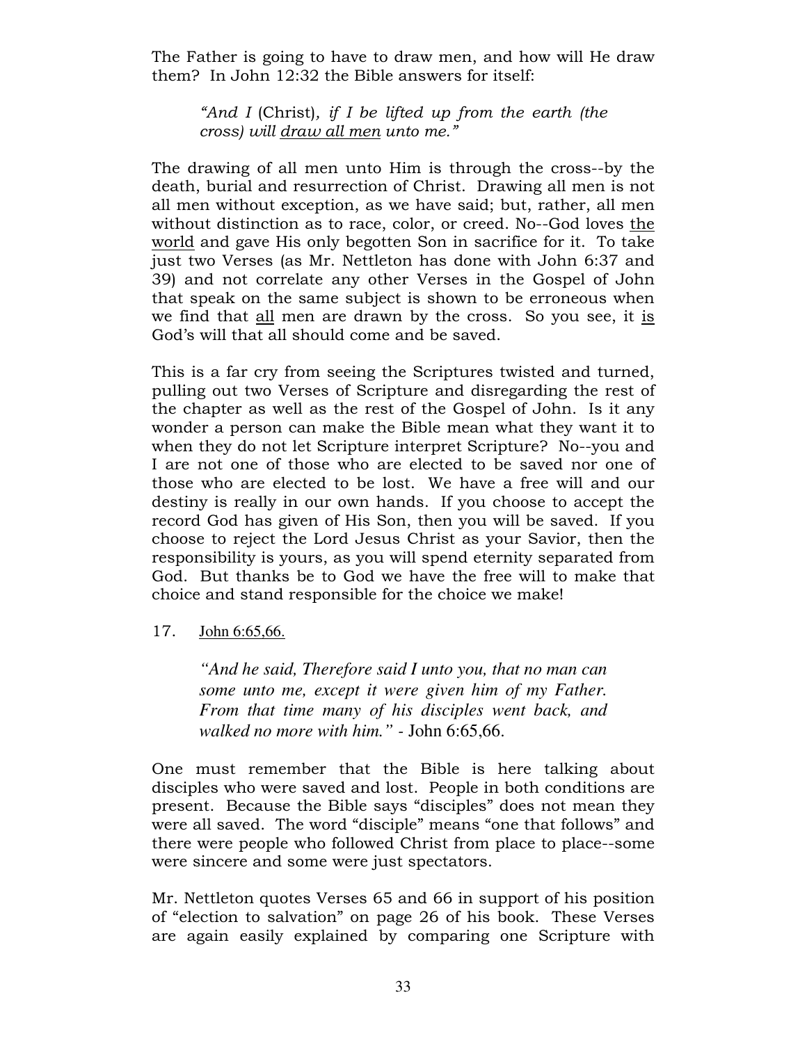The Father is going to have to draw men, and how will He draw them? In John 12:32 the Bible answers for itself:

> *"And I* (Christ)*, if I be lifted up from the earth (the cross) will draw all men unto me."*

The drawing of all men unto Him is through the cross--by the death, burial and resurrection of Christ. Drawing all men is not all men without exception, as we have said; but, rather, all men without distinction as to race, color, or creed. No--God loves the world and gave His only begotten Son in sacrifice for it. To take just two Verses (as Mr. Nettleton has done with John 6:37 and 39) and not correlate any other Verses in the Gospel of John that speak on the same subject is shown to be erroneous when we find that all men are drawn by the cross. So you see, it is God's will that all should come and be saved.

This is a far cry from seeing the Scriptures twisted and turned, pulling out two Verses of Scripture and disregarding the rest of the chapter as well as the rest of the Gospel of John. Is it any wonder a person can make the Bible mean what they want it to when they do not let Scripture interpret Scripture? No--you and I are not one of those who are elected to be saved nor one of those who are elected to be lost. We have a free will and our destiny is really in our own hands. If you choose to accept the record God has given of His Son, then you will be saved. If you choose to reject the Lord Jesus Christ as your Savior, then the responsibility is yours, as you will spend eternity separated from God. But thanks be to God we have the free will to make that choice and stand responsible for the choice we make!

17. John 6:65,66.

> *"And he said, Therefore said I unto you, that no man can some unto me, except it were given him of my Father. From that time many of his disciples went back, and walked no more with him."* - John 6:65,66.

One must remember that the Bible is here talking about disciples who were saved and lost. People in both conditions are present. Because the Bible says "disciples" does not mean they were all saved. The word "disciple" means "one that follows" and there were people who followed Christ from place to place--some were sincere and some were just spectators.

Mr. Nettleton quotes Verses 65 and 66 in support of his position of "election to salvation" on page 26 of his book. These Verses are again easily explained by comparing one Scripture with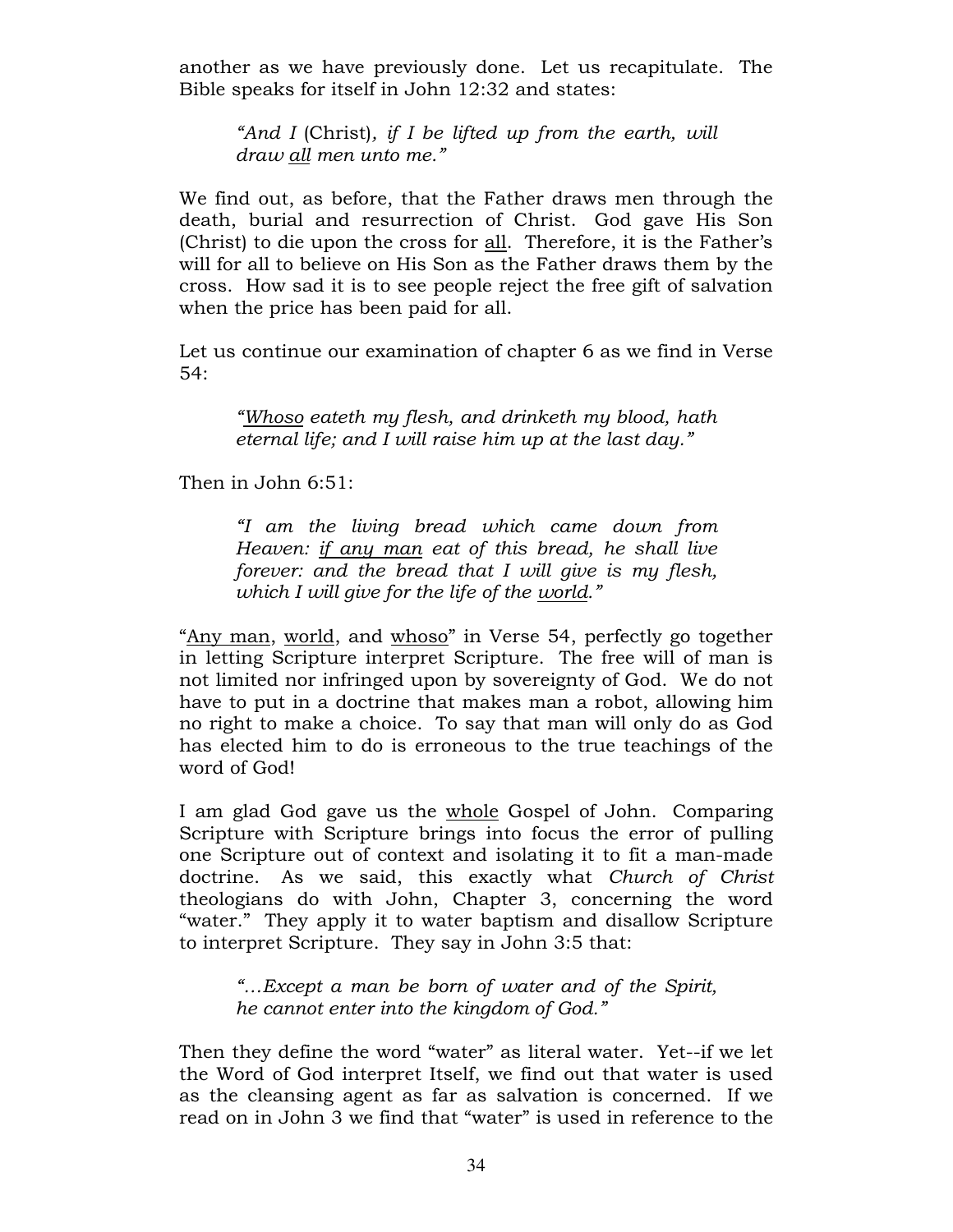another as we have previously done. Let us recapitulate. The Bible speaks for itself in John 12:32 and states:

> *"And I* (Christ)*, if I be lifted up from the earth, will draw all men unto me."*

We find out, as before, that the Father draws men through the death, burial and resurrection of Christ. God gave His Son (Christ) to die upon the cross for all. Therefore, it is the Father's will for all to believe on His Son as the Father draws them by the cross. How sad it is to see people reject the free gift of salvation when the price has been paid for all.

Let us continue our examination of chapter 6 as we find in Verse 54:

> *"Whoso eateth my flesh, and drinketh my blood, hath eternal life; and I will raise him up at the last day."*

Then in John 6:51:

> *"I am the living bread which came down from Heaven: if any man eat of this bread, he shall live forever: and the bread that I will give is my flesh, which I will give for the life of the world."*

"Any man, world, and whoso" in Verse 54, perfectly go together in letting Scripture interpret Scripture. The free will of man is not limited nor infringed upon by sovereignty of God. We do not have to put in a doctrine that makes man a robot, allowing him no right to make a choice. To say that man will only do as God has elected him to do is erroneous to the true teachings of the word of God!

I am glad God gave us the whole Gospel of John. Comparing Scripture with Scripture brings into focus the error of pulling one Scripture out of context and isolating it to fit a man-made doctrine. As we said, this exactly what *Church of Christ* theologians do with John, Chapter 3, concerning the word "water." They apply it to water baptism and disallow Scripture to interpret Scripture. They say in John 3:5 that:

> *"…Except a man be born of water and of the Spirit, he cannot enter into the kingdom of God."*

Then they define the word "water" as literal water. Yet--if we let the Word of God interpret Itself, we find out that water is used as the cleansing agent as far as salvation is concerned. If we read on in John 3 we find that "water" is used in reference to the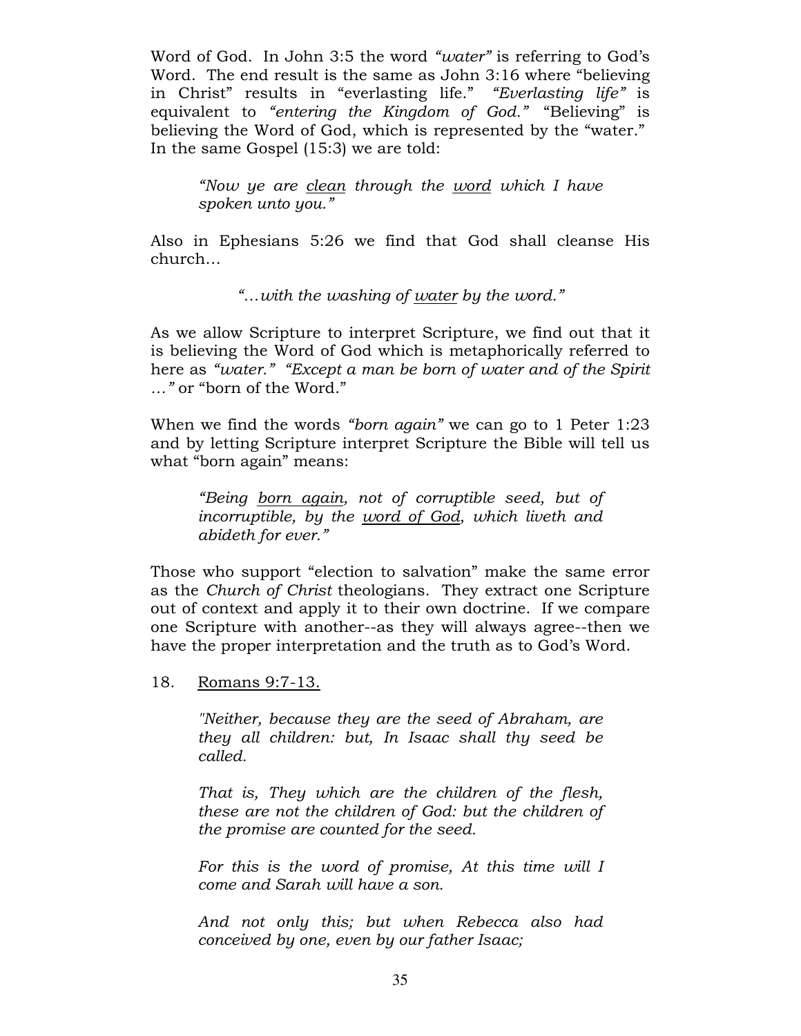Word of God. In John 3:5 the word *"water"* is referring to God's Word. The end result is the same as John 3:16 where "believing in Christ" results in "everlasting life." *"Everlasting life"* is equivalent to *"entering the Kingdom of God."* "Believing" is believing the Word of God, which is represented by the "water." In the same Gospel (15:3) we are told:

> *"Now ye are <u>clean</u> through the <u>word</u> which I have spoken unto you."*

Also in Ephesians 5:26 we find that God shall cleanse His church…

> *"…with the washing of <u>water</u> by the word."*

As we allow Scripture to interpret Scripture, we find out that it is believing the Word of God which is metaphorically referred to here as *"water."* *"Except a man be born of water and of the Spirit …"* or "born of the Word."

When we find the words *"born again"* we can go to 1 Peter 1:23 and by letting Scripture interpret Scripture the Bible will tell us what "born again" means:

> *"Being <u>born again</u>, not of corruptible seed, but of incorruptible, by the <u>word of God</u>, which liveth and abideth for ever."*

Those who support "election to salvation" make the same error as the *Church of Christ* theologians. They extract one Scripture out of context and apply it to their own doctrine. If we compare one Scripture with another--as they will always agree--then we have the proper interpretation and the truth as to God's Word.

18. <u>Romans 9:7-13.</u>

> *"Neither, because they are the seed of Abraham, are they all children: but, In Isaac shall thy seed be called.*
>
> *That is, They which are the children of the flesh, these are not the children of God: but the children of the promise are counted for the seed.*
>
> *For this is the word of promise, At this time will I come and Sarah will have a son.*
>
> *And not only this; but when Rebecca also had conceived by one, even by our father Isaac;*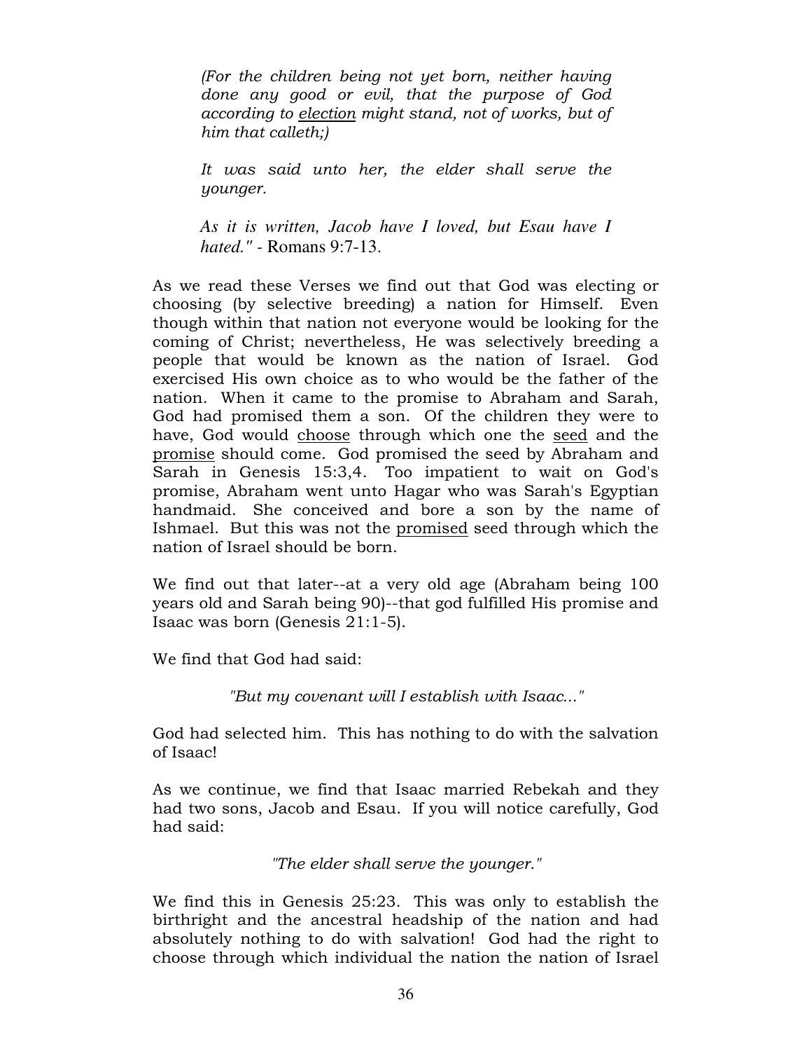> *(For the children being not yet born, neither having done any good or evil, that the purpose of God according to election might stand, not of works, but of him that calleth;)*
>
> *It was said unto her, the elder shall serve the younger.*
>
> *As it is written, Jacob have I loved, but Esau have I hated."* - Romans 9:7-13.

As we read these Verses we find out that God was electing or choosing (by selective breeding) a nation for Himself. Even though within that nation not everyone would be looking for the coming of Christ; nevertheless, He was selectively breeding a people that would be known as the nation of Israel. God exercised His own choice as to who would be the father of the nation. When it came to the promise to Abraham and Sarah, God had promised them a son. Of the children they were to have, God would choose through which one the seed and the promise should come. God promised the seed by Abraham and Sarah in Genesis 15:3,4. Too impatient to wait on God's promise, Abraham went unto Hagar who was Sarah's Egyptian handmaid. She conceived and bore a son by the name of Ishmael. But this was not the promised seed through which the nation of Israel should be born.

We find out that later--at a very old age (Abraham being 100 years old and Sarah being 90)--that god fulfilled His promise and Isaac was born (Genesis 21:1-5).

We find that God had said:

*"But my covenant will I establish with Isaac..."*

God had selected him. This has nothing to do with the salvation of Isaac!

As we continue, we find that Isaac married Rebekah and they had two sons, Jacob and Esau. If you will notice carefully, God had said:

*"The elder shall serve the younger."*

We find this in Genesis 25:23. This was only to establish the birthright and the ancestral headship of the nation and had absolutely nothing to do with salvation! God had the right to choose through which individual the nation the nation of Israel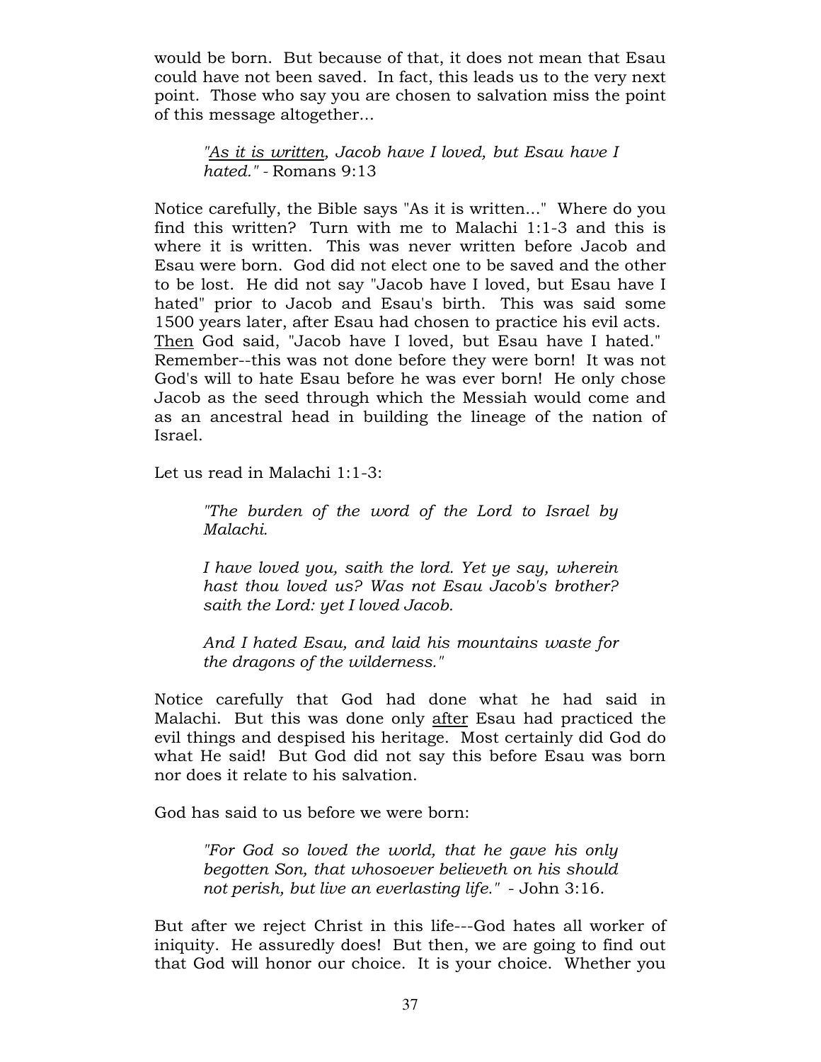would be born. But because of that, it does not mean that Esau could have not been saved. In fact, this leads us to the very next point. Those who say you are chosen to salvation miss the point of this message altogether...

> *"<u>As it is written</u>, Jacob have I loved, but Esau have I hated."* - Romans 9:13

Notice carefully, the Bible says "As it is written..." Where do you find this written? Turn with me to Malachi 1:1-3 and this is where it is written. This was never written before Jacob and Esau were born. God did not elect one to be saved and the other to be lost. He did not say "Jacob have I loved, but Esau have I hated" prior to Jacob and Esau's birth. This was said some 1500 years later, after Esau had chosen to practice his evil acts. <u>Then</u> God said, "Jacob have I loved, but Esau have I hated." Remember--this was not done before they were born! It was not God's will to hate Esau before he was ever born! He only chose Jacob as the seed through which the Messiah would come and as an ancestral head in building the lineage of the nation of Israel.

Let us read in Malachi 1:1-3:

> *"The burden of the word of the Lord to Israel by Malachi.*
>
> *I have loved you, saith the lord. Yet ye say, wherein hast thou loved us? Was not Esau Jacob's brother? saith the Lord: yet I loved Jacob.*
>
> *And I hated Esau, and laid his mountains waste for the dragons of the wilderness."*

Notice carefully that God had done what he had said in Malachi. But this was done only <u>after</u> Esau had practiced the evil things and despised his heritage. Most certainly did God do what He said! But God did not say this before Esau was born nor does it relate to his salvation.

God has said to us before we were born:

> *"For God so loved the world, that he gave his only begotten Son, that whosoever believeth on his should not perish, but live an everlasting life."* - John 3:16.

But after we reject Christ in this life---God hates all worker of iniquity. He assuredly does! But then, we are going to find out that God will honor our choice. It is your choice. Whether you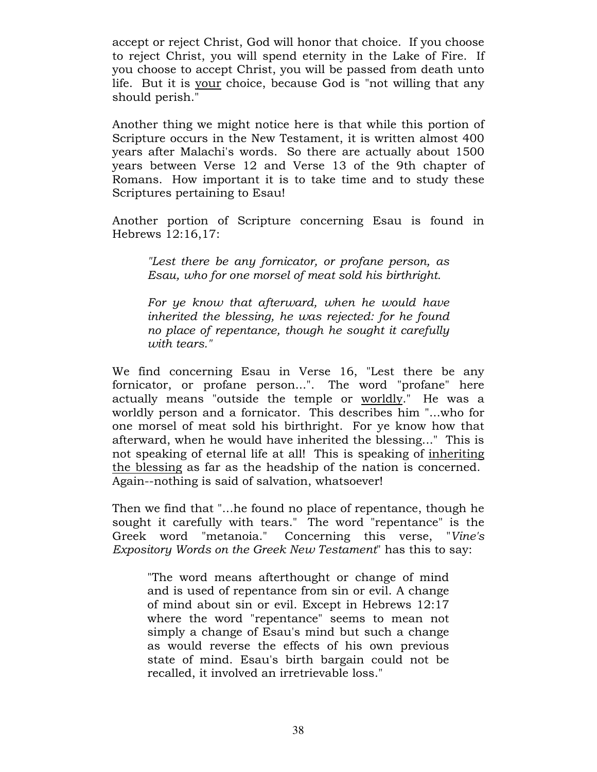accept or reject Christ, God will honor that choice. If you choose to reject Christ, you will spend eternity in the Lake of Fire. If you choose to accept Christ, you will be passed from death unto life. But it is <u>your</u> choice, because God is "not willing that any should perish."

Another thing we might notice here is that while this portion of Scripture occurs in the New Testament, it is written almost 400 years after Malachi's words. So there are actually about 1500 years between Verse 12 and Verse 13 of the 9th chapter of Romans. How important it is to take time and to study these Scriptures pertaining to Esau!

Another portion of Scripture concerning Esau is found in Hebrews 12:16,17:

> *"Lest there be any fornicator, or profane person, as Esau, who for one morsel of meat sold his birthright.*
>
> *For ye know that afterward, when he would have inherited the blessing, he was rejected: for he found no place of repentance, though he sought it carefully with tears."*

We find concerning Esau in Verse 16, "Lest there be any fornicator, or profane person...". The word "profane" here actually means "outside the temple or <u>worldly</u>." He was a worldly person and a fornicator. This describes him "...who for one morsel of meat sold his birthright. For ye know how that afterward, when he would have inherited the blessing..." This is not speaking of eternal life at all! This is speaking of <u>inheriting the blessing</u> as far as the headship of the nation is concerned. Again--nothing is said of salvation, whatsoever!

Then we find that "...he found no place of repentance, though he sought it carefully with tears." The word "repentance" is the Greek word "metanoia." Concerning this verse, "*Vine's Expository Words on the Greek New Testament*" has this to say:

> "The word means afterthought or change of mind and is used of repentance from sin or evil. A change of mind about sin or evil. Except in Hebrews 12:17 where the word "repentance" seems to mean not simply a change of Esau's mind but such a change as would reverse the effects of his own previous state of mind. Esau's birth bargain could not be recalled, it involved an irretrievable loss."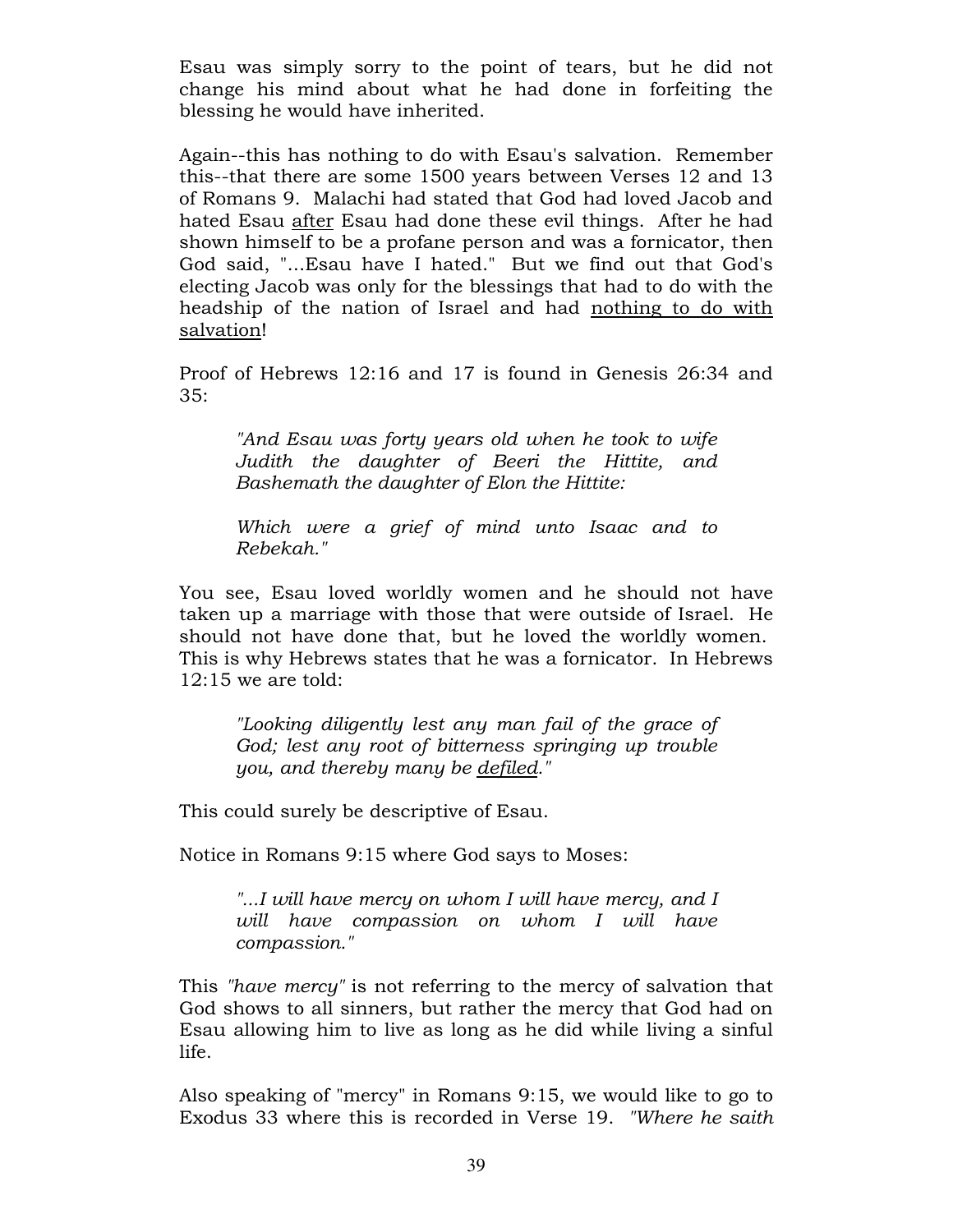Esau was simply sorry to the point of tears, but he did not change his mind about what he had done in forfeiting the blessing he would have inherited.

Again--this has nothing to do with Esau's salvation. Remember this--that there are some 1500 years between Verses 12 and 13 of Romans 9. Malachi had stated that God had loved Jacob and hated Esau <u>after</u> Esau had done these evil things. After he had shown himself to be a profane person and was a fornicator, then God said, "...Esau have I hated." But we find out that God's electing Jacob was only for the blessings that had to do with the headship of the nation of Israel and had <u>nothing to do with salvation</u>!

Proof of Hebrews 12:16 and 17 is found in Genesis 26:34 and 35:

> *"And Esau was forty years old when he took to wife Judith the daughter of Beeri the Hittite, and Bashemath the daughter of Elon the Hittite:*
>
> *Which were a grief of mind unto Isaac and to Rebekah."*

You see, Esau loved worldly women and he should not have taken up a marriage with those that were outside of Israel. He should not have done that, but he loved the worldly women. This is why Hebrews states that he was a fornicator. In Hebrews 12:15 we are told:

> *"Looking diligently lest any man fail of the grace of God; lest any root of bitterness springing up trouble you, and thereby many be <u>defiled</u>."*

This could surely be descriptive of Esau.

Notice in Romans 9:15 where God says to Moses:

> *"...I will have mercy on whom I will have mercy, and I will have compassion on whom I will have compassion."*

This *"have mercy"* is not referring to the mercy of salvation that God shows to all sinners, but rather the mercy that God had on Esau allowing him to live as long as he did while living a sinful life.

Also speaking of "mercy" in Romans 9:15, we would like to go to Exodus 33 where this is recorded in Verse 19. *"Where he saith*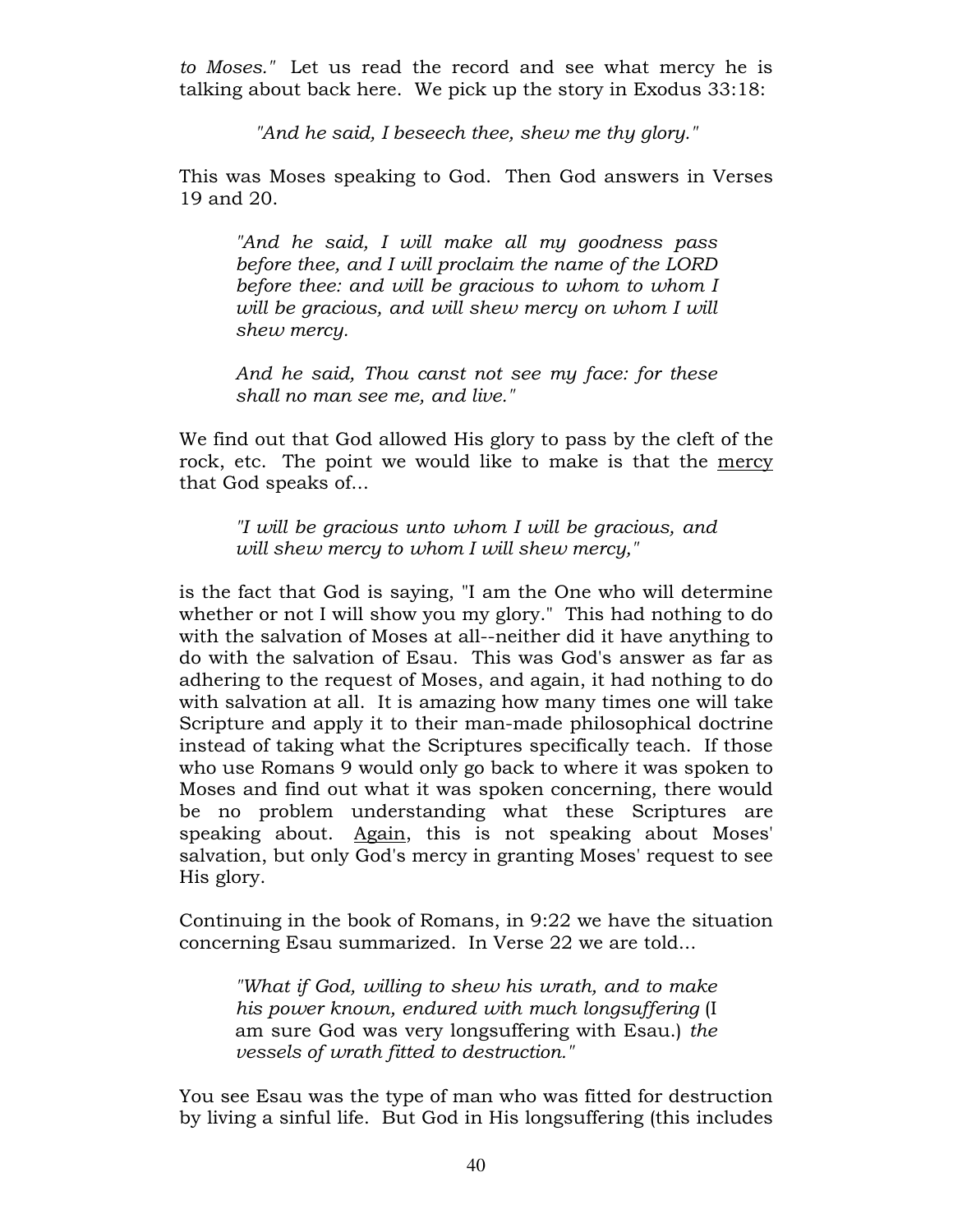*to Moses."* Let us read the record and see what mercy he is talking about back here. We pick up the story in Exodus 33:18:

> *"And he said, I beseech thee, shew me thy glory."*

This was Moses speaking to God. Then God answers in Verses 19 and 20.

> *"And he said, I will make all my goodness pass before thee, and I will proclaim the name of the LORD before thee: and will be gracious to whom to whom I will be gracious, and will shew mercy on whom I will shew mercy.*
>
> *And he said, Thou canst not see my face: for these shall no man see me, and live."*

We find out that God allowed His glory to pass by the cleft of the rock, etc. The point we would like to make is that the <u>mercy</u> that God speaks of...

> *"I will be gracious unto whom I will be gracious, and will shew mercy to whom I will shew mercy,"*

is the fact that God is saying, "I am the One who will determine whether or not I will show you my glory." This had nothing to do with the salvation of Moses at all--neither did it have anything to do with the salvation of Esau. This was God's answer as far as adhering to the request of Moses, and again, it had nothing to do with salvation at all. It is amazing how many times one will take Scripture and apply it to their man-made philosophical doctrine instead of taking what the Scriptures specifically teach. If those who use Romans 9 would only go back to where it was spoken to Moses and find out what it was spoken concerning, there would be no problem understanding what these Scriptures are speaking about. <u>Again</u>, this is not speaking about Moses' salvation, but only God's mercy in granting Moses' request to see His glory.

Continuing in the book of Romans, in 9:22 we have the situation concerning Esau summarized. In Verse 22 we are told...

> *"What if God, willing to shew his wrath, and to make his power known, endured with much longsuffering* (I am sure God was very longsuffering with Esau.) *the vessels of wrath fitted to destruction."*

You see Esau was the type of man who was fitted for destruction by living a sinful life. But God in His longsuffering (this includes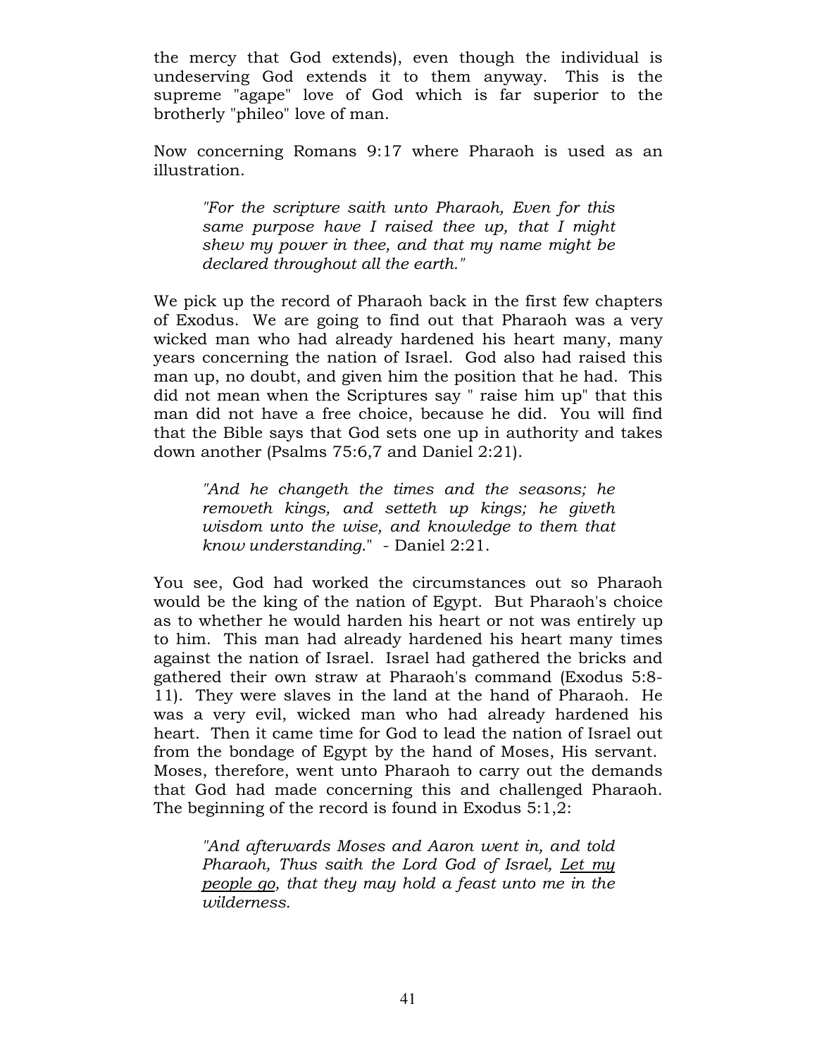the mercy that God extends), even though the individual is undeserving God extends it to them anyway. This is the supreme "agape" love of God which is far superior to the brotherly "phileo" love of man.

Now concerning Romans 9:17 where Pharaoh is used as an illustration.

> *"For the scripture saith unto Pharaoh, Even for this same purpose have I raised thee up, that I might shew my power in thee, and that my name might be declared throughout all the earth."*

We pick up the record of Pharaoh back in the first few chapters of Exodus. We are going to find out that Pharaoh was a very wicked man who had already hardened his heart many, many years concerning the nation of Israel. God also had raised this man up, no doubt, and given him the position that he had. This did not mean when the Scriptures say " raise him up" that this man did not have a free choice, because he did. You will find that the Bible says that God sets one up in authority and takes down another (Psalms 75:6,7 and Daniel 2:21).

> *"And he changeth the times and the seasons; he removeth kings, and setteth up kings; he giveth wisdom unto the wise, and knowledge to them that know understanding."* - Daniel 2:21.

You see, God had worked the circumstances out so Pharaoh would be the king of the nation of Egypt. But Pharaoh's choice as to whether he would harden his heart or not was entirely up to him. This man had already hardened his heart many times against the nation of Israel. Israel had gathered the bricks and gathered their own straw at Pharaoh's command (Exodus 5:8-11). They were slaves in the land at the hand of Pharaoh. He was a very evil, wicked man who had already hardened his heart. Then it came time for God to lead the nation of Israel out from the bondage of Egypt by the hand of Moses, His servant. Moses, therefore, went unto Pharaoh to carry out the demands that God had made concerning this and challenged Pharaoh. The beginning of the record is found in Exodus 5:1,2:

> *"And afterwards Moses and Aaron went in, and told Pharaoh, Thus saith the Lord God of Israel, <u>Let my people go</u>, that they may hold a feast unto me in the wilderness.*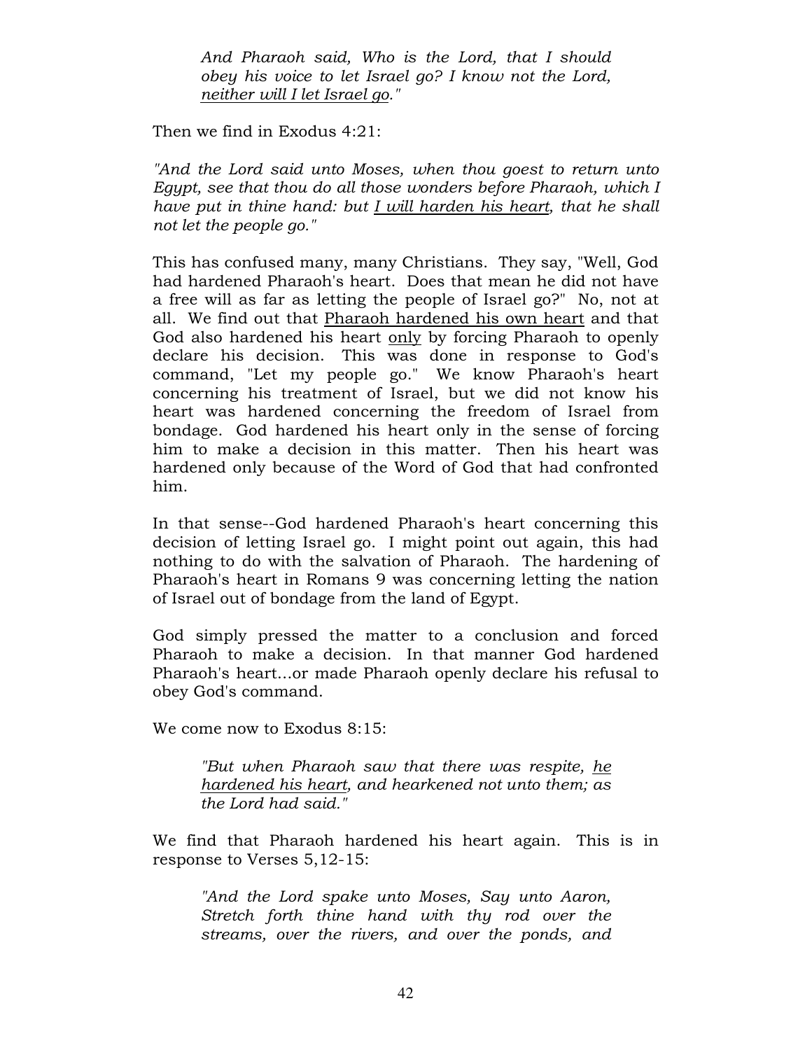> *And Pharaoh said, Who is the Lord, that I should obey his voice to let Israel go? I know not the Lord, <u>neither will I let Israel go</u>."*

Then we find in Exodus 4:21:

*"And the Lord said unto Moses, when thou goest to return unto Egypt, see that thou do all those wonders before Pharaoh, which I have put in thine hand: but <u>I will harden his heart</u>, that he shall not let the people go."*

This has confused many, many Christians. They say, "Well, God had hardened Pharaoh's heart. Does that mean he did not have a free will as far as letting the people of Israel go?" No, not at all. We find out that <u>Pharaoh hardened his own heart</u> and that God also hardened his heart <u>only</u> by forcing Pharaoh to openly declare his decision. This was done in response to God's command, "Let my people go." We know Pharaoh's heart concerning his treatment of Israel, but we did not know his heart was hardened concerning the freedom of Israel from bondage. God hardened his heart only in the sense of forcing him to make a decision in this matter. Then his heart was hardened only because of the Word of God that had confronted him.

In that sense--God hardened Pharaoh's heart concerning this decision of letting Israel go. I might point out again, this had nothing to do with the salvation of Pharaoh. The hardening of Pharaoh's heart in Romans 9 was concerning letting the nation of Israel out of bondage from the land of Egypt.

God simply pressed the matter to a conclusion and forced Pharaoh to make a decision. In that manner God hardened Pharaoh's heart...or made Pharaoh openly declare his refusal to obey God's command.

We come now to Exodus 8:15:

> *"But when Pharaoh saw that there was respite, <u>he hardened his heart</u>, and hearkened not unto them; as the Lord had said."*

We find that Pharaoh hardened his heart again. This is in response to Verses 5,12-15:

> *"And the Lord spake unto Moses, Say unto Aaron, Stretch forth thine hand with thy rod over the streams, over the rivers, and over the ponds, and*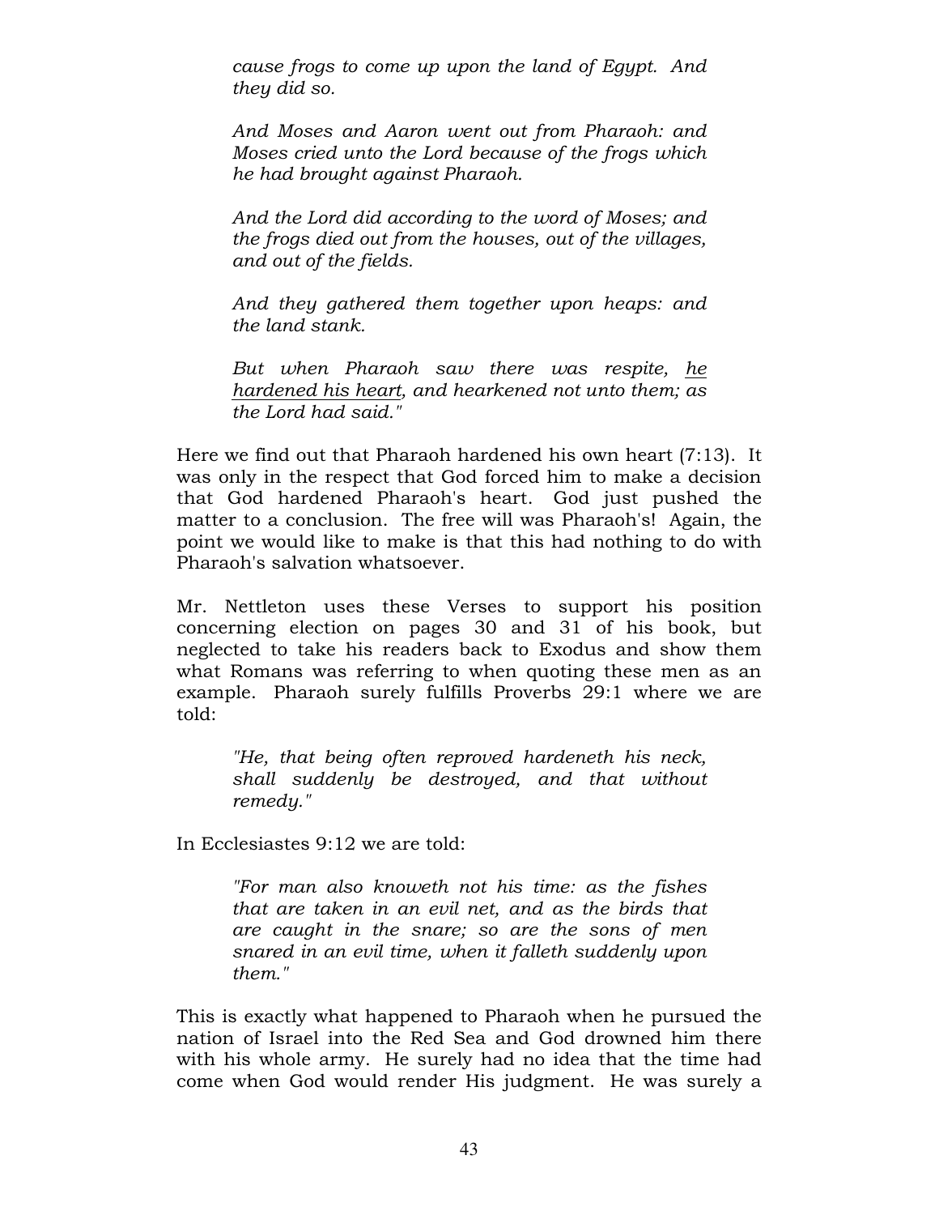> *cause frogs to come up upon the land of Egypt. And they did so.*
>
> *And Moses and Aaron went out from Pharaoh: and Moses cried unto the Lord because of the frogs which he had brought against Pharaoh.*
>
> *And the Lord did according to the word of Moses; and the frogs died out from the houses, out of the villages, and out of the fields.*
>
> *And they gathered them together upon heaps: and the land stank.*
>
> *But when Pharaoh saw there was respite, <u>he hardened his heart</u>, and hearkened not unto them; as the Lord had said."*

Here we find out that Pharaoh hardened his own heart (7:13). It was only in the respect that God forced him to make a decision that God hardened Pharaoh's heart. God just pushed the matter to a conclusion. The free will was Pharaoh's! Again, the point we would like to make is that this had nothing to do with Pharaoh's salvation whatsoever.

Mr. Nettleton uses these Verses to support his position concerning election on pages 30 and 31 of his book, but neglected to take his readers back to Exodus and show them what Romans was referring to when quoting these men as an example. Pharaoh surely fulfills Proverbs 29:1 where we are told:

> *"He, that being often reproved hardeneth his neck, shall suddenly be destroyed, and that without remedy."*

In Ecclesiastes 9:12 we are told:

> *"For man also knoweth not his time: as the fishes that are taken in an evil net, and as the birds that are caught in the snare; so are the sons of men snared in an evil time, when it falleth suddenly upon them."*

This is exactly what happened to Pharaoh when he pursued the nation of Israel into the Red Sea and God drowned him there with his whole army. He surely had no idea that the time had come when God would render His judgment. He was surely a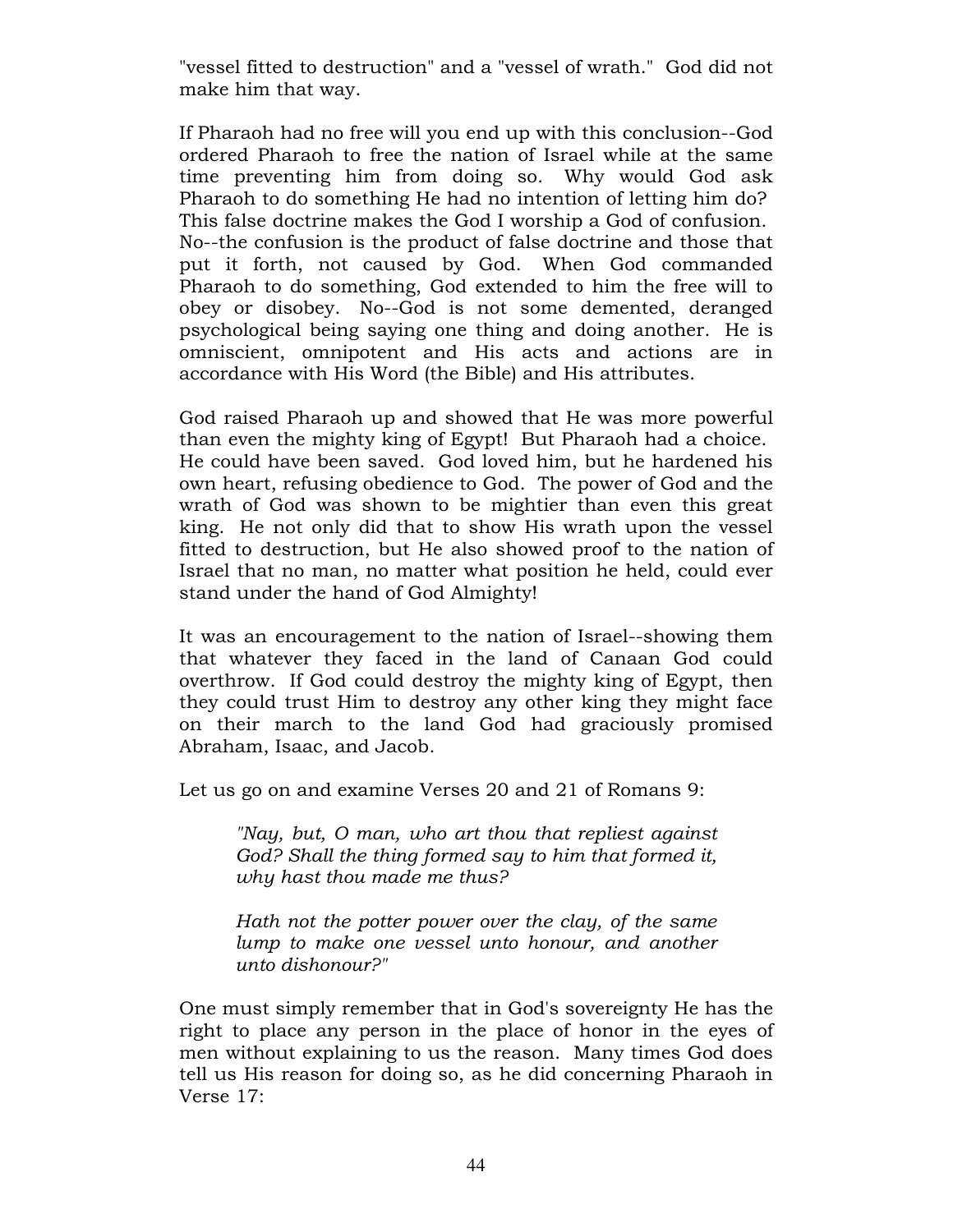"vessel fitted to destruction" and a "vessel of wrath." God did not make him that way.

If Pharaoh had no free will you end up with this conclusion--God ordered Pharaoh to free the nation of Israel while at the same time preventing him from doing so. Why would God ask Pharaoh to do something He had no intention of letting him do? This false doctrine makes the God I worship a God of confusion. No--the confusion is the product of false doctrine and those that put it forth, not caused by God. When God commanded Pharaoh to do something, God extended to him the free will to obey or disobey. No--God is not some demented, deranged psychological being saying one thing and doing another. He is omniscient, omnipotent and His acts and actions are in accordance with His Word (the Bible) and His attributes.

God raised Pharaoh up and showed that He was more powerful than even the mighty king of Egypt! But Pharaoh had a choice. He could have been saved. God loved him, but he hardened his own heart, refusing obedience to God. The power of God and the wrath of God was shown to be mightier than even this great king. He not only did that to show His wrath upon the vessel fitted to destruction, but He also showed proof to the nation of Israel that no man, no matter what position he held, could ever stand under the hand of God Almighty!

It was an encouragement to the nation of Israel--showing them that whatever they faced in the land of Canaan God could overthrow. If God could destroy the mighty king of Egypt, then they could trust Him to destroy any other king they might face on their march to the land God had graciously promised Abraham, Isaac, and Jacob.

Let us go on and examine Verses 20 and 21 of Romans 9:

> *"Nay, but, O man, who art thou that repliest against God? Shall the thing formed say to him that formed it, why hast thou made me thus?*
>
> *Hath not the potter power over the clay, of the same lump to make one vessel unto honour, and another unto dishonour?"*

One must simply remember that in God's sovereignty He has the right to place any person in the place of honor in the eyes of men without explaining to us the reason. Many times God does tell us His reason for doing so, as he did concerning Pharaoh in Verse 17: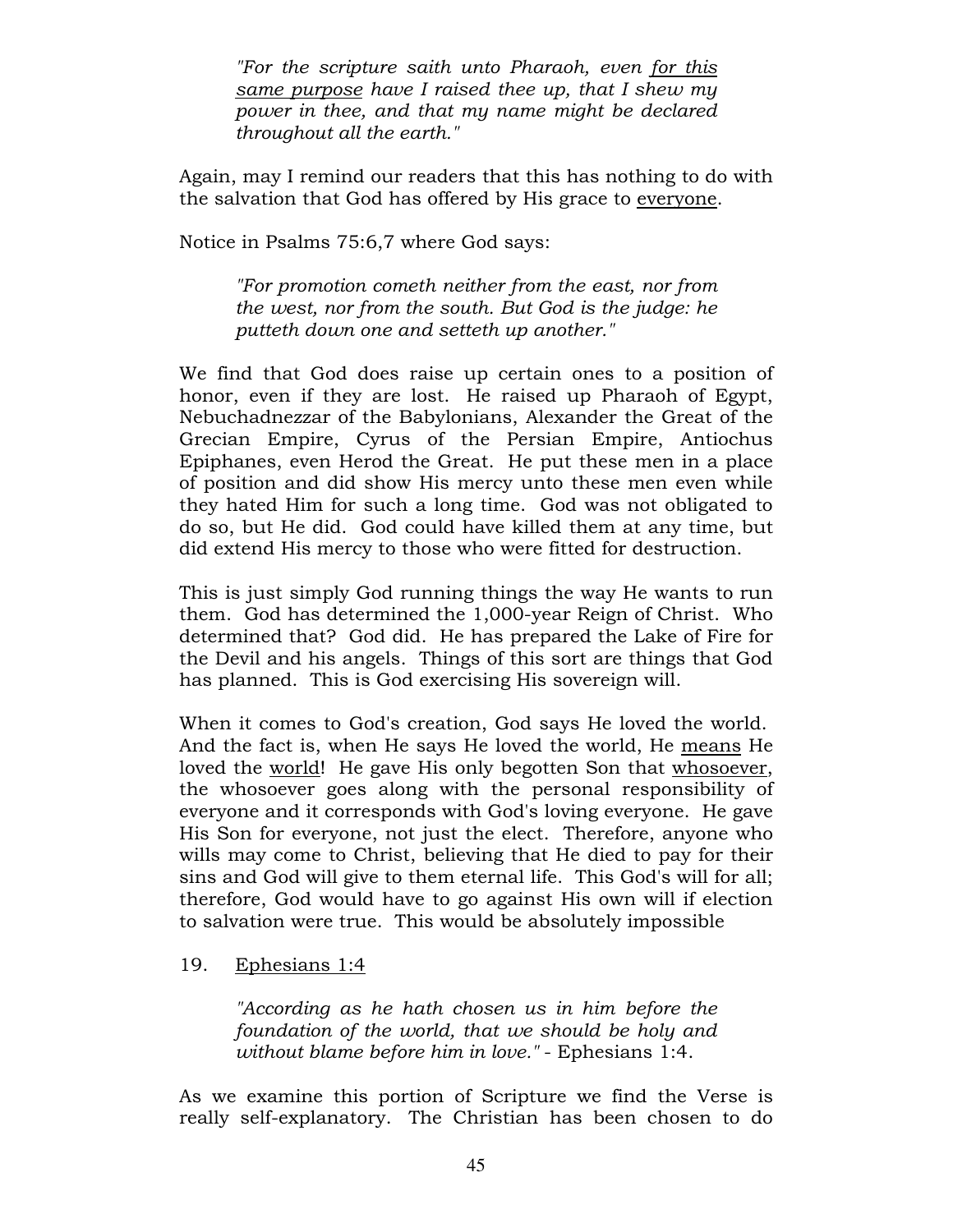> *"For the scripture saith unto Pharaoh, even <u>for this same purpose</u> have I raised thee up, that I shew my power in thee, and that my name might be declared throughout all the earth."*

Again, may I remind our readers that this has nothing to do with the salvation that God has offered by His grace to <u>everyone</u>.

Notice in Psalms 75:6,7 where God says:

> *"For promotion cometh neither from the east, nor from the west, nor from the south. But God is the judge: he putteth down one and setteth up another."*

We find that God does raise up certain ones to a position of honor, even if they are lost. He raised up Pharaoh of Egypt, Nebuchadnezzar of the Babylonians, Alexander the Great of the Grecian Empire, Cyrus of the Persian Empire, Antiochus Epiphanes, even Herod the Great. He put these men in a place of position and did show His mercy unto these men even while they hated Him for such a long time. God was not obligated to do so, but He did. God could have killed them at any time, but did extend His mercy to those who were fitted for destruction.

This is just simply God running things the way He wants to run them. God has determined the 1,000-year Reign of Christ. Who determined that? God did. He has prepared the Lake of Fire for the Devil and his angels. Things of this sort are things that God has planned. This is God exercising His sovereign will.

When it comes to God's creation, God says He loved the world. And the fact is, when He says He loved the world, He <u>means</u> He loved the <u>world</u>! He gave His only begotten Son that <u>whosoever</u>, the whosoever goes along with the personal responsibility of everyone and it corresponds with God's loving everyone. He gave His Son for everyone, not just the elect. Therefore, anyone who wills may come to Christ, believing that He died to pay for their sins and God will give to them eternal life. This God's will for all; therefore, God would have to go against His own will if election to salvation were true. This would be absolutely impossible

19. <u>Ephesians 1:4</u>

> *"According as he hath chosen us in him before the foundation of the world, that we should be holy and without blame before him in love."* - Ephesians 1:4.

As we examine this portion of Scripture we find the Verse is really self-explanatory. The Christian has been chosen to do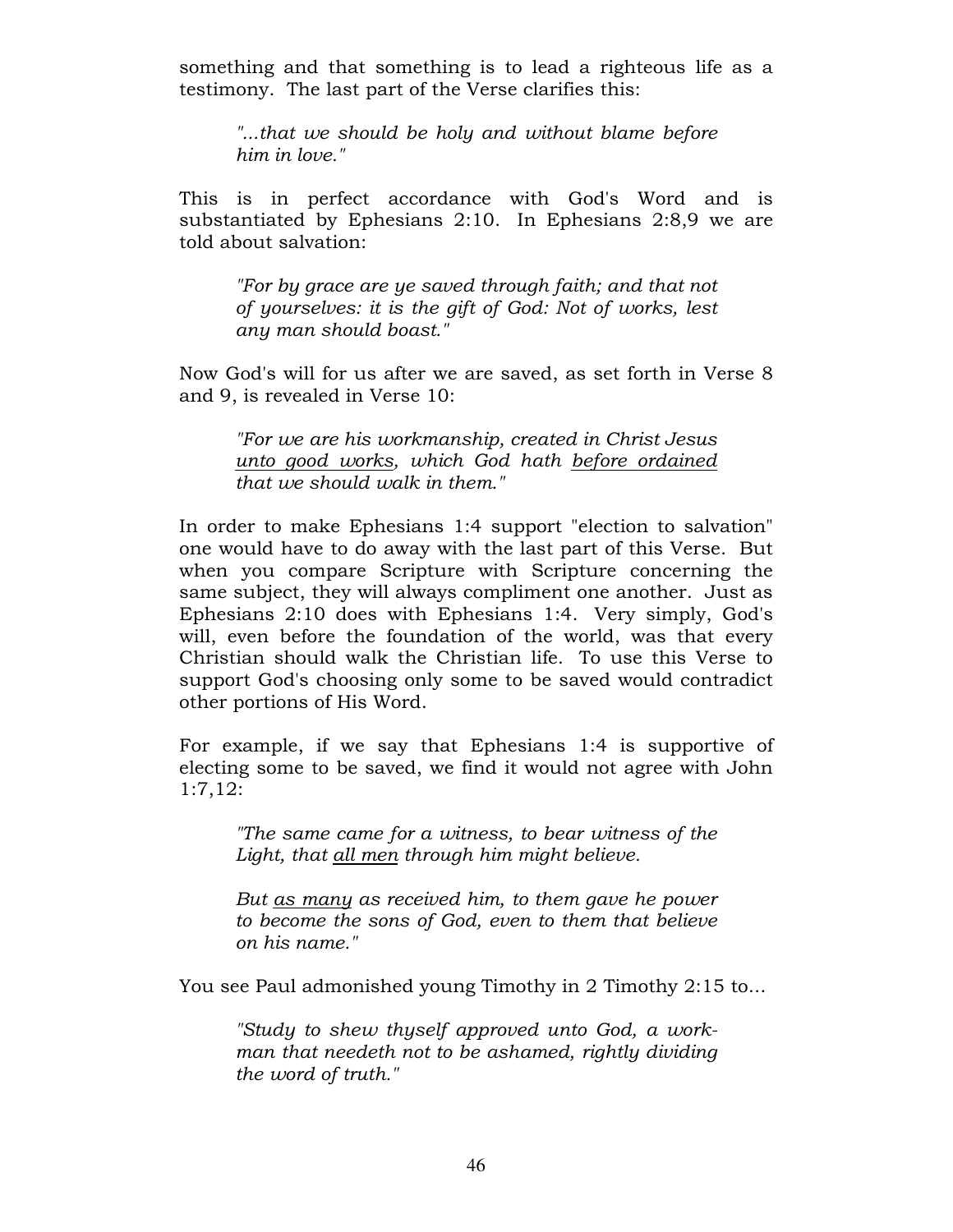something and that something is to lead a righteous life as a testimony. The last part of the Verse clarifies this:

> *"...that we should be holy and without blame before him in love."*

This is in perfect accordance with God's Word and is substantiated by Ephesians 2:10. In Ephesians 2:8,9 we are told about salvation:

> *"For by grace are ye saved through faith; and that not of yourselves: it is the gift of God: Not of works, lest any man should boast."*

Now God's will for us after we are saved, as set forth in Verse 8 and 9, is revealed in Verse 10:

> *"For we are his workmanship, created in Christ Jesus <u>unto good works</u>, which God hath <u>before ordained</u> that we should walk in them."*

In order to make Ephesians 1:4 support "election to salvation" one would have to do away with the last part of this Verse. But when you compare Scripture with Scripture concerning the same subject, they will always compliment one another. Just as Ephesians 2:10 does with Ephesians 1:4. Very simply, God's will, even before the foundation of the world, was that every Christian should walk the Christian life. To use this Verse to support God's choosing only some to be saved would contradict other portions of His Word.

For example, if we say that Ephesians 1:4 is supportive of electing some to be saved, we find it would not agree with John 1:7,12:

> *"The same came for a witness, to bear witness of the Light, that <u>all men</u> through him might believe.*
>
> *But <u>as many</u> as received him, to them gave he power to become the sons of God, even to them that believe on his name."*

You see Paul admonished young Timothy in 2 Timothy 2:15 to...

> *"Study to shew thyself approved unto God, a work-man that needeth not to be ashamed, rightly dividing the word of truth."*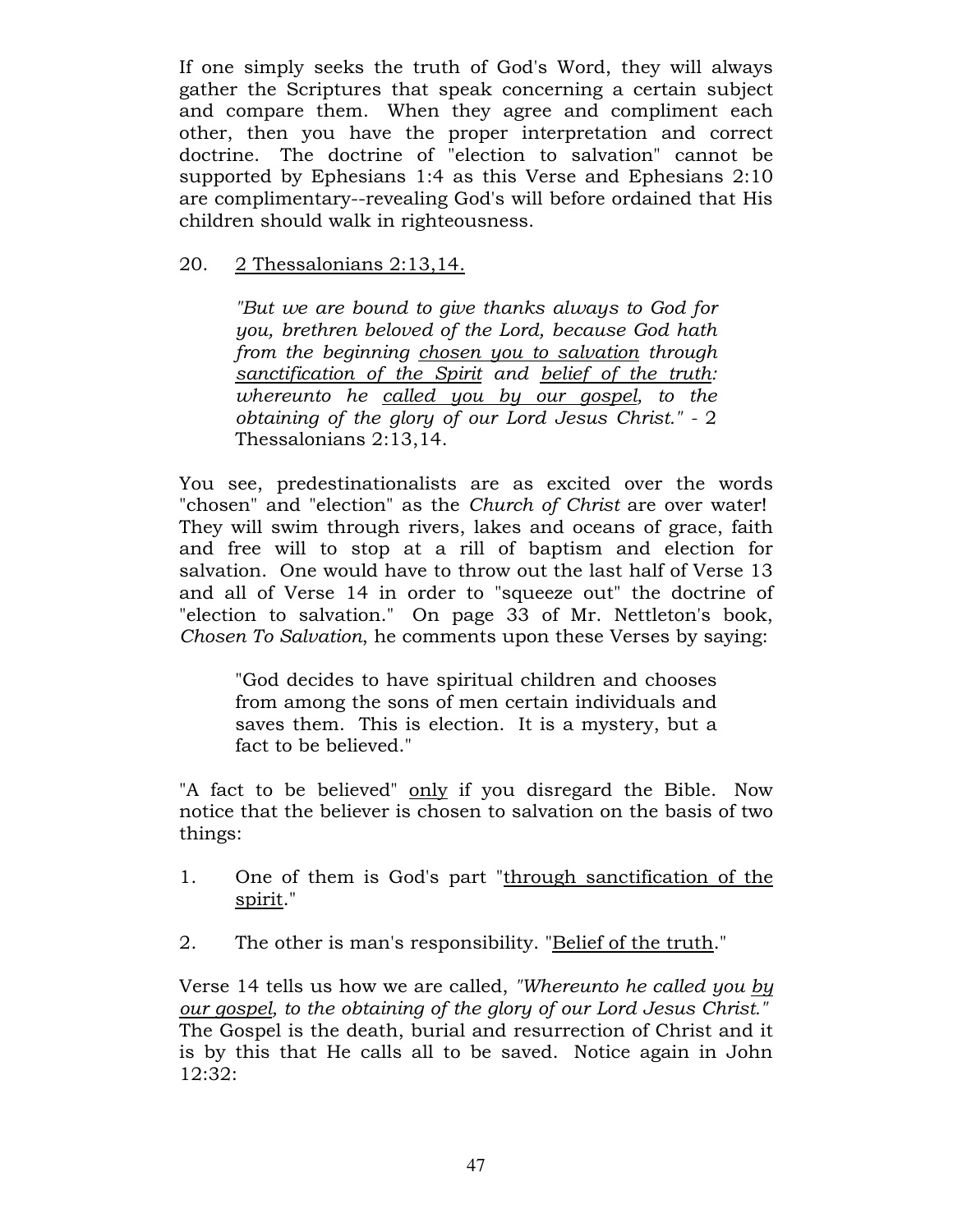If one simply seeks the truth of God's Word, they will always gather the Scriptures that speak concerning a certain subject and compare them. When they agree and compliment each other, then you have the proper interpretation and correct doctrine. The doctrine of "election to salvation" cannot be supported by Ephesians 1:4 as this Verse and Ephesians 2:10 are complimentary--revealing God's will before ordained that His children should walk in righteousness.

20. <u>2 Thessalonians 2:13,14.</u>

> *"But we are bound to give thanks always to God for you, brethren beloved of the Lord, because God hath from the beginning <u>chosen you to salvation</u> through <u>sanctification of the Spirit</u> and <u>belief of the truth</u>: whereunto he <u>called you by our gospel</u>, to the obtaining of the glory of our Lord Jesus Christ."* - 2 Thessalonians 2:13,14.

You see, predestinationalists are as excited over the words "chosen" and "election" as the *Church of Christ* are over water! They will swim through rivers, lakes and oceans of grace, faith and free will to stop at a rill of baptism and election for salvation. One would have to throw out the last half of Verse 13 and all of Verse 14 in order to "squeeze out" the doctrine of "election to salvation." On page 33 of Mr. Nettleton's book, *Chosen To Salvation*, he comments upon these Verses by saying:

> "God decides to have spiritual children and chooses from among the sons of men certain individuals and saves them. This is election. It is a mystery, but a fact to be believed."

"A fact to be believed" <u>only</u> if you disregard the Bible. Now notice that the believer is chosen to salvation on the basis of two things:

1. One of them is God's part "<u>through sanctification of the spirit</u>."
2. The other is man's responsibility. "<u>Belief of the truth</u>."

Verse 14 tells us how we are called, *"Whereunto he called you <u>by our gospel</u>, to the obtaining of the glory of our Lord Jesus Christ."* The Gospel is the death, burial and resurrection of Christ and it is by this that He calls all to be saved. Notice again in John 12:32: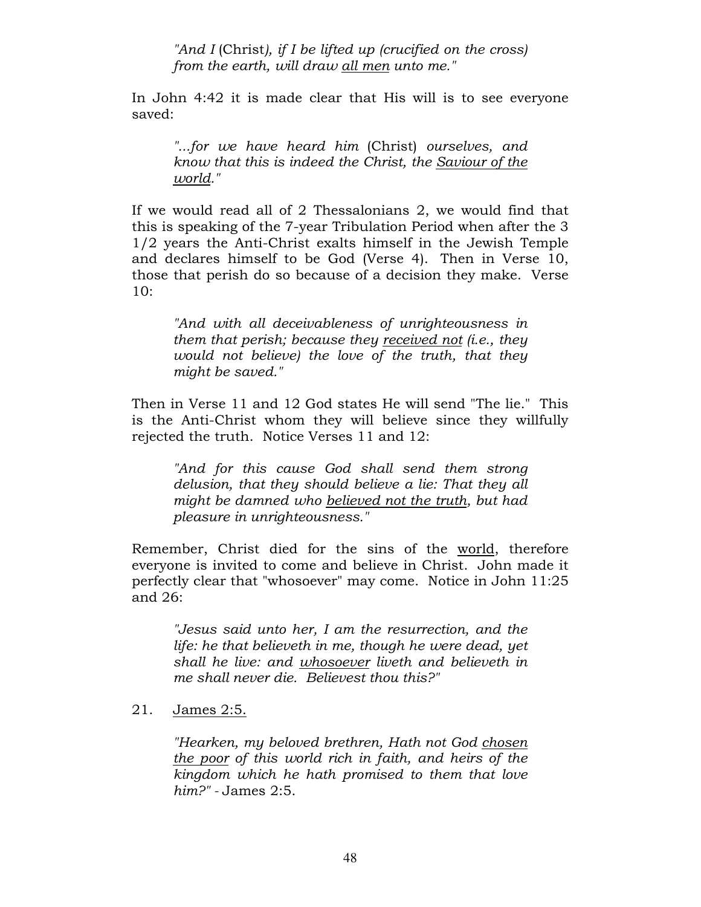> *"And I* (Christ*), if I be lifted up (crucified on the cross) from the earth, will draw* <u>*all men*</u> *unto me."*

In John 4:42 it is made clear that His will is to see everyone saved:

> *"...for we have heard him* (Christ) *ourselves, and know that this is indeed the Christ, the* <u>*Saviour of the world*</u>*."*

If we would read all of 2 Thessalonians 2, we would find that this is speaking of the 7-year Tribulation Period when after the 3 1/2 years the Anti-Christ exalts himself in the Jewish Temple and declares himself to be God (Verse 4). Then in Verse 10, those that perish do so because of a decision they make. Verse 10:

> *"And with all deceivableness of unrighteousness in them that perish; because they* <u>*received not*</u> *(i.e., they would not believe) the love of the truth, that they might be saved."*

Then in Verse 11 and 12 God states He will send "The lie." This is the Anti-Christ whom they will believe since they willfully rejected the truth. Notice Verses 11 and 12:

> *"And for this cause God shall send them strong delusion, that they should believe a lie: That they all might be damned who* <u>*believed not the truth*</u>*, but had pleasure in unrighteousness."*

Remember, Christ died for the sins of the <u>world</u>, therefore everyone is invited to come and believe in Christ. John made it perfectly clear that "whosoever" may come. Notice in John 11:25 and 26:

> *"Jesus said unto her, I am the resurrection, and the life: he that believeth in me, though he were dead, yet shall he live: and* <u>*whosoever*</u> *liveth and believeth in me shall never die. Believest thou this?"*

21. <u>James 2:5.</u>

> *"Hearken, my beloved brethren, Hath not God* <u>*chosen the poor*</u> *of this world rich in faith, and heirs of the kingdom which he hath promised to them that love him?"* - James 2:5.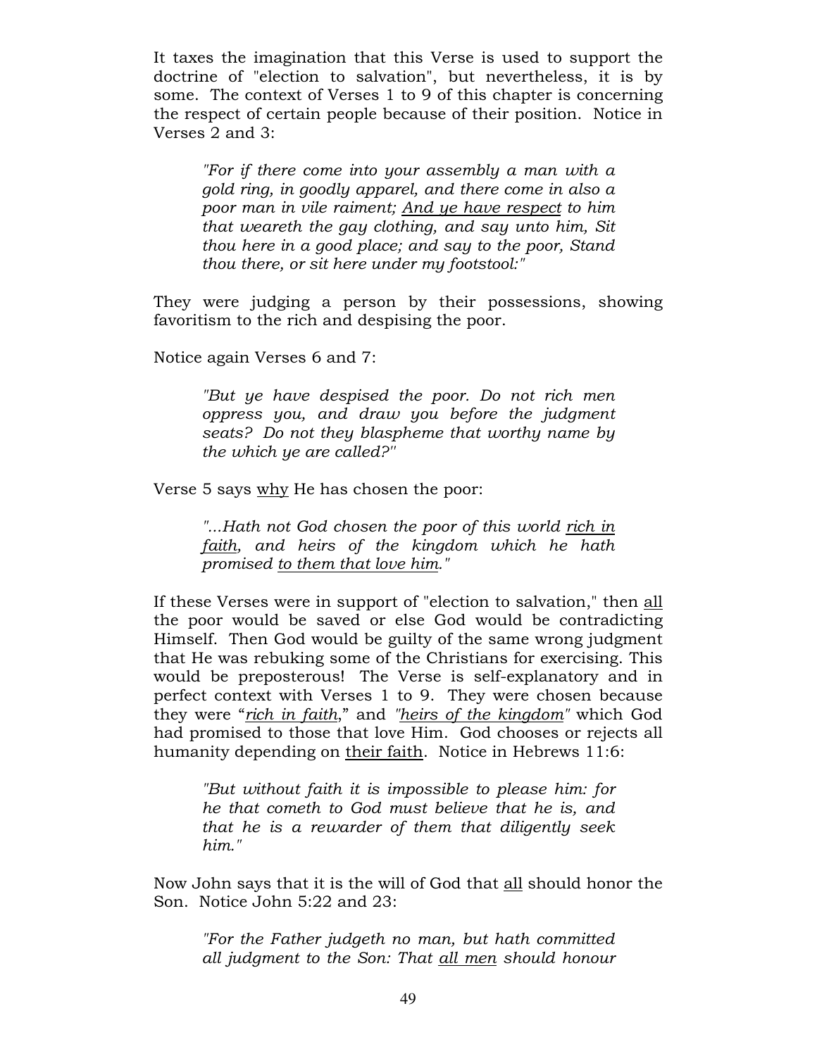It taxes the imagination that this Verse is used to support the doctrine of "election to salvation", but nevertheless, it is by some. The context of Verses 1 to 9 of this chapter is concerning the respect of certain people because of their position. Notice in Verses 2 and 3:

> *"For if there come into your assembly a man with a gold ring, in goodly apparel, and there come in also a poor man in vile raiment; <u>And ye have respect</u> to him that weareth the gay clothing, and say unto him, Sit thou here in a good place; and say to the poor, Stand thou there, or sit here under my footstool:"*

They were judging a person by their possessions, showing favoritism to the rich and despising the poor.

Notice again Verses 6 and 7:

> *"But ye have despised the poor. Do not rich men oppress you, and draw you before the judgment seats? Do not they blaspheme that worthy name by the which ye are called?"*

Verse 5 says <u>why</u> He has chosen the poor:

> *"...Hath not God chosen the poor of this world <u>rich in faith</u>, and heirs of the kingdom which he hath promised <u>to them that love him</u>."*

If these Verses were in support of "election to salvation," then <u>all</u> the poor would be saved or else God would be contradicting Himself. Then God would be guilty of the same wrong judgment that He was rebuking some of the Christians for exercising. This would be preposterous! The Verse is self-explanatory and in perfect context with Verses 1 to 9. They were chosen because they were "*<u>rich in faith</u>*," and *"<u>heirs of the kingdom</u>"* which God had promised to those that love Him. God chooses or rejects all humanity depending on <u>their faith</u>. Notice in Hebrews 11:6:

> *"But without faith it is impossible to please him: for he that cometh to God must believe that he is, and that he is a rewarder of them that diligently seek him."*

Now John says that it is the will of God that <u>all</u> should honor the Son. Notice John 5:22 and 23:

> *"For the Father judgeth no man, but hath committed all judgment to the Son: That <u>all men</u> should honour*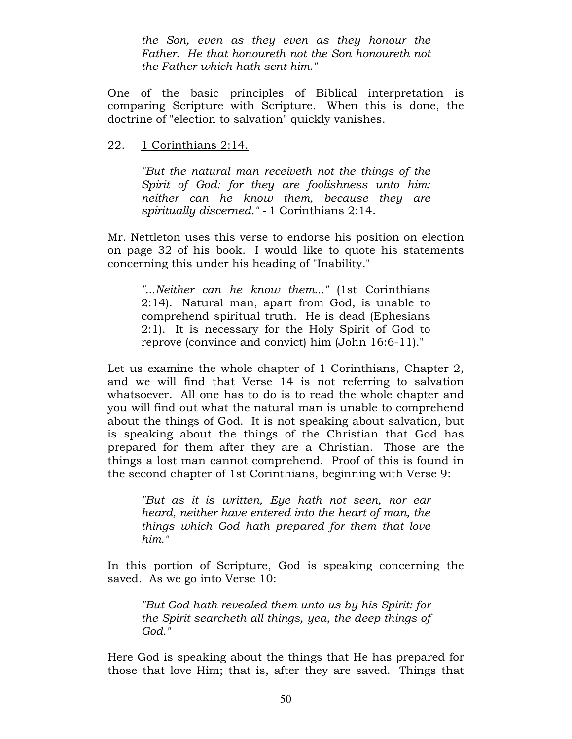*the Son, even as they even as they honour the Father. He that honoureth not the Son honoureth not the Father which hath sent him."*

One of the basic principles of Biblical interpretation is comparing Scripture with Scripture. When this is done, the doctrine of "election to salvation" quickly vanishes.

22. <u>1 Corinthians 2:14.</u>

> *"But the natural man receiveth not the things of the Spirit of God: for they are foolishness unto him: neither can he know them, because they are spiritually discerned."* - 1 Corinthians 2:14.

Mr. Nettleton uses this verse to endorse his position on election on page 32 of his book. I would like to quote his statements concerning this under his heading of "Inability."

> *"...Neither can he know them..."* (1st Corinthians 2:14). Natural man, apart from God, is unable to comprehend spiritual truth. He is dead (Ephesians 2:1). It is necessary for the Holy Spirit of God to reprove (convince and convict) him (John 16:6-11)."

Let us examine the whole chapter of 1 Corinthians, Chapter 2, and we will find that Verse 14 is not referring to salvation whatsoever. All one has to do is to read the whole chapter and you will find out what the natural man is unable to comprehend about the things of God. It is not speaking about salvation, but is speaking about the things of the Christian that God has prepared for them after they are a Christian. Those are the things a lost man cannot comprehend. Proof of this is found in the second chapter of 1st Corinthians, beginning with Verse 9:

> *"But as it is written, Eye hath not seen, nor ear heard, neither have entered into the heart of man, the things which God hath prepared for them that love him."*

In this portion of Scripture, God is speaking concerning the saved. As we go into Verse 10:

> *"<u>But God hath revealed them</u> unto us by his Spirit: for the Spirit searcheth all things, yea, the deep things of God."*

Here God is speaking about the things that He has prepared for those that love Him; that is, after they are saved. Things that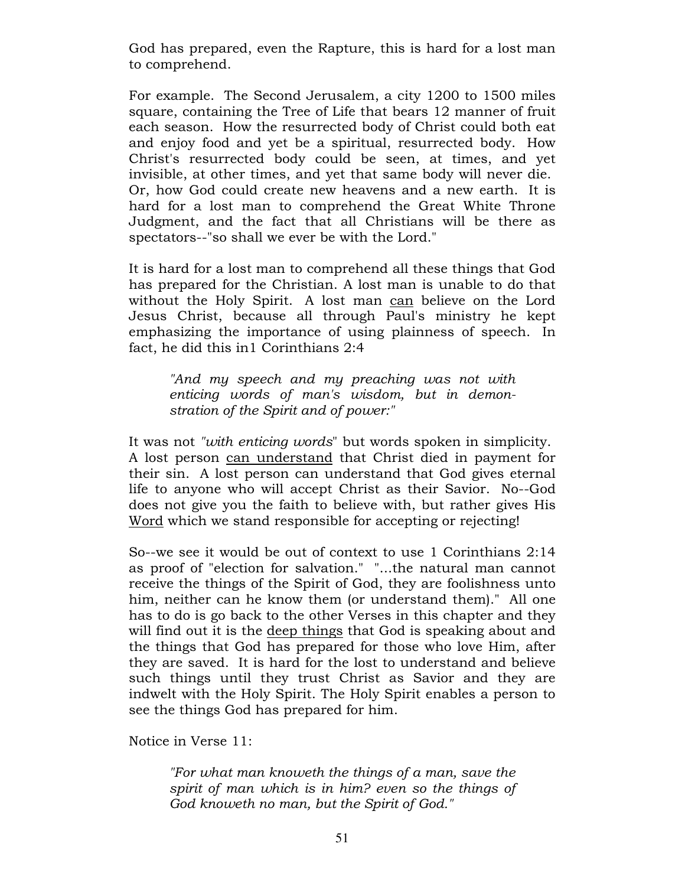God has prepared, even the Rapture, this is hard for a lost man to comprehend.

For example. The Second Jerusalem, a city 1200 to 1500 miles square, containing the Tree of Life that bears 12 manner of fruit each season. How the resurrected body of Christ could both eat and enjoy food and yet be a spiritual, resurrected body. How Christ's resurrected body could be seen, at times, and yet invisible, at other times, and yet that same body will never die. Or, how God could create new heavens and a new earth. It is hard for a lost man to comprehend the Great White Throne Judgment, and the fact that all Christians will be there as spectators--"so shall we ever be with the Lord."

It is hard for a lost man to comprehend all these things that God has prepared for the Christian. A lost man is unable to do that without the Holy Spirit. A lost man <u>can</u> believe on the Lord Jesus Christ, because all through Paul's ministry he kept emphasizing the importance of using plainness of speech. In fact, he did this in1 Corinthians 2:4

> *"And my speech and my preaching was not with enticing words of man's wisdom, but in demonstration of the Spirit and of power:"*

It was not *"with enticing words*" but words spoken in simplicity. A lost person <u>can understand</u> that Christ died in payment for their sin. A lost person can understand that God gives eternal life to anyone who will accept Christ as their Savior. No--God does not give you the faith to believe with, but rather gives His <u>Word</u> which we stand responsible for accepting or rejecting!

So--we see it would be out of context to use 1 Corinthians 2:14 as proof of "election for salvation." "...the natural man cannot receive the things of the Spirit of God, they are foolishness unto him, neither can he know them (or understand them)." All one has to do is go back to the other Verses in this chapter and they will find out it is the <u>deep things</u> that God is speaking about and the things that God has prepared for those who love Him, after they are saved. It is hard for the lost to understand and believe such things until they trust Christ as Savior and they are indwelt with the Holy Spirit. The Holy Spirit enables a person to see the things God has prepared for him.

Notice in Verse 11:

> *"For what man knoweth the things of a man, save the spirit of man which is in him? even so the things of God knoweth no man, but the Spirit of God."*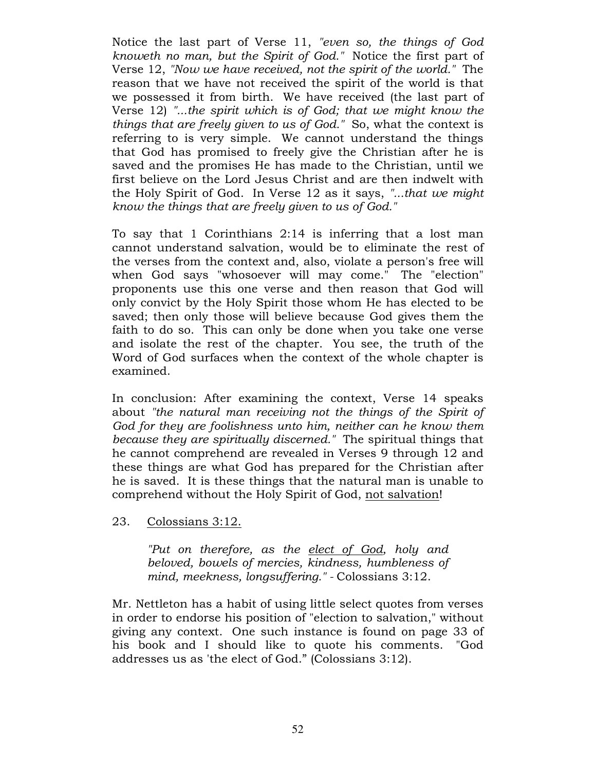Notice the last part of Verse 11, *"even so, the things of God knoweth no man, but the Spirit of God."* Notice the first part of Verse 12, *"Now we have received, not the spirit of the world."* The reason that we have not received the spirit of the world is that we possessed it from birth. We have received (the last part of Verse 12) *"...the spirit which is of God; that we might know the things that are freely given to us of God."* So, what the context is referring to is very simple. We cannot understand the things that God has promised to freely give the Christian after he is saved and the promises He has made to the Christian, until we first believe on the Lord Jesus Christ and are then indwelt with the Holy Spirit of God. In Verse 12 as it says, *"...that we might know the things that are freely given to us of God."*

To say that 1 Corinthians 2:14 is inferring that a lost man cannot understand salvation, would be to eliminate the rest of the verses from the context and, also, violate a person's free will when God says "whosoever will may come." The "election" proponents use this one verse and then reason that God will only convict by the Holy Spirit those whom He has elected to be saved; then only those will believe because God gives them the faith to do so. This can only be done when you take one verse and isolate the rest of the chapter. You see, the truth of the Word of God surfaces when the context of the whole chapter is examined.

In conclusion: After examining the context, Verse 14 speaks about *"the natural man receiving not the things of the Spirit of God for they are foolishness unto him, neither can he know them because they are spiritually discerned."* The spiritual things that he cannot comprehend are revealed in Verses 9 through 12 and these things are what God has prepared for the Christian after he is saved. It is these things that the natural man is unable to comprehend without the Holy Spirit of God, <u>not salvation</u>!

23. <u>Colossians 3:12.</u>

> *"Put on therefore, as the <u>elect of God</u>, holy and beloved, bowels of mercies, kindness, humbleness of mind, meekness, longsuffering."* - Colossians 3:12.

Mr. Nettleton has a habit of using little select quotes from verses in order to endorse his position of "election to salvation," without giving any context. One such instance is found on page 33 of his book and I should like to quote his comments. "God addresses us as 'the elect of God." (Colossians 3:12).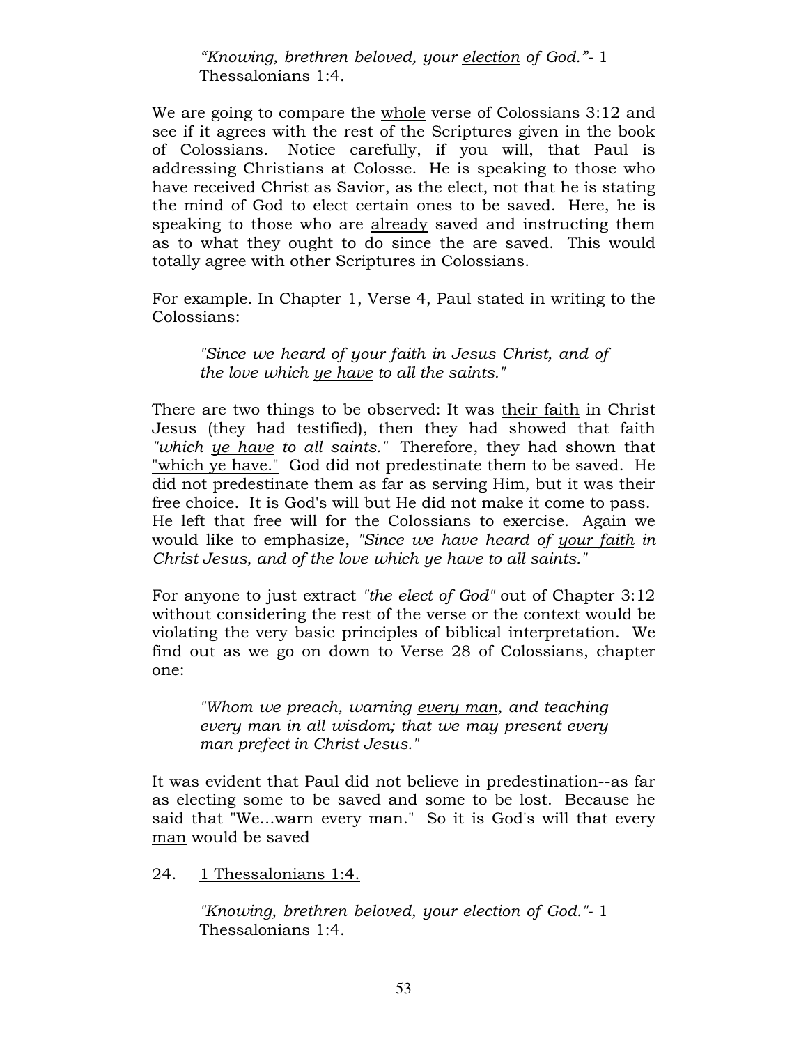> *"Knowing, brethren beloved, your election of God."*- 1 Thessalonians 1:4.

We are going to compare the whole verse of Colossians 3:12 and see if it agrees with the rest of the Scriptures given in the book of Colossians. Notice carefully, if you will, that Paul is addressing Christians at Colosse. He is speaking to those who have received Christ as Savior, as the elect, not that he is stating the mind of God to elect certain ones to be saved. Here, he is speaking to those who are already saved and instructing them as to what they ought to do since the are saved. This would totally agree with other Scriptures in Colossians.

For example. In Chapter 1, Verse 4, Paul stated in writing to the Colossians:

> *"Since we heard of your faith in Jesus Christ, and of the love which ye have to all the saints."*

There are two things to be observed: It was their faith in Christ Jesus (they had testified), then they had showed that faith *"which ye have to all saints."* Therefore, they had shown that "which ye have." God did not predestinate them to be saved. He did not predestinate them as far as serving Him, but it was their free choice. It is God's will but He did not make it come to pass. He left that free will for the Colossians to exercise. Again we would like to emphasize, *"Since we have heard of your faith in Christ Jesus, and of the love which ye have to all saints."*

For anyone to just extract *"the elect of God"* out of Chapter 3:12 without considering the rest of the verse or the context would be violating the very basic principles of biblical interpretation. We find out as we go on down to Verse 28 of Colossians, chapter one:

> *"Whom we preach, warning every man, and teaching every man in all wisdom; that we may present every man prefect in Christ Jesus."*

It was evident that Paul did not believe in predestination--as far as electing some to be saved and some to be lost. Because he said that "We...warn every man." So it is God's will that every man would be saved

24. 1 Thessalonians 1:4.

> *"Knowing, brethren beloved, your election of God."*- 1 Thessalonians 1:4.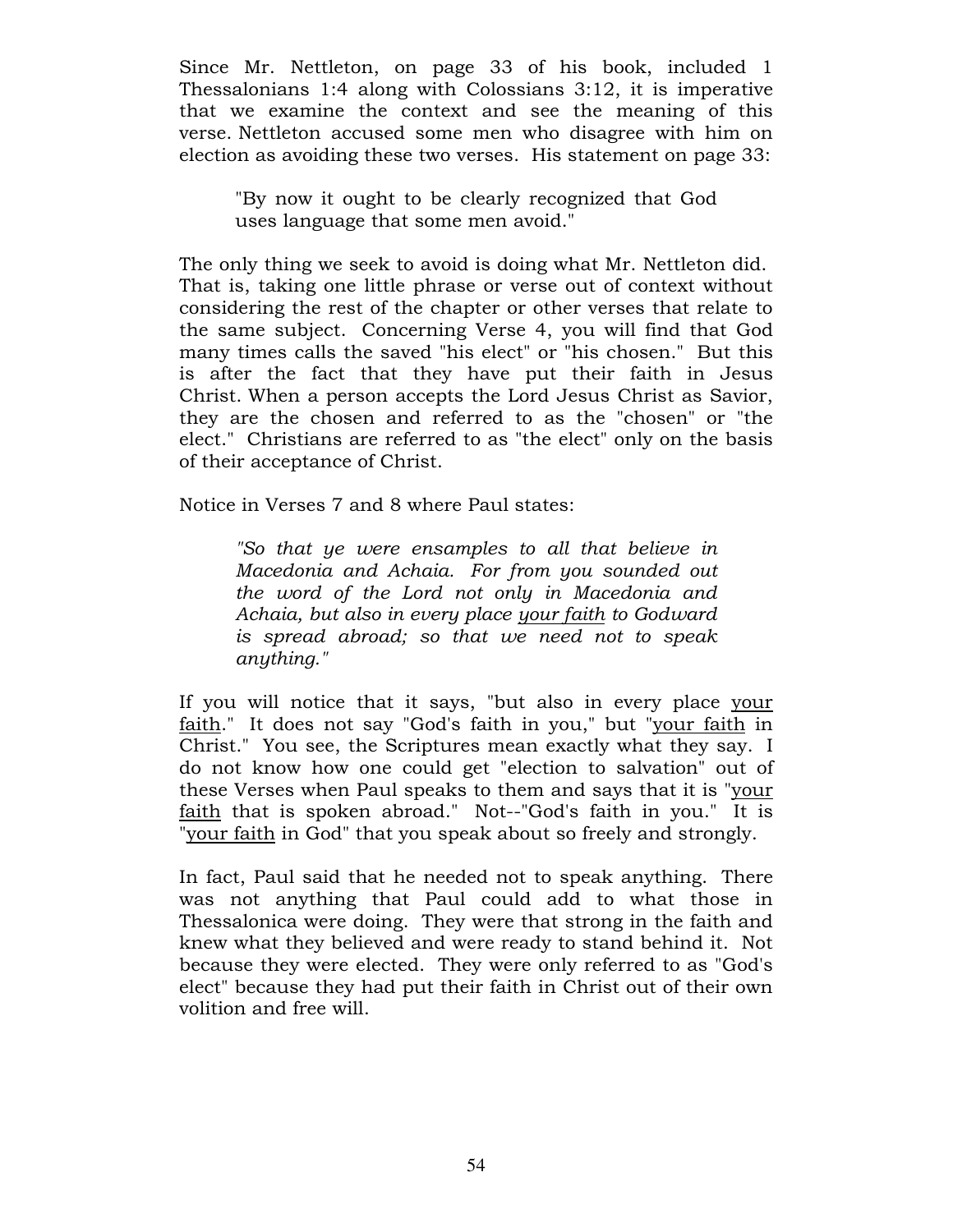Since Mr. Nettleton, on page 33 of his book, included 1 Thessalonians 1:4 along with Colossians 3:12, it is imperative that we examine the context and see the meaning of this verse. Nettleton accused some men who disagree with him on election as avoiding these two verses. His statement on page 33:

> "By now it ought to be clearly recognized that God uses language that some men avoid."

The only thing we seek to avoid is doing what Mr. Nettleton did. That is, taking one little phrase or verse out of context without considering the rest of the chapter or other verses that relate to the same subject. Concerning Verse 4, you will find that God many times calls the saved "his elect" or "his chosen." But this is after the fact that they have put their faith in Jesus Christ. When a person accepts the Lord Jesus Christ as Savior, they are the chosen and referred to as the "chosen" or "the elect." Christians are referred to as "the elect" only on the basis of their acceptance of Christ.

Notice in Verses 7 and 8 where Paul states:

> *"So that ye were ensamples to all that believe in Macedonia and Achaia. For from you sounded out the word of the Lord not only in Macedonia and Achaia, but also in every place <u>your faith</u> to Godward is spread abroad; so that we need not to speak anything."*

If you will notice that it says, "but also in every place <u>your faith</u>." It does not say "God's faith in you," but "<u>your faith</u> in Christ." You see, the Scriptures mean exactly what they say. I do not know how one could get "election to salvation" out of these Verses when Paul speaks to them and says that it is "<u>your faith</u> that is spoken abroad." Not--"God's faith in you." It is "<u>your faith</u> in God" that you speak about so freely and strongly.

In fact, Paul said that he needed not to speak anything. There was not anything that Paul could add to what those in Thessalonica were doing. They were that strong in the faith and knew what they believed and were ready to stand behind it. Not because they were elected. They were only referred to as "God's elect" because they had put their faith in Christ out of their own volition and free will.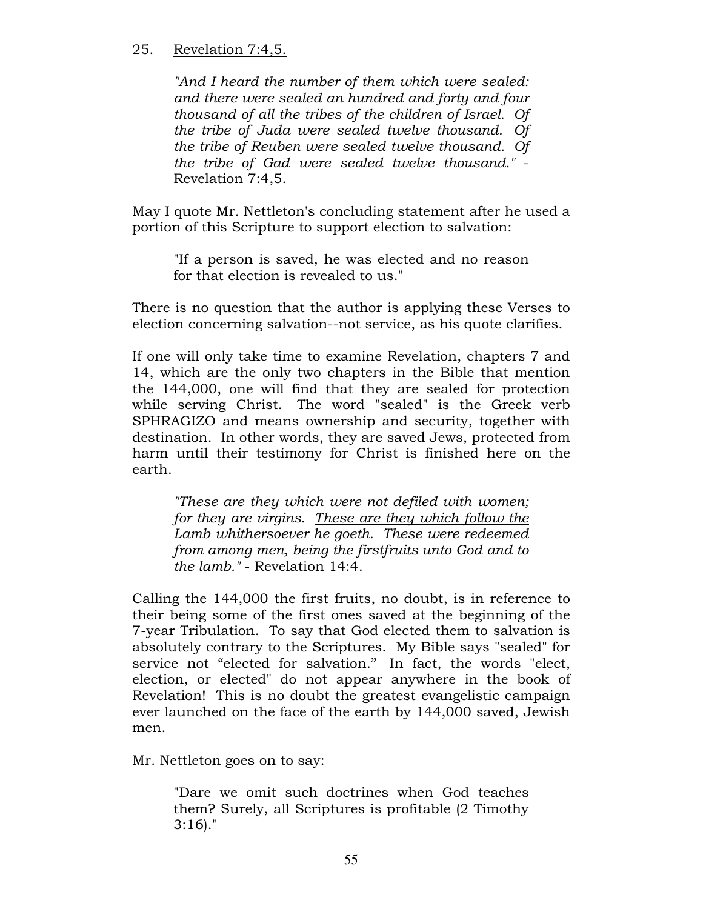25. <u>Revelation 7:4,5.</u>

> *"And I heard the number of them which were sealed: and there were sealed an hundred and forty and four thousand of all the tribes of the children of Israel. Of the tribe of Juda were sealed twelve thousand. Of the tribe of Reuben were sealed twelve thousand. Of the tribe of Gad were sealed twelve thousand."* - Revelation 7:4,5.

May I quote Mr. Nettleton's concluding statement after he used a portion of this Scripture to support election to salvation:

> "If a person is saved, he was elected and no reason for that election is revealed to us."

There is no question that the author is applying these Verses to election concerning salvation--not service, as his quote clarifies.

If one will only take time to examine Revelation, chapters 7 and 14, which are the only two chapters in the Bible that mention the 144,000, one will find that they are sealed for protection while serving Christ. The word "sealed" is the Greek verb SPHRAGIZO and means ownership and security, together with destination. In other words, they are saved Jews, protected from harm until their testimony for Christ is finished here on the earth.

> *"These are they which were not defiled with women; for they are virgins. <u>These are they which follow the Lamb whithersoever he goeth</u>. These were redeemed from among men, being the firstfruits unto God and to the lamb."* - Revelation 14:4.

Calling the 144,000 the first fruits, no doubt, is in reference to their being some of the first ones saved at the beginning of the 7-year Tribulation. To say that God elected them to salvation is absolutely contrary to the Scriptures. My Bible says "sealed" for service <u>not</u> "elected for salvation." In fact, the words "elect, election, or elected" do not appear anywhere in the book of Revelation! This is no doubt the greatest evangelistic campaign ever launched on the face of the earth by 144,000 saved, Jewish men.

Mr. Nettleton goes on to say:

> "Dare we omit such doctrines when God teaches them? Surely, all Scriptures is profitable (2 Timothy 3:16)."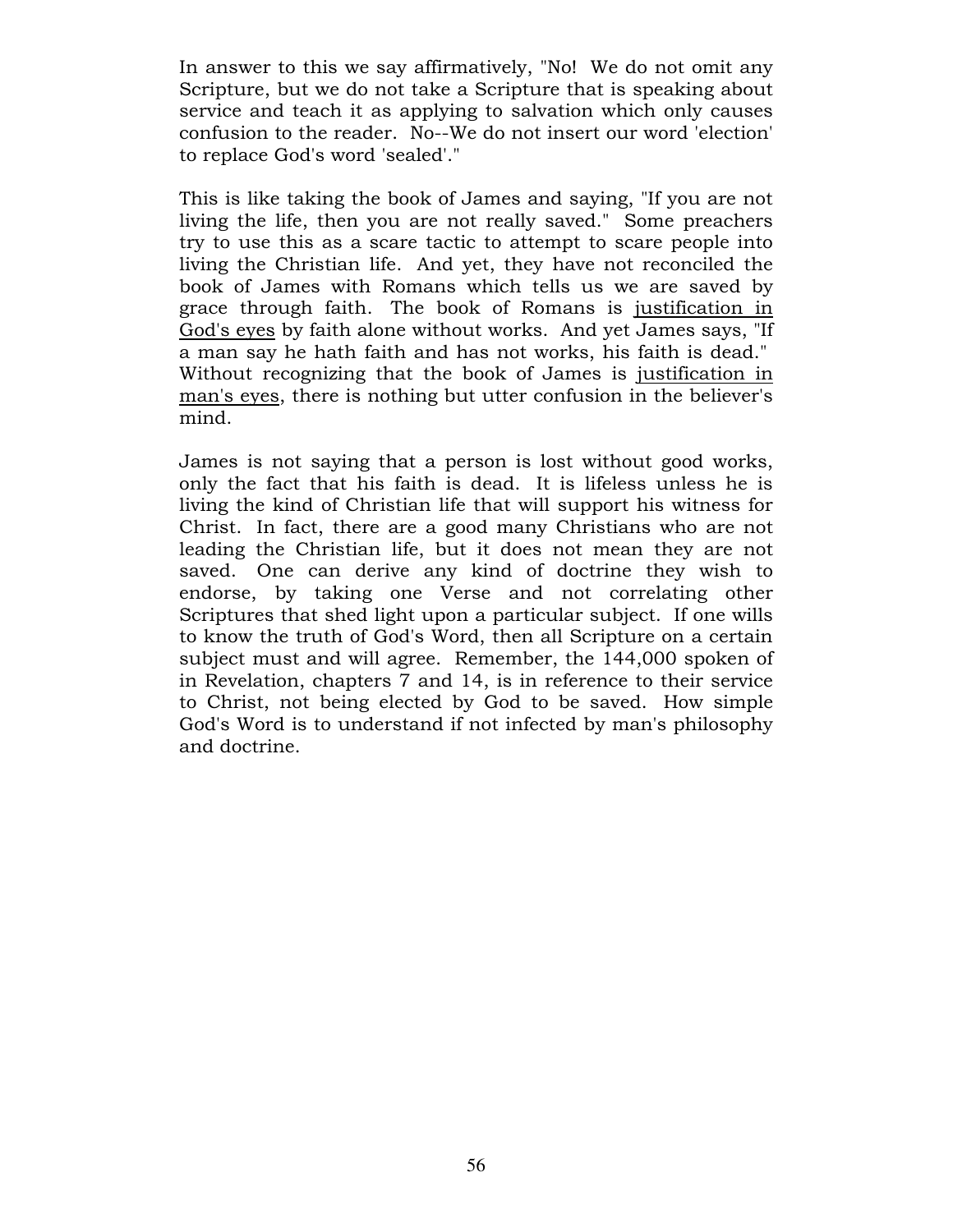In answer to this we say affirmatively, "No! We do not omit any Scripture, but we do not take a Scripture that is speaking about service and teach it as applying to salvation which only causes confusion to the reader. No--We do not insert our word 'election' to replace God's word 'sealed'."

This is like taking the book of James and saying, "If you are not living the life, then you are not really saved." Some preachers try to use this as a scare tactic to attempt to scare people into living the Christian life. And yet, they have not reconciled the book of James with Romans which tells us we are saved by grace through faith. The book of Romans is <u>justification in God's eyes</u> by faith alone without works. And yet James says, "If a man say he hath faith and has not works, his faith is dead." Without recognizing that the book of James is <u>justification in man's eyes</u>, there is nothing but utter confusion in the believer's mind.

James is not saying that a person is lost without good works, only the fact that his faith is dead. It is lifeless unless he is living the kind of Christian life that will support his witness for Christ. In fact, there are a good many Christians who are not leading the Christian life, but it does not mean they are not saved. One can derive any kind of doctrine they wish to endorse, by taking one Verse and not correlating other Scriptures that shed light upon a particular subject. If one wills to know the truth of God's Word, then all Scripture on a certain subject must and will agree. Remember, the 144,000 spoken of in Revelation, chapters 7 and 14, is in reference to their service to Christ, not being elected by God to be saved. How simple God's Word is to understand if not infected by man's philosophy and doctrine.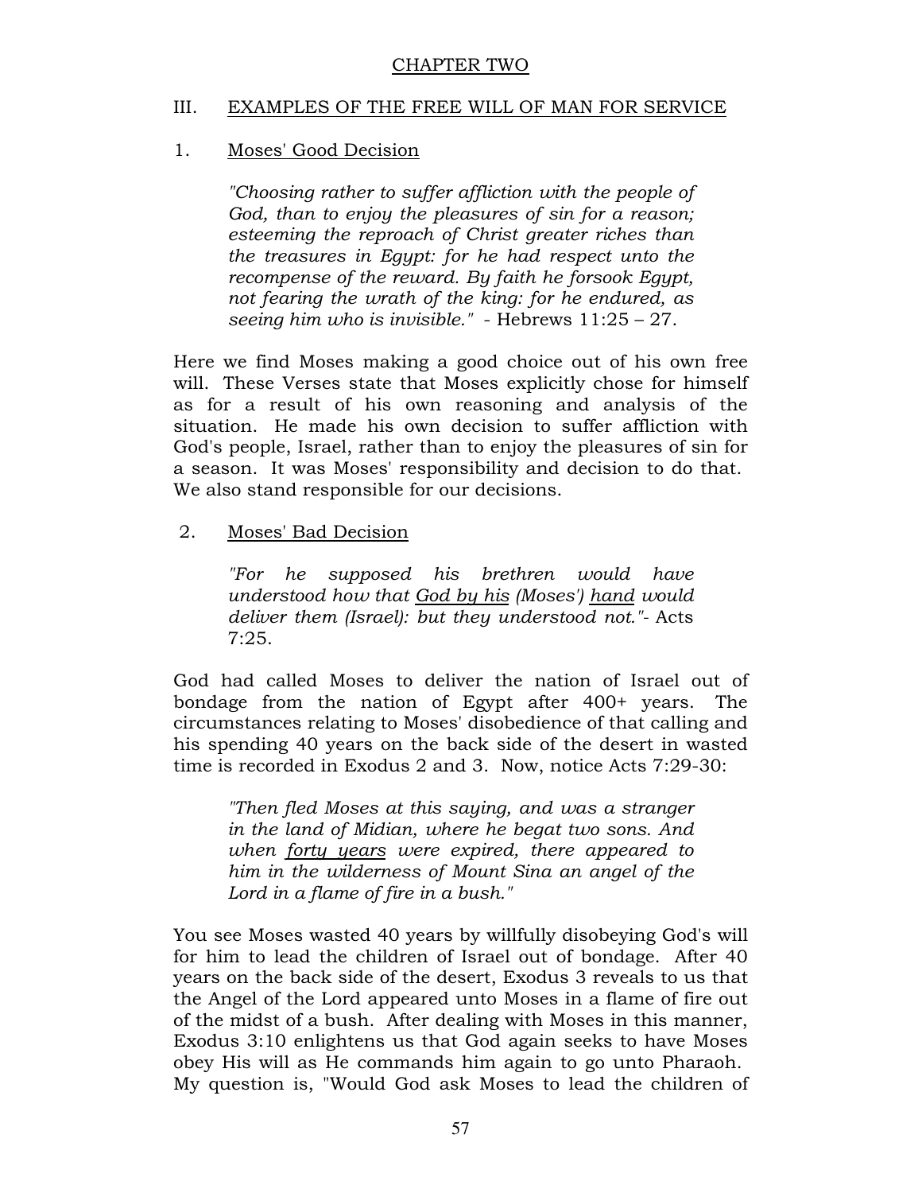## CHAPTER TWO

### III. EXAMPLES OF THE FREE WILL OF MAN FOR SERVICE

#### 1. Moses' Good Decision

> *"Choosing rather to suffer affliction with the people of God, than to enjoy the pleasures of sin for a reason; esteeming the reproach of Christ greater riches than the treasures in Egypt: for he had respect unto the recompense of the reward. By faith he forsook Egypt, not fearing the wrath of the king: for he endured, as seeing him who is invisible."* - Hebrews 11:25 – 27.

Here we find Moses making a good choice out of his own free will. These Verses state that Moses explicitly chose for himself as for a result of his own reasoning and analysis of the situation. He made his own decision to suffer affliction with God's people, Israel, rather than to enjoy the pleasures of sin for a season. It was Moses' responsibility and decision to do that. We also stand responsible for our decisions.

#### 2. Moses' Bad Decision

> *"For he supposed his brethren would have understood how that <u>God by his</u> (Moses') <u>hand</u> would deliver them (Israel): but they understood not."*- Acts 7:25.

God had called Moses to deliver the nation of Israel out of bondage from the nation of Egypt after 400+ years. The circumstances relating to Moses' disobedience of that calling and his spending 40 years on the back side of the desert in wasted time is recorded in Exodus 2 and 3. Now, notice Acts 7:29-30:

> *"Then fled Moses at this saying, and was a stranger in the land of Midian, where he begat two sons. And when <u>forty years</u> were expired, there appeared to him in the wilderness of Mount Sina an angel of the Lord in a flame of fire in a bush."*

You see Moses wasted 40 years by willfully disobeying God's will for him to lead the children of Israel out of bondage. After 40 years on the back side of the desert, Exodus 3 reveals to us that the Angel of the Lord appeared unto Moses in a flame of fire out of the midst of a bush. After dealing with Moses in this manner, Exodus 3:10 enlightens us that God again seeks to have Moses obey His will as He commands him again to go unto Pharaoh. My question is, "Would God ask Moses to lead the children of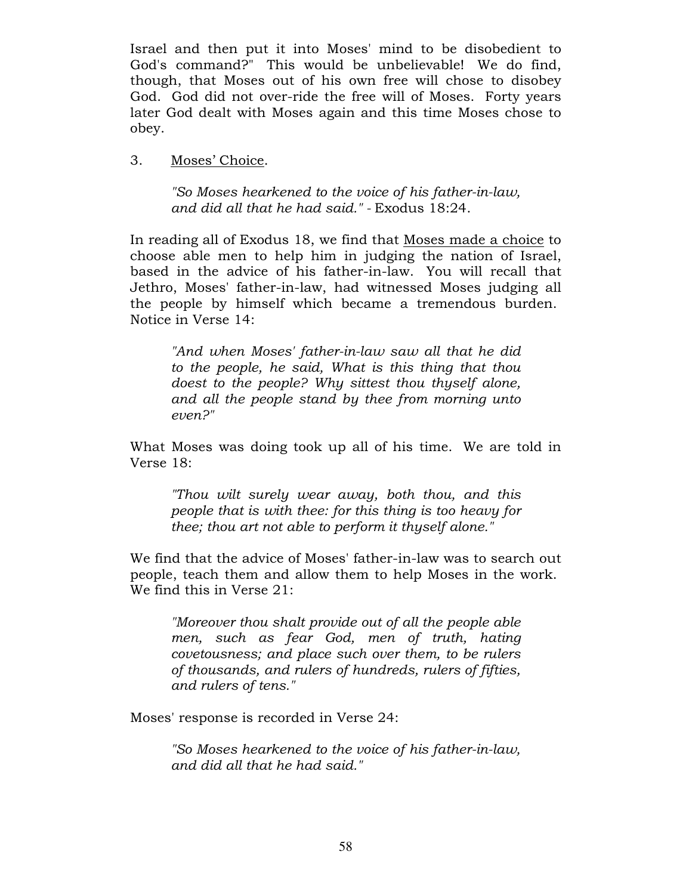Israel and then put it into Moses' mind to be disobedient to God's command?" This would be unbelievable! We do find, though, that Moses out of his own free will chose to disobey God. God did not over-ride the free will of Moses. Forty years later God dealt with Moses again and this time Moses chose to obey.

3. <u>Moses' Choice</u>.

> *"So Moses hearkened to the voice of his father-in-law, and did all that he had said."* - Exodus 18:24.

In reading all of Exodus 18, we find that <u>Moses made a choice</u> to choose able men to help him in judging the nation of Israel, based in the advice of his father-in-law. You will recall that Jethro, Moses' father-in-law, had witnessed Moses judging all the people by himself which became a tremendous burden. Notice in Verse 14:

> *"And when Moses' father-in-law saw all that he did to the people, he said, What is this thing that thou doest to the people? Why sittest thou thyself alone, and all the people stand by thee from morning unto even?"*

What Moses was doing took up all of his time. We are told in Verse 18:

> *"Thou wilt surely wear away, both thou, and this people that is with thee: for this thing is too heavy for thee; thou art not able to perform it thyself alone."*

We find that the advice of Moses' father-in-law was to search out people, teach them and allow them to help Moses in the work. We find this in Verse 21:

> *"Moreover thou shalt provide out of all the people able men, such as fear God, men of truth, hating covetousness; and place such over them, to be rulers of thousands, and rulers of hundreds, rulers of fifties, and rulers of tens."*

Moses' response is recorded in Verse 24:

> *"So Moses hearkened to the voice of his father-in-law, and did all that he had said."*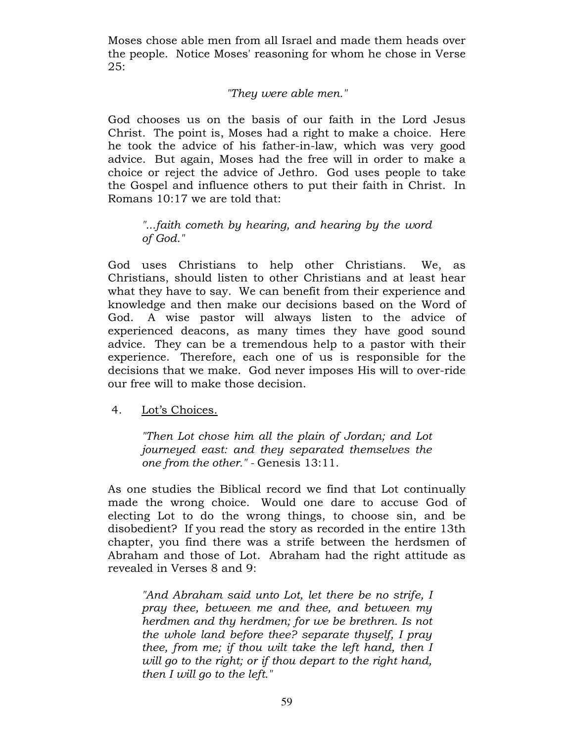Moses chose able men from all Israel and made them heads over the people. Notice Moses' reasoning for whom he chose in Verse 25:

*"They were able men."*

God chooses us on the basis of our faith in the Lord Jesus Christ. The point is, Moses had a right to make a choice. Here he took the advice of his father-in-law, which was very good advice. But again, Moses had the free will in order to make a choice or reject the advice of Jethro. God uses people to take the Gospel and influence others to put their faith in Christ. In Romans 10:17 we are told that:

> *"...faith cometh by hearing, and hearing by the word of God."*

God uses Christians to help other Christians. We, as Christians, should listen to other Christians and at least hear what they have to say. We can benefit from their experience and knowledge and then make our decisions based on the Word of God. A wise pastor will always listen to the advice of experienced deacons, as many times they have good sound advice. They can be a tremendous help to a pastor with their experience. Therefore, each one of us is responsible for the decisions that we make. God never imposes His will to over-ride our free will to make those decision.

4. <u>Lot's Choices.</u>

> *"Then Lot chose him all the plain of Jordan; and Lot journeyed east: and they separated themselves the one from the other."* - Genesis 13:11.

As one studies the Biblical record we find that Lot continually made the wrong choice. Would one dare to accuse God of electing Lot to do the wrong things, to choose sin, and be disobedient? If you read the story as recorded in the entire 13th chapter, you find there was a strife between the herdsmen of Abraham and those of Lot. Abraham had the right attitude as revealed in Verses 8 and 9:

> *"And Abraham said unto Lot, let there be no strife, I pray thee, between me and thee, and between my herdmen and thy herdmen; for we be brethren. Is not the whole land before thee? separate thyself, I pray thee, from me; if thou wilt take the left hand, then I will go to the right; or if thou depart to the right hand, then I will go to the left."*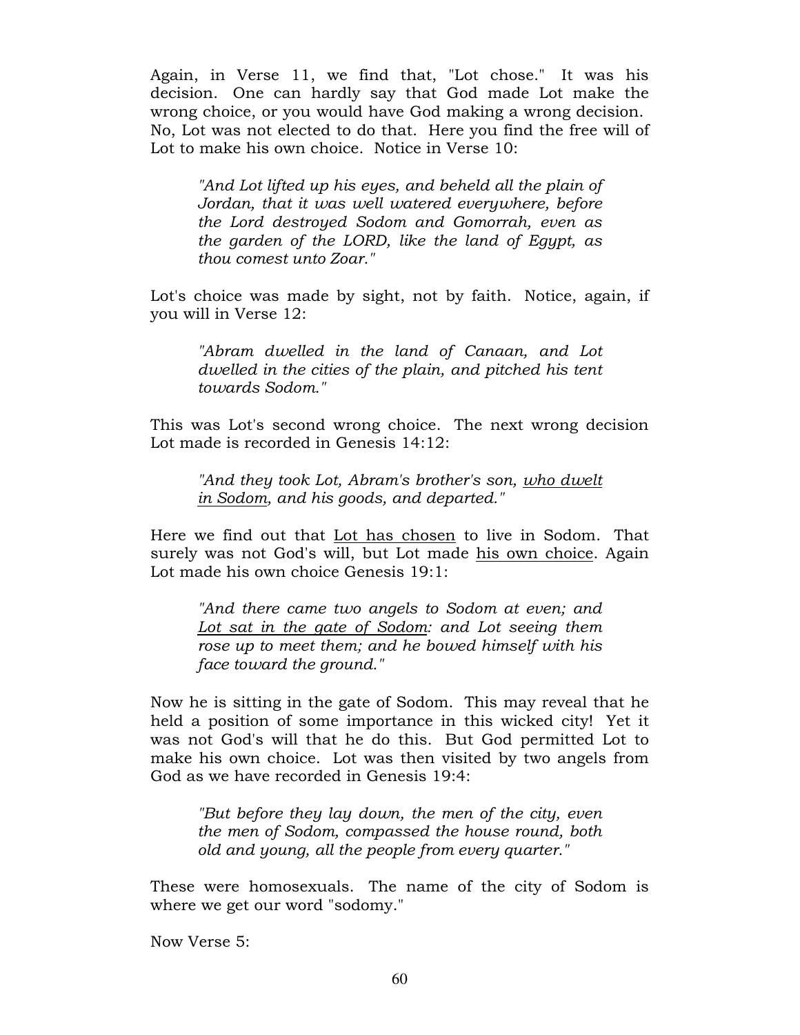Again, in Verse 11, we find that, "Lot chose." It was his decision. One can hardly say that God made Lot make the wrong choice, or you would have God making a wrong decision. No, Lot was not elected to do that. Here you find the free will of Lot to make his own choice. Notice in Verse 10:

> *"And Lot lifted up his eyes, and beheld all the plain of Jordan, that it was well watered everywhere, before the Lord destroyed Sodom and Gomorrah, even as the garden of the LORD, like the land of Egypt, as thou comest unto Zoar."*

Lot's choice was made by sight, not by faith. Notice, again, if you will in Verse 12:

> *"Abram dwelled in the land of Canaan, and Lot dwelled in the cities of the plain, and pitched his tent towards Sodom."*

This was Lot's second wrong choice. The next wrong decision Lot made is recorded in Genesis 14:12:

> *"And they took Lot, Abram's brother's son, <u>who dwelt in Sodom</u>, and his goods, and departed."*

Here we find out that <u>Lot has chosen</u> to live in Sodom. That surely was not God's will, but Lot made <u>his own choice</u>. Again Lot made his own choice Genesis 19:1:

> *"And there came two angels to Sodom at even; and <u>Lot sat in the gate of Sodom</u>: and Lot seeing them rose up to meet them; and he bowed himself with his face toward the ground."*

Now he is sitting in the gate of Sodom. This may reveal that he held a position of some importance in this wicked city! Yet it was not God's will that he do this. But God permitted Lot to make his own choice. Lot was then visited by two angels from God as we have recorded in Genesis 19:4:

> *"But before they lay down, the men of the city, even the men of Sodom, compassed the house round, both old and young, all the people from every quarter."*

These were homosexuals. The name of the city of Sodom is where we get our word "sodomy."

Now Verse 5: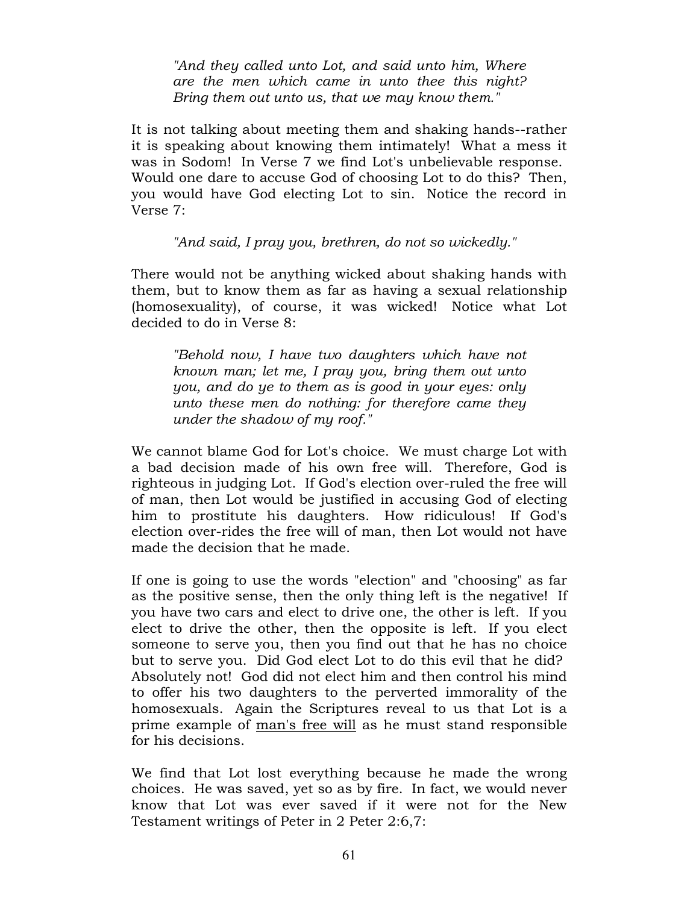> *"And they called unto Lot, and said unto him, Where are the men which came in unto thee this night? Bring them out unto us, that we may know them."*

It is not talking about meeting them and shaking hands--rather it is speaking about knowing them intimately! What a mess it was in Sodom! In Verse 7 we find Lot's unbelievable response. Would one dare to accuse God of choosing Lot to do this? Then, you would have God electing Lot to sin. Notice the record in Verse 7:

> *"And said, I pray you, brethren, do not so wickedly."*

There would not be anything wicked about shaking hands with them, but to know them as far as having a sexual relationship (homosexuality), of course, it was wicked! Notice what Lot decided to do in Verse 8:

> *"Behold now, I have two daughters which have not known man; let me, I pray you, bring them out unto you, and do ye to them as is good in your eyes: only unto these men do nothing: for therefore came they under the shadow of my roof."*

We cannot blame God for Lot's choice. We must charge Lot with a bad decision made of his own free will. Therefore, God is righteous in judging Lot. If God's election over-ruled the free will of man, then Lot would be justified in accusing God of electing him to prostitute his daughters. How ridiculous! If God's election over-rides the free will of man, then Lot would not have made the decision that he made.

If one is going to use the words "election" and "choosing" as far as the positive sense, then the only thing left is the negative! If you have two cars and elect to drive one, the other is left. If you elect to drive the other, then the opposite is left. If you elect someone to serve you, then you find out that he has no choice but to serve you. Did God elect Lot to do this evil that he did? Absolutely not! God did not elect him and then control his mind to offer his two daughters to the perverted immorality of the homosexuals. Again the Scriptures reveal to us that Lot is a prime example of <u>man's free will</u> as he must stand responsible for his decisions.

We find that Lot lost everything because he made the wrong choices. He was saved, yet so as by fire. In fact, we would never know that Lot was ever saved if it were not for the New Testament writings of Peter in 2 Peter 2:6,7: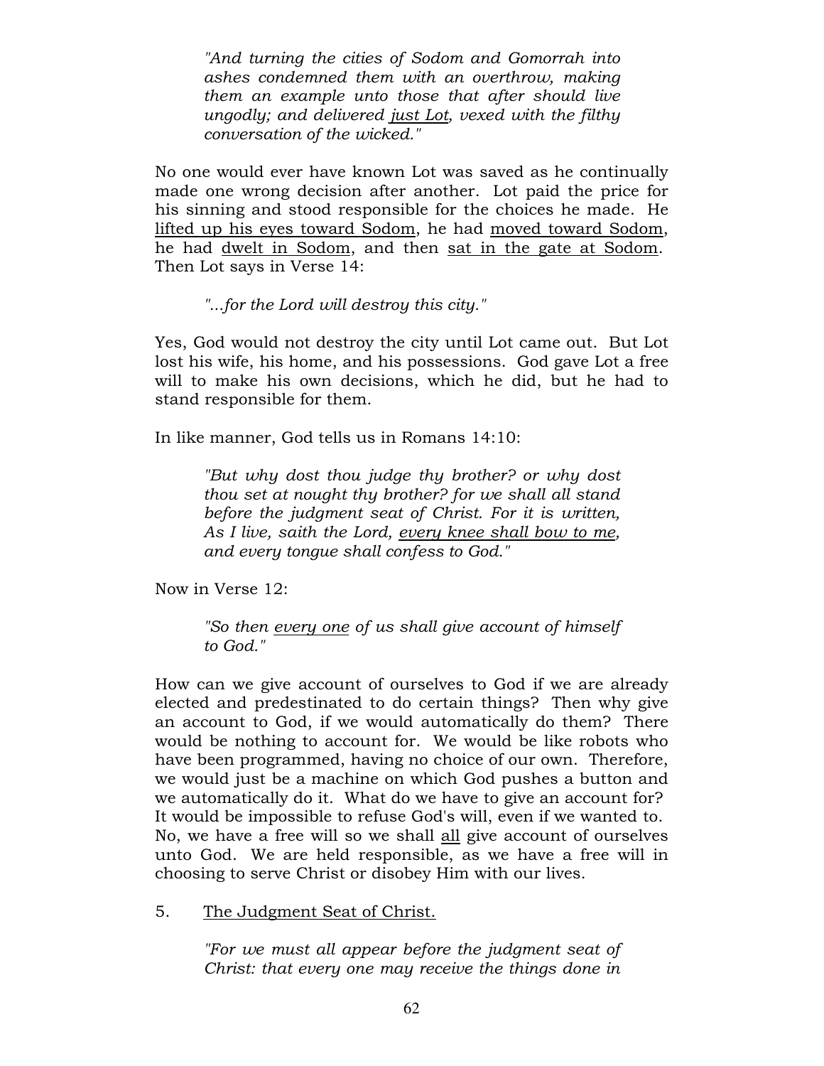> *"And turning the cities of Sodom and Gomorrah into ashes condemned them with an overthrow, making them an example unto those that after should live ungodly; and delivered <u>just Lot</u>, vexed with the filthy conversation of the wicked."*

No one would ever have known Lot was saved as he continually made one wrong decision after another. Lot paid the price for his sinning and stood responsible for the choices he made. He <u>lifted up his eyes toward Sodom</u>, he had <u>moved toward Sodom</u>, he had <u>dwelt in Sodom</u>, and then <u>sat in the gate at Sodom</u>. Then Lot says in Verse 14:

> *"...for the Lord will destroy this city."*

Yes, God would not destroy the city until Lot came out. But Lot lost his wife, his home, and his possessions. God gave Lot a free will to make his own decisions, which he did, but he had to stand responsible for them.

In like manner, God tells us in Romans 14:10:

> *"But why dost thou judge thy brother? or why dost thou set at nought thy brother? for we shall all stand before the judgment seat of Christ. For it is written, As I live, saith the Lord, <u>every knee shall bow to me</u>, and every tongue shall confess to God."*

Now in Verse 12:

> *"So then <u>every one</u> of us shall give account of himself to God."*

How can we give account of ourselves to God if we are already elected and predestinated to do certain things? Then why give an account to God, if we would automatically do them? There would be nothing to account for. We would be like robots who have been programmed, having no choice of our own. Therefore, we would just be a machine on which God pushes a button and we automatically do it. What do we have to give an account for? It would be impossible to refuse God's will, even if we wanted to. No, we have a free will so we shall <u>all</u> give account of ourselves unto God. We are held responsible, as we have a free will in choosing to serve Christ or disobey Him with our lives.

5. <u>The Judgment Seat of Christ.</u>

> *"For we must all appear before the judgment seat of Christ: that every one may receive the things done in*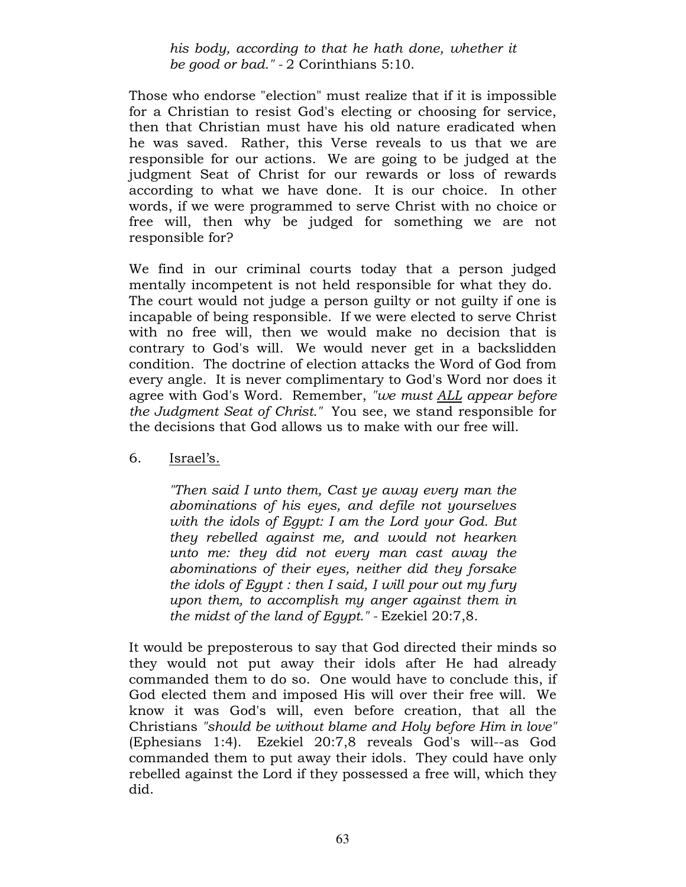> *his body, according to that he hath done, whether it be good or bad."* - 2 Corinthians 5:10.

Those who endorse "election" must realize that if it is impossible for a Christian to resist God's electing or choosing for service, then that Christian must have his old nature eradicated when he was saved. Rather, this Verse reveals to us that we are responsible for our actions. We are going to be judged at the judgment Seat of Christ for our rewards or loss of rewards according to what we have done. It is our choice. In other words, if we were programmed to serve Christ with no choice or free will, then why be judged for something we are not responsible for?

We find in our criminal courts today that a person judged mentally incompetent is not held responsible for what they do. The court would not judge a person guilty or not guilty if one is incapable of being responsible. If we were elected to serve Christ with no free will, then we would make no decision that is contrary to God's will. We would never get in a backslidden condition. The doctrine of election attacks the Word of God from every angle. It is never complimentary to God's Word nor does it agree with God's Word. Remember, *"we must <u>ALL</u> appear before the Judgment Seat of Christ."* You see, we stand responsible for the decisions that God allows us to make with our free will.

6. <u>Israel's.</u>

> *"Then said I unto them, Cast ye away every man the abominations of his eyes, and defile not yourselves with the idols of Egypt: I am the Lord your God. But they rebelled against me, and would not hearken unto me: they did not every man cast away the abominations of their eyes, neither did they forsake the idols of Egypt : then I said, I will pour out my fury upon them, to accomplish my anger against them in the midst of the land of Egypt."* - Ezekiel 20:7,8.

It would be preposterous to say that God directed their minds so they would not put away their idols after He had already commanded them to do so. One would have to conclude this, if God elected them and imposed His will over their free will. We know it was God's will, even before creation, that all the Christians *"should be without blame and Holy before Him in love"* (Ephesians 1:4). Ezekiel 20:7,8 reveals God's will--as God commanded them to put away their idols. They could have only rebelled against the Lord if they possessed a free will, which they did.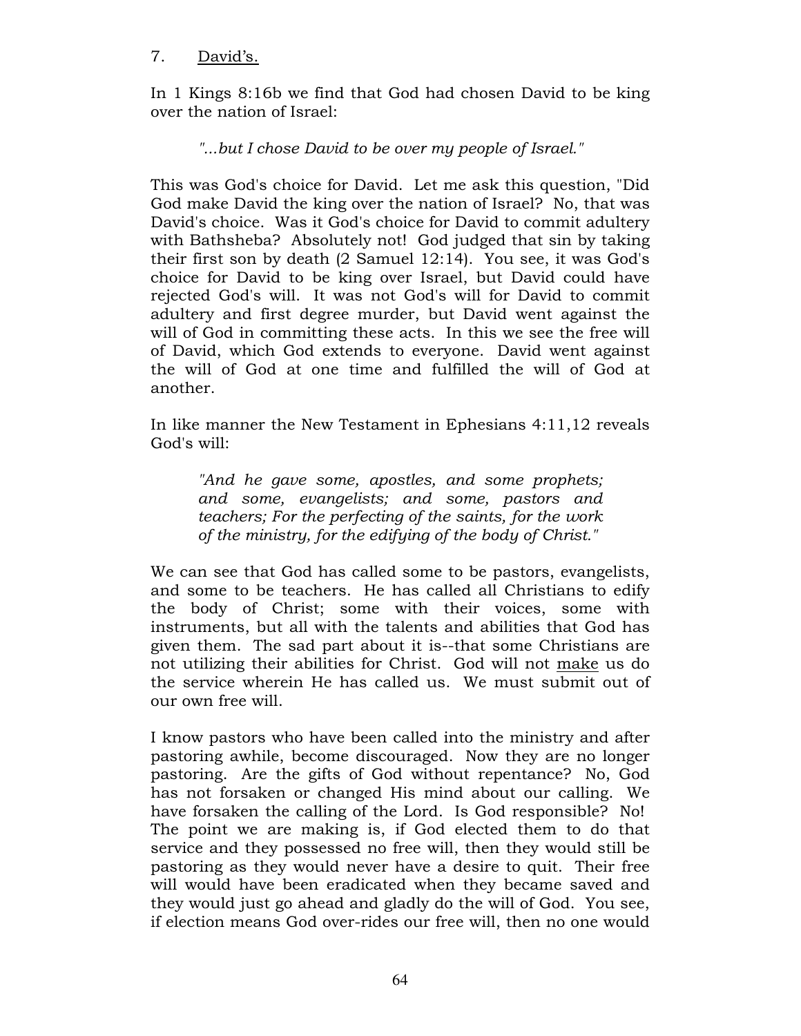7. <u>David's.</u>

In 1 Kings 8:16b we find that God had chosen David to be king over the nation of Israel:

> *"...but I chose David to be over my people of Israel."*

This was God's choice for David. Let me ask this question, "Did God make David the king over the nation of Israel? No, that was David's choice. Was it God's choice for David to commit adultery with Bathsheba? Absolutely not! God judged that sin by taking their first son by death (2 Samuel 12:14). You see, it was God's choice for David to be king over Israel, but David could have rejected God's will. It was not God's will for David to commit adultery and first degree murder, but David went against the will of God in committing these acts. In this we see the free will of David, which God extends to everyone. David went against the will of God at one time and fulfilled the will of God at another.

In like manner the New Testament in Ephesians 4:11,12 reveals God's will:

> *"And he gave some, apostles, and some prophets; and some, evangelists; and some, pastors and teachers; For the perfecting of the saints, for the work of the ministry, for the edifying of the body of Christ."*

We can see that God has called some to be pastors, evangelists, and some to be teachers. He has called all Christians to edify the body of Christ; some with their voices, some with instruments, but all with the talents and abilities that God has given them. The sad part about it is--that some Christians are not utilizing their abilities for Christ. God will not <u>make</u> us do the service wherein He has called us. We must submit out of our own free will.

I know pastors who have been called into the ministry and after pastoring awhile, become discouraged. Now they are no longer pastoring. Are the gifts of God without repentance? No, God has not forsaken or changed His mind about our calling. We have forsaken the calling of the Lord. Is God responsible? No! The point we are making is, if God elected them to do that service and they possessed no free will, then they would still be pastoring as they would never have a desire to quit. Their free will would have been eradicated when they became saved and they would just go ahead and gladly do the will of God. You see, if election means God over-rides our free will, then no one would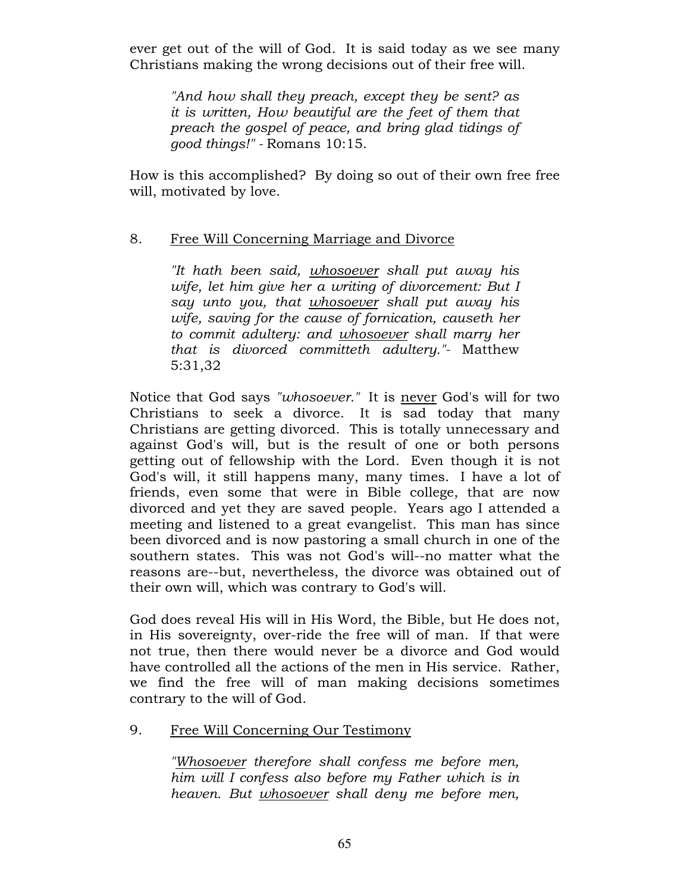ever get out of the will of God. It is said today as we see many Christians making the wrong decisions out of their free will.

> *"And how shall they preach, except they be sent? as it is written, How beautiful are the feet of them that preach the gospel of peace, and bring glad tidings of good things!"* - Romans 10:15.

How is this accomplished? By doing so out of their own free free will, motivated by love.

8. <u>Free Will Concerning Marriage and Divorce</u>

> *"It hath been said, <u>whosoever</u> shall put away his wife, let him give her a writing of divorcement: But I say unto you, that <u>whosoever</u> shall put away his wife, saving for the cause of fornication, causeth her to commit adultery: and <u>whosoever</u> shall marry her that is divorced committeth adultery."*- Matthew 5:31,32

Notice that God says *"whosoever."* It is <u>never</u> God's will for two Christians to seek a divorce. It is sad today that many Christians are getting divorced. This is totally unnecessary and against God's will, but is the result of one or both persons getting out of fellowship with the Lord. Even though it is not God's will, it still happens many, many times. I have a lot of friends, even some that were in Bible college, that are now divorced and yet they are saved people. Years ago I attended a meeting and listened to a great evangelist. This man has since been divorced and is now pastoring a small church in one of the southern states. This was not God's will--no matter what the reasons are--but, nevertheless, the divorce was obtained out of their own will, which was contrary to God's will.

God does reveal His will in His Word, the Bible, but He does not, in His sovereignty, over-ride the free will of man. If that were not true, then there would never be a divorce and God would have controlled all the actions of the men in His service. Rather, we find the free will of man making decisions sometimes contrary to the will of God.

9. <u>Free Will Concerning Our Testimony</u>

> *"<u>Whosoever</u> therefore shall confess me before men, him will I confess also before my Father which is in heaven. But <u>whosoever</u> shall deny me before men,*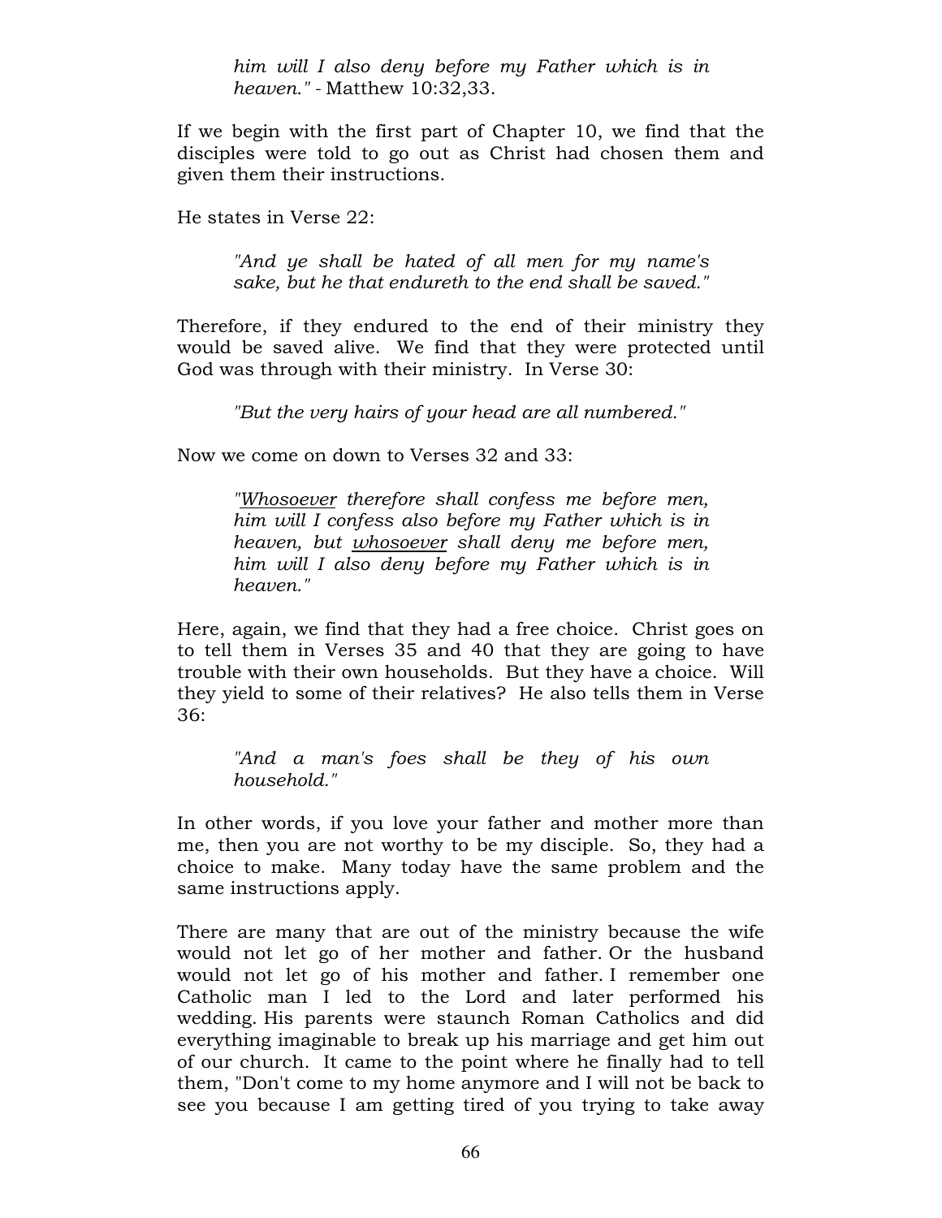> *him will I also deny before my Father which is in heaven."* - Matthew 10:32,33.

If we begin with the first part of Chapter 10, we find that the disciples were told to go out as Christ had chosen them and given them their instructions.

He states in Verse 22:

> *"And ye shall be hated of all men for my name's sake, but he that endureth to the end shall be saved."*

Therefore, if they endured to the end of their ministry they would be saved alive. We find that they were protected until God was through with their ministry. In Verse 30:

> *"But the very hairs of your head are all numbered."*

Now we come on down to Verses 32 and 33:

> *"<u>Whosoever</u> therefore shall confess me before men, him will I confess also before my Father which is in heaven, but <u>whosoever</u> shall deny me before men, him will I also deny before my Father which is in heaven."*

Here, again, we find that they had a free choice. Christ goes on to tell them in Verses 35 and 40 that they are going to have trouble with their own households. But they have a choice. Will they yield to some of their relatives? He also tells them in Verse 36:

> *"And a man's foes shall be they of his own household."*

In other words, if you love your father and mother more than me, then you are not worthy to be my disciple. So, they had a choice to make. Many today have the same problem and the same instructions apply.

There are many that are out of the ministry because the wife would not let go of her mother and father. Or the husband would not let go of his mother and father. I remember one Catholic man I led to the Lord and later performed his wedding. His parents were staunch Roman Catholics and did everything imaginable to break up his marriage and get him out of our church. It came to the point where he finally had to tell them, "Don't come to my home anymore and I will not be back to see you because I am getting tired of you trying to take away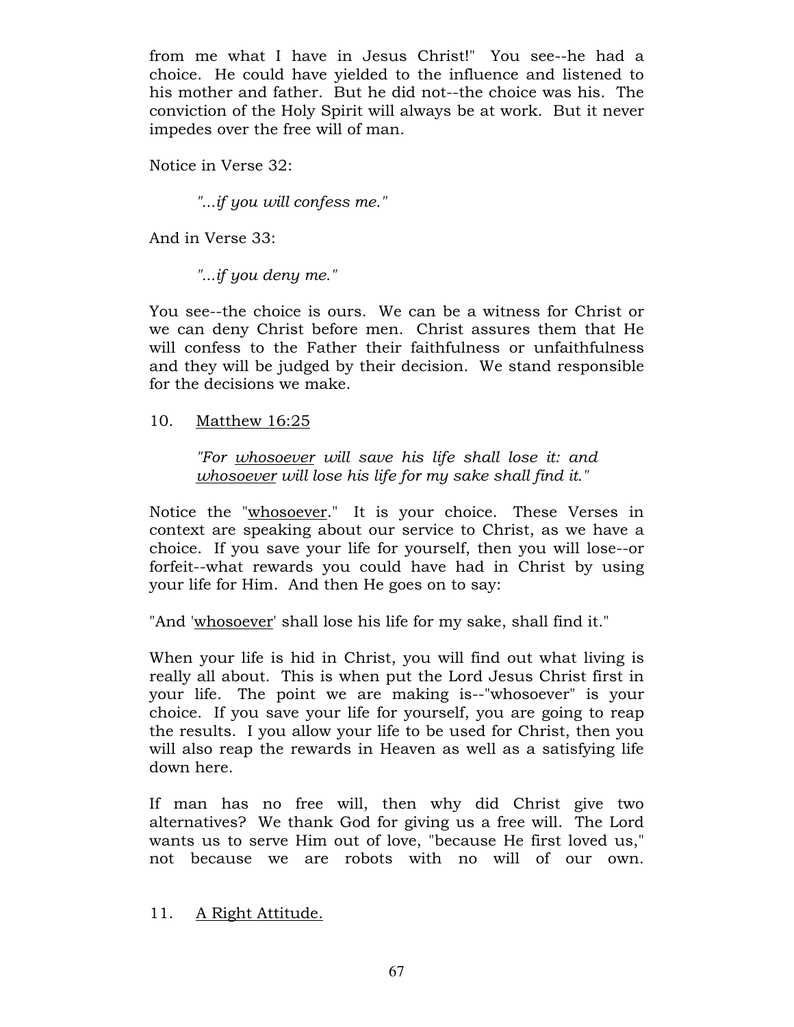from me what I have in Jesus Christ!" You see--he had a choice. He could have yielded to the influence and listened to his mother and father. But he did not--the choice was his. The conviction of the Holy Spirit will always be at work. But it never impedes over the free will of man.

Notice in Verse 32:

> *"...if you will confess me."*

And in Verse 33:

> *"...if you deny me."*

You see--the choice is ours. We can be a witness for Christ or we can deny Christ before men. Christ assures them that He will confess to the Father their faithfulness or unfaithfulness and they will be judged by their decision. We stand responsible for the decisions we make.

10. <u>Matthew 16:25</u>

> *"For <u>whosoever</u> will save his life shall lose it: and <u>whosoever</u> will lose his life for my sake shall find it."*

Notice the "<u>whosoever</u>." It is your choice. These Verses in context are speaking about our service to Christ, as we have a choice. If you save your life for yourself, then you will lose--or forfeit--what rewards you could have had in Christ by using your life for Him. And then He goes on to say:

"And '<u>whosoever</u>' shall lose his life for my sake, shall find it."

When your life is hid in Christ, you will find out what living is really all about. This is when put the Lord Jesus Christ first in your life. The point we are making is--"whosoever" is your choice. If you save your life for yourself, you are going to reap the results. I you allow your life to be used for Christ, then you will also reap the rewards in Heaven as well as a satisfying life down here.

If man has no free will, then why did Christ give two alternatives? We thank God for giving us a free will. The Lord wants us to serve Him out of love, "because He first loved us," not because we are robots with no will of our own.

11. <u>A Right Attitude.</u>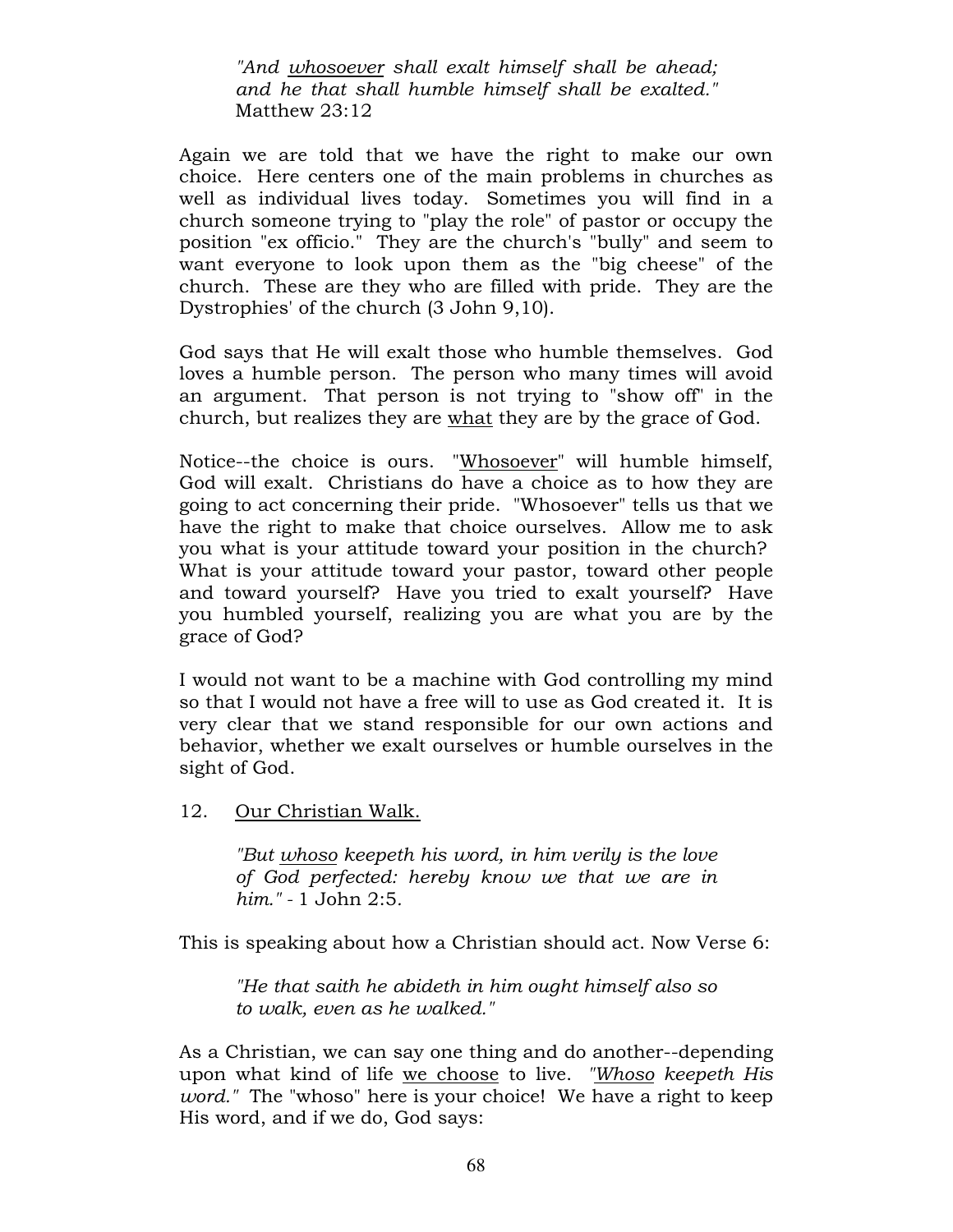> *"And <u>whosoever</u> shall exalt himself shall be ahead; and he that shall humble himself shall be exalted."* Matthew 23:12

Again we are told that we have the right to make our own choice. Here centers one of the main problems in churches as well as individual lives today. Sometimes you will find in a church someone trying to "play the role" of pastor or occupy the position "ex officio." They are the church's "bully" and seem to want everyone to look upon them as the "big cheese" of the church. These are they who are filled with pride. They are the Dystrophies' of the church (3 John 9,10).

God says that He will exalt those who humble themselves. God loves a humble person. The person who many times will avoid an argument. That person is not trying to "show off" in the church, but realizes they are <u>what</u> they are by the grace of God.

Notice--the choice is ours. "<u>Whosoever</u>" will humble himself, God will exalt. Christians do have a choice as to how they are going to act concerning their pride. "Whosoever" tells us that we have the right to make that choice ourselves. Allow me to ask you what is your attitude toward your position in the church? What is your attitude toward your pastor, toward other people and toward yourself? Have you tried to exalt yourself? Have you humbled yourself, realizing you are what you are by the grace of God?

I would not want to be a machine with God controlling my mind so that I would not have a free will to use as God created it. It is very clear that we stand responsible for our own actions and behavior, whether we exalt ourselves or humble ourselves in the sight of God.

12. <u>Our Christian Walk.</u>

> *"But <u>whoso</u> keepeth his word, in him verily is the love of God perfected: hereby know we that we are in him."* - 1 John 2:5.

This is speaking about how a Christian should act. Now Verse 6:

> *"He that saith he abideth in him ought himself also so to walk, even as he walked."*

As a Christian, we can say one thing and do another--depending upon what kind of life <u>we choose</u> to live. *"<u>Whoso</u> keepeth His word."* The "whoso" here is your choice! We have a right to keep His word, and if we do, God says: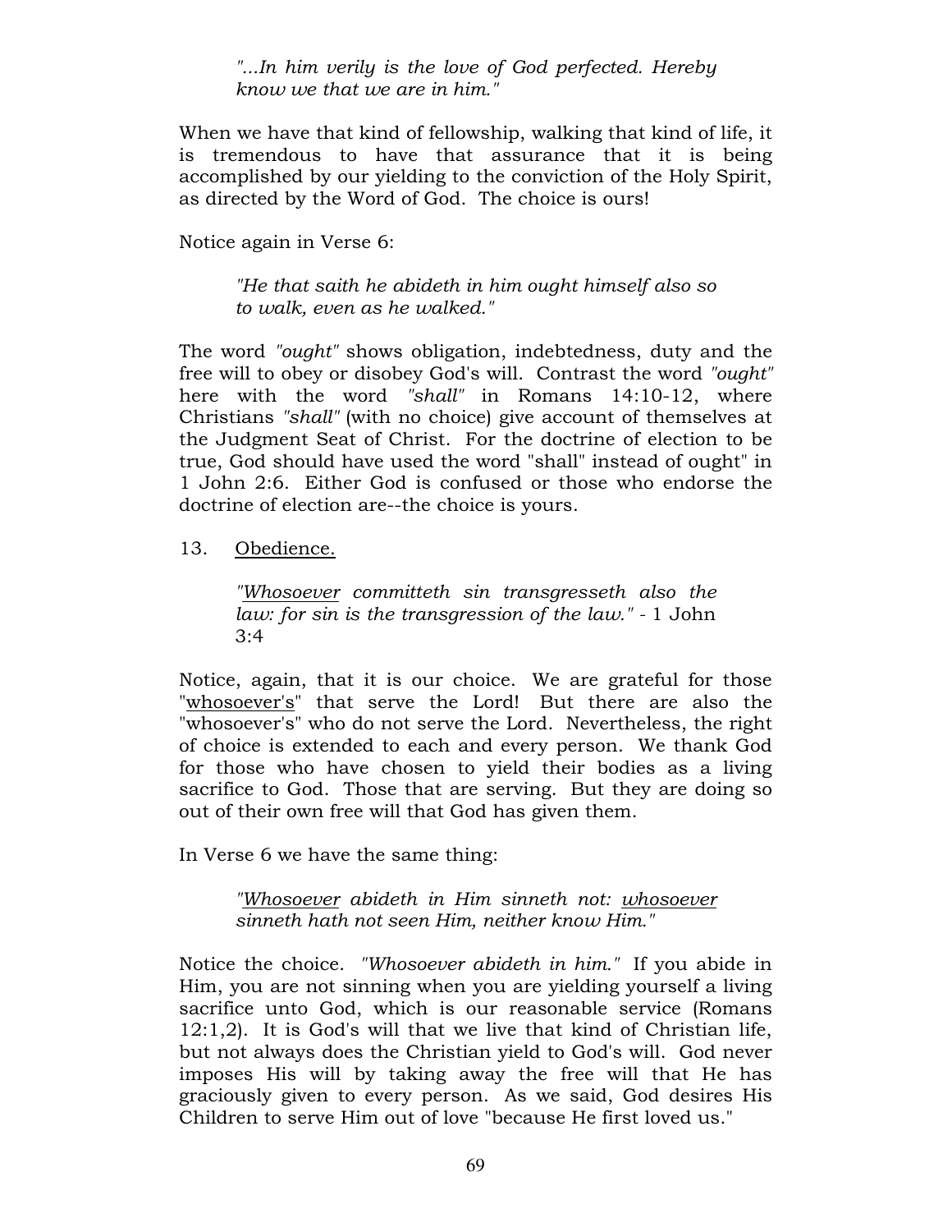> *"...In him verily is the love of God perfected. Hereby know we that we are in him."*

When we have that kind of fellowship, walking that kind of life, it is tremendous to have that assurance that it is being accomplished by our yielding to the conviction of the Holy Spirit, as directed by the Word of God. The choice is ours!

Notice again in Verse 6:

> *"He that saith he abideth in him ought himself also so to walk, even as he walked."*

The word *"ought"* shows obligation, indebtedness, duty and the free will to obey or disobey God's will. Contrast the word *"ought"* here with the word *"shall"* in Romans 14:10-12, where Christians *"shall"* (with no choice) give account of themselves at the Judgment Seat of Christ. For the doctrine of election to be true, God should have used the word "shall" instead of ought" in 1 John 2:6. Either God is confused or those who endorse the doctrine of election are--the choice is yours.

13. <u>Obedience.</u>

> *"<u>Whosoever</u> committeth sin transgresseth also the law: for sin is the transgression of the law."* - 1 John 3:4

Notice, again, that it is our choice. We are grateful for those "<u>whosoever's</u>" that serve the Lord! But there are also the "whosoever's" who do not serve the Lord. Nevertheless, the right of choice is extended to each and every person. We thank God for those who have chosen to yield their bodies as a living sacrifice to God. Those that are serving. But they are doing so out of their own free will that God has given them.

In Verse 6 we have the same thing:

> *"<u>Whosoever</u> abideth in Him sinneth not: <u>whosoever</u> sinneth hath not seen Him, neither know Him."*

Notice the choice. *"Whosoever abideth in him."* If you abide in Him, you are not sinning when you are yielding yourself a living sacrifice unto God, which is our reasonable service (Romans 12:1,2). It is God's will that we live that kind of Christian life, but not always does the Christian yield to God's will. God never imposes His will by taking away the free will that He has graciously given to every person. As we said, God desires His Children to serve Him out of love "because He first loved us."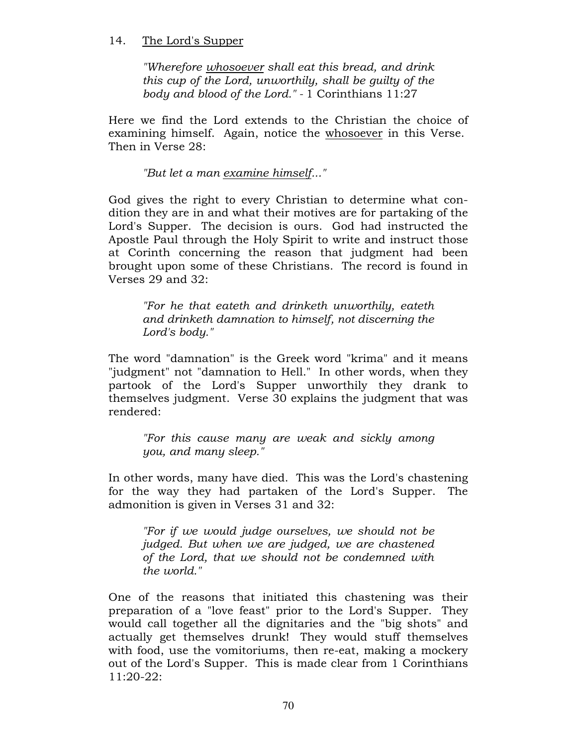14. <u>The Lord's Supper</u>

> *"Wherefore <u>whosoever</u> shall eat this bread, and drink this cup of the Lord, unworthily, shall be guilty of the body and blood of the Lord."* - 1 Corinthians 11:27

Here we find the Lord extends to the Christian the choice of examining himself. Again, notice the <u>whosoever</u> in this Verse. Then in Verse 28:

> *"But let a man <u>examine himself</u>..."*

God gives the right to every Christian to determine what condition they are in and what their motives are for partaking of the Lord's Supper. The decision is ours. God had instructed the Apostle Paul through the Holy Spirit to write and instruct those at Corinth concerning the reason that judgment had been brought upon some of these Christians. The record is found in Verses 29 and 32:

> *"For he that eateth and drinketh unworthily, eateth and drinketh damnation to himself, not discerning the Lord's body."*

The word "damnation" is the Greek word "krima" and it means "judgment" not "damnation to Hell." In other words, when they partook of the Lord's Supper unworthily they drank to themselves judgment. Verse 30 explains the judgment that was rendered:

> *"For this cause many are weak and sickly among you, and many sleep."*

In other words, many have died. This was the Lord's chastening for the way they had partaken of the Lord's Supper. The admonition is given in Verses 31 and 32:

> *"For if we would judge ourselves, we should not be judged. But when we are judged, we are chastened of the Lord, that we should not be condemned with the world."*

One of the reasons that initiated this chastening was their preparation of a "love feast" prior to the Lord's Supper. They would call together all the dignitaries and the "big shots" and actually get themselves drunk! They would stuff themselves with food, use the vomitoriums, then re-eat, making a mockery out of the Lord's Supper. This is made clear from 1 Corinthians 11:20-22: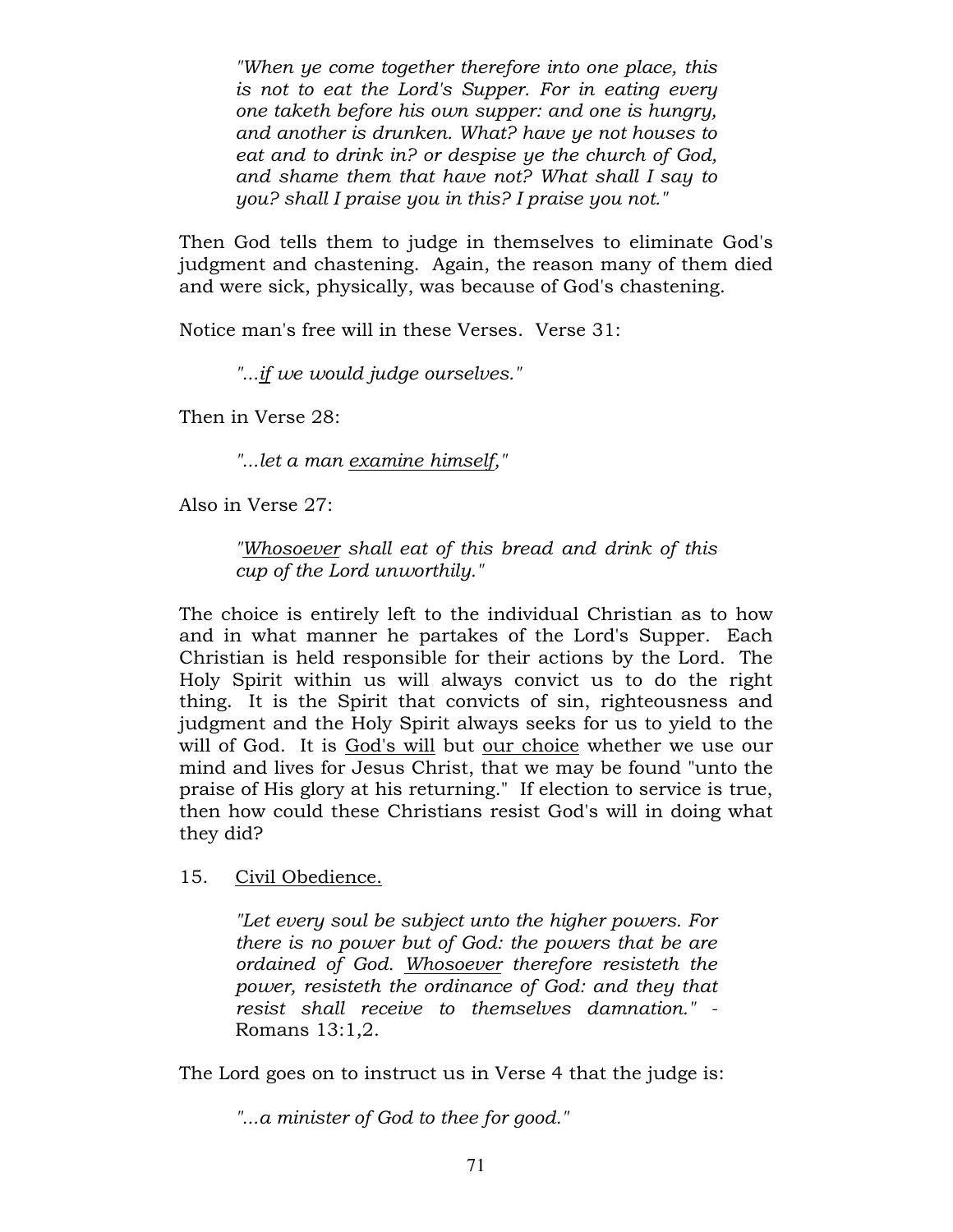> *"When ye come together therefore into one place, this is not to eat the Lord's Supper. For in eating every one taketh before his own supper: and one is hungry, and another is drunken. What? have ye not houses to eat and to drink in? or despise ye the church of God, and shame them that have not? What shall I say to you? shall I praise you in this? I praise you not."*

Then God tells them to judge in themselves to eliminate God's judgment and chastening. Again, the reason many of them died and were sick, physically, was because of God's chastening.

Notice man's free will in these Verses. Verse 31:

> *"...<u>if</u> we would judge ourselves."*

Then in Verse 28:

> *"...let a man <u>examine himself</u>,"*

Also in Verse 27:

> *"<u>Whosoever</u> shall eat of this bread and drink of this cup of the Lord unworthily."*

The choice is entirely left to the individual Christian as to how and in what manner he partakes of the Lord's Supper. Each Christian is held responsible for their actions by the Lord. The Holy Spirit within us will always convict us to do the right thing. It is the Spirit that convicts of sin, righteousness and judgment and the Holy Spirit always seeks for us to yield to the will of God. It is <u>God's will</u> but <u>our choice</u> whether we use our mind and lives for Jesus Christ, that we may be found "unto the praise of His glory at his returning." If election to service is true, then how could these Christians resist God's will in doing what they did?

15. <u>Civil Obedience.</u>

> *"Let every soul be subject unto the higher powers. For there is no power but of God: the powers that be are ordained of God. <u>Whosoever</u> therefore resisteth the power, resisteth the ordinance of God: and they that resist shall receive to themselves damnation."* - Romans 13:1,2.

The Lord goes on to instruct us in Verse 4 that the judge is:

> *"...a minister of God to thee for good."*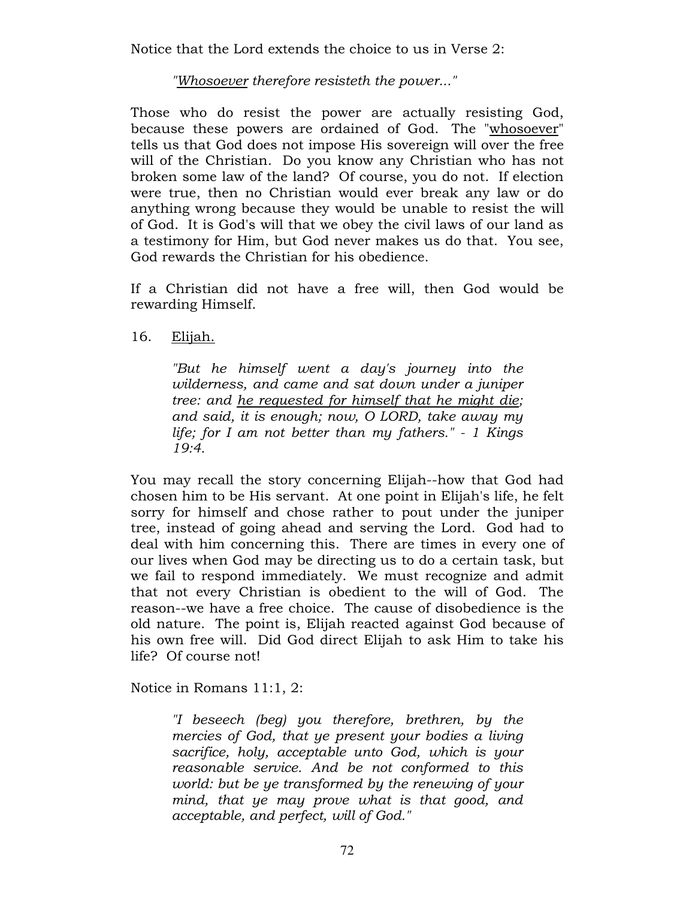Notice that the Lord extends the choice to us in Verse 2:

> *"<u>Whosoever</u> therefore resisteth the power..."*

Those who do resist the power are actually resisting God, because these powers are ordained of God. The "<u>whosoever</u>" tells us that God does not impose His sovereign will over the free will of the Christian. Do you know any Christian who has not broken some law of the land? Of course, you do not. If election were true, then no Christian would ever break any law or do anything wrong because they would be unable to resist the will of God. It is God's will that we obey the civil laws of our land as a testimony for Him, but God never makes us do that. You see, God rewards the Christian for his obedience.

If a Christian did not have a free will, then God would be rewarding Himself.

16. <u>Elijah.</u>

> *"But he himself went a day's journey into the wilderness, and came and sat down under a juniper tree: and <u>he requested for himself that he might die</u>; and said, it is enough; now, O LORD, take away my life; for I am not better than my fathers." - 1 Kings 19:4.*

You may recall the story concerning Elijah--how that God had chosen him to be His servant. At one point in Elijah's life, he felt sorry for himself and chose rather to pout under the juniper tree, instead of going ahead and serving the Lord. God had to deal with him concerning this. There are times in every one of our lives when God may be directing us to do a certain task, but we fail to respond immediately. We must recognize and admit that not every Christian is obedient to the will of God. The reason--we have a free choice. The cause of disobedience is the old nature. The point is, Elijah reacted against God because of his own free will. Did God direct Elijah to ask Him to take his life? Of course not!

Notice in Romans 11:1, 2:

> *"I beseech (beg) you therefore, brethren, by the mercies of God, that ye present your bodies a living sacrifice, holy, acceptable unto God, which is your reasonable service. And be not conformed to this world: but be ye transformed by the renewing of your mind, that ye may prove what is that good, and acceptable, and perfect, will of God."*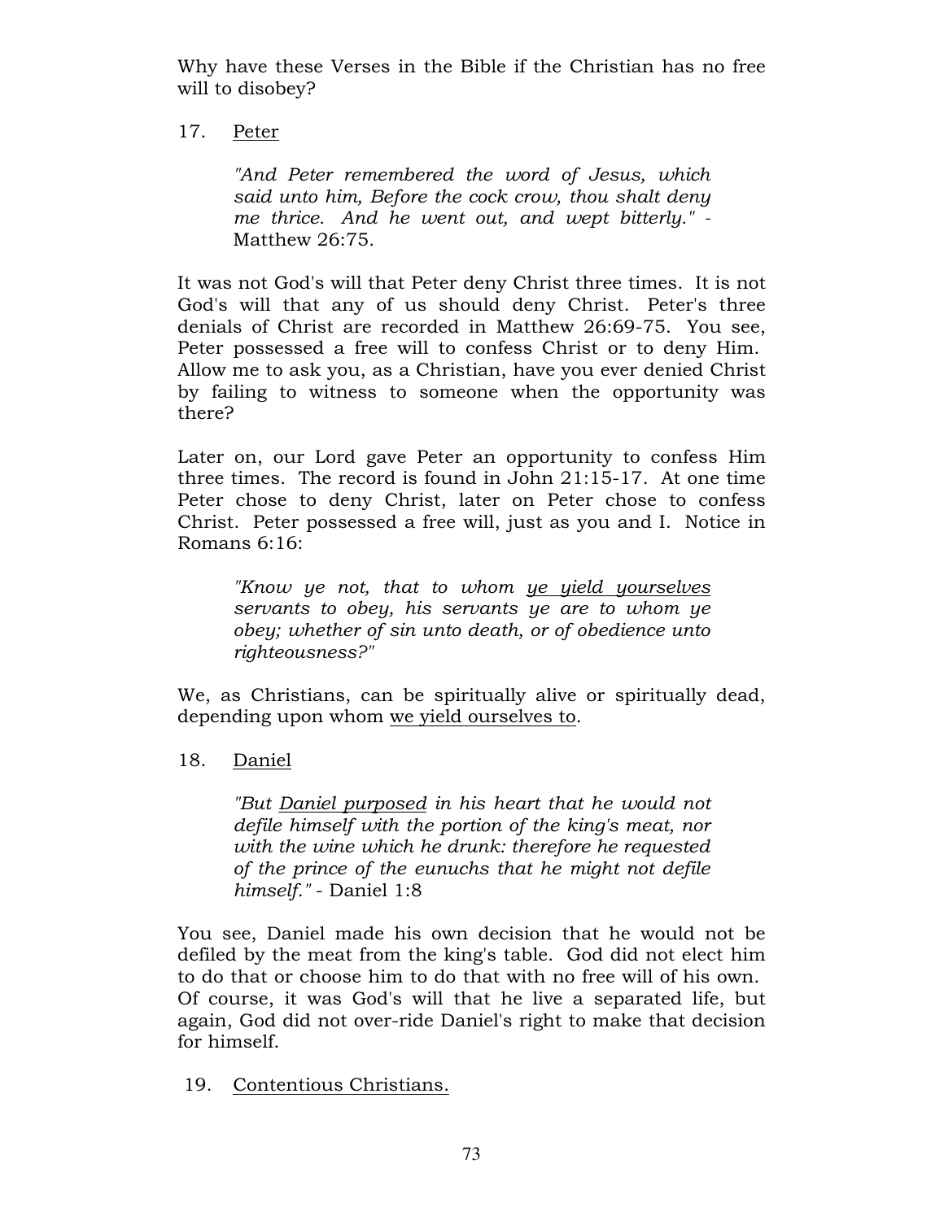Why have these Verses in the Bible if the Christian has no free will to disobey?

17. <u>Peter</u>

> *"And Peter remembered the word of Jesus, which said unto him, Before the cock crow, thou shalt deny me thrice. And he went out, and wept bitterly."* - Matthew 26:75.

It was not God's will that Peter deny Christ three times. It is not God's will that any of us should deny Christ. Peter's three denials of Christ are recorded in Matthew 26:69-75. You see, Peter possessed a free will to confess Christ or to deny Him. Allow me to ask you, as a Christian, have you ever denied Christ by failing to witness to someone when the opportunity was there?

Later on, our Lord gave Peter an opportunity to confess Him three times. The record is found in John 21:15-17. At one time Peter chose to deny Christ, later on Peter chose to confess Christ. Peter possessed a free will, just as you and I. Notice in Romans 6:16:

> *"Know ye not, that to whom <u>ye yield yourselves</u> servants to obey, his servants ye are to whom ye obey; whether of sin unto death, or of obedience unto righteousness?"*

We, as Christians, can be spiritually alive or spiritually dead, depending upon whom <u>we yield ourselves to</u>.

18. <u>Daniel</u>

> *"But <u>Daniel purposed</u> in his heart that he would not defile himself with the portion of the king's meat, nor with the wine which he drunk: therefore he requested of the prince of the eunuchs that he might not defile himself."* - Daniel 1:8

You see, Daniel made his own decision that he would not be defiled by the meat from the king's table. God did not elect him to do that or choose him to do that with no free will of his own. Of course, it was God's will that he live a separated life, but again, God did not over-ride Daniel's right to make that decision for himself.

19. <u>Contentious Christians.</u>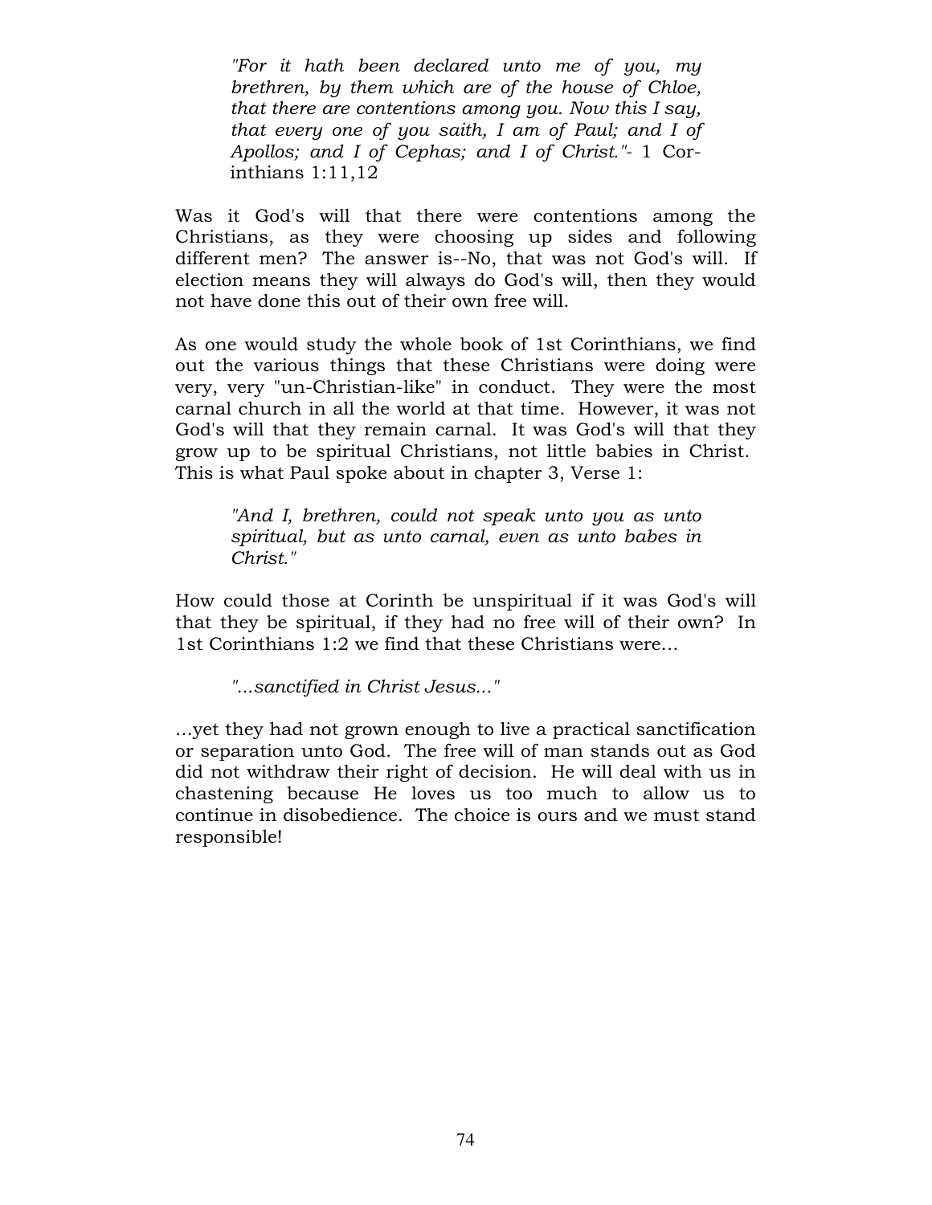> *"For it hath been declared unto me of you, my brethren, by them which are of the house of Chloe, that there are contentions among you. Now this I say, that every one of you saith, I am of Paul; and I of Apollos; and I of Cephas; and I of Christ."*- 1 Corinthians 1:11,12

Was it God's will that there were contentions among the Christians, as they were choosing up sides and following different men? The answer is--No, that was not God's will. If election means they will always do God's will, then they would not have done this out of their own free will.

As one would study the whole book of 1st Corinthians, we find out the various things that these Christians were doing were very, very "un-Christian-like" in conduct. They were the most carnal church in all the world at that time. However, it was not God's will that they remain carnal. It was God's will that they grow up to be spiritual Christians, not little babies in Christ. This is what Paul spoke about in chapter 3, Verse 1:

> *"And I, brethren, could not speak unto you as unto spiritual, but as unto carnal, even as unto babes in Christ."*

How could those at Corinth be unspiritual if it was God's will that they be spiritual, if they had no free will of their own? In 1st Corinthians 1:2 we find that these Christians were...

> *"...sanctified in Christ Jesus..."*

...yet they had not grown enough to live a practical sanctification or separation unto God. The free will of man stands out as God did not withdraw their right of decision. He will deal with us in chastening because He loves us too much to allow us to continue in disobedience. The choice is ours and we must stand responsible!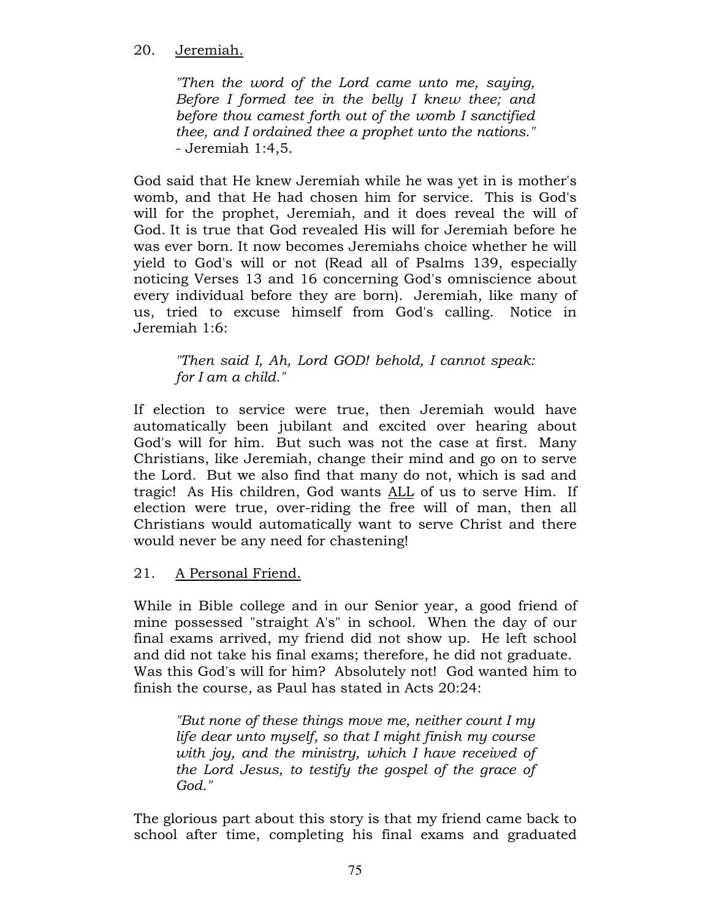20. <u>Jeremiah.</u>

> *"Then the word of the Lord came unto me, saying, Before I formed tee in the belly I knew thee; and before thou camest forth out of the womb I sanctified thee, and I ordained thee a prophet unto the nations."* - Jeremiah 1:4,5.

God said that He knew Jeremiah while he was yet in is mother's womb, and that He had chosen him for service. This is God's will for the prophet, Jeremiah, and it does reveal the will of God. It is true that God revealed His will for Jeremiah before he was ever born. It now becomes Jeremiahs choice whether he will yield to God's will or not (Read all of Psalms 139, especially noticing Verses 13 and 16 concerning God's omniscience about every individual before they are born). Jeremiah, like many of us, tried to excuse himself from God's calling. Notice in Jeremiah 1:6:

> *"Then said I, Ah, Lord GOD! behold, I cannot speak: for I am a child."*

If election to service were true, then Jeremiah would have automatically been jubilant and excited over hearing about God's will for him. But such was not the case at first. Many Christians, like Jeremiah, change their mind and go on to serve the Lord. But we also find that many do not, which is sad and tragic! As His children, God wants <u>ALL</u> of us to serve Him. If election were true, over-riding the free will of man, then all Christians would automatically want to serve Christ and there would never be any need for chastening!

21. <u>A Personal Friend.</u>

While in Bible college and in our Senior year, a good friend of mine possessed "straight A's" in school. When the day of our final exams arrived, my friend did not show up. He left school and did not take his final exams; therefore, he did not graduate. Was this God's will for him? Absolutely not! God wanted him to finish the course, as Paul has stated in Acts 20:24:

> *"But none of these things move me, neither count I my life dear unto myself, so that I might finish my course with joy, and the ministry, which I have received of the Lord Jesus, to testify the gospel of the grace of God."*

The glorious part about this story is that my friend came back to school after time, completing his final exams and graduated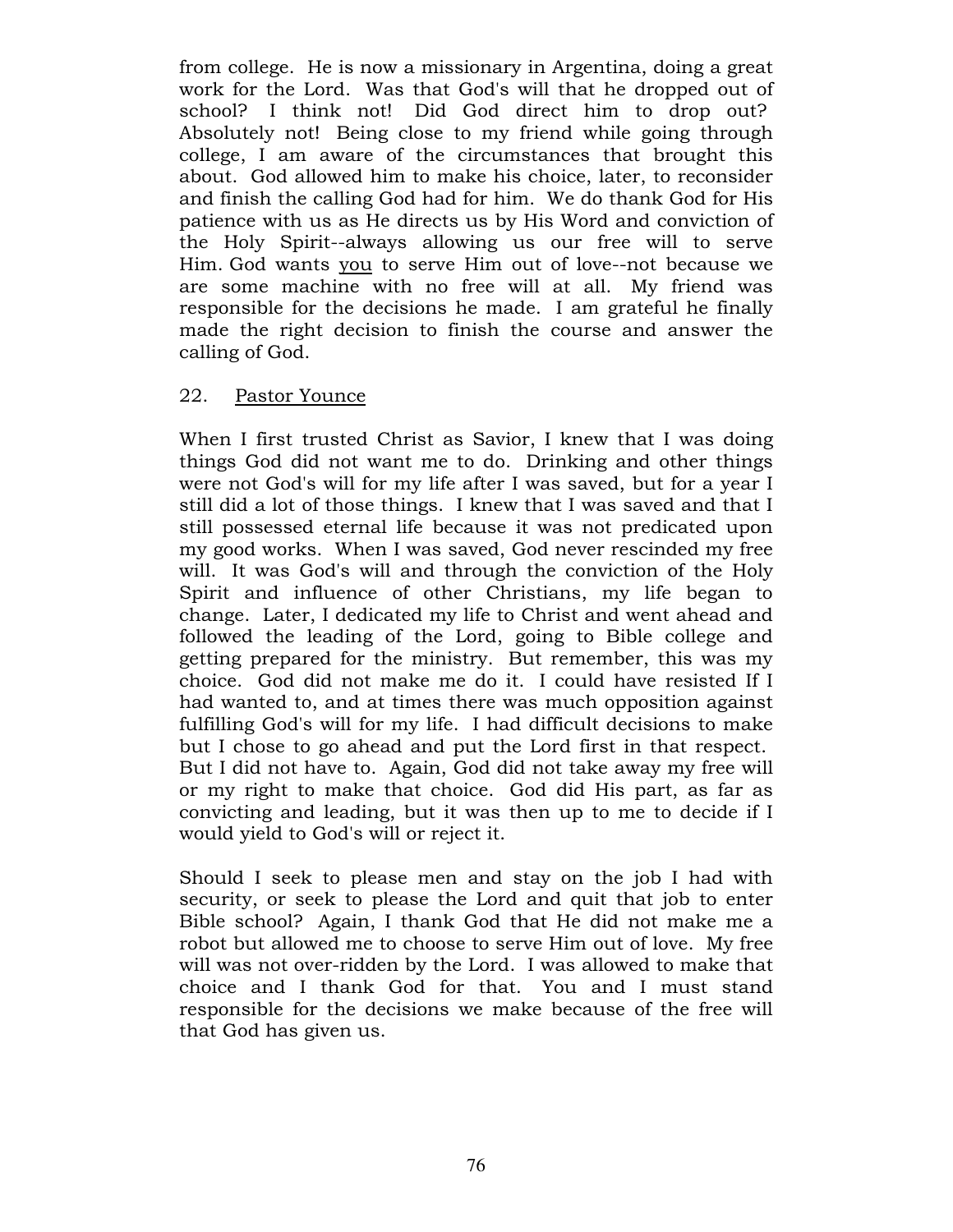from college. He is now a missionary in Argentina, doing a great work for the Lord. Was that God's will that he dropped out of school? I think not! Did God direct him to drop out? Absolutely not! Being close to my friend while going through college, I am aware of the circumstances that brought this about. God allowed him to make his choice, later, to reconsider and finish the calling God had for him. We do thank God for His patience with us as He directs us by His Word and conviction of the Holy Spirit--always allowing us our free will to serve Him. God wants <u>you</u> to serve Him out of love--not because we are some machine with no free will at all. My friend was responsible for the decisions he made. I am grateful he finally made the right decision to finish the course and answer the calling of God.

22. <u>Pastor Younce</u>

When I first trusted Christ as Savior, I knew that I was doing things God did not want me to do. Drinking and other things were not God's will for my life after I was saved, but for a year I still did a lot of those things. I knew that I was saved and that I still possessed eternal life because it was not predicated upon my good works. When I was saved, God never rescinded my free will. It was God's will and through the conviction of the Holy Spirit and influence of other Christians, my life began to change. Later, I dedicated my life to Christ and went ahead and followed the leading of the Lord, going to Bible college and getting prepared for the ministry. But remember, this was my choice. God did not make me do it. I could have resisted If I had wanted to, and at times there was much opposition against fulfilling God's will for my life. I had difficult decisions to make but I chose to go ahead and put the Lord first in that respect. But I did not have to. Again, God did not take away my free will or my right to make that choice. God did His part, as far as convicting and leading, but it was then up to me to decide if I would yield to God's will or reject it.

Should I seek to please men and stay on the job I had with security, or seek to please the Lord and quit that job to enter Bible school? Again, I thank God that He did not make me a robot but allowed me to choose to serve Him out of love. My free will was not over-ridden by the Lord. I was allowed to make that choice and I thank God for that. You and I must stand responsible for the decisions we make because of the free will that God has given us.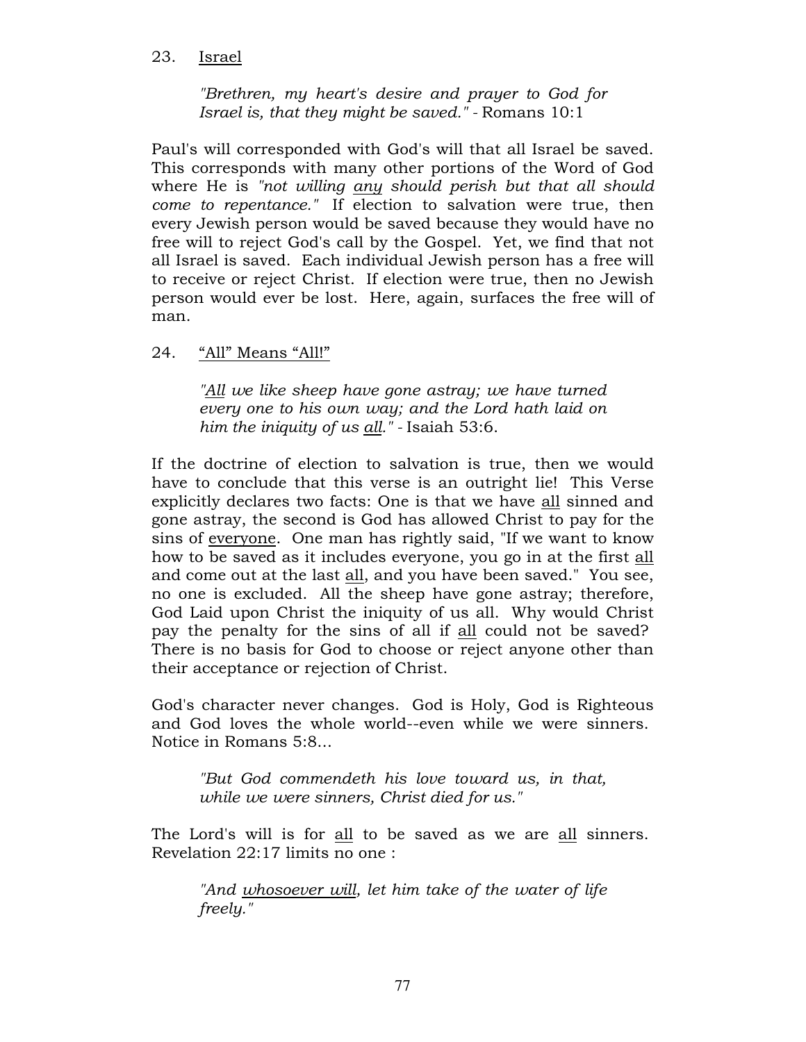23. Israel

> *"Brethren, my heart's desire and prayer to God for Israel is, that they might be saved."* - Romans 10:1

Paul's will corresponded with God's will that all Israel be saved. This corresponds with many other portions of the Word of God where He is *"not willing any should perish but that all should come to repentance."* If election to salvation were true, then every Jewish person would be saved because they would have no free will to reject God's call by the Gospel. Yet, we find that not all Israel is saved. Each individual Jewish person has a free will to receive or reject Christ. If election were true, then no Jewish person would ever be lost. Here, again, surfaces the free will of man.

24. "All" Means "All!"

> *"All we like sheep have gone astray; we have turned every one to his own way; and the Lord hath laid on him the iniquity of us all."* - Isaiah 53:6.

If the doctrine of election to salvation is true, then we would have to conclude that this verse is an outright lie! This Verse explicitly declares two facts: One is that we have all sinned and gone astray, the second is God has allowed Christ to pay for the sins of everyone. One man has rightly said, "If we want to know how to be saved as it includes everyone, you go in at the first all and come out at the last all, and you have been saved." You see, no one is excluded. All the sheep have gone astray; therefore, God Laid upon Christ the iniquity of us all. Why would Christ pay the penalty for the sins of all if all could not be saved? There is no basis for God to choose or reject anyone other than their acceptance or rejection of Christ.

God's character never changes. God is Holy, God is Righteous and God loves the whole world--even while we were sinners. Notice in Romans 5:8...

> *"But God commendeth his love toward us, in that, while we were sinners, Christ died for us."*

The Lord's will is for all to be saved as we are all sinners. Revelation 22:17 limits no one :

> *"And whosoever will, let him take of the water of life freely."*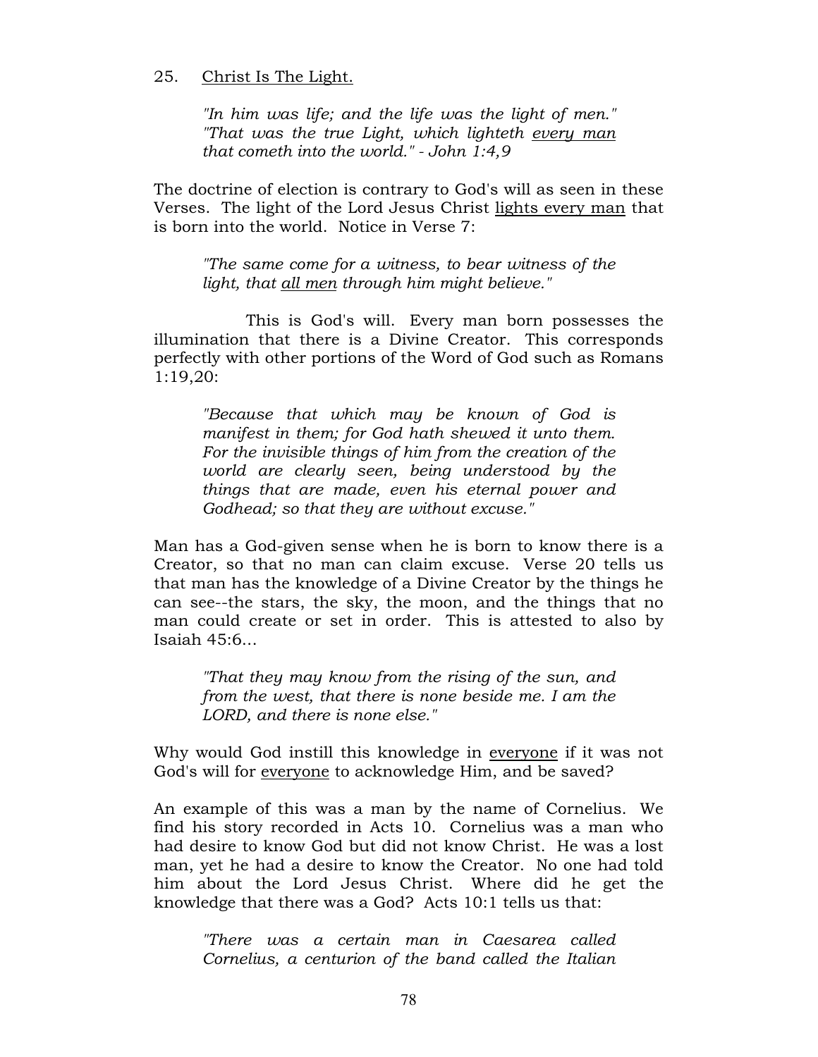25. <u>Christ Is The Light.</u>

> *"In him was life; and the life was the light of men." "That was the true Light, which lighteth <u>every man</u> that cometh into the world." - John 1:4,9*

The doctrine of election is contrary to God's will as seen in these Verses. The light of the Lord Jesus Christ <u>lights every man</u> that is born into the world. Notice in Verse 7:

> *"The same come for a witness, to bear witness of the light, that <u>all men</u> through him might believe."*

This is God's will. Every man born possesses the illumination that there is a Divine Creator. This corresponds perfectly with other portions of the Word of God such as Romans 1:19,20:

> *"Because that which may be known of God is manifest in them; for God hath shewed it unto them. For the invisible things of him from the creation of the world are clearly seen, being understood by the things that are made, even his eternal power and Godhead; so that they are without excuse."*

Man has a God-given sense when he is born to know there is a Creator, so that no man can claim excuse. Verse 20 tells us that man has the knowledge of a Divine Creator by the things he can see--the stars, the sky, the moon, and the things that no man could create or set in order. This is attested to also by Isaiah 45:6...

> *"That they may know from the rising of the sun, and from the west, that there is none beside me. I am the LORD, and there is none else."*

Why would God instill this knowledge in <u>everyone</u> if it was not God's will for <u>everyone</u> to acknowledge Him, and be saved?

An example of this was a man by the name of Cornelius. We find his story recorded in Acts 10. Cornelius was a man who had desire to know God but did not know Christ. He was a lost man, yet he had a desire to know the Creator. No one had told him about the Lord Jesus Christ. Where did he get the knowledge that there was a God? Acts 10:1 tells us that:

> *"There was a certain man in Caesarea called Cornelius, a centurion of the band called the Italian*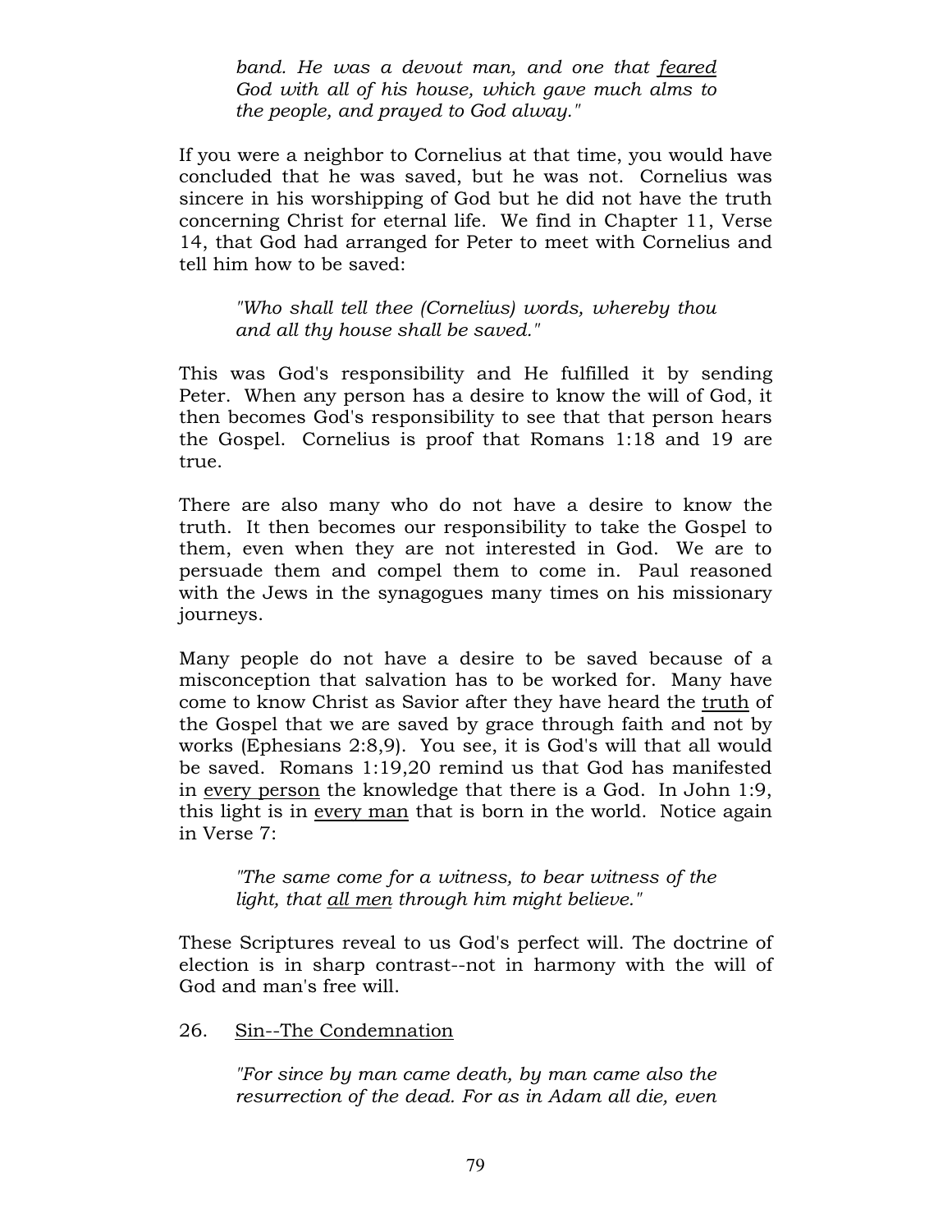> *band. He was a devout man, and one that feared God with all of his house, which gave much alms to the people, and prayed to God alway."*

If you were a neighbor to Cornelius at that time, you would have concluded that he was saved, but he was not. Cornelius was sincere in his worshipping of God but he did not have the truth concerning Christ for eternal life. We find in Chapter 11, Verse 14, that God had arranged for Peter to meet with Cornelius and tell him how to be saved:

> *"Who shall tell thee (Cornelius) words, whereby thou and all thy house shall be saved."*

This was God's responsibility and He fulfilled it by sending Peter. When any person has a desire to know the will of God, it then becomes God's responsibility to see that that person hears the Gospel. Cornelius is proof that Romans 1:18 and 19 are true.

There are also many who do not have a desire to know the truth. It then becomes our responsibility to take the Gospel to them, even when they are not interested in God. We are to persuade them and compel them to come in. Paul reasoned with the Jews in the synagogues many times on his missionary journeys.

Many people do not have a desire to be saved because of a misconception that salvation has to be worked for. Many have come to know Christ as Savior after they have heard the truth of the Gospel that we are saved by grace through faith and not by works (Ephesians 2:8,9). You see, it is God's will that all would be saved. Romans 1:19,20 remind us that God has manifested in every person the knowledge that there is a God. In John 1:9, this light is in every man that is born in the world. Notice again in Verse 7:

> *"The same come for a witness, to bear witness of the light, that all men through him might believe."*

These Scriptures reveal to us God's perfect will. The doctrine of election is in sharp contrast--not in harmony with the will of God and man's free will.

## 26. Sin--The Condemnation

> *"For since by man came death, by man came also the resurrection of the dead. For as in Adam all die, even*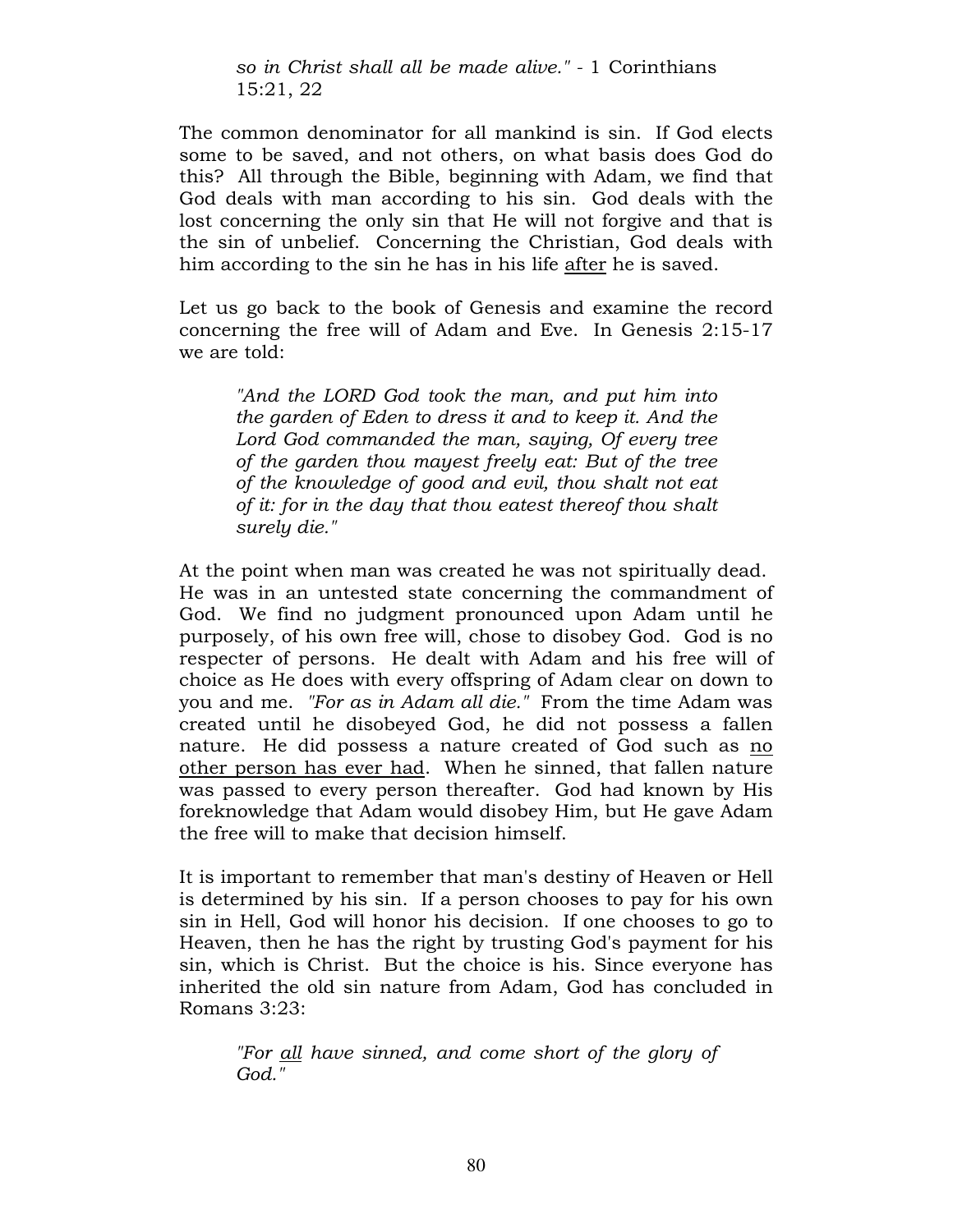> *so in Christ shall all be made alive."* - 1 Corinthians 15:21, 22

The common denominator for all mankind is sin. If God elects some to be saved, and not others, on what basis does God do this? All through the Bible, beginning with Adam, we find that God deals with man according to his sin. God deals with the lost concerning the only sin that He will not forgive and that is the sin of unbelief. Concerning the Christian, God deals with him according to the sin he has in his life <u>after</u> he is saved.

Let us go back to the book of Genesis and examine the record concerning the free will of Adam and Eve. In Genesis 2:15-17 we are told:

> *"And the LORD God took the man, and put him into the garden of Eden to dress it and to keep it. And the Lord God commanded the man, saying, Of every tree of the garden thou mayest freely eat: But of the tree of the knowledge of good and evil, thou shalt not eat of it: for in the day that thou eatest thereof thou shalt surely die."*

At the point when man was created he was not spiritually dead. He was in an untested state concerning the commandment of God. We find no judgment pronounced upon Adam until he purposely, of his own free will, chose to disobey God. God is no respecter of persons. He dealt with Adam and his free will of choice as He does with every offspring of Adam clear on down to you and me. *"For as in Adam all die."* From the time Adam was created until he disobeyed God, he did not possess a fallen nature. He did possess a nature created of God such as <u>no other person has ever had</u>. When he sinned, that fallen nature was passed to every person thereafter. God had known by His foreknowledge that Adam would disobey Him, but He gave Adam the free will to make that decision himself.

It is important to remember that man's destiny of Heaven or Hell is determined by his sin. If a person chooses to pay for his own sin in Hell, God will honor his decision. If one chooses to go to Heaven, then he has the right by trusting God's payment for his sin, which is Christ. But the choice is his. Since everyone has inherited the old sin nature from Adam, God has concluded in Romans 3:23:

> *"For <u>all</u> have sinned, and come short of the glory of God."*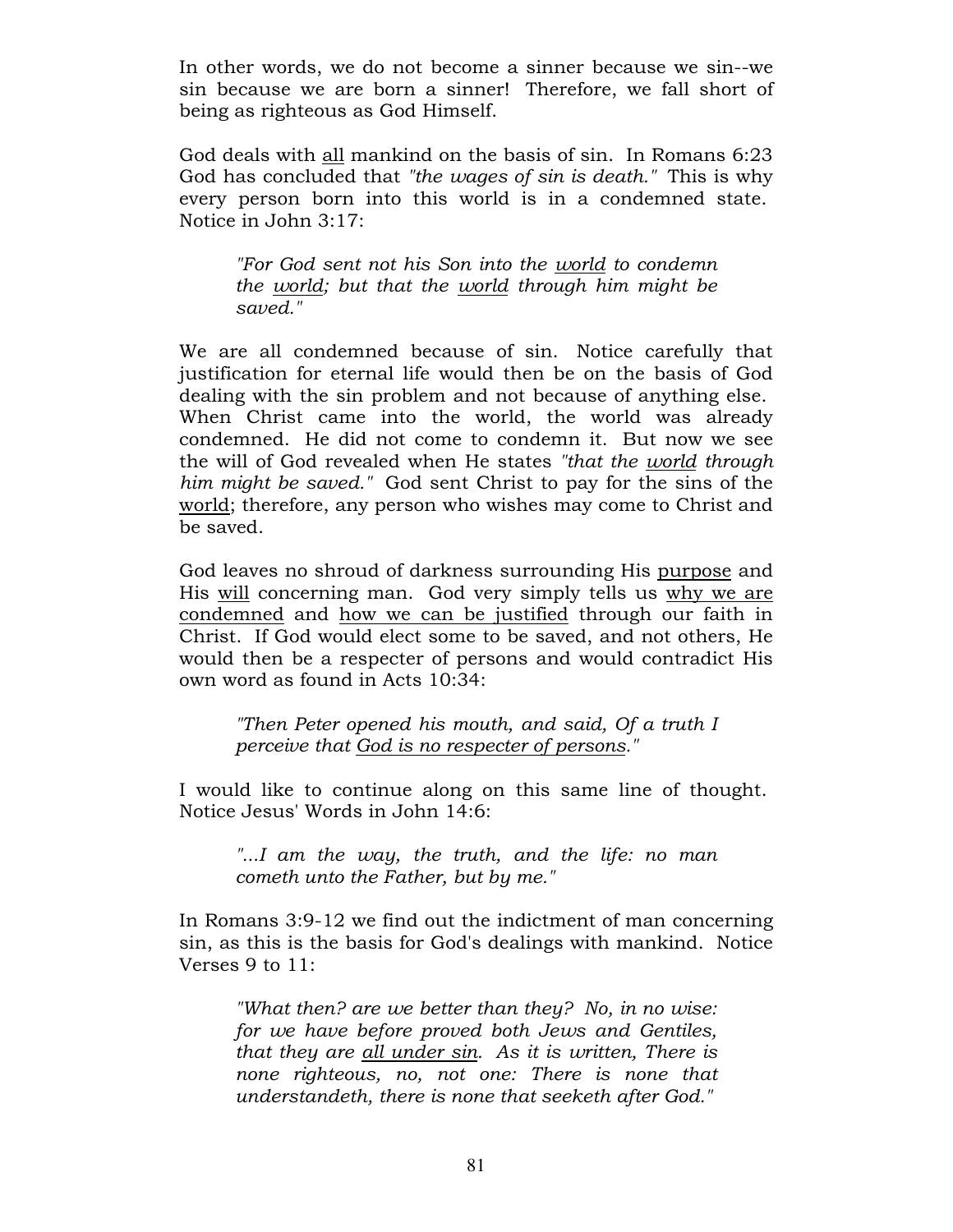In other words, we do not become a sinner because we sin--we sin because we are born a sinner! Therefore, we fall short of being as righteous as God Himself.

God deals with <u>all</u> mankind on the basis of sin. In Romans 6:23 God has concluded that *"the wages of sin is death."* This is why every person born into this world is in a condemned state. Notice in John 3:17:

> *"For God sent not his Son into the <u>world</u> to condemn the <u>world</u>; but that the <u>world</u> through him might be saved."*

We are all condemned because of sin. Notice carefully that justification for eternal life would then be on the basis of God dealing with the sin problem and not because of anything else. When Christ came into the world, the world was already condemned. He did not come to condemn it. But now we see the will of God revealed when He states *"that the <u>world</u> through him might be saved."* God sent Christ to pay for the sins of the <u>world</u>; therefore, any person who wishes may come to Christ and be saved.

God leaves no shroud of darkness surrounding His <u>purpose</u> and His <u>will</u> concerning man. God very simply tells us <u>why we are condemned</u> and <u>how we can be justified</u> through our faith in Christ. If God would elect some to be saved, and not others, He would then be a respecter of persons and would contradict His own word as found in Acts 10:34:

> *"Then Peter opened his mouth, and said, Of a truth I perceive that <u>God is no respecter of persons</u>."*

I would like to continue along on this same line of thought. Notice Jesus' Words in John 14:6:

> *"...I am the way, the truth, and the life: no man cometh unto the Father, but by me."*

In Romans 3:9-12 we find out the indictment of man concerning sin, as this is the basis for God's dealings with mankind. Notice Verses 9 to 11:

> *"What then? are we better than they? No, in no wise: for we have before proved both Jews and Gentiles, that they are <u>all under sin</u>. As it is written, There is none righteous, no, not one: There is none that understandeth, there is none that seeketh after God."*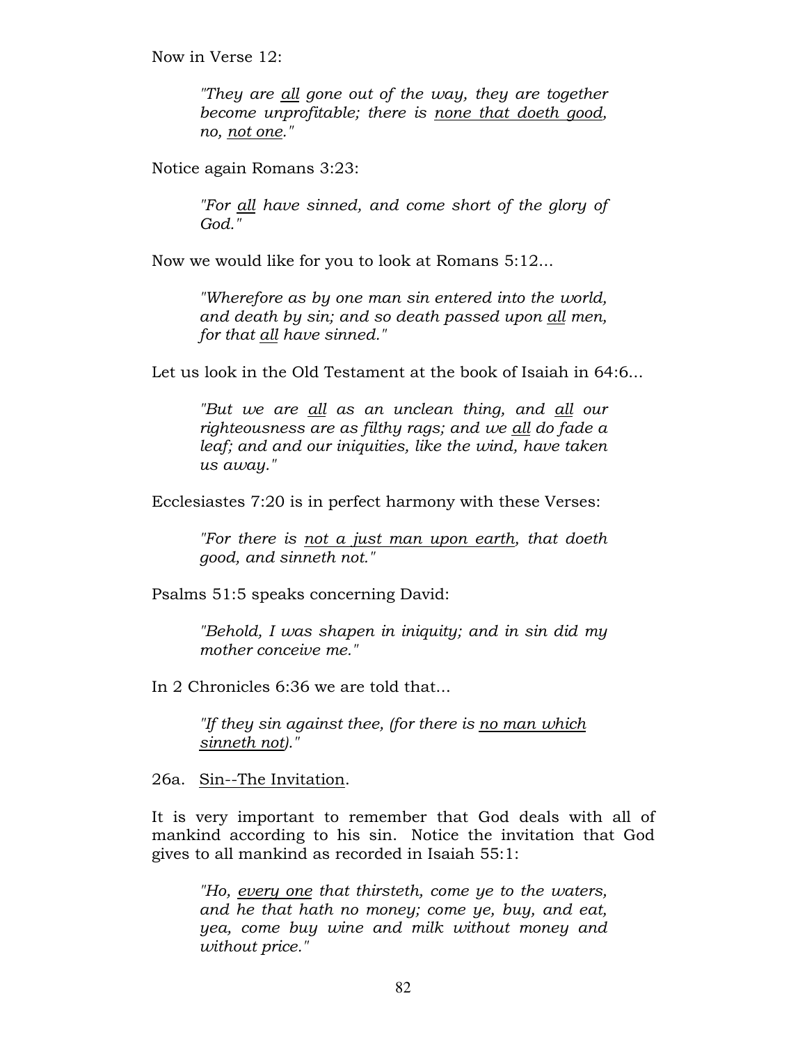Now in Verse 12:

> *"They are all gone out of the way, they are together become unprofitable; there is none that doeth good, no, not one."*

Notice again Romans 3:23:

> *"For all have sinned, and come short of the glory of God."*

Now we would like for you to look at Romans 5:12...

> *"Wherefore as by one man sin entered into the world, and death by sin; and so death passed upon all men, for that all have sinned."*

Let us look in the Old Testament at the book of Isaiah in 64:6...

> *"But we are all as an unclean thing, and all our righteousness are as filthy rags; and we all do fade a leaf; and and our iniquities, like the wind, have taken us away."*

Ecclesiastes 7:20 is in perfect harmony with these Verses:

> *"For there is not a just man upon earth, that doeth good, and sinneth not."*

Psalms 51:5 speaks concerning David:

> *"Behold, I was shapen in iniquity; and in sin did my mother conceive me."*

In 2 Chronicles 6:36 we are told that...

> *"If they sin against thee, (for there is no man which sinneth not)."*

26a. Sin--The Invitation.

It is very important to remember that God deals with all of mankind according to his sin. Notice the invitation that God gives to all mankind as recorded in Isaiah 55:1:

> *"Ho, every one that thirsteth, come ye to the waters, and he that hath no money; come ye, buy, and eat, yea, come buy wine and milk without money and without price."*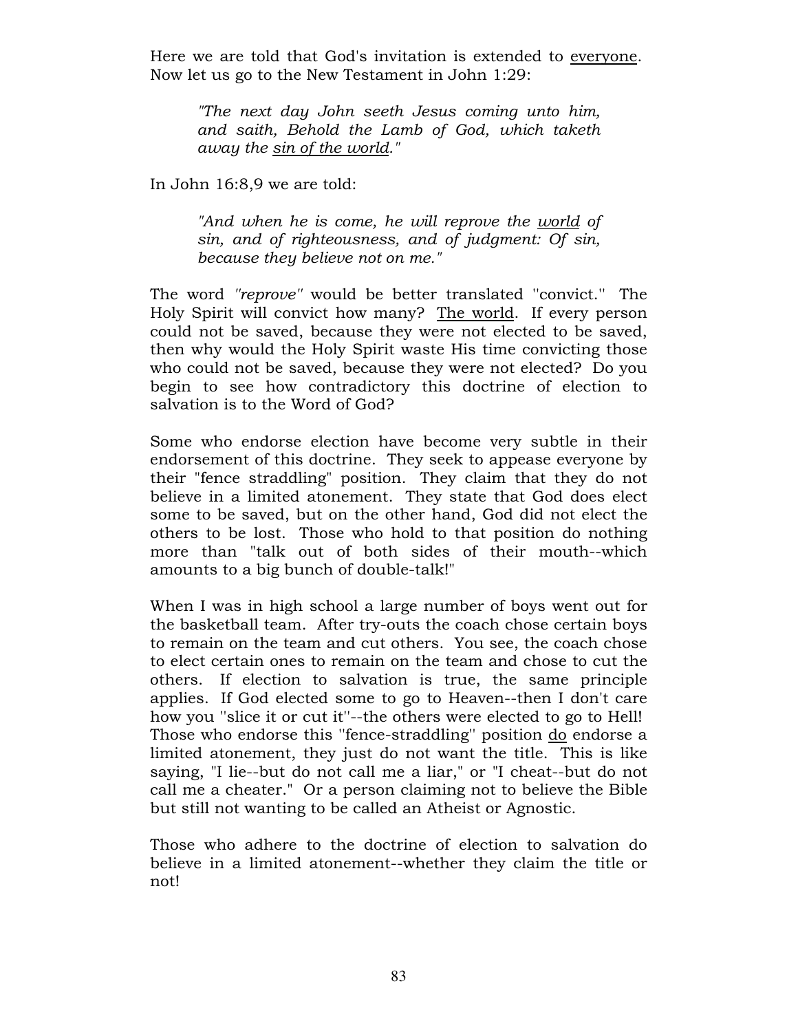Here we are told that God's invitation is extended to <u>everyone</u>. Now let us go to the New Testament in John 1:29:

> *"The next day John seeth Jesus coming unto him, and saith, Behold the Lamb of God, which taketh away the <u>sin of the world</u>."*

In John 16:8,9 we are told:

> *"And when he is come, he will reprove the <u>world</u> of sin, and of righteousness, and of judgment: Of sin, because they believe not on me."*

The word *''reprove''* would be better translated ''convict.'' The Holy Spirit will convict how many? <u>The world</u>. If every person could not be saved, because they were not elected to be saved, then why would the Holy Spirit waste His time convicting those who could not be saved, because they were not elected? Do you begin to see how contradictory this doctrine of election to salvation is to the Word of God?

Some who endorse election have become very subtle in their endorsement of this doctrine. They seek to appease everyone by their "fence straddling" position. They claim that they do not believe in a limited atonement. They state that God does elect some to be saved, but on the other hand, God did not elect the others to be lost. Those who hold to that position do nothing more than "talk out of both sides of their mouth--which amounts to a big bunch of double-talk!"

When I was in high school a large number of boys went out for the basketball team. After try-outs the coach chose certain boys to remain on the team and cut others. You see, the coach chose to elect certain ones to remain on the team and chose to cut the others. If election to salvation is true, the same principle applies. If God elected some to go to Heaven--then I don't care how you ''slice it or cut it''--the others were elected to go to Hell! Those who endorse this ''fence-straddling'' position <u>do</u> endorse a limited atonement, they just do not want the title. This is like saying, "I lie--but do not call me a liar," or "I cheat--but do not call me a cheater." Or a person claiming not to believe the Bible but still not wanting to be called an Atheist or Agnostic.

Those who adhere to the doctrine of election to salvation do believe in a limited atonement--whether they claim the title or not!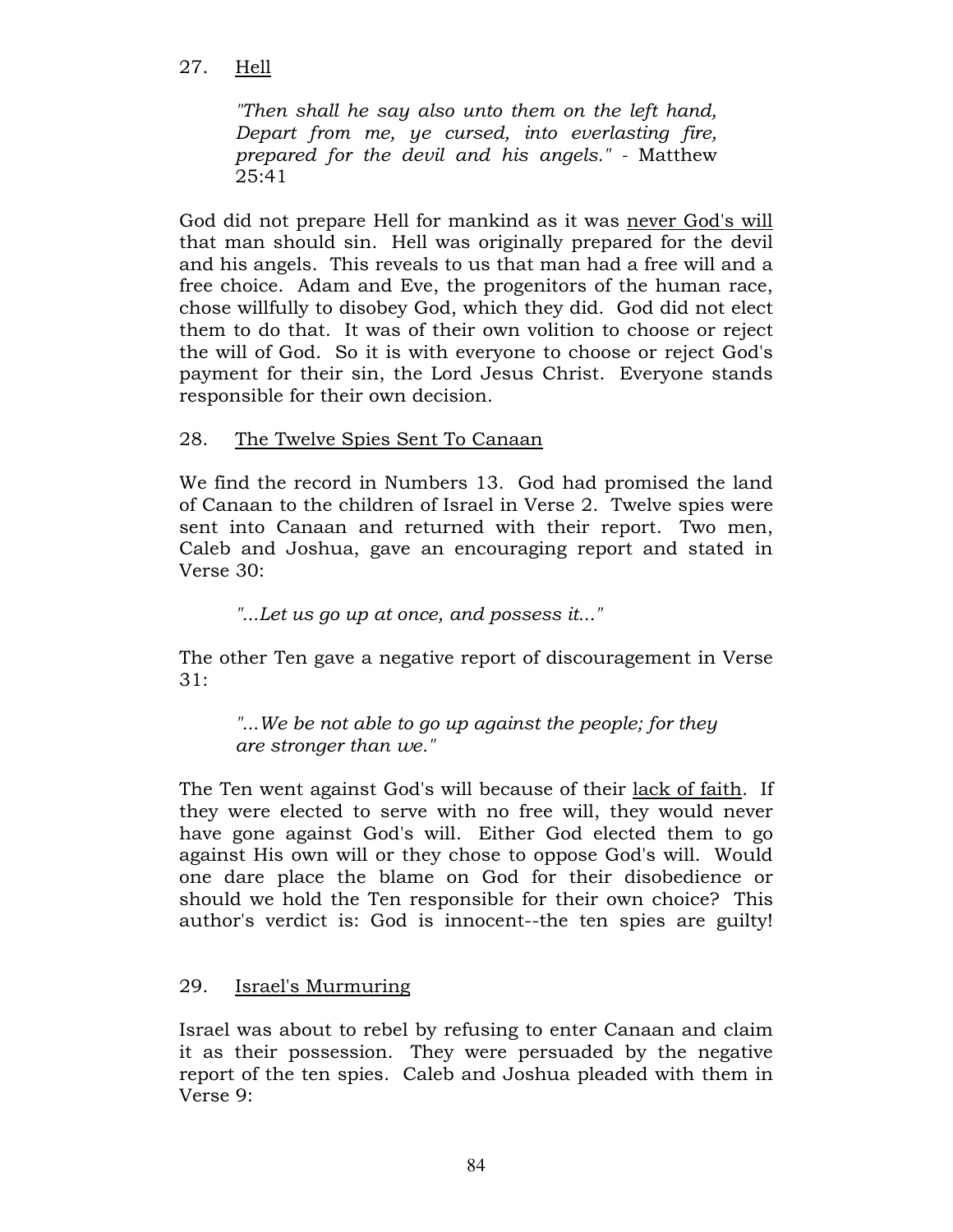27. <u>Hell</u>

> *"Then shall he say also unto them on the left hand, Depart from me, ye cursed, into everlasting fire, prepared for the devil and his angels."* - Matthew 25:41

God did not prepare Hell for mankind as it was <u>never God's will</u> that man should sin. Hell was originally prepared for the devil and his angels. This reveals to us that man had a free will and a free choice. Adam and Eve, the progenitors of the human race, chose willfully to disobey God, which they did. God did not elect them to do that. It was of their own volition to choose or reject the will of God. So it is with everyone to choose or reject God's payment for their sin, the Lord Jesus Christ. Everyone stands responsible for their own decision.

28. <u>The Twelve Spies Sent To Canaan</u>

We find the record in Numbers 13. God had promised the land of Canaan to the children of Israel in Verse 2. Twelve spies were sent into Canaan and returned with their report. Two men, Caleb and Joshua, gave an encouraging report and stated in Verse 30:

> *"...Let us go up at once, and possess it..."*

The other Ten gave a negative report of discouragement in Verse 31:

> *"...We be not able to go up against the people; for they are stronger than we."*

The Ten went against God's will because of their <u>lack of faith</u>. If they were elected to serve with no free will, they would never have gone against God's will. Either God elected them to go against His own will or they chose to oppose God's will. Would one dare place the blame on God for their disobedience or should we hold the Ten responsible for their own choice? This author's verdict is: God is innocent--the ten spies are guilty!

29. <u>Israel's Murmuring</u>

Israel was about to rebel by refusing to enter Canaan and claim it as their possession. They were persuaded by the negative report of the ten spies. Caleb and Joshua pleaded with them in Verse 9: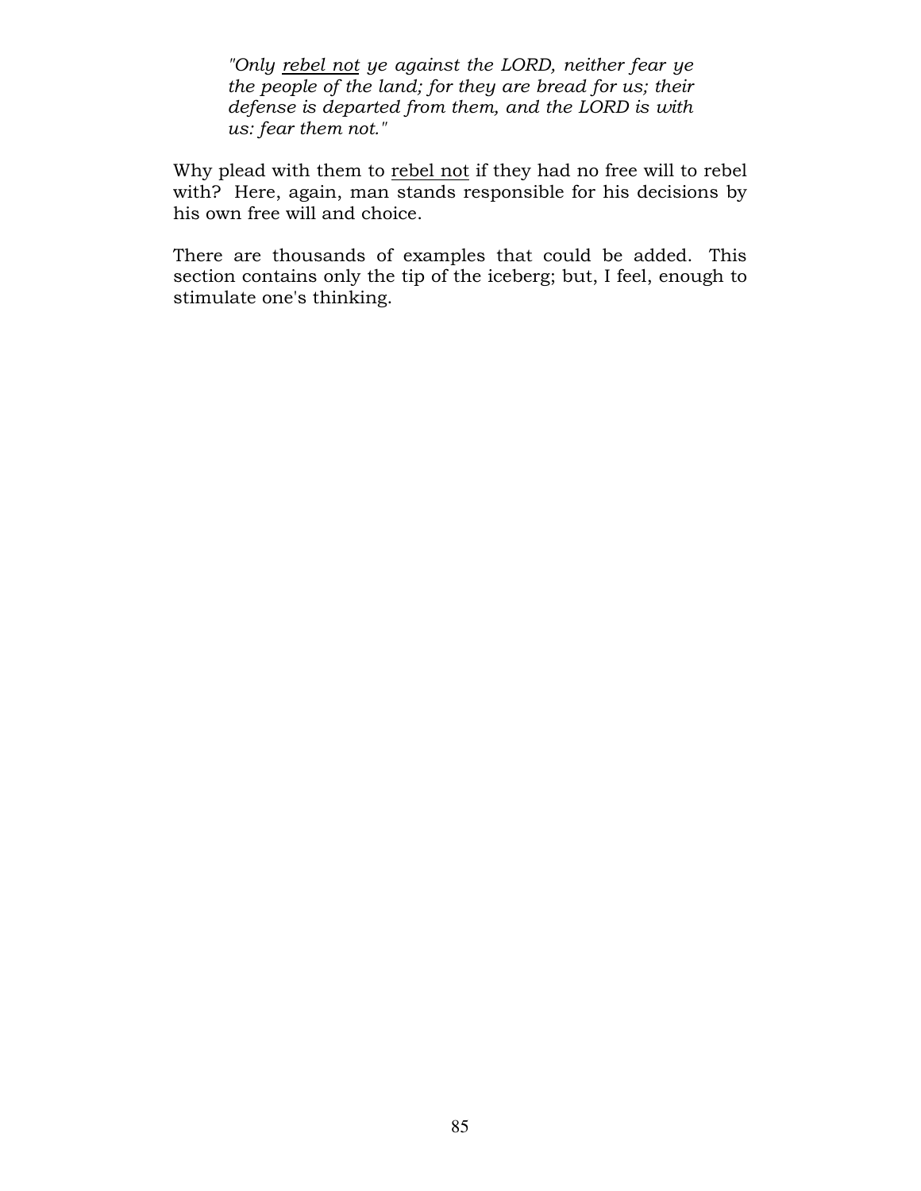> *"Only <u>rebel not</u> ye against the LORD, neither fear ye the people of the land; for they are bread for us; their defense is departed from them, and the LORD is with us: fear them not."*

Why plead with them to <u>rebel not</u> if they had no free will to rebel with? Here, again, man stands responsible for his decisions by his own free will and choice.

There are thousands of examples that could be added. This section contains only the tip of the iceberg; but, I feel, enough to stimulate one's thinking.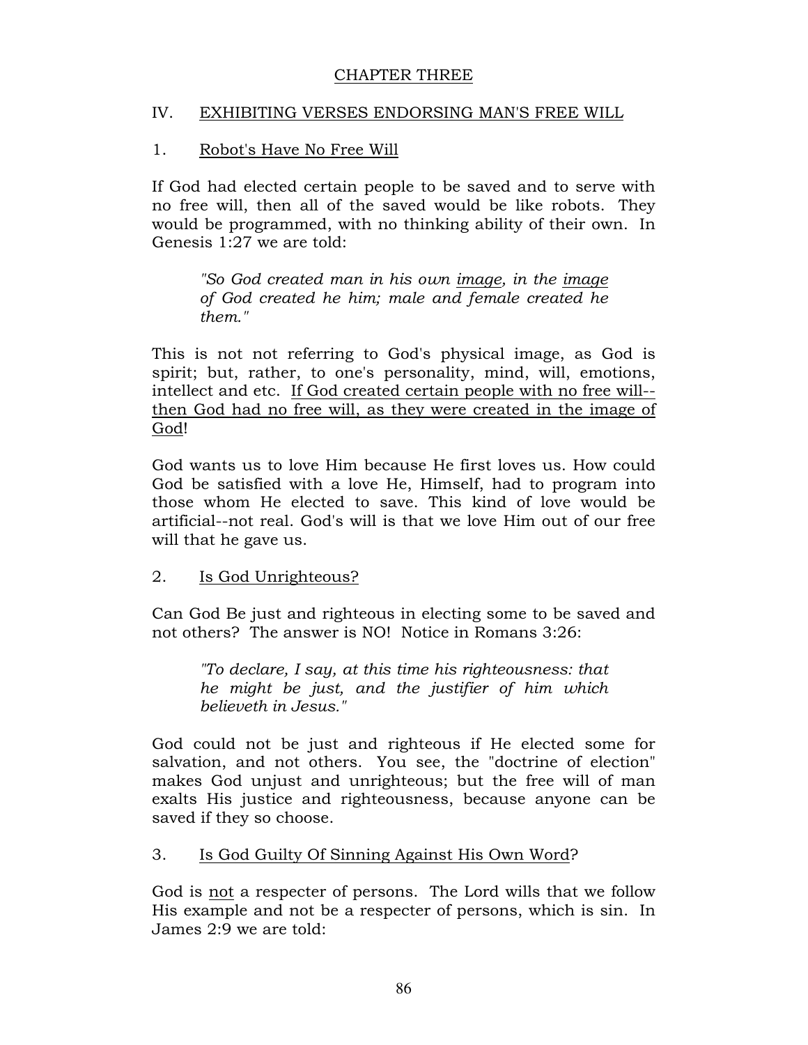## CHAPTER THREE

## IV. EXHIBITING VERSES ENDORSING MAN'S FREE WILL

### 1. Robot's Have No Free Will

If God had elected certain people to be saved and to serve with no free will, then all of the saved would be like robots. They would be programmed, with no thinking ability of their own. In Genesis 1:27 we are told:

> *"So God created man in his own image, in the image of God created he him; male and female created he them."*

This is not not referring to God's physical image, as God is spirit; but, rather, to one's personality, mind, will, emotions, intellect and etc. If God created certain people with no free will--then God had no free will, as they were created in the image of God!

God wants us to love Him because He first loves us. How could God be satisfied with a love He, Himself, had to program into those whom He elected to save. This kind of love would be artificial--not real. God's will is that we love Him out of our free will that he gave us.

### 2. Is God Unrighteous?

Can God Be just and righteous in electing some to be saved and not others? The answer is NO! Notice in Romans 3:26:

> *"To declare, I say, at this time his righteousness: that he might be just, and the justifier of him which believeth in Jesus."*

God could not be just and righteous if He elected some for salvation, and not others. You see, the "doctrine of election" makes God unjust and unrighteous; but the free will of man exalts His justice and righteousness, because anyone can be saved if they so choose.

### 3. Is God Guilty Of Sinning Against His Own Word?

God is not a respecter of persons. The Lord wills that we follow His example and not be a respecter of persons, which is sin. In James 2:9 we are told: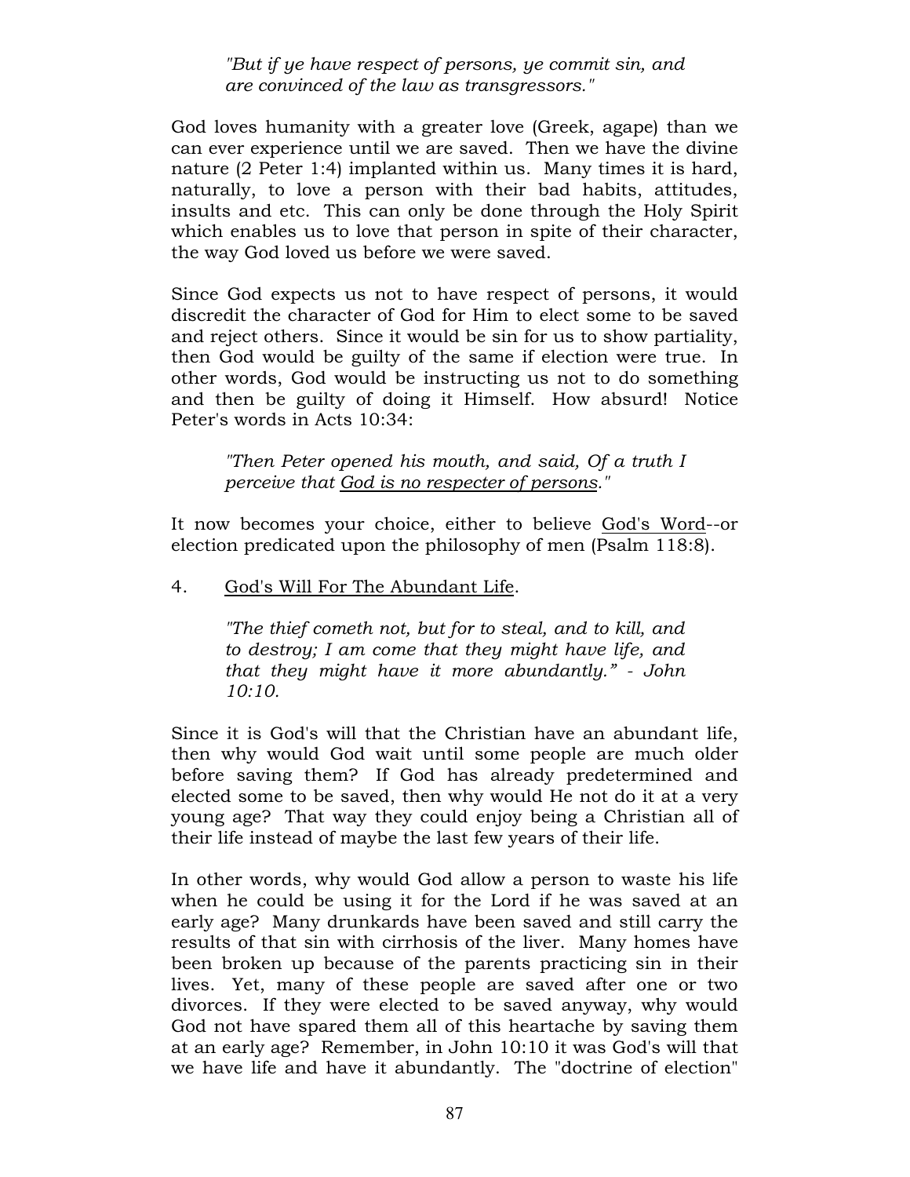> *"But if ye have respect of persons, ye commit sin, and are convinced of the law as transgressors."*

God loves humanity with a greater love (Greek, agape) than we can ever experience until we are saved. Then we have the divine nature (2 Peter 1:4) implanted within us. Many times it is hard, naturally, to love a person with their bad habits, attitudes, insults and etc. This can only be done through the Holy Spirit which enables us to love that person in spite of their character, the way God loved us before we were saved.

Since God expects us not to have respect of persons, it would discredit the character of God for Him to elect some to be saved and reject others. Since it would be sin for us to show partiality, then God would be guilty of the same if election were true. In other words, God would be instructing us not to do something and then be guilty of doing it Himself. How absurd! Notice Peter's words in Acts 10:34:

> *"Then Peter opened his mouth, and said, Of a truth I perceive that <u>God is no respecter of persons</u>."*

It now becomes your choice, either to believe <u>God's Word</u>--or election predicated upon the philosophy of men (Psalm 118:8).

4. <u>God's Will For The Abundant Life</u>.

> *"The thief cometh not, but for to steal, and to kill, and to destroy; I am come that they might have life, and that they might have it more abundantly." - John 10:10.*

Since it is God's will that the Christian have an abundant life, then why would God wait until some people are much older before saving them? If God has already predetermined and elected some to be saved, then why would He not do it at a very young age? That way they could enjoy being a Christian all of their life instead of maybe the last few years of their life.

In other words, why would God allow a person to waste his life when he could be using it for the Lord if he was saved at an early age? Many drunkards have been saved and still carry the results of that sin with cirrhosis of the liver. Many homes have been broken up because of the parents practicing sin in their lives. Yet, many of these people are saved after one or two divorces. If they were elected to be saved anyway, why would God not have spared them all of this heartache by saving them at an early age? Remember, in John 10:10 it was God's will that we have life and have it abundantly. The "doctrine of election"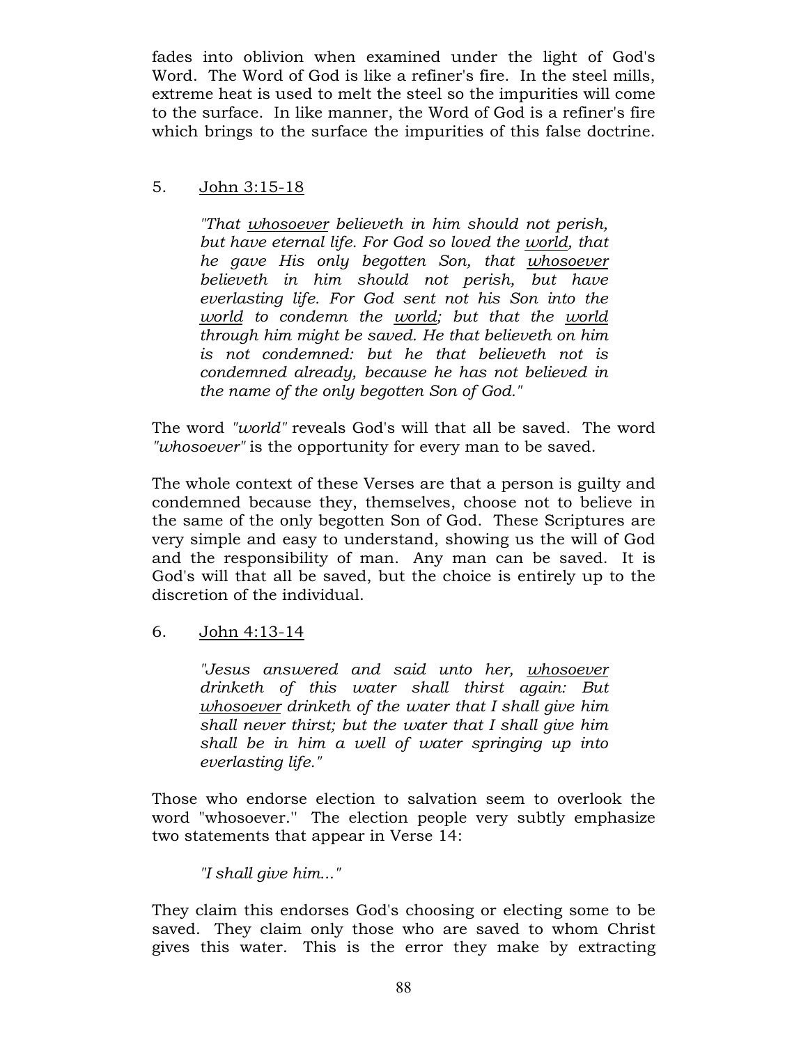fades into oblivion when examined under the light of God's Word. The Word of God is like a refiner's fire. In the steel mills, extreme heat is used to melt the steel so the impurities will come to the surface. In like manner, the Word of God is a refiner's fire which brings to the surface the impurities of this false doctrine.

5. <u>John 3:15-18</u>

> *"That <u>whosoever</u> believeth in him should not perish, but have eternal life. For God so loved the <u>world</u>, that he gave His only begotten Son, that <u>whosoever</u> believeth in him should not perish, but have everlasting life. For God sent not his Son into the <u>world</u> to condemn the <u>world</u>; but that the <u>world</u> through him might be saved. He that believeth on him is not condemned: but he that believeth not is condemned already, because he has not believed in the name of the only begotten Son of God."*

The word *"world"* reveals God's will that all be saved. The word *"whosoever"* is the opportunity for every man to be saved.

The whole context of these Verses are that a person is guilty and condemned because they, themselves, choose not to believe in the same of the only begotten Son of God. These Scriptures are very simple and easy to understand, showing us the will of God and the responsibility of man. Any man can be saved. It is God's will that all be saved, but the choice is entirely up to the discretion of the individual.

6. <u>John 4:13-14</u>

> *"Jesus answered and said unto her, <u>whosoever</u> drinketh of this water shall thirst again: But <u>whosoever</u> drinketh of the water that I shall give him shall never thirst; but the water that I shall give him shall be in him a well of water springing up into everlasting life."*

Those who endorse election to salvation seem to overlook the word "whosoever.'' The election people very subtly emphasize two statements that appear in Verse 14:

> *"I shall give him..."*

They claim this endorses God's choosing or electing some to be saved. They claim only those who are saved to whom Christ gives this water. This is the error they make by extracting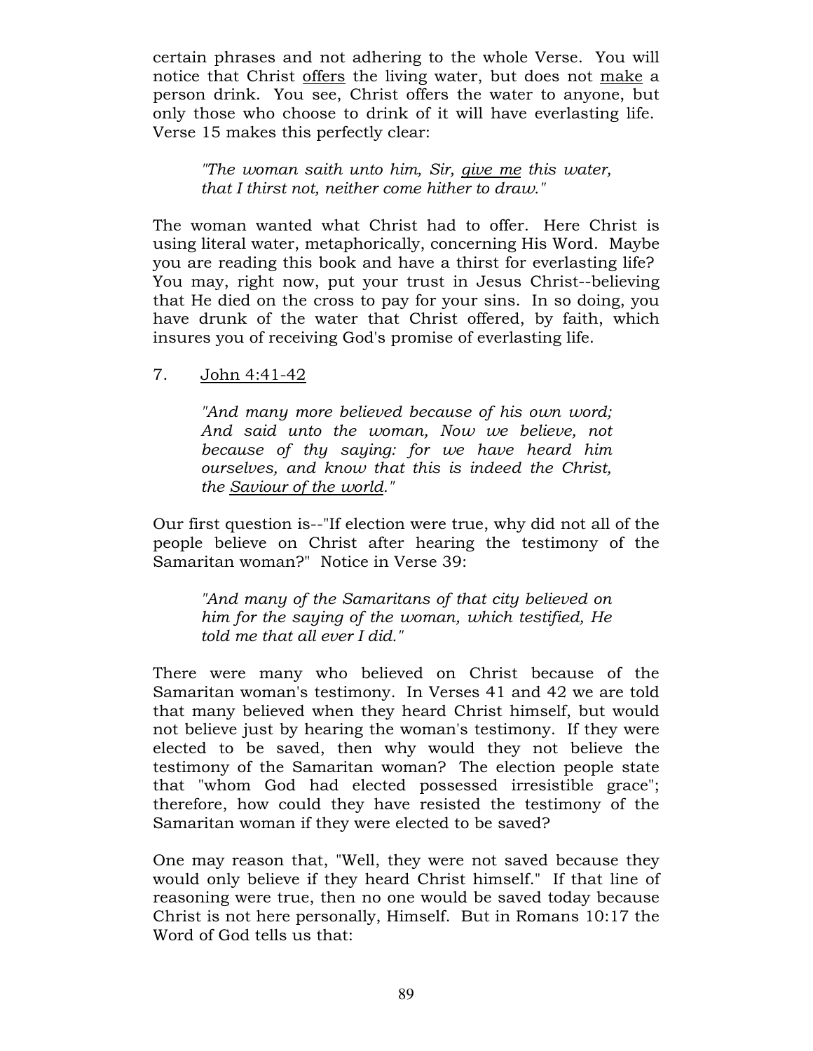certain phrases and not adhering to the whole Verse. You will notice that Christ <u>offers</u> the living water, but does not <u>make</u> a person drink. You see, Christ offers the water to anyone, but only those who choose to drink of it will have everlasting life. Verse 15 makes this perfectly clear:

> *"The woman saith unto him, Sir, <u>give me</u> this water, that I thirst not, neither come hither to draw."*

The woman wanted what Christ had to offer. Here Christ is using literal water, metaphorically, concerning His Word. Maybe you are reading this book and have a thirst for everlasting life? You may, right now, put your trust in Jesus Christ--believing that He died on the cross to pay for your sins. In so doing, you have drunk of the water that Christ offered, by faith, which insures you of receiving God's promise of everlasting life.

7. <u>John 4:41-42</u>

> *"And many more believed because of his own word; And said unto the woman, Now we believe, not because of thy saying: for we have heard him ourselves, and know that this is indeed the Christ, the <u>Saviour of the world</u>."*

Our first question is--"If election were true, why did not all of the people believe on Christ after hearing the testimony of the Samaritan woman?" Notice in Verse 39:

> *"And many of the Samaritans of that city believed on him for the saying of the woman, which testified, He told me that all ever I did."*

There were many who believed on Christ because of the Samaritan woman's testimony. In Verses 41 and 42 we are told that many believed when they heard Christ himself, but would not believe just by hearing the woman's testimony. If they were elected to be saved, then why would they not believe the testimony of the Samaritan woman? The election people state that "whom God had elected possessed irresistible grace"; therefore, how could they have resisted the testimony of the Samaritan woman if they were elected to be saved?

One may reason that, "Well, they were not saved because they would only believe if they heard Christ himself." If that line of reasoning were true, then no one would be saved today because Christ is not here personally, Himself. But in Romans 10:17 the Word of God tells us that: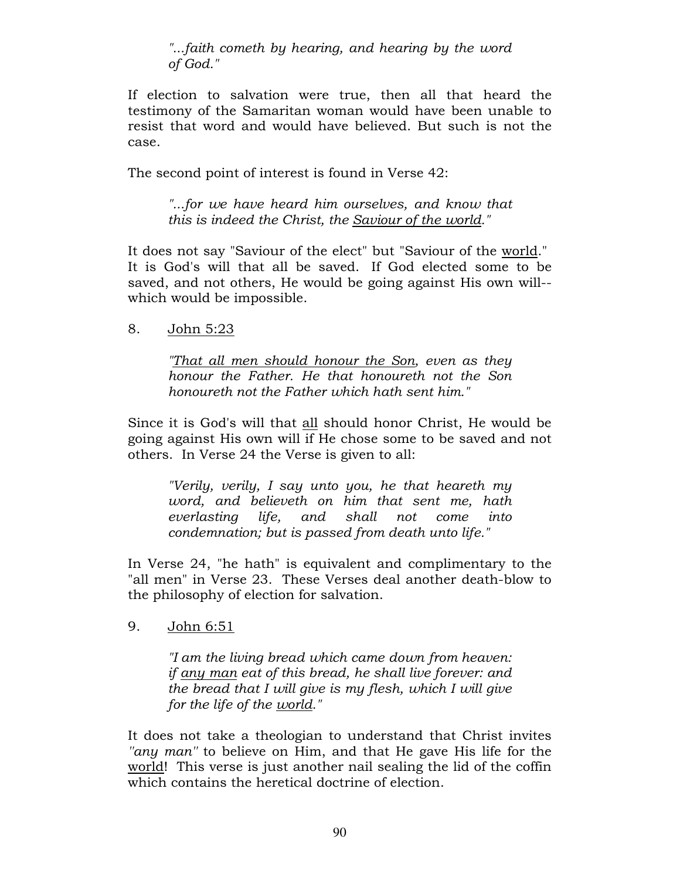> *"...faith cometh by hearing, and hearing by the word of God."*

If election to salvation were true, then all that heard the testimony of the Samaritan woman would have been unable to resist that word and would have believed. But such is not the case.

The second point of interest is found in Verse 42:

> *"...for we have heard him ourselves, and know that this is indeed the Christ, the <u>Saviour of the world</u>."*

It does not say "Saviour of the elect" but "Saviour of the <u>world</u>." It is God's will that all be saved. If God elected some to be saved, and not others, He would be going against His own will--which would be impossible.

8. <u>John 5:23</u>

> *"<u>That all men should honour the Son</u>, even as they honour the Father. He that honoureth not the Son honoureth not the Father which hath sent him."*

Since it is God's will that <u>all</u> should honor Christ, He would be going against His own will if He chose some to be saved and not others. In Verse 24 the Verse is given to all:

> *"Verily, verily, I say unto you, he that heareth my word, and believeth on him that sent me, hath everlasting life, and shall not come into condemnation; but is passed from death unto life."*

In Verse 24, "he hath" is equivalent and complimentary to the "all men" in Verse 23. These Verses deal another death-blow to the philosophy of election for salvation.

9. <u>John 6:51</u>

> *"I am the living bread which came down from heaven: if <u>any man</u> eat of this bread, he shall live forever: and the bread that I will give is my flesh, which I will give for the life of the <u>world</u>."*

It does not take a theologian to understand that Christ invites *"any man"* to believe on Him, and that He gave His life for the <u>world</u>! This verse is just another nail sealing the lid of the coffin which contains the heretical doctrine of election.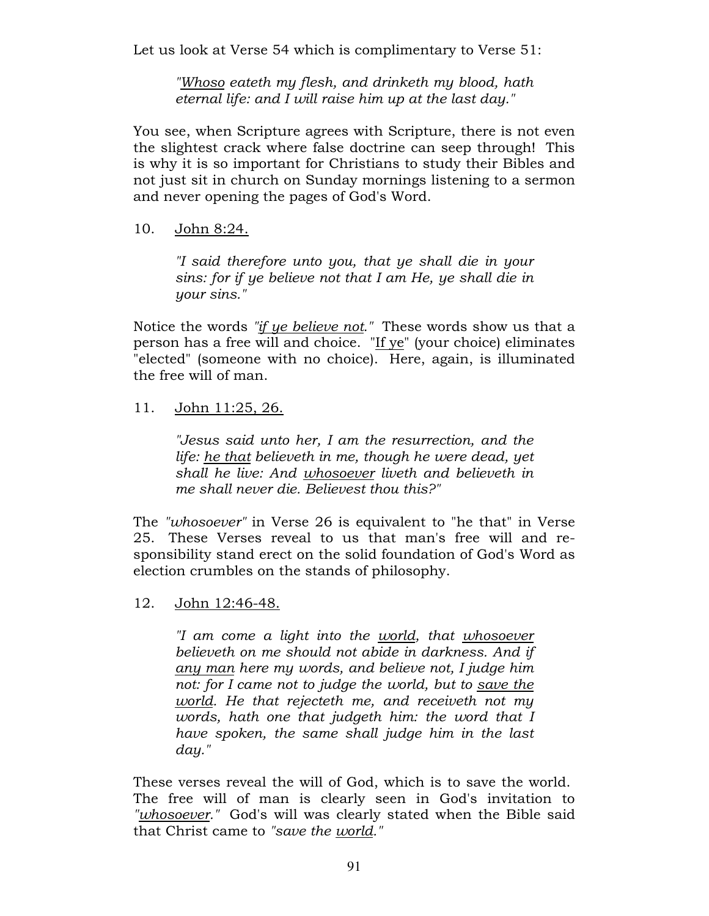Let us look at Verse 54 which is complimentary to Verse 51:

> *"<u>Whoso</u> eateth my flesh, and drinketh my blood, hath eternal life: and I will raise him up at the last day."*

You see, when Scripture agrees with Scripture, there is not even the slightest crack where false doctrine can seep through! This is why it is so important for Christians to study their Bibles and not just sit in church on Sunday mornings listening to a sermon and never opening the pages of God's Word.

10. <u>John 8:24.</u>

> *"I said therefore unto you, that ye shall die in your sins: for if ye believe not that I am He, ye shall die in your sins."*

Notice the words *"<u>if ye believe not</u>."* These words show us that a person has a free will and choice. "<u>If ye</u>" (your choice) eliminates "elected" (someone with no choice). Here, again, is illuminated the free will of man.

11. <u>John 11:25, 26.</u>

> *"Jesus said unto her, I am the resurrection, and the life: <u>he that</u> believeth in me, though he were dead, yet shall he live: And <u>whosoever</u> liveth and believeth in me shall never die. Believest thou this?"*

The *"whosoever"* in Verse 26 is equivalent to "he that" in Verse 25. These Verses reveal to us that man's free will and responsibility stand erect on the solid foundation of God's Word as election crumbles on the stands of philosophy.

12. <u>John 12:46-48.</u>

> *"I am come a light into the <u>world</u>, that <u>whosoever</u> believeth on me should not abide in darkness. And if <u>any man</u> here my words, and believe not, I judge him not: for I came not to judge the world, but to <u>save the world</u>. He that rejecteth me, and receiveth not my words, hath one that judgeth him: the word that I have spoken, the same shall judge him in the last day."*

These verses reveal the will of God, which is to save the world. The free will of man is clearly seen in God's invitation to *"<u>whosoever</u>."* God's will was clearly stated when the Bible said that Christ came to *"save the <u>world</u>."*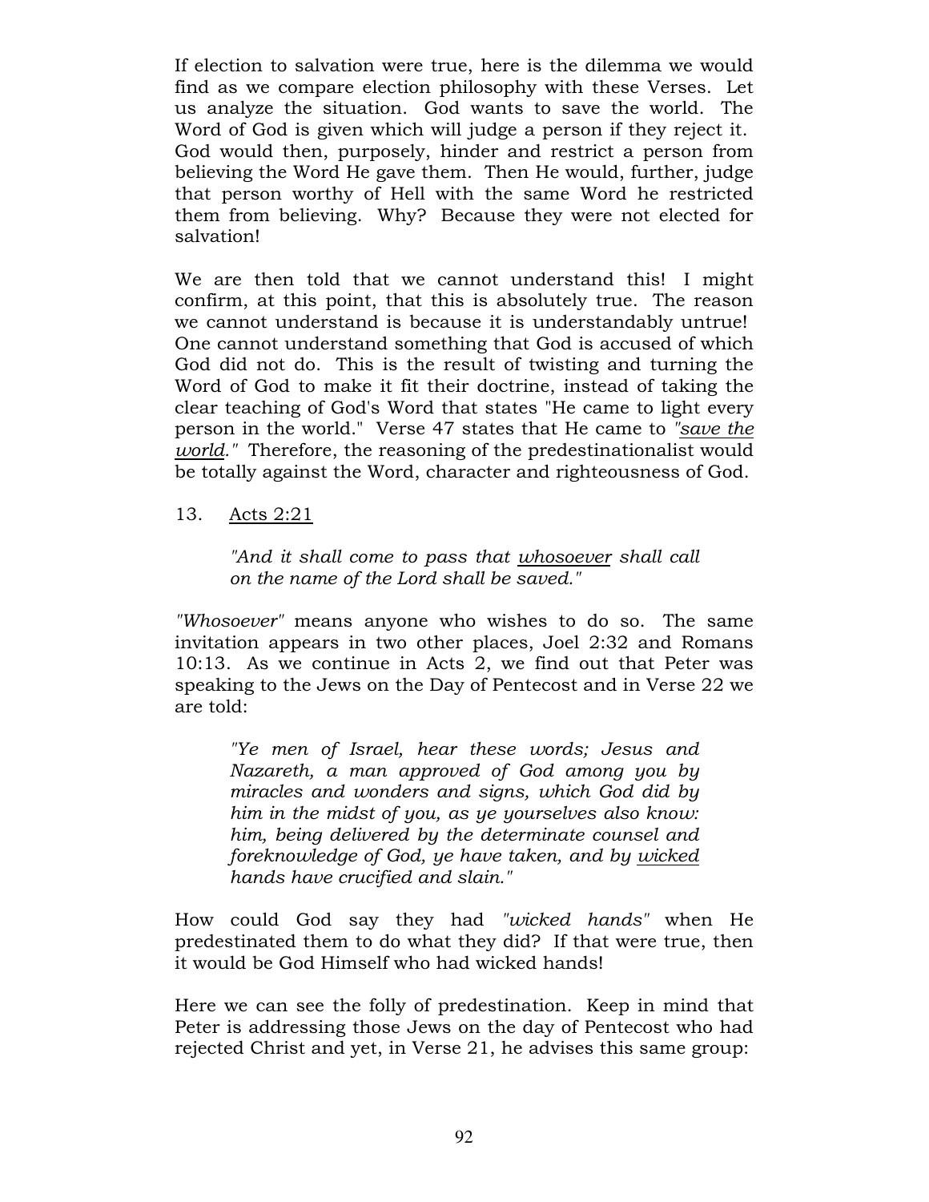If election to salvation were true, here is the dilemma we would find as we compare election philosophy with these Verses. Let us analyze the situation. God wants to save the world. The Word of God is given which will judge a person if they reject it. God would then, purposely, hinder and restrict a person from believing the Word He gave them. Then He would, further, judge that person worthy of Hell with the same Word he restricted them from believing. Why? Because they were not elected for salvation!

We are then told that we cannot understand this! I might confirm, at this point, that this is absolutely true. The reason we cannot understand is because it is understandably untrue! One cannot understand something that God is accused of which God did not do. This is the result of twisting and turning the Word of God to make it fit their doctrine, instead of taking the clear teaching of God's Word that states "He came to light every person in the world." Verse 47 states that He came to *"save the world."* Therefore, the reasoning of the predestinationalist would be totally against the Word, character and righteousness of God.

13. Acts 2:21

> *"And it shall come to pass that whosoever shall call on the name of the Lord shall be saved."*

*"Whosoever"* means anyone who wishes to do so. The same invitation appears in two other places, Joel 2:32 and Romans 10:13. As we continue in Acts 2, we find out that Peter was speaking to the Jews on the Day of Pentecost and in Verse 22 we are told:

> *"Ye men of Israel, hear these words; Jesus and Nazareth, a man approved of God among you by miracles and wonders and signs, which God did by him in the midst of you, as ye yourselves also know: him, being delivered by the determinate counsel and foreknowledge of God, ye have taken, and by wicked hands have crucified and slain."*

How could God say they had *"wicked hands"* when He predestinated them to do what they did? If that were true, then it would be God Himself who had wicked hands!

Here we can see the folly of predestination. Keep in mind that Peter is addressing those Jews on the day of Pentecost who had rejected Christ and yet, in Verse 21, he advises this same group: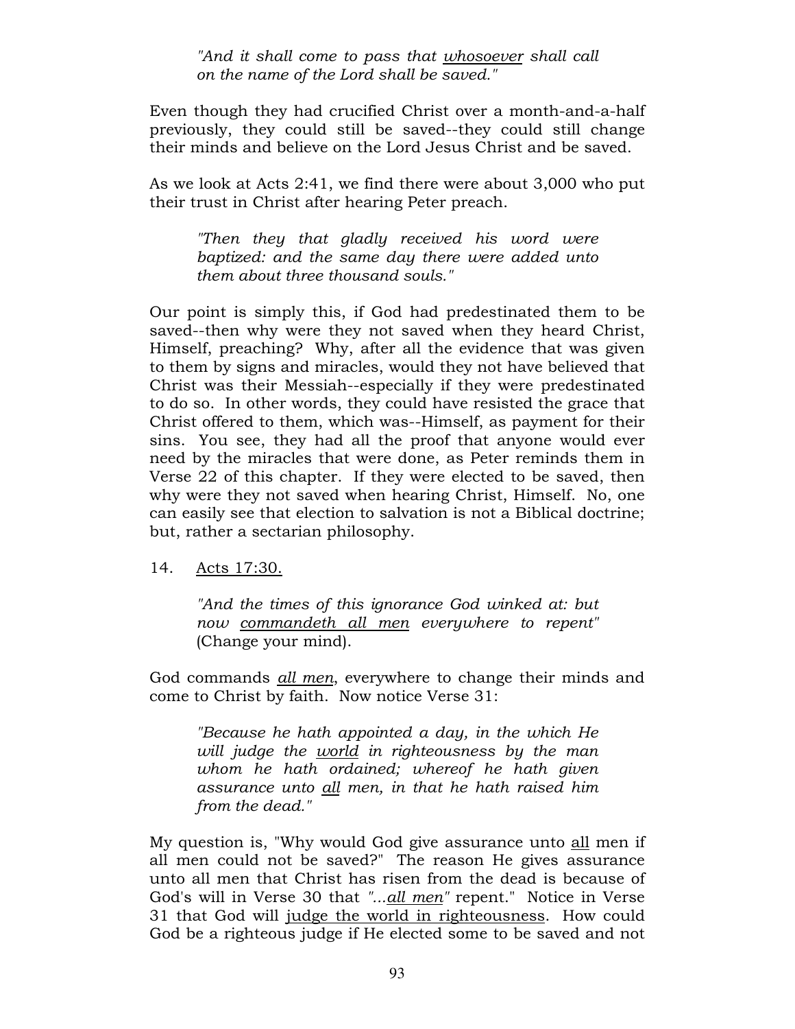> *"And it shall come to pass that <u>whosoever</u> shall call on the name of the Lord shall be saved."*

Even though they had crucified Christ over a month-and-a-half previously, they could still be saved--they could still change their minds and believe on the Lord Jesus Christ and be saved.

As we look at Acts 2:41, we find there were about 3,000 who put their trust in Christ after hearing Peter preach.

> *"Then they that gladly received his word were baptized: and the same day there were added unto them about three thousand souls."*

Our point is simply this, if God had predestinated them to be saved--then why were they not saved when they heard Christ, Himself, preaching? Why, after all the evidence that was given to them by signs and miracles, would they not have believed that Christ was their Messiah--especially if they were predestinated to do so. In other words, they could have resisted the grace that Christ offered to them, which was--Himself, as payment for their sins. You see, they had all the proof that anyone would ever need by the miracles that were done, as Peter reminds them in Verse 22 of this chapter. If they were elected to be saved, then why were they not saved when hearing Christ, Himself. No, one can easily see that election to salvation is not a Biblical doctrine; but, rather a sectarian philosophy.

14. <u>Acts 17:30.</u>

> *"And the times of this ignorance God winked at: but now <u>commandeth all men</u> everywhere to repent"* (Change your mind).

God commands <u>*all men*</u>, everywhere to change their minds and come to Christ by faith. Now notice Verse 31:

> *"Because he hath appointed a day, in the which He will judge the <u>world</u> in righteousness by the man whom he hath ordained; whereof he hath given assurance unto <u>all</u> men, in that he hath raised him from the dead."*

My question is, "Why would God give assurance unto <u>all</u> men if all men could not be saved?" The reason He gives assurance unto all men that Christ has risen from the dead is because of God's will in Verse 30 that *"...<u>all men</u>"* repent." Notice in Verse 31 that God will <u>judge the world in righteousness</u>. How could God be a righteous judge if He elected some to be saved and not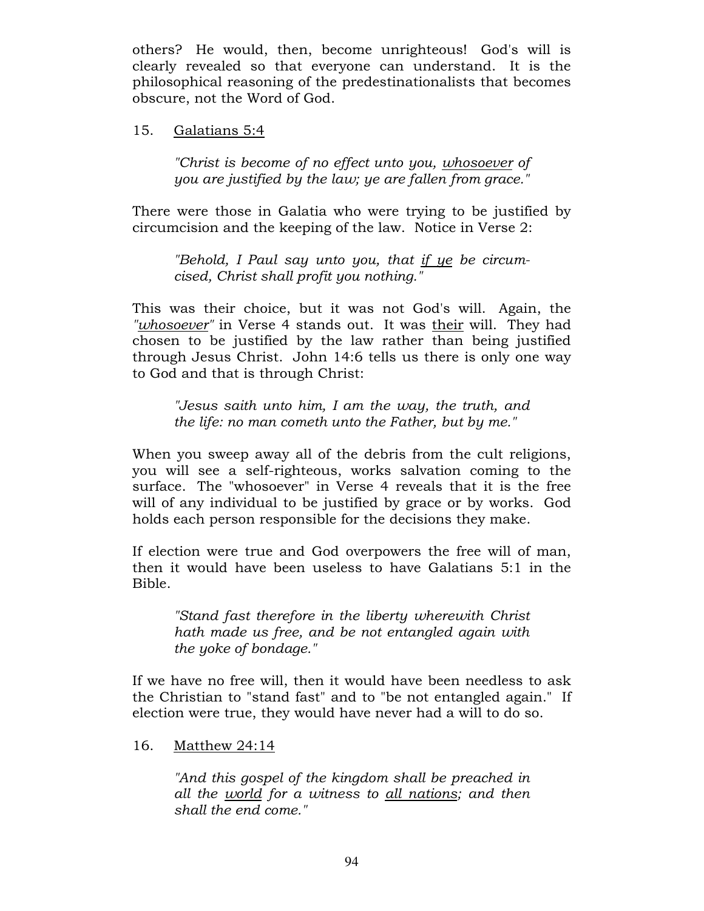others? He would, then, become unrighteous! God's will is clearly revealed so that everyone can understand. It is the philosophical reasoning of the predestinationalists that becomes obscure, not the Word of God.

15. Galatians 5:4

> *"Christ is become of no effect unto you, whosoever of you are justified by the law; ye are fallen from grace."*

There were those in Galatia who were trying to be justified by circumcision and the keeping of the law. Notice in Verse 2:

> *"Behold, I Paul say unto you, that if ye be circumcised, Christ shall profit you nothing."*

This was their choice, but it was not God's will. Again, the *"whosoever"* in Verse 4 stands out. It was their will. They had chosen to be justified by the law rather than being justified through Jesus Christ. John 14:6 tells us there is only one way to God and that is through Christ:

> *"Jesus saith unto him, I am the way, the truth, and the life: no man cometh unto the Father, but by me."*

When you sweep away all of the debris from the cult religions, you will see a self-righteous, works salvation coming to the surface. The "whosoever" in Verse 4 reveals that it is the free will of any individual to be justified by grace or by works. God holds each person responsible for the decisions they make.

If election were true and God overpowers the free will of man, then it would have been useless to have Galatians 5:1 in the Bible.

> *"Stand fast therefore in the liberty wherewith Christ hath made us free, and be not entangled again with the yoke of bondage."*

If we have no free will, then it would have been needless to ask the Christian to "stand fast" and to "be not entangled again." If election were true, they would have never had a will to do so.

16. Matthew 24:14

> *"And this gospel of the kingdom shall be preached in all the world for a witness to all nations; and then shall the end come."*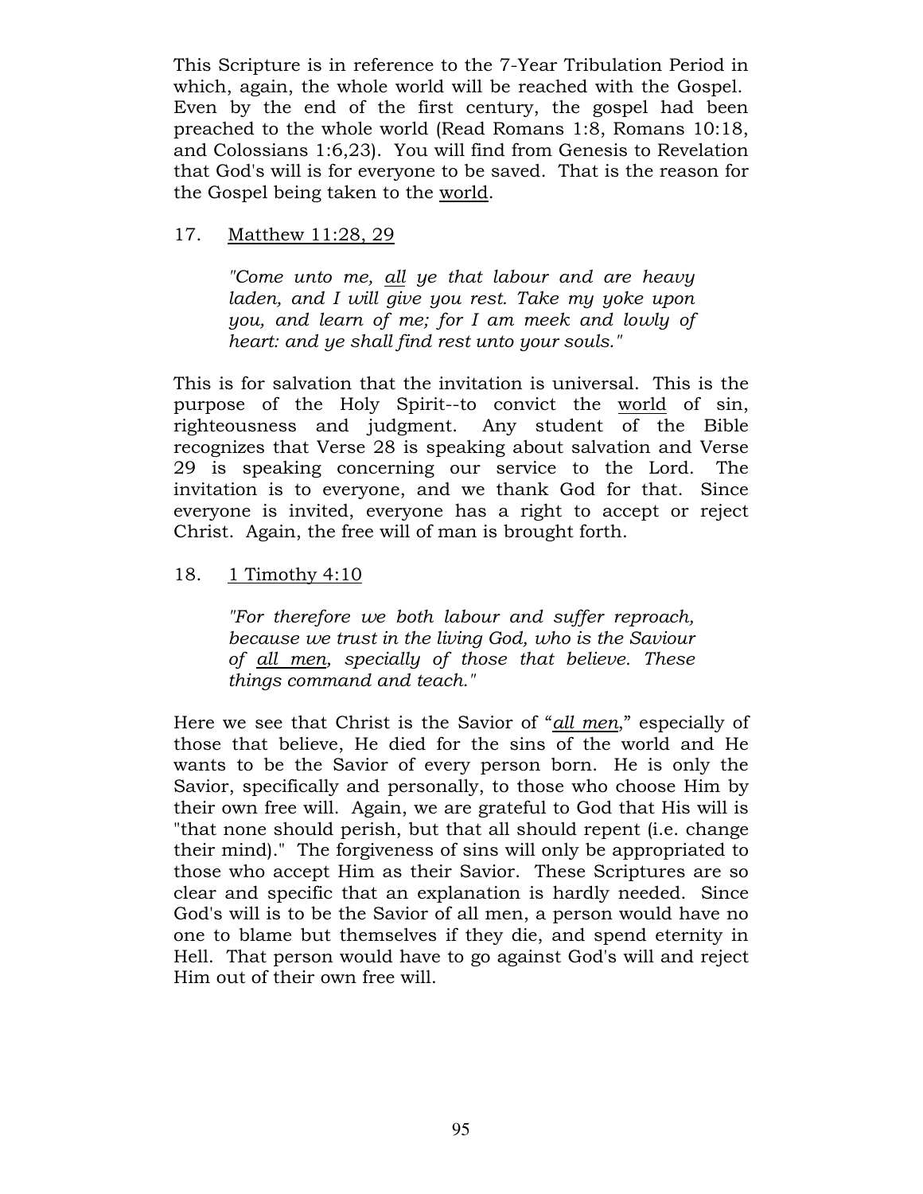This Scripture is in reference to the 7-Year Tribulation Period in which, again, the whole world will be reached with the Gospel. Even by the end of the first century, the gospel had been preached to the whole world (Read Romans 1:8, Romans 10:18, and Colossians 1:6,23). You will find from Genesis to Revelation that God's will is for everyone to be saved. That is the reason for the Gospel being taken to the <u>world</u>.

17. <u>Matthew 11:28, 29</u>

> *"Come unto me, <u>all</u> ye that labour and are heavy laden, and I will give you rest. Take my yoke upon you, and learn of me; for I am meek and lowly of heart: and ye shall find rest unto your souls."*

This is for salvation that the invitation is universal. This is the purpose of the Holy Spirit--to convict the <u>world</u> of sin, righteousness and judgment. Any student of the Bible recognizes that Verse 28 is speaking about salvation and Verse 29 is speaking concerning our service to the Lord. The invitation is to everyone, and we thank God for that. Since everyone is invited, everyone has a right to accept or reject Christ. Again, the free will of man is brought forth.

18. <u>1 Timothy 4:10</u>

> *"For therefore we both labour and suffer reproach, because we trust in the living God, who is the Saviour of <u>all men</u>, specially of those that believe. These things command and teach."*

Here we see that Christ is the Savior of "*<u>all men</u>*," especially of those that believe, He died for the sins of the world and He wants to be the Savior of every person born. He is only the Savior, specifically and personally, to those who choose Him by their own free will. Again, we are grateful to God that His will is "that none should perish, but that all should repent (i.e. change their mind)." The forgiveness of sins will only be appropriated to those who accept Him as their Savior. These Scriptures are so clear and specific that an explanation is hardly needed. Since God's will is to be the Savior of all men, a person would have no one to blame but themselves if they die, and spend eternity in Hell. That person would have to go against God's will and reject Him out of their own free will.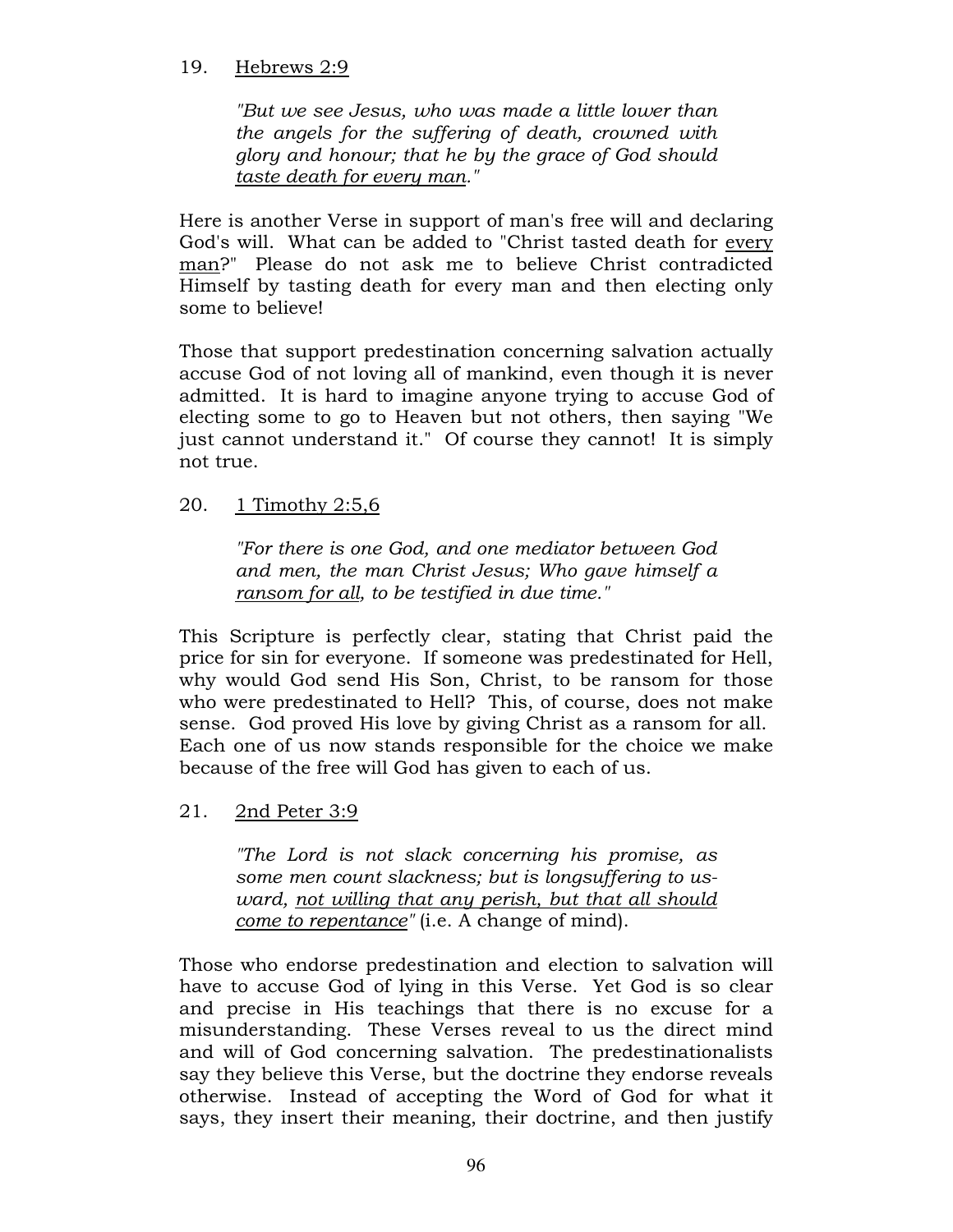19. <u>Hebrews 2:9</u>

> *"But we see Jesus, who was made a little lower than the angels for the suffering of death, crowned with glory and honour; that he by the grace of God should <u>taste death for every man</u>."*

Here is another Verse in support of man's free will and declaring God's will. What can be added to "Christ tasted death for <u>every man</u>?" Please do not ask me to believe Christ contradicted Himself by tasting death for every man and then electing only some to believe!

Those that support predestination concerning salvation actually accuse God of not loving all of mankind, even though it is never admitted. It is hard to imagine anyone trying to accuse God of electing some to go to Heaven but not others, then saying "We just cannot understand it." Of course they cannot! It is simply not true.

20. <u>1 Timothy 2:5,6</u>

> *"For there is one God, and one mediator between God and men, the man Christ Jesus; Who gave himself a <u>ransom for all</u>, to be testified in due time."*

This Scripture is perfectly clear, stating that Christ paid the price for sin for everyone. If someone was predestinated for Hell, why would God send His Son, Christ, to be ransom for those who were predestinated to Hell? This, of course, does not make sense. God proved His love by giving Christ as a ransom for all. Each one of us now stands responsible for the choice we make because of the free will God has given to each of us.

21. <u>2nd Peter 3:9</u>

> *"The Lord is not slack concerning his promise, as some men count slackness; but is longsuffering to us-ward, <u>not willing that any perish, but that all should come to repentance</u>"* (i.e. A change of mind).

Those who endorse predestination and election to salvation will have to accuse God of lying in this Verse. Yet God is so clear and precise in His teachings that there is no excuse for a misunderstanding. These Verses reveal to us the direct mind and will of God concerning salvation. The predestinationalists say they believe this Verse, but the doctrine they endorse reveals otherwise. Instead of accepting the Word of God for what it says, they insert their meaning, their doctrine, and then justify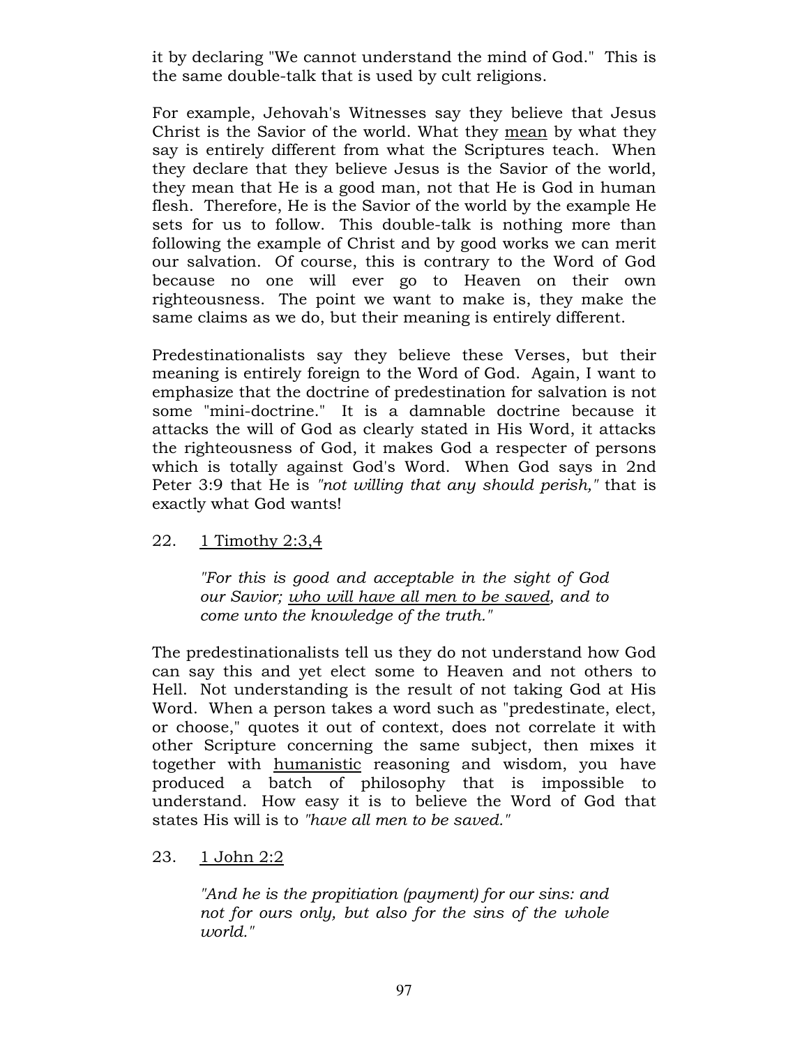it by declaring "We cannot understand the mind of God." This is the same double-talk that is used by cult religions.

For example, Jehovah's Witnesses say they believe that Jesus Christ is the Savior of the world. What they <u>mean</u> by what they say is entirely different from what the Scriptures teach. When they declare that they believe Jesus is the Savior of the world, they mean that He is a good man, not that He is God in human flesh. Therefore, He is the Savior of the world by the example He sets for us to follow. This double-talk is nothing more than following the example of Christ and by good works we can merit our salvation. Of course, this is contrary to the Word of God because no one will ever go to Heaven on their own righteousness. The point we want to make is, they make the same claims as we do, but their meaning is entirely different.

Predestinationalists say they believe these Verses, but their meaning is entirely foreign to the Word of God. Again, I want to emphasize that the doctrine of predestination for salvation is not some "mini-doctrine." It is a damnable doctrine because it attacks the will of God as clearly stated in His Word, it attacks the righteousness of God, it makes God a respecter of persons which is totally against God's Word. When God says in 2nd Peter 3:9 that He is *"not willing that any should perish,"* that is exactly what God wants!

22. <u>1 Timothy 2:3,4</u>

> *"For this is good and acceptable in the sight of God our Savior; <u>who will have all men to be saved</u>, and to come unto the knowledge of the truth."*

The predestinationalists tell us they do not understand how God can say this and yet elect some to Heaven and not others to Hell. Not understanding is the result of not taking God at His Word. When a person takes a word such as "predestinate, elect, or choose," quotes it out of context, does not correlate it with other Scripture concerning the same subject, then mixes it together with <u>humanistic</u> reasoning and wisdom, you have produced a batch of philosophy that is impossible to understand. How easy it is to believe the Word of God that states His will is to *"have all men to be saved."*

23. <u>1 John 2:2</u>

> *"And he is the propitiation (payment) for our sins: and not for ours only, but also for the sins of the whole world."*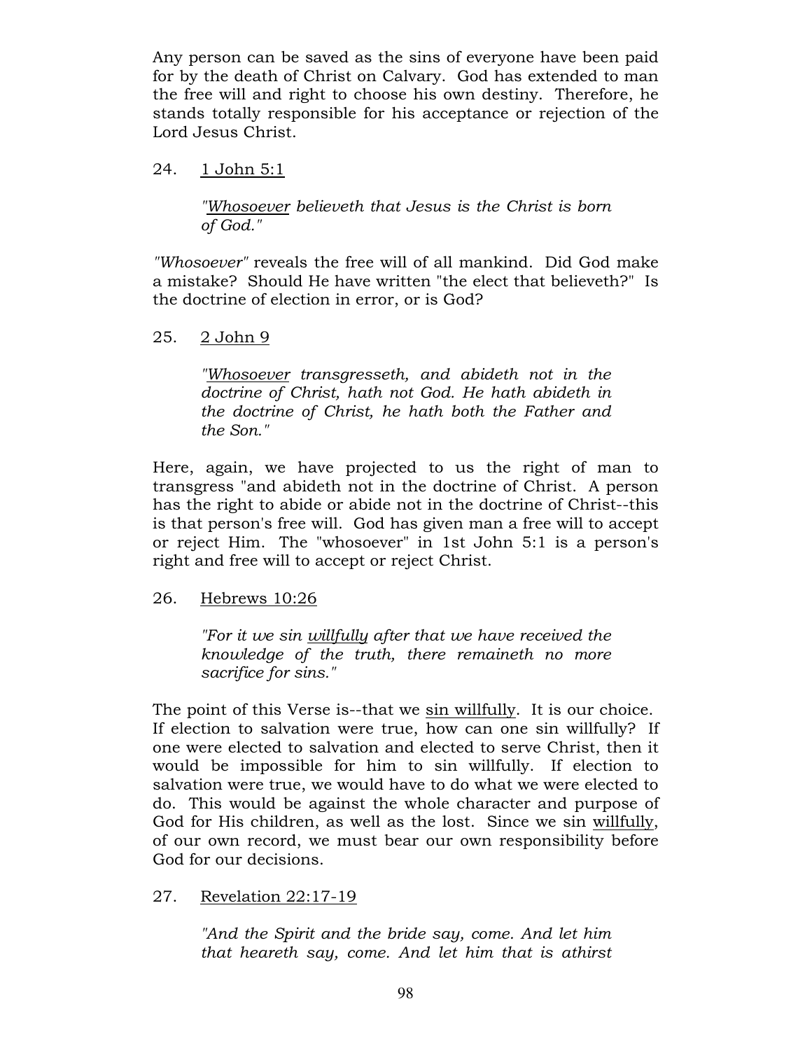Any person can be saved as the sins of everyone have been paid for by the death of Christ on Calvary. God has extended to man the free will and right to choose his own destiny. Therefore, he stands totally responsible for his acceptance or rejection of the Lord Jesus Christ.

24. <u>1 John 5:1</u>

> *"<u>Whosoever</u> believeth that Jesus is the Christ is born of God."*

*"Whosoever"* reveals the free will of all mankind. Did God make a mistake? Should He have written "the elect that believeth?" Is the doctrine of election in error, or is God?

25. <u>2 John 9</u>

> *"<u>Whosoever</u> transgresseth, and abideth not in the doctrine of Christ, hath not God. He hath abideth in the doctrine of Christ, he hath both the Father and the Son."*

Here, again, we have projected to us the right of man to transgress "and abideth not in the doctrine of Christ. A person has the right to abide or abide not in the doctrine of Christ--this is that person's free will. God has given man a free will to accept or reject Him. The "whosoever" in 1st John 5:1 is a person's right and free will to accept or reject Christ.

26. <u>Hebrews 10:26</u>

> *"For it we sin <u>willfully</u> after that we have received the knowledge of the truth, there remaineth no more sacrifice for sins."*

The point of this Verse is--that we <u>sin willfully</u>. It is our choice. If election to salvation were true, how can one sin willfully? If one were elected to salvation and elected to serve Christ, then it would be impossible for him to sin willfully. If election to salvation were true, we would have to do what we were elected to do. This would be against the whole character and purpose of God for His children, as well as the lost. Since we sin <u>willfully</u>, of our own record, we must bear our own responsibility before God for our decisions.

27. <u>Revelation 22:17-19</u>

> *"And the Spirit and the bride say, come. And let him that heareth say, come. And let him that is athirst*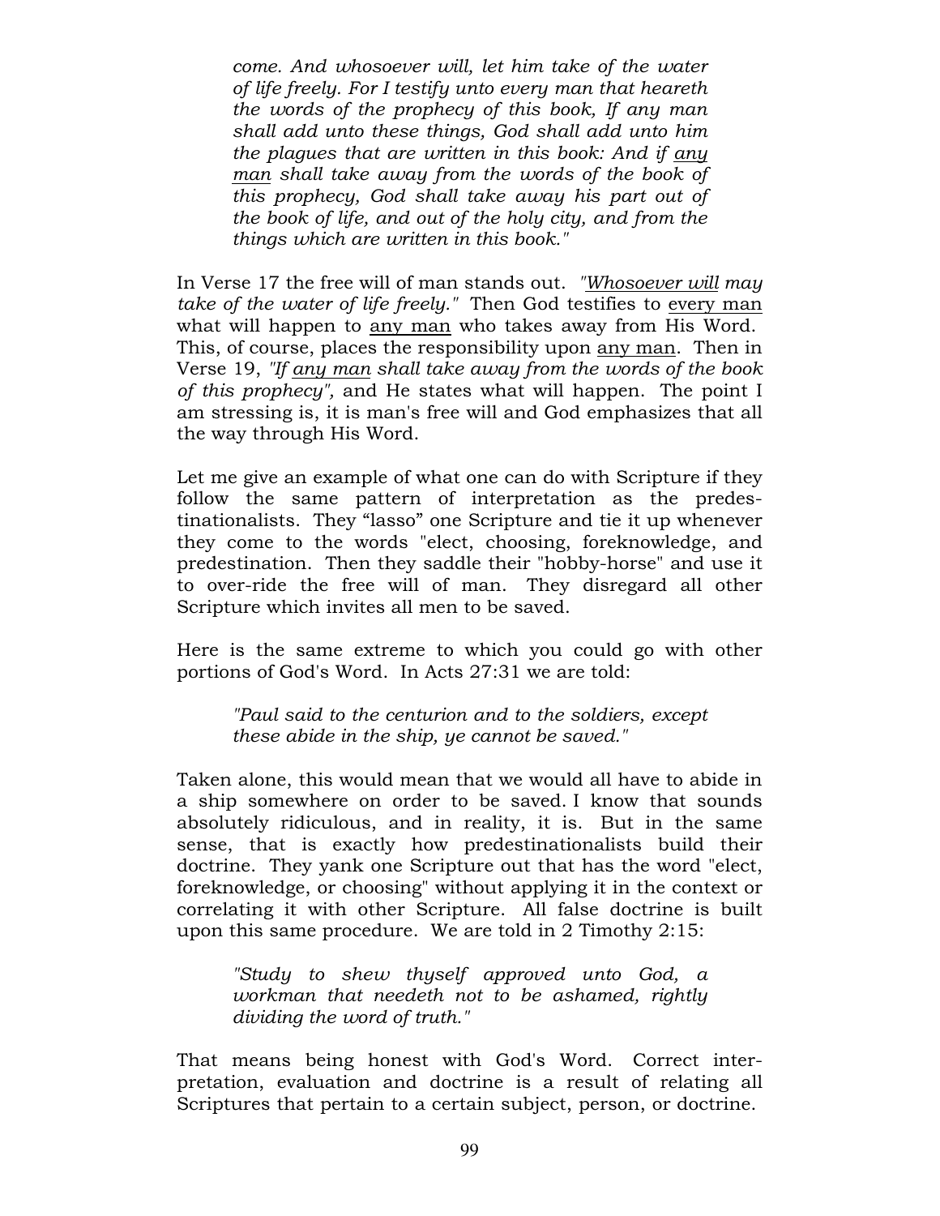> *come. And whosoever will, let him take of the water of life freely. For I testify unto every man that heareth the words of the prophecy of this book, If any man shall add unto these things, God shall add unto him the plagues that are written in this book: And if <u>any man</u> shall take away from the words of the book of this prophecy, God shall take away his part out of the book of life, and out of the holy city, and from the things which are written in this book."*

In Verse 17 the free will of man stands out. *"<u>Whosoever will</u> may take of the water of life freely."* Then God testifies to <u>every man</u> what will happen to <u>any man</u> who takes away from His Word. This, of course, places the responsibility upon <u>any man</u>. Then in Verse 19, *"If <u>any man</u> shall take away from the words of the book of this prophecy",* and He states what will happen. The point I am stressing is, it is man's free will and God emphasizes that all the way through His Word.

Let me give an example of what one can do with Scripture if they follow the same pattern of interpretation as the predestinationalists. They "lasso" one Scripture and tie it up whenever they come to the words "elect, choosing, foreknowledge, and predestination. Then they saddle their "hobby-horse" and use it to over-ride the free will of man. They disregard all other Scripture which invites all men to be saved.

Here is the same extreme to which you could go with other portions of God's Word. In Acts 27:31 we are told:

> *"Paul said to the centurion and to the soldiers, except these abide in the ship, ye cannot be saved."*

Taken alone, this would mean that we would all have to abide in a ship somewhere on order to be saved. I know that sounds absolutely ridiculous, and in reality, it is. But in the same sense, that is exactly how predestinationalists build their doctrine. They yank one Scripture out that has the word "elect, foreknowledge, or choosing" without applying it in the context or correlating it with other Scripture. All false doctrine is built upon this same procedure. We are told in 2 Timothy 2:15:

> *"Study to shew thyself approved unto God, a workman that needeth not to be ashamed, rightly dividing the word of truth."*

That means being honest with God's Word. Correct interpretation, evaluation and doctrine is a result of relating all Scriptures that pertain to a certain subject, person, or doctrine.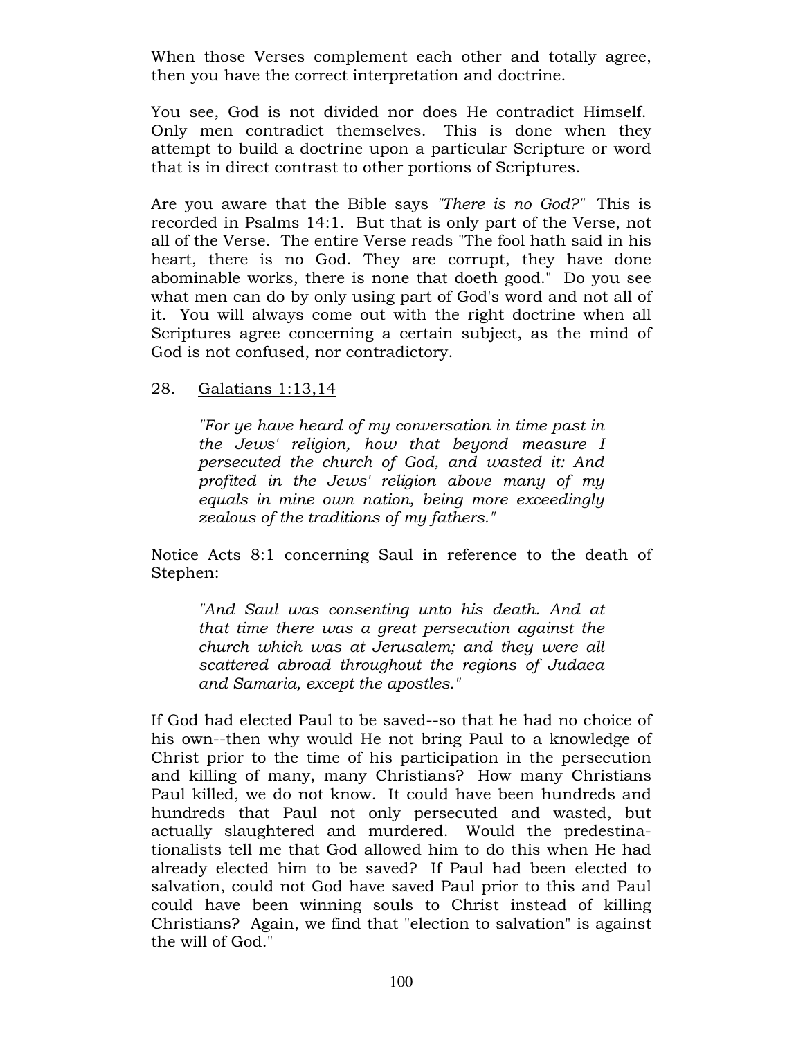When those Verses complement each other and totally agree, then you have the correct interpretation and doctrine.

You see, God is not divided nor does He contradict Himself. Only men contradict themselves. This is done when they attempt to build a doctrine upon a particular Scripture or word that is in direct contrast to other portions of Scriptures.

Are you aware that the Bible says *"There is no God?"* This is recorded in Psalms 14:1. But that is only part of the Verse, not all of the Verse. The entire Verse reads "The fool hath said in his heart, there is no God. They are corrupt, they have done abominable works, there is none that doeth good." Do you see what men can do by only using part of God's word and not all of it. You will always come out with the right doctrine when all Scriptures agree concerning a certain subject, as the mind of God is not confused, nor contradictory.

28. Galatians 1:13,14

> *"For ye have heard of my conversation in time past in the Jews' religion, how that beyond measure I persecuted the church of God, and wasted it: And profited in the Jews' religion above many of my equals in mine own nation, being more exceedingly zealous of the traditions of my fathers."*

Notice Acts 8:1 concerning Saul in reference to the death of Stephen:

> *"And Saul was consenting unto his death. And at that time there was a great persecution against the church which was at Jerusalem; and they were all scattered abroad throughout the regions of Judaea and Samaria, except the apostles."*

If God had elected Paul to be saved--so that he had no choice of his own--then why would He not bring Paul to a knowledge of Christ prior to the time of his participation in the persecution and killing of many, many Christians? How many Christians Paul killed, we do not know. It could have been hundreds and hundreds that Paul not only persecuted and wasted, but actually slaughtered and murdered. Would the predestinationalists tell me that God allowed him to do this when He had already elected him to be saved? If Paul had been elected to salvation, could not God have saved Paul prior to this and Paul could have been winning souls to Christ instead of killing Christians? Again, we find that "election to salvation" is against the will of God."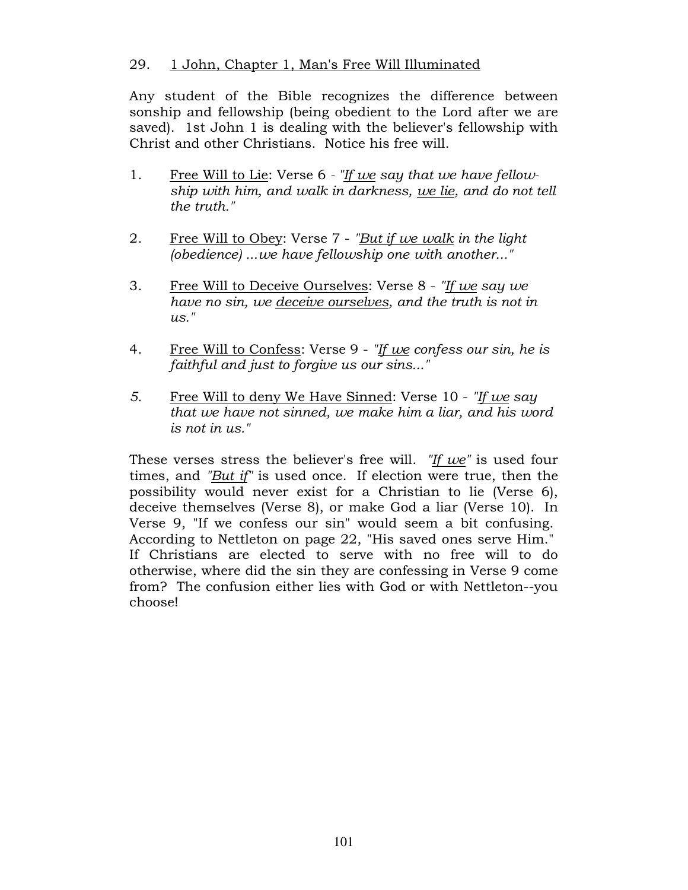## 29. 1 John, Chapter 1, Man's Free Will Illuminated

Any student of the Bible recognizes the difference between sonship and fellowship (being obedient to the Lord after we are saved). 1st John 1 is dealing with the believer's fellowship with Christ and other Christians. Notice his free will.

1. Free Will to Lie: Verse 6 - *"If we say that we have fellowship with him, and walk in darkness, we lie, and do not tell the truth."*

2. Free Will to Obey: Verse 7 - *"But if we walk in the light (obedience) ...we have fellowship one with another..."*

3. Free Will to Deceive Ourselves: Verse 8 - *"If we say we have no sin, we deceive ourselves, and the truth is not in us."*

4. Free Will to Confess: Verse 9 - *"If we confess our sin, he is faithful and just to forgive us our sins..."*

5. Free Will to deny We Have Sinned: Verse 10 - *"If we say that we have not sinned, we make him a liar, and his word is not in us."*

These verses stress the believer's free will. *"If we"* is used four times, and *"But if"* is used once. If election were true, then the possibility would never exist for a Christian to lie (Verse 6), deceive themselves (Verse 8), or make God a liar (Verse 10). In Verse 9, "If we confess our sin" would seem a bit confusing. According to Nettleton on page 22, "His saved ones serve Him." If Christians are elected to serve with no free will to do otherwise, where did the sin they are confessing in Verse 9 come from? The confusion either lies with God or with Nettleton--you choose!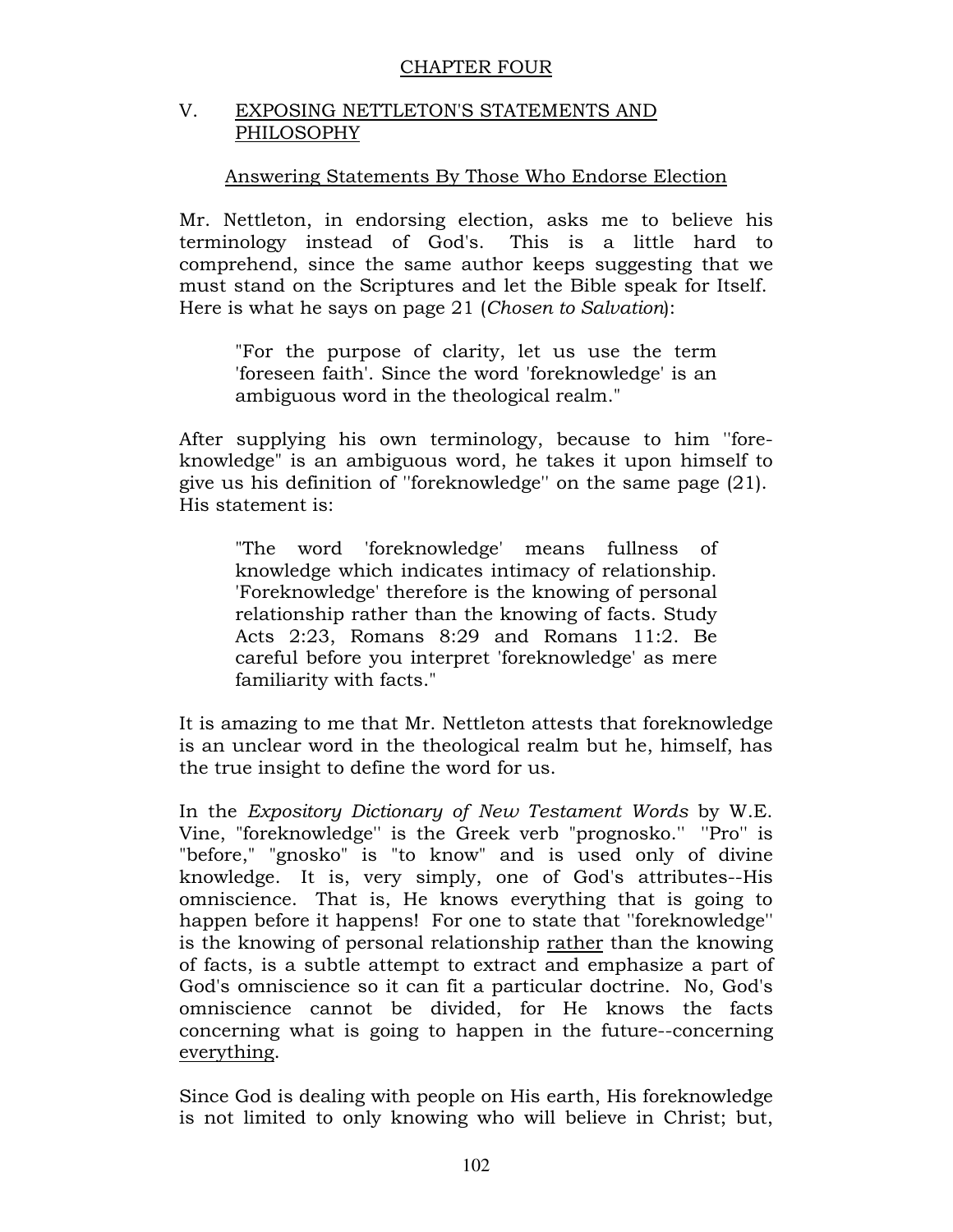## CHAPTER FOUR

### V. EXPOSING NETTLETON'S STATEMENTS AND PHILOSOPHY

#### Answering Statements By Those Who Endorse Election

Mr. Nettleton, in endorsing election, asks me to believe his terminology instead of God's. This is a little hard to comprehend, since the same author keeps suggesting that we must stand on the Scriptures and let the Bible speak for Itself. Here is what he says on page 21 (*Chosen to Salvation*):

> "For the purpose of clarity, let us use the term 'foreseen faith'. Since the word 'foreknowledge' is an ambiguous word in the theological realm."

After supplying his own terminology, because to him "foreknowledge" is an ambiguous word, he takes it upon himself to give us his definition of "foreknowledge" on the same page (21). His statement is:

> "The word 'foreknowledge' means fullness of knowledge which indicates intimacy of relationship. 'Foreknowledge' therefore is the knowing of personal relationship rather than the knowing of facts. Study Acts 2:23, Romans 8:29 and Romans 11:2. Be careful before you interpret 'foreknowledge' as mere familiarity with facts."

It is amazing to me that Mr. Nettleton attests that foreknowledge is an unclear word in the theological realm but he, himself, has the true insight to define the word for us.

In the *Expository Dictionary of New Testament Words* by W.E. Vine, "foreknowledge" is the Greek verb "prognosko." "Pro" is "before," "gnosko" is "to know" and is used only of divine knowledge. It is, very simply, one of God's attributes--His omniscience. That is, He knows everything that is going to happen before it happens! For one to state that "foreknowledge" is the knowing of personal relationship <u>rather</u> than the knowing of facts, is a subtle attempt to extract and emphasize a part of God's omniscience so it can fit a particular doctrine. No, God's omniscience cannot be divided, for He knows the facts concerning what is going to happen in the future--concerning <u>everything</u>.

Since God is dealing with people on His earth, His foreknowledge is not limited to only knowing who will believe in Christ; but,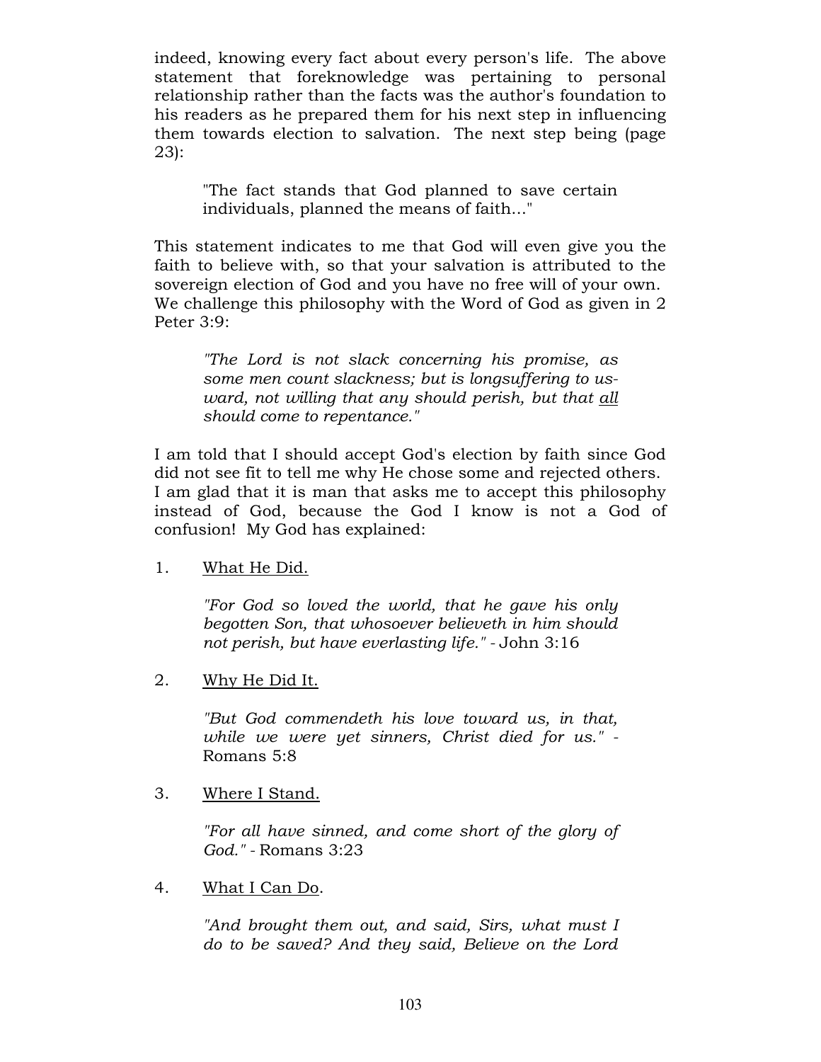indeed, knowing every fact about every person's life. The above statement that foreknowledge was pertaining to personal relationship rather than the facts was the author's foundation to his readers as he prepared them for his next step in influencing them towards election to salvation. The next step being (page 23):

> "The fact stands that God planned to save certain individuals, planned the means of faith..."

This statement indicates to me that God will even give you the faith to believe with, so that your salvation is attributed to the sovereign election of God and you have no free will of your own. We challenge this philosophy with the Word of God as given in 2 Peter 3:9:

> *"The Lord is not slack concerning his promise, as some men count slackness; but is longsuffering to us-ward, not willing that any should perish, but that <u>all</u> should come to repentance."*

I am told that I should accept God's election by faith since God did not see fit to tell me why He chose some and rejected others. I am glad that it is man that asks me to accept this philosophy instead of God, because the God I know is not a God of confusion! My God has explained:

1. <u>What He Did.</u>

   *"For God so loved the world, that he gave his only begotten Son, that whosoever believeth in him should not perish, but have everlasting life."* - John 3:16

2. <u>Why He Did It.</u>

   *"But God commendeth his love toward us, in that, while we were yet sinners, Christ died for us."* - Romans 5:8

3. <u>Where I Stand.</u>

   *"For all have sinned, and come short of the glory of God."* - Romans 3:23

4. <u>What I Can Do</u>.

   *"And brought them out, and said, Sirs, what must I do to be saved? And they said, Believe on the Lord*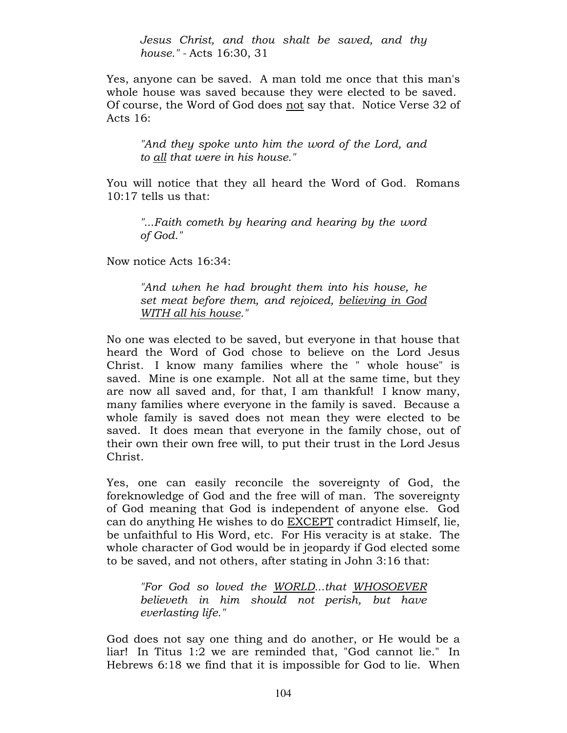> *Jesus Christ, and thou shalt be saved, and thy house."* - Acts 16:30, 31

Yes, anyone can be saved. A man told me once that this man's whole house was saved because they were elected to be saved. Of course, the Word of God does <u>not</u> say that. Notice Verse 32 of Acts 16:

> *"And they spoke unto him the word of the Lord, and to <u>all</u> that were in his house."*

You will notice that they all heard the Word of God. Romans 10:17 tells us that:

> *"...Faith cometh by hearing and hearing by the word of God."*

Now notice Acts 16:34:

> *"And when he had brought them into his house, he set meat before them, and rejoiced, <u>believing in God WITH all his house</u>."*

No one was elected to be saved, but everyone in that house that heard the Word of God chose to believe on the Lord Jesus Christ. I know many families where the " whole house" is saved. Mine is one example. Not all at the same time, but they are now all saved and, for that, I am thankful! I know many, many families where everyone in the family is saved. Because a whole family is saved does not mean they were elected to be saved. It does mean that everyone in the family chose, out of their own their own free will, to put their trust in the Lord Jesus Christ.

Yes, one can easily reconcile the sovereignty of God, the foreknowledge of God and the free will of man. The sovereignty of God meaning that God is independent of anyone else. God can do anything He wishes to do <u>EXCEPT</u> contradict Himself, lie, be unfaithful to His Word, etc. For His veracity is at stake. The whole character of God would be in jeopardy if God elected some to be saved, and not others, after stating in John 3:16 that:

> *"For God so loved the <u>WORLD</u>...that <u>WHOSOEVER</u> believeth in him should not perish, but have everlasting life."*

God does not say one thing and do another, or He would be a liar! In Titus 1:2 we are reminded that, "God cannot lie." In Hebrews 6:18 we find that it is impossible for God to lie. When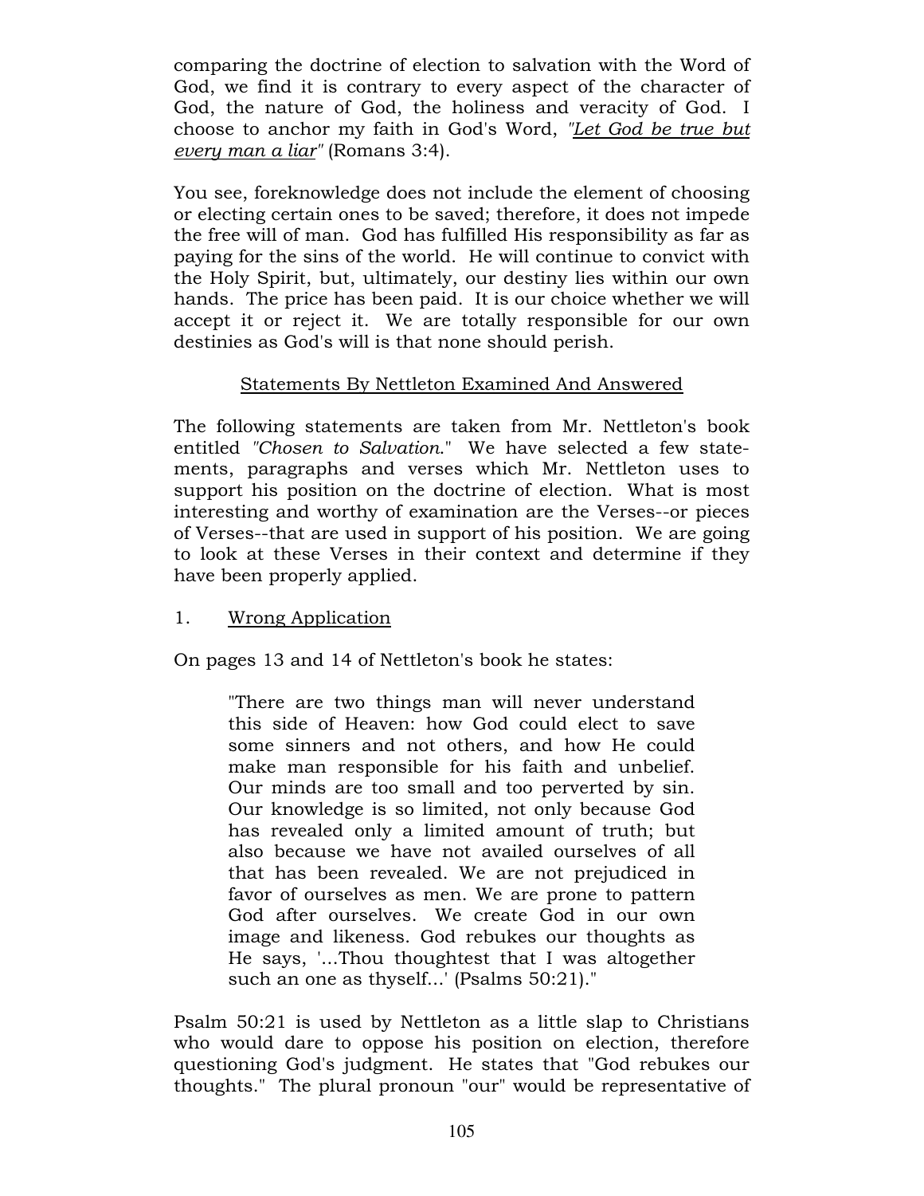comparing the doctrine of election to salvation with the Word of God, we find it is contrary to every aspect of the character of God, the nature of God, the holiness and veracity of God. I choose to anchor my faith in God's Word, *"Let God be true but every man a liar"* (Romans 3:4).

You see, foreknowledge does not include the element of choosing or electing certain ones to be saved; therefore, it does not impede the free will of man. God has fulfilled His responsibility as far as paying for the sins of the world. He will continue to convict with the Holy Spirit, but, ultimately, our destiny lies within our own hands. The price has been paid. It is our choice whether we will accept it or reject it. We are totally responsible for our own destinies as God's will is that none should perish.

## Statements By Nettleton Examined And Answered

The following statements are taken from Mr. Nettleton's book entitled *"Chosen to Salvation."* We have selected a few statements, paragraphs and verses which Mr. Nettleton uses to support his position on the doctrine of election. What is most interesting and worthy of examination are the Verses--or pieces of Verses--that are used in support of his position. We are going to look at these Verses in their context and determine if they have been properly applied.

### 1. Wrong Application

On pages 13 and 14 of Nettleton's book he states:

> "There are two things man will never understand this side of Heaven: how God could elect to save some sinners and not others, and how He could make man responsible for his faith and unbelief. Our minds are too small and too perverted by sin. Our knowledge is so limited, not only because God has revealed only a limited amount of truth; but also because we have not availed ourselves of all that has been revealed. We are not prejudiced in favor of ourselves as men. We are prone to pattern God after ourselves. We create God in our own image and likeness. God rebukes our thoughts as He says, '...Thou thoughtest that I was altogether such an one as thyself...' (Psalms 50:21)."

Psalm 50:21 is used by Nettleton as a little slap to Christians who would dare to oppose his position on election, therefore questioning God's judgment. He states that "God rebukes our thoughts." The plural pronoun "our" would be representative of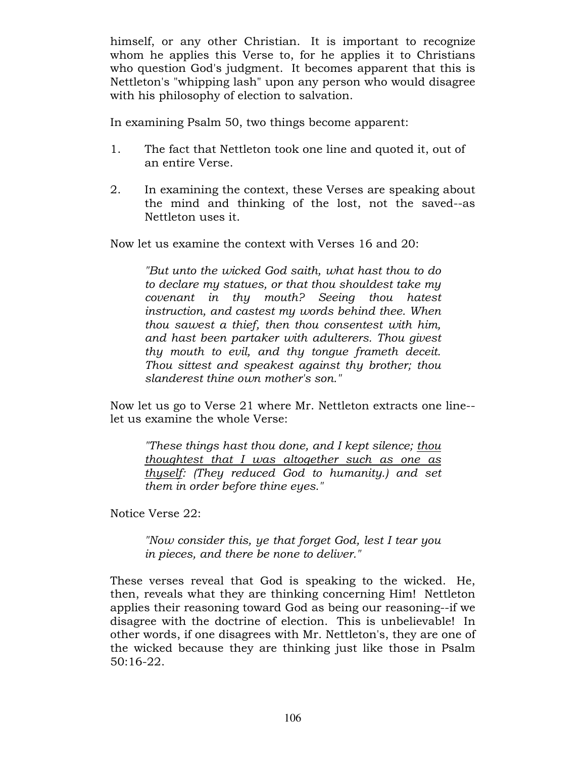himself, or any other Christian. It is important to recognize whom he applies this Verse to, for he applies it to Christians who question God's judgment. It becomes apparent that this is Nettleton's "whipping lash" upon any person who would disagree with his philosophy of election to salvation.

In examining Psalm 50, two things become apparent:

1. The fact that Nettleton took one line and quoted it, out of an entire Verse.

2. In examining the context, these Verses are speaking about the mind and thinking of the lost, not the saved--as Nettleton uses it.

Now let us examine the context with Verses 16 and 20:

> *"But unto the wicked God saith, what hast thou to do to declare my statues, or that thou shouldest take my covenant in thy mouth? Seeing thou hatest instruction, and castest my words behind thee. When thou sawest a thief, then thou consentest with him, and hast been partaker with adulterers. Thou givest thy mouth to evil, and thy tongue frameth deceit. Thou sittest and speakest against thy brother; thou slanderest thine own mother's son."*

Now let us go to Verse 21 where Mr. Nettleton extracts one line--let us examine the whole Verse:

> *"These things hast thou done, and I kept silence; <u>thou thoughtest that I was altogether such as one as thyself</u>: (They reduced God to humanity.) and set them in order before thine eyes."*

Notice Verse 22:

> *"Now consider this, ye that forget God, lest I tear you in pieces, and there be none to deliver."*

These verses reveal that God is speaking to the wicked. He, then, reveals what they are thinking concerning Him! Nettleton applies their reasoning toward God as being our reasoning--if we disagree with the doctrine of election. This is unbelievable! In other words, if one disagrees with Mr. Nettleton's, they are one of the wicked because they are thinking just like those in Psalm 50:16-22.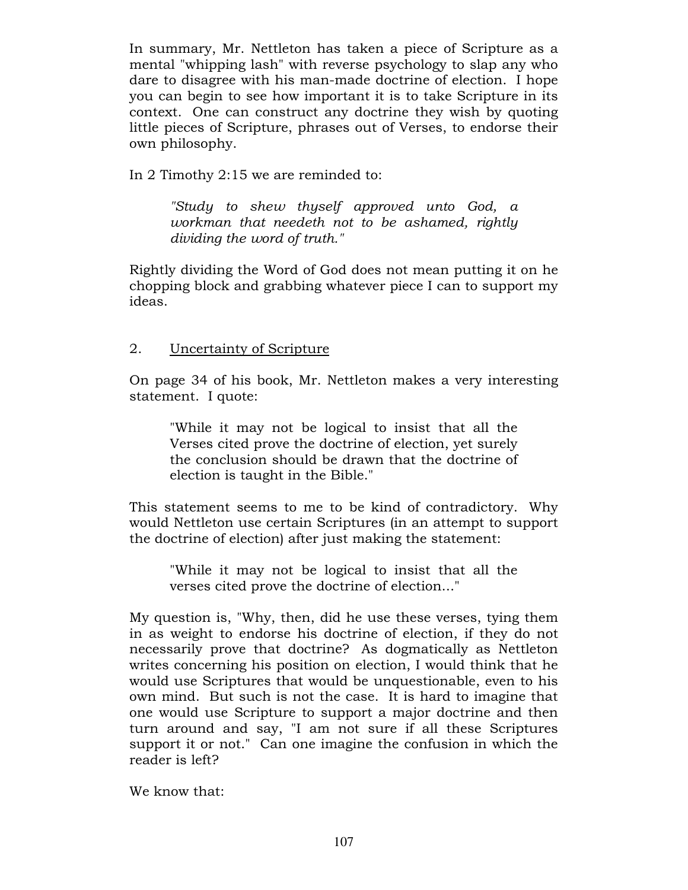In summary, Mr. Nettleton has taken a piece of Scripture as a mental "whipping lash" with reverse psychology to slap any who dare to disagree with his man-made doctrine of election. I hope you can begin to see how important it is to take Scripture in its context. One can construct any doctrine they wish by quoting little pieces of Scripture, phrases out of Verses, to endorse their own philosophy.

In 2 Timothy 2:15 we are reminded to:

> *"Study to shew thyself approved unto God, a workman that needeth not to be ashamed, rightly dividing the word of truth."*

Rightly dividing the Word of God does not mean putting it on he chopping block and grabbing whatever piece I can to support my ideas.

2. <u>Uncertainty of Scripture</u>

On page 34 of his book, Mr. Nettleton makes a very interesting statement. I quote:

> "While it may not be logical to insist that all the Verses cited prove the doctrine of election, yet surely the conclusion should be drawn that the doctrine of election is taught in the Bible."

This statement seems to me to be kind of contradictory. Why would Nettleton use certain Scriptures (in an attempt to support the doctrine of election) after just making the statement:

> "While it may not be logical to insist that all the verses cited prove the doctrine of election..."

My question is, "Why, then, did he use these verses, tying them in as weight to endorse his doctrine of election, if they do not necessarily prove that doctrine? As dogmatically as Nettleton writes concerning his position on election, I would think that he would use Scriptures that would be unquestionable, even to his own mind. But such is not the case. It is hard to imagine that one would use Scripture to support a major doctrine and then turn around and say, "I am not sure if all these Scriptures support it or not." Can one imagine the confusion in which the reader is left?

We know that: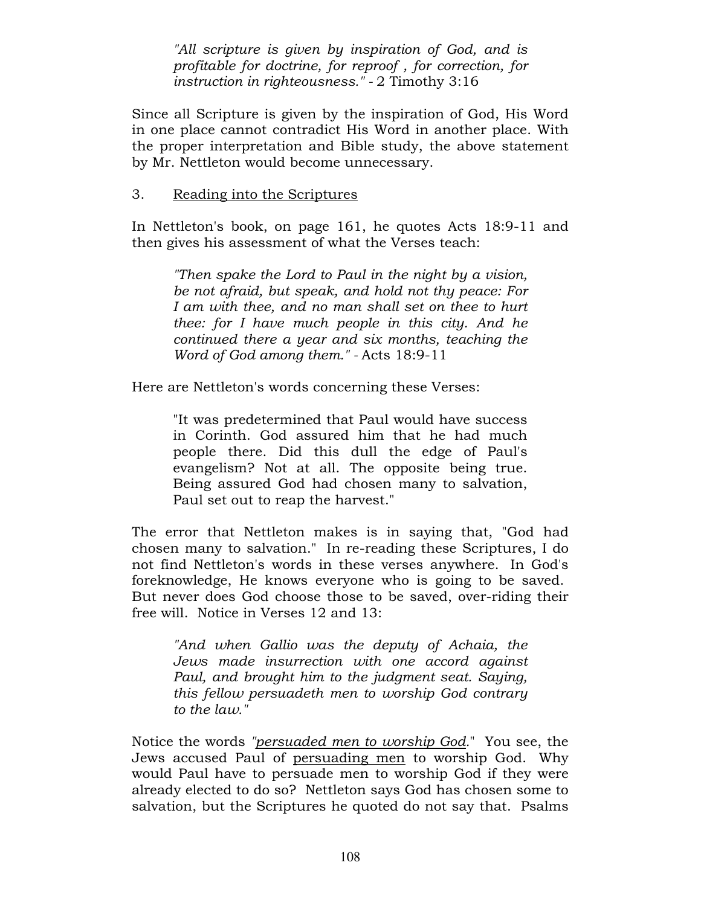> *"All scripture is given by inspiration of God, and is profitable for doctrine, for reproof , for correction, for instruction in righteousness."* - 2 Timothy 3:16

Since all Scripture is given by the inspiration of God, His Word in one place cannot contradict His Word in another place. With the proper interpretation and Bible study, the above statement by Mr. Nettleton would become unnecessary.

3. <u>Reading into the Scriptures</u>

In Nettleton's book, on page 161, he quotes Acts 18:9-11 and then gives his assessment of what the Verses teach:

> *"Then spake the Lord to Paul in the night by a vision, be not afraid, but speak, and hold not thy peace: For I am with thee, and no man shall set on thee to hurt thee: for I have much people in this city. And he continued there a year and six months, teaching the Word of God among them."* - Acts 18:9-11

Here are Nettleton's words concerning these Verses:

> "It was predetermined that Paul would have success in Corinth. God assured him that he had much people there. Did this dull the edge of Paul's evangelism? Not at all. The opposite being true. Being assured God had chosen many to salvation, Paul set out to reap the harvest."

The error that Nettleton makes is in saying that, "God had chosen many to salvation." In re-reading these Scriptures, I do not find Nettleton's words in these verses anywhere. In God's foreknowledge, He knows everyone who is going to be saved. But never does God choose those to be saved, over-riding their free will. Notice in Verses 12 and 13:

> *"And when Gallio was the deputy of Achaia, the Jews made insurrection with one accord against Paul, and brought him to the judgment seat. Saying, this fellow persuadeth men to worship God contrary to the law."*

Notice the words *"<u>persuaded men to worship God</u>."* You see, the Jews accused Paul of <u>persuading men</u> to worship God. Why would Paul have to persuade men to worship God if they were already elected to do so? Nettleton says God has chosen some to salvation, but the Scriptures he quoted do not say that. Psalms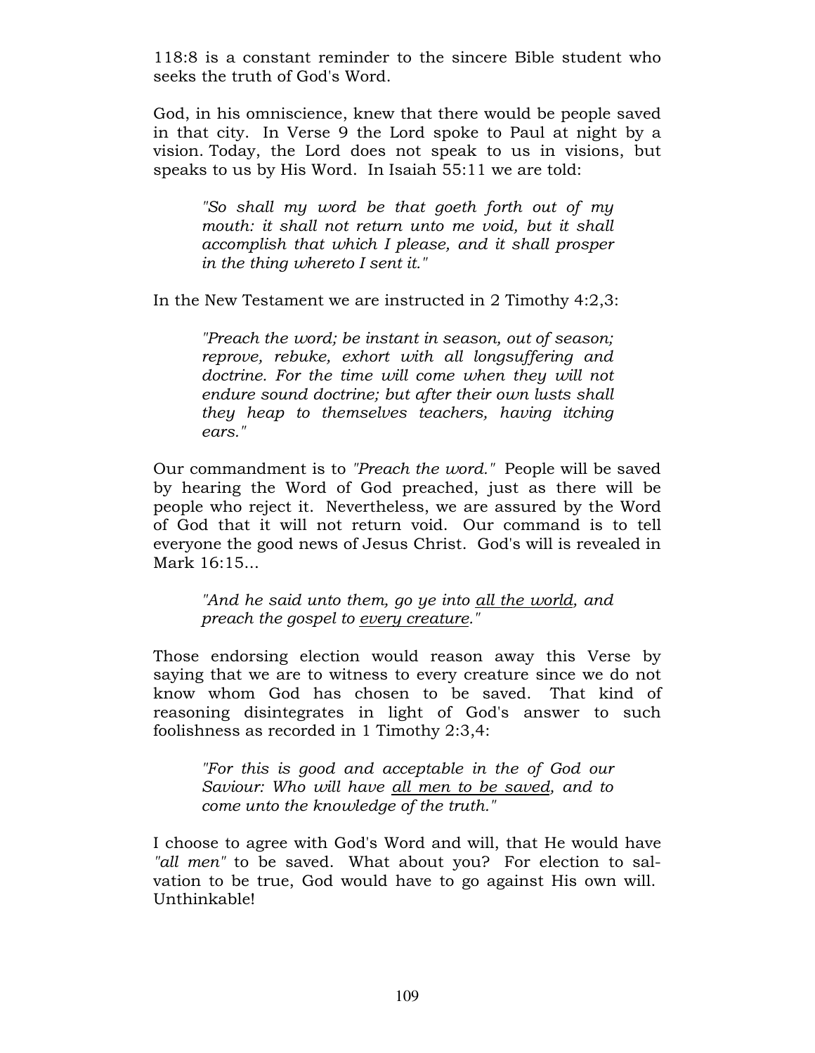118:8 is a constant reminder to the sincere Bible student who seeks the truth of God's Word.

God, in his omniscience, knew that there would be people saved in that city. In Verse 9 the Lord spoke to Paul at night by a vision. Today, the Lord does not speak to us in visions, but speaks to us by His Word. In Isaiah 55:11 we are told:

> *"So shall my word be that goeth forth out of my mouth: it shall not return unto me void, but it shall accomplish that which I please, and it shall prosper in the thing whereto I sent it."*

In the New Testament we are instructed in 2 Timothy 4:2,3:

> *"Preach the word; be instant in season, out of season; reprove, rebuke, exhort with all longsuffering and doctrine. For the time will come when they will not endure sound doctrine; but after their own lusts shall they heap to themselves teachers, having itching ears."*

Our commandment is to *"Preach the word."* People will be saved by hearing the Word of God preached, just as there will be people who reject it. Nevertheless, we are assured by the Word of God that it will not return void. Our command is to tell everyone the good news of Jesus Christ. God's will is revealed in Mark 16:15...

> *"And he said unto them, go ye into <u>all the world</u>, and preach the gospel to <u>every creature</u>."*

Those endorsing election would reason away this Verse by saying that we are to witness to every creature since we do not know whom God has chosen to be saved. That kind of reasoning disintegrates in light of God's answer to such foolishness as recorded in 1 Timothy 2:3,4:

> *"For this is good and acceptable in the of God our Saviour: Who will have <u>all men to be saved</u>, and to come unto the knowledge of the truth."*

I choose to agree with God's Word and will, that He would have *"all men"* to be saved. What about you? For election to salvation to be true, God would have to go against His own will. Unthinkable!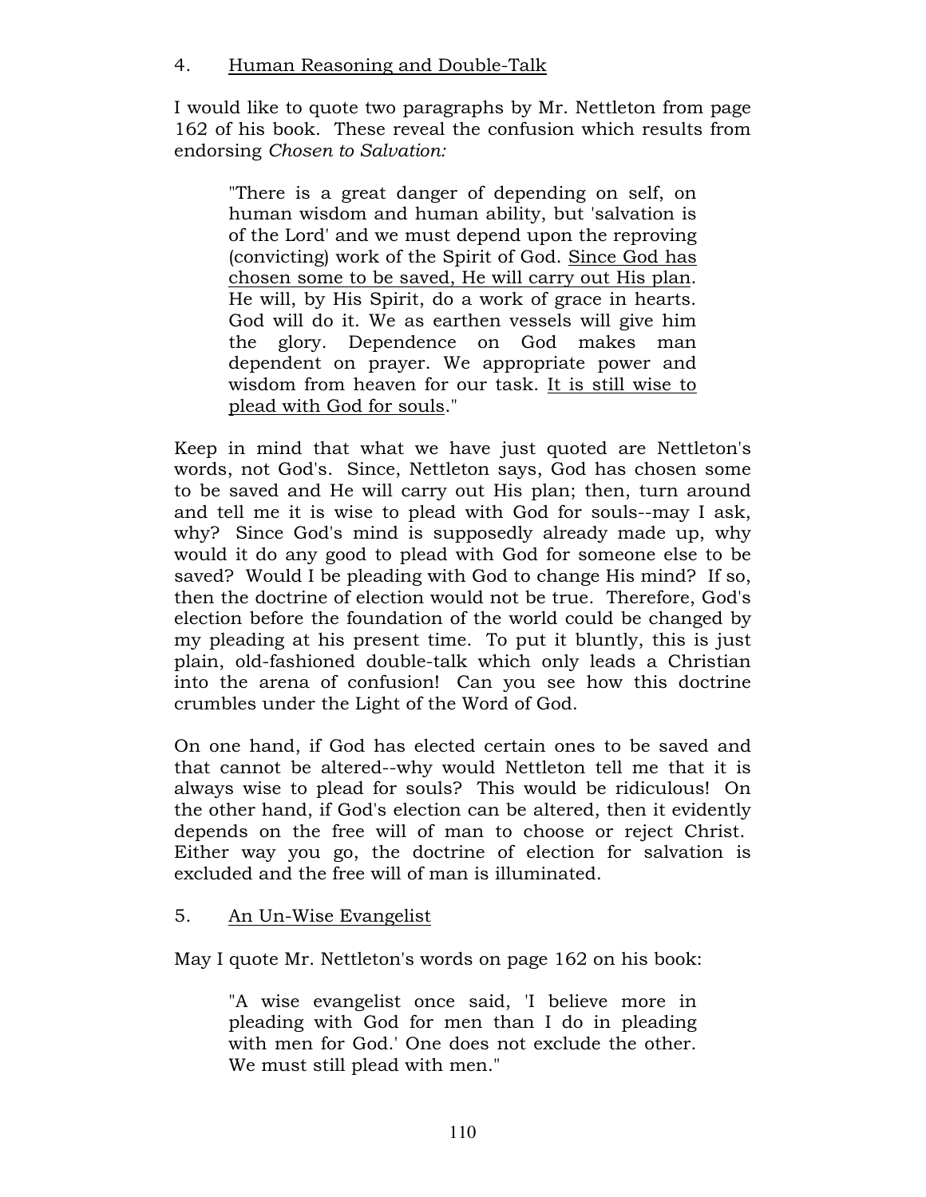4. <u>Human Reasoning and Double-Talk</u>

I would like to quote two paragraphs by Mr. Nettleton from page 162 of his book. These reveal the confusion which results from endorsing *Chosen to Salvation:*

> "There is a great danger of depending on self, on human wisdom and human ability, but 'salvation is of the Lord' and we must depend upon the reproving (convicting) work of the Spirit of God. <u>Since God has chosen some to be saved, He will carry out His plan</u>. He will, by His Spirit, do a work of grace in hearts. God will do it. We as earthen vessels will give him the glory. Dependence on God makes man dependent on prayer. We appropriate power and wisdom from heaven for our task. <u>It is still wise to plead with God for souls</u>."

Keep in mind that what we have just quoted are Nettleton's words, not God's. Since, Nettleton says, God has chosen some to be saved and He will carry out His plan; then, turn around and tell me it is wise to plead with God for souls--may I ask, why? Since God's mind is supposedly already made up, why would it do any good to plead with God for someone else to be saved? Would I be pleading with God to change His mind? If so, then the doctrine of election would not be true. Therefore, God's election before the foundation of the world could be changed by my pleading at his present time. To put it bluntly, this is just plain, old-fashioned double-talk which only leads a Christian into the arena of confusion! Can you see how this doctrine crumbles under the Light of the Word of God.

On one hand, if God has elected certain ones to be saved and that cannot be altered--why would Nettleton tell me that it is always wise to plead for souls? This would be ridiculous! On the other hand, if God's election can be altered, then it evidently depends on the free will of man to choose or reject Christ. Either way you go, the doctrine of election for salvation is excluded and the free will of man is illuminated.

5. <u>An Un-Wise Evangelist</u>

May I quote Mr. Nettleton's words on page 162 on his book:

> "A wise evangelist once said, 'I believe more in pleading with God for men than I do in pleading with men for God.' One does not exclude the other. We must still plead with men."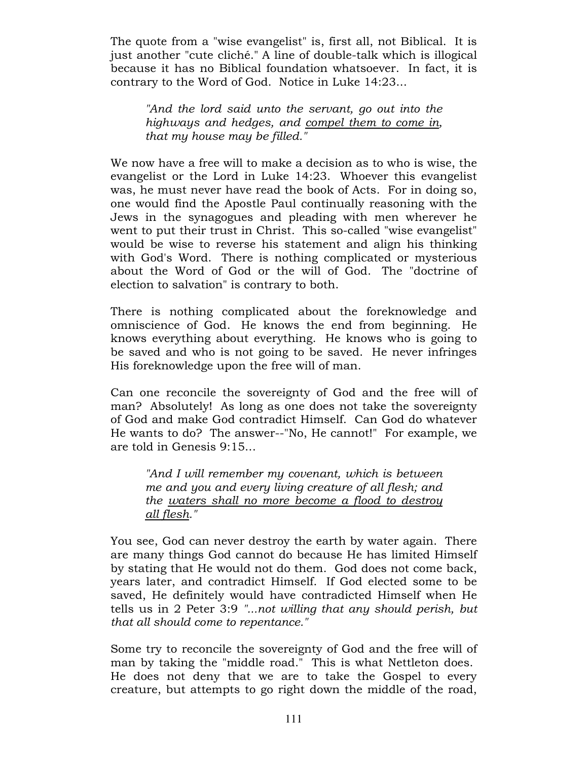The quote from a "wise evangelist" is, first all, not Biblical. It is just another "cute cliché." A line of double-talk which is illogical because it has no Biblical foundation whatsoever. In fact, it is contrary to the Word of God. Notice in Luke 14:23...

> *"And the lord said unto the servant, go out into the highways and hedges, and <u>compel them to come in</u>, that my house may be filled."*

We now have a free will to make a decision as to who is wise, the evangelist or the Lord in Luke 14:23. Whoever this evangelist was, he must never have read the book of Acts. For in doing so, one would find the Apostle Paul continually reasoning with the Jews in the synagogues and pleading with men wherever he went to put their trust in Christ. This so-called "wise evangelist" would be wise to reverse his statement and align his thinking with God's Word. There is nothing complicated or mysterious about the Word of God or the will of God. The "doctrine of election to salvation" is contrary to both.

There is nothing complicated about the foreknowledge and omniscience of God. He knows the end from beginning. He knows everything about everything. He knows who is going to be saved and who is not going to be saved. He never infringes His foreknowledge upon the free will of man.

Can one reconcile the sovereignty of God and the free will of man? Absolutely! As long as one does not take the sovereignty of God and make God contradict Himself. Can God do whatever He wants to do? The answer--"No, He cannot!" For example, we are told in Genesis 9:15...

> *"And I will remember my covenant, which is between me and you and every living creature of all flesh; and the <u>waters shall no more become a flood to destroy all flesh</u>."*

You see, God can never destroy the earth by water again. There are many things God cannot do because He has limited Himself by stating that He would not do them. God does not come back, years later, and contradict Himself. If God elected some to be saved, He definitely would have contradicted Himself when He tells us in 2 Peter 3:9 *"...not willing that any should perish, but that all should come to repentance."*

Some try to reconcile the sovereignty of God and the free will of man by taking the "middle road." This is what Nettleton does. He does not deny that we are to take the Gospel to every creature, but attempts to go right down the middle of the road,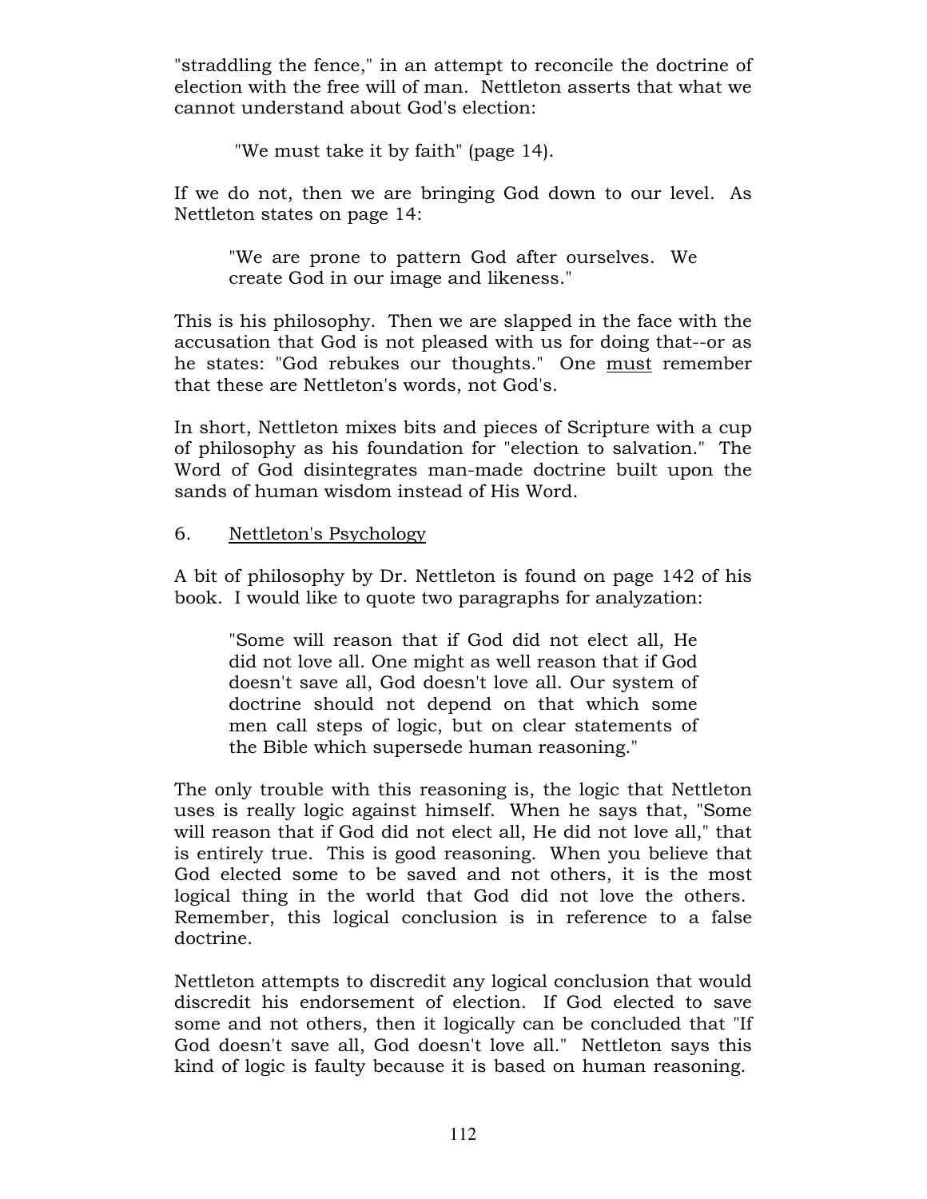"straddling the fence," in an attempt to reconcile the doctrine of election with the free will of man. Nettleton asserts that what we cannot understand about God's election:

> "We must take it by faith" (page 14).

If we do not, then we are bringing God down to our level. As Nettleton states on page 14:

> "We are prone to pattern God after ourselves. We create God in our image and likeness."

This is his philosophy. Then we are slapped in the face with the accusation that God is not pleased with us for doing that--or as he states: "God rebukes our thoughts." One <u>must</u> remember that these are Nettleton's words, not God's.

In short, Nettleton mixes bits and pieces of Scripture with a cup of philosophy as his foundation for "election to salvation." The Word of God disintegrates man-made doctrine built upon the sands of human wisdom instead of His Word.

6. <u>Nettleton's Psychology</u>

A bit of philosophy by Dr. Nettleton is found on page 142 of his book. I would like to quote two paragraphs for analyzation:

> "Some will reason that if God did not elect all, He did not love all. One might as well reason that if God doesn't save all, God doesn't love all. Our system of doctrine should not depend on that which some men call steps of logic, but on clear statements of the Bible which supersede human reasoning."

The only trouble with this reasoning is, the logic that Nettleton uses is really logic against himself. When he says that, "Some will reason that if God did not elect all, He did not love all," that is entirely true. This is good reasoning. When you believe that God elected some to be saved and not others, it is the most logical thing in the world that God did not love the others. Remember, this logical conclusion is in reference to a false doctrine.

Nettleton attempts to discredit any logical conclusion that would discredit his endorsement of election. If God elected to save some and not others, then it logically can be concluded that "If God doesn't save all, God doesn't love all." Nettleton says this kind of logic is faulty because it is based on human reasoning.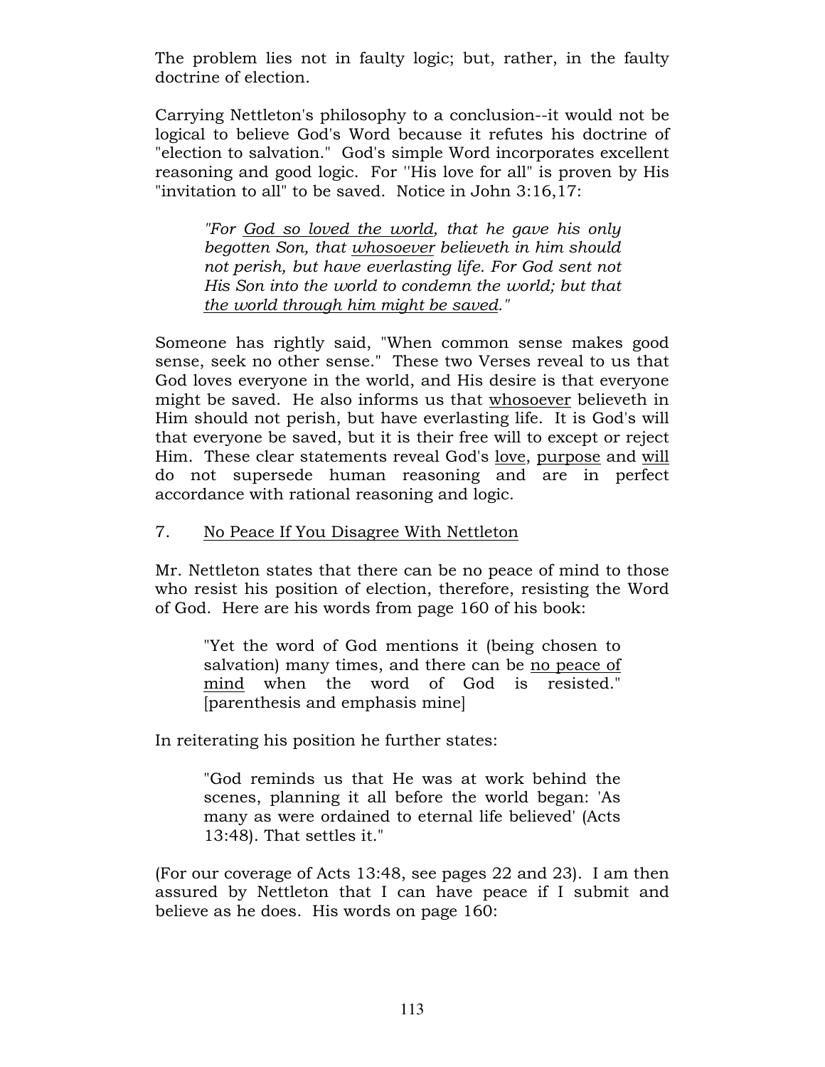The problem lies not in faulty logic; but, rather, in the faulty doctrine of election.

Carrying Nettleton's philosophy to a conclusion--it would not be logical to believe God's Word because it refutes his doctrine of "election to salvation." God's simple Word incorporates excellent reasoning and good logic. For ''His love for all" is proven by His "invitation to all" to be saved. Notice in John 3:16,17:

> *"For <u>God so loved the world</u>, that he gave his only begotten Son, that <u>whosoever</u> believeth in him should not perish, but have everlasting life. For God sent not His Son into the world to condemn the world; but that <u>the world through him might be saved</u>."*

Someone has rightly said, "When common sense makes good sense, seek no other sense." These two Verses reveal to us that God loves everyone in the world, and His desire is that everyone might be saved. He also informs us that <u>whosoever</u> believeth in Him should not perish, but have everlasting life. It is God's will that everyone be saved, but it is their free will to except or reject Him. These clear statements reveal God's <u>love</u>, <u>purpose</u> and <u>will</u> do not supersede human reasoning and are in perfect accordance with rational reasoning and logic.

7. <u>No Peace If You Disagree With Nettleton</u>

Mr. Nettleton states that there can be no peace of mind to those who resist his position of election, therefore, resisting the Word of God. Here are his words from page 160 of his book:

> "Yet the word of God mentions it (being chosen to salvation) many times, and there can be <u>no peace of mind</u> when the word of God is resisted." [parenthesis and emphasis mine]

In reiterating his position he further states:

> "God reminds us that He was at work behind the scenes, planning it all before the world began: 'As many as were ordained to eternal life believed' (Acts 13:48). That settles it."

(For our coverage of Acts 13:48, see pages 22 and 23). I am then assured by Nettleton that I can have peace if I submit and believe as he does. His words on page 160: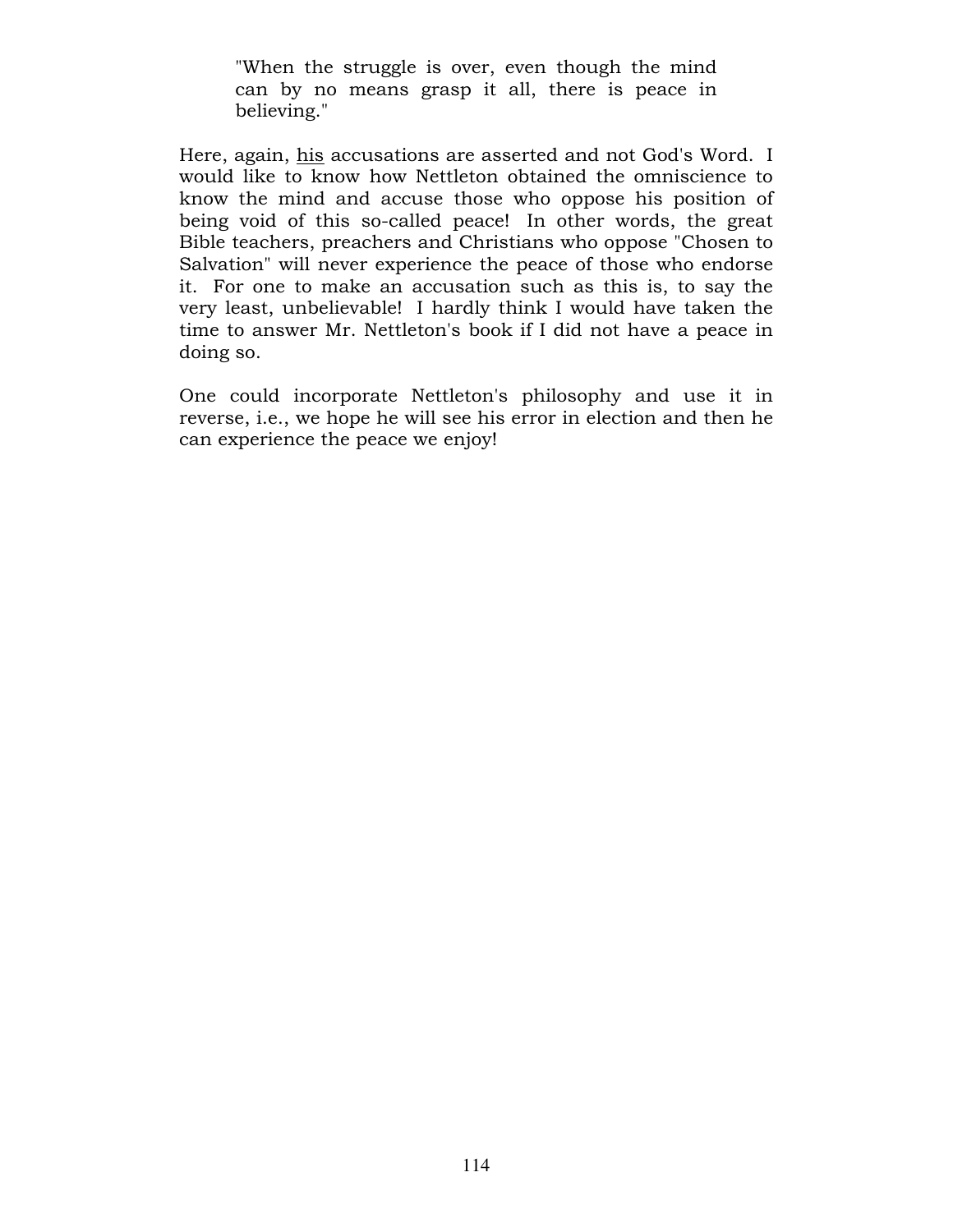> "When the struggle is over, even though the mind can by no means grasp it all, there is peace in believing."

Here, again, <u>his</u> accusations are asserted and not God's Word. I would like to know how Nettleton obtained the omniscience to know the mind and accuse those who oppose his position of being void of this so-called peace! In other words, the great Bible teachers, preachers and Christians who oppose "Chosen to Salvation" will never experience the peace of those who endorse it. For one to make an accusation such as this is, to say the very least, unbelievable! I hardly think I would have taken the time to answer Mr. Nettleton's book if I did not have a peace in doing so.

One could incorporate Nettleton's philosophy and use it in reverse, i.e., we hope he will see his error in election and then he can experience the peace we enjoy!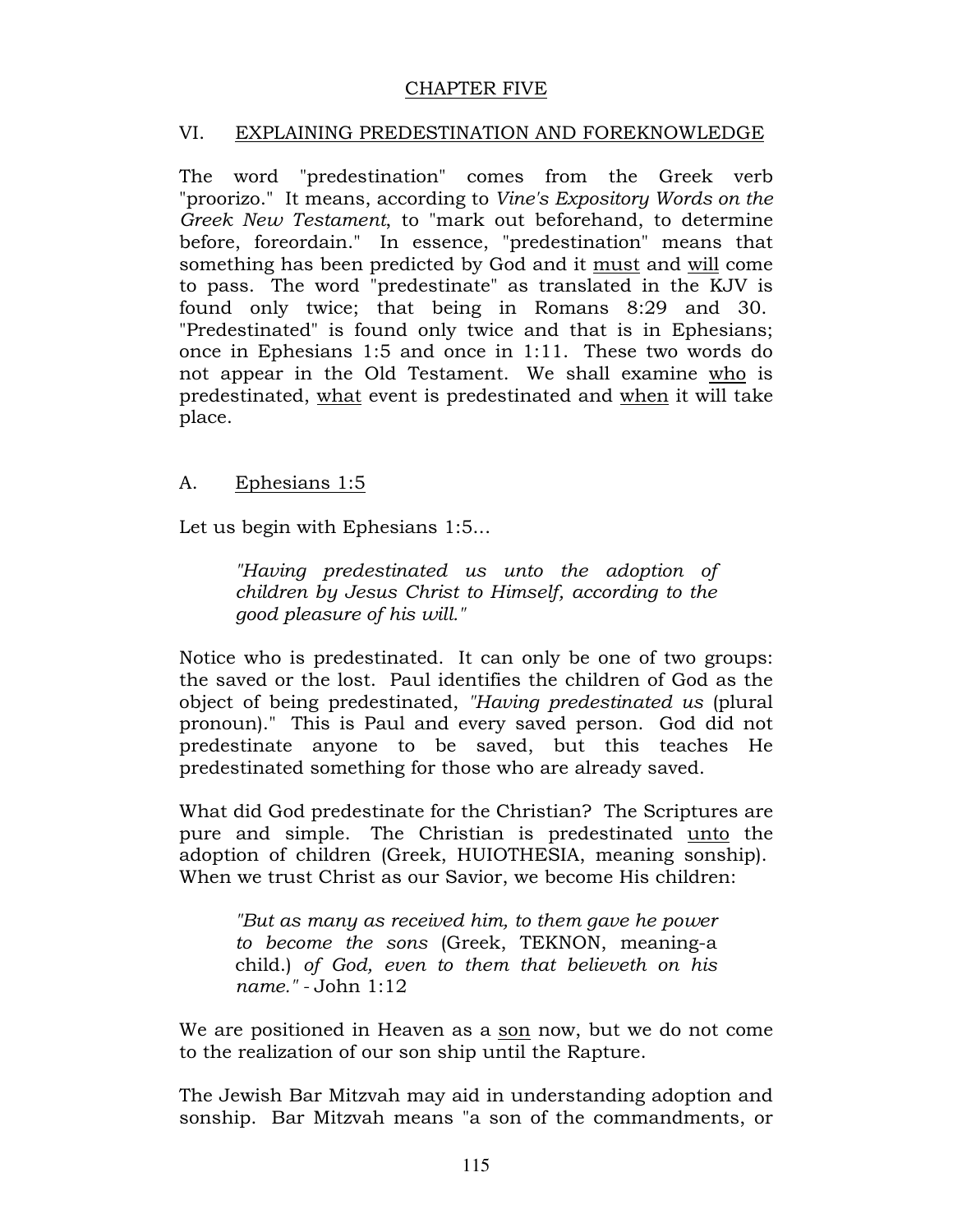## CHAPTER FIVE

### VI. EXPLAINING PREDESTINATION AND FOREKNOWLEDGE

The word "predestination" comes from the Greek verb "proorizo." It means, according to *Vine's Expository Words on the Greek New Testament*, to "mark out beforehand, to determine before, foreordain." In essence, "predestination" means that something has been predicted by God and it must and will come to pass. The word "predestinate" as translated in the KJV is found only twice; that being in Romans 8:29 and 30. "Predestinated" is found only twice and that is in Ephesians; once in Ephesians 1:5 and once in 1:11. These two words do not appear in the Old Testament. We shall examine who is predestinated, what event is predestinated and when it will take place.

#### A. Ephesians 1:5

Let us begin with Ephesians 1:5...

> *"Having predestinated us unto the adoption of children by Jesus Christ to Himself, according to the good pleasure of his will."*

Notice who is predestinated. It can only be one of two groups: the saved or the lost. Paul identifies the children of God as the object of being predestinated, *"Having predestinated us* (plural pronoun)." This is Paul and every saved person. God did not predestinate anyone to be saved, but this teaches He predestinated something for those who are already saved.

What did God predestinate for the Christian? The Scriptures are pure and simple. The Christian is predestinated unto the adoption of children (Greek, HUIOTHESIA, meaning sonship). When we trust Christ as our Savior, we become His children:

> *"But as many as received him, to them gave he power to become the sons* (Greek, TEKNON, meaning-a child.) *of God, even to them that believeth on his name."* - John 1:12

We are positioned in Heaven as a son now, but we do not come to the realization of our son ship until the Rapture.

The Jewish Bar Mitzvah may aid in understanding adoption and sonship. Bar Mitzvah means "a son of the commandments, or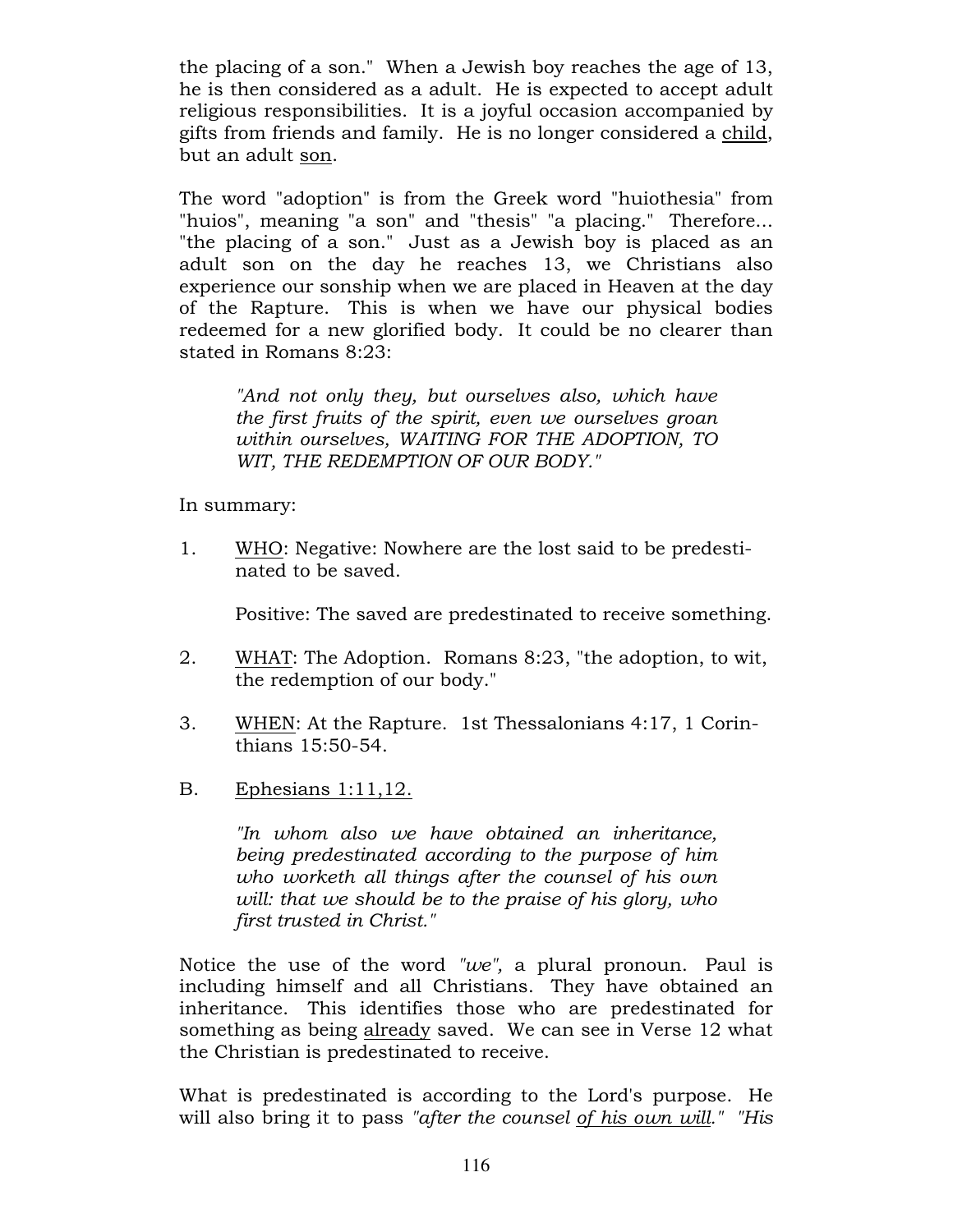the placing of a son." When a Jewish boy reaches the age of 13, he is then considered as a adult. He is expected to accept adult religious responsibilities. It is a joyful occasion accompanied by gifts from friends and family. He is no longer considered a <u>child</u>, but an adult <u>son</u>.

The word "adoption" is from the Greek word "huiothesia" from "huios", meaning "a son" and "thesis" "a placing." Therefore... "the placing of a son." Just as a Jewish boy is placed as an adult son on the day he reaches 13, we Christians also experience our sonship when we are placed in Heaven at the day of the Rapture. This is when we have our physical bodies redeemed for a new glorified body. It could be no clearer than stated in Romans 8:23:

> *"And not only they, but ourselves also, which have the first fruits of the spirit, even we ourselves groan within ourselves, WAITING FOR THE ADOPTION, TO WIT, THE REDEMPTION OF OUR BODY."*

In summary:

1. <u>WHO</u>: Negative: Nowhere are the lost said to be predestinated to be saved.

   Positive: The saved are predestinated to receive something.

2. <u>WHAT</u>: The Adoption. Romans 8:23, "the adoption, to wit, the redemption of our body."

3. <u>WHEN</u>: At the Rapture. 1st Thessalonians 4:17, 1 Corinthians 15:50-54.

B. <u>Ephesians 1:11,12.</u>

> *"In whom also we have obtained an inheritance, being predestinated according to the purpose of him who worketh all things after the counsel of his own will: that we should be to the praise of his glory, who first trusted in Christ."*

Notice the use of the word *"we",* a plural pronoun. Paul is including himself and all Christians. They have obtained an inheritance. This identifies those who are predestinated for something as being <u>already</u> saved. We can see in Verse 12 what the Christian is predestinated to receive.

What is predestinated is according to the Lord's purpose. He will also bring it to pass *"after the counsel <u>of his own will</u>." "His*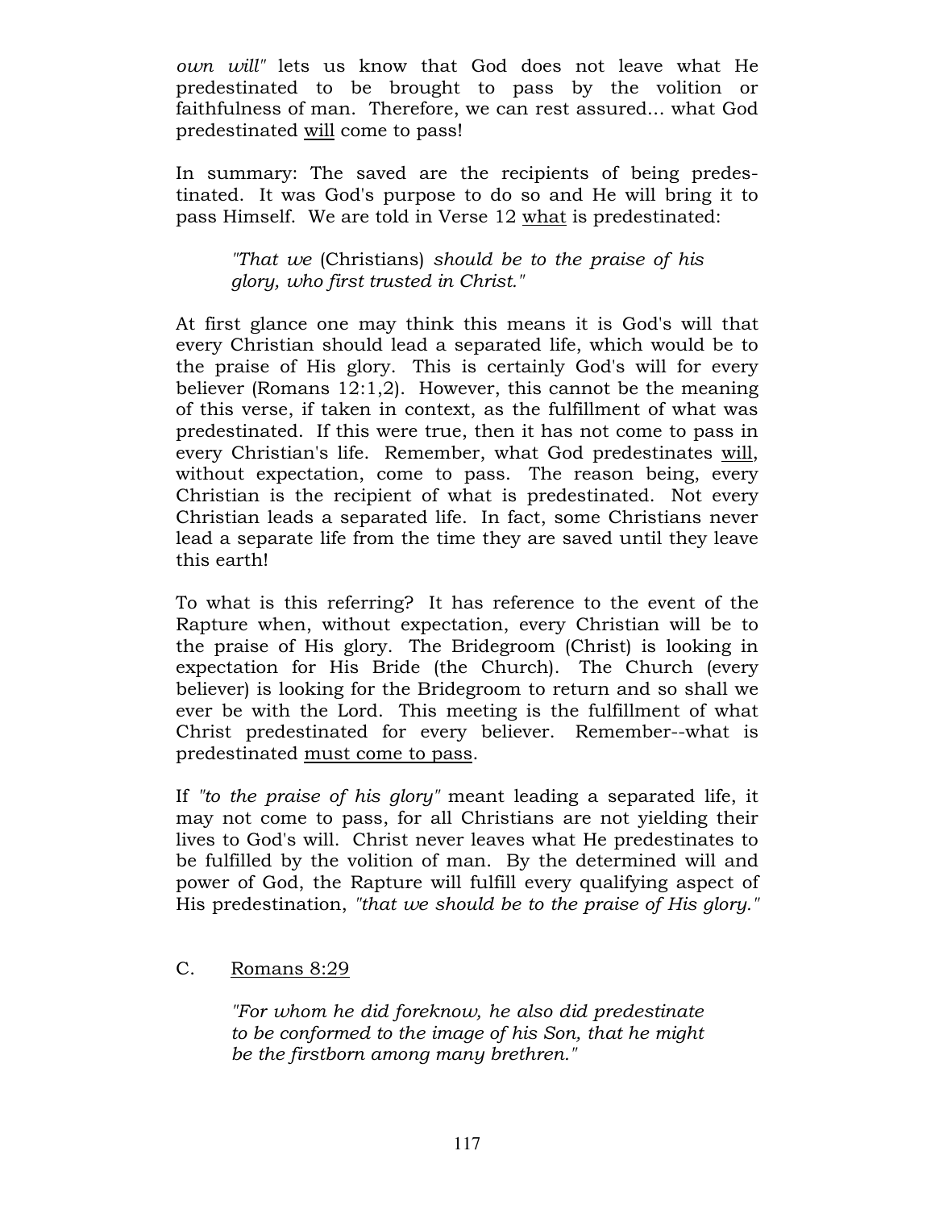*own will"* lets us know that God does not leave what He predestinated to be brought to pass by the volition or faithfulness of man. Therefore, we can rest assured... what God predestinated <u>will</u> come to pass!

In summary: The saved are the recipients of being predestinated. It was God's purpose to do so and He will bring it to pass Himself. We are told in Verse 12 <u>what</u> is predestinated:

> *"That we* (Christians) *should be to the praise of his glory, who first trusted in Christ."*

At first glance one may think this means it is God's will that every Christian should lead a separated life, which would be to the praise of His glory. This is certainly God's will for every believer (Romans 12:1,2). However, this cannot be the meaning of this verse, if taken in context, as the fulfillment of what was predestinated. If this were true, then it has not come to pass in every Christian's life. Remember, what God predestinates <u>will</u>, without expectation, come to pass. The reason being, every Christian is the recipient of what is predestinated. Not every Christian leads a separated life. In fact, some Christians never lead a separate life from the time they are saved until they leave this earth!

To what is this referring? It has reference to the event of the Rapture when, without expectation, every Christian will be to the praise of His glory. The Bridegroom (Christ) is looking in expectation for His Bride (the Church). The Church (every believer) is looking for the Bridegroom to return and so shall we ever be with the Lord. This meeting is the fulfillment of what Christ predestinated for every believer. Remember--what is predestinated <u>must come to pass</u>.

If *"to the praise of his glory"* meant leading a separated life, it may not come to pass, for all Christians are not yielding their lives to God's will. Christ never leaves what He predestinates to be fulfilled by the volition of man. By the determined will and power of God, the Rapture will fulfill every qualifying aspect of His predestination, *"that we should be to the praise of His glory."*

C. <u>Romans 8:29</u>

> *"For whom he did foreknow, he also did predestinate to be conformed to the image of his Son, that he might be the firstborn among many brethren."*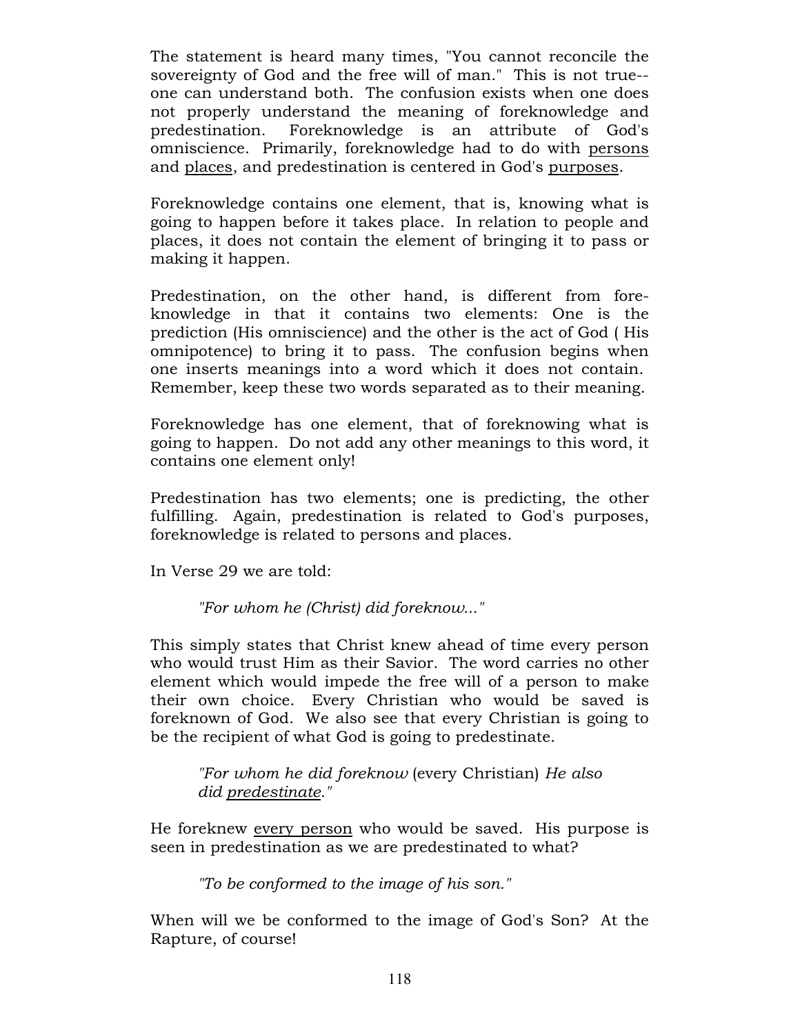The statement is heard many times, "You cannot reconcile the sovereignty of God and the free will of man." This is not true--one can understand both. The confusion exists when one does not properly understand the meaning of foreknowledge and predestination. Foreknowledge is an attribute of God's omniscience. Primarily, foreknowledge had to do with <u>persons</u> and <u>places</u>, and predestination is centered in God's <u>purposes</u>.

Foreknowledge contains one element, that is, knowing what is going to happen before it takes place. In relation to people and places, it does not contain the element of bringing it to pass or making it happen.

Predestination, on the other hand, is different from fore-knowledge in that it contains two elements: One is the prediction (His omniscience) and the other is the act of God ( His omnipotence) to bring it to pass. The confusion begins when one inserts meanings into a word which it does not contain. Remember, keep these two words separated as to their meaning.

Foreknowledge has one element, that of foreknowing what is going to happen. Do not add any other meanings to this word, it contains one element only!

Predestination has two elements; one is predicting, the other fulfilling. Again, predestination is related to God's purposes, foreknowledge is related to persons and places.

In Verse 29 we are told:

> *"For whom he (Christ) did foreknow..."*

This simply states that Christ knew ahead of time every person who would trust Him as their Savior. The word carries no other element which would impede the free will of a person to make their own choice. Every Christian who would be saved is foreknown of God. We also see that every Christian is going to be the recipient of what God is going to predestinate.

> *"For whom he did foreknow* (every Christian) *He also did <u>predestinate</u>."*

He foreknew <u>every person</u> who would be saved. His purpose is seen in predestination as we are predestinated to what?

> *"To be conformed to the image of his son."*

When will we be conformed to the image of God's Son? At the Rapture, of course!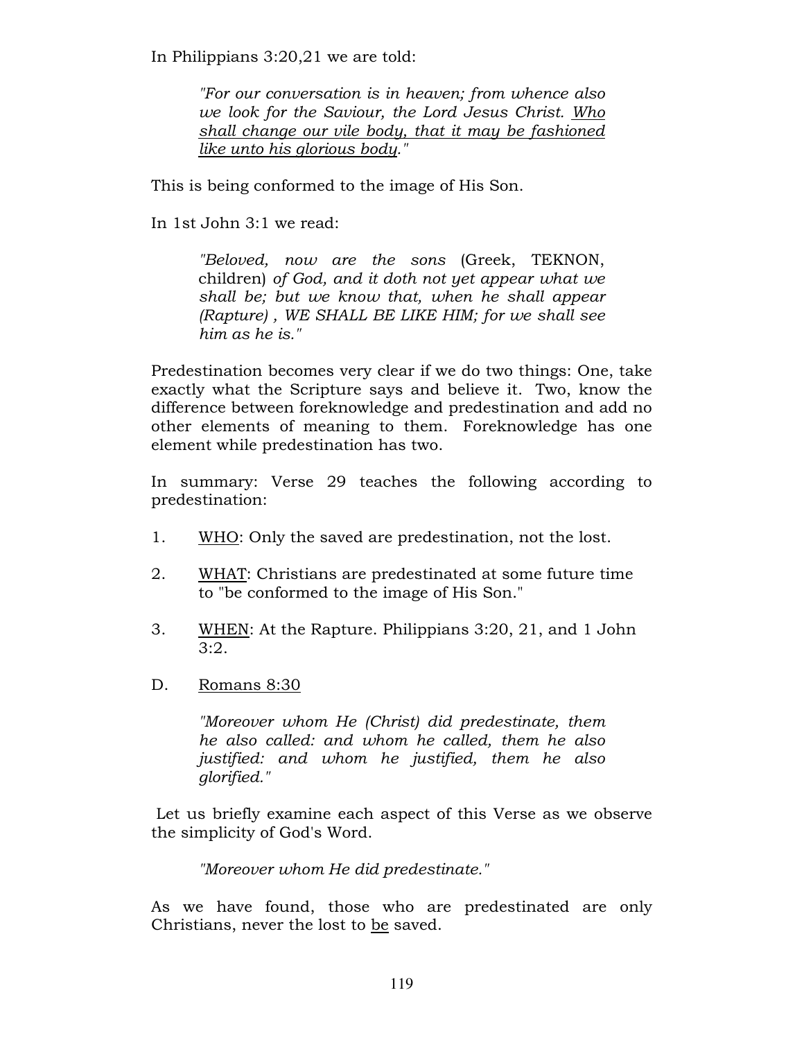In Philippians 3:20,21 we are told:

> *"For our conversation is in heaven; from whence also we look for the Saviour, the Lord Jesus Christ. <u>Who shall change our vile body, that it may be fashioned like unto his glorious body</u>."*

This is being conformed to the image of His Son.

In 1st John 3:1 we read:

> *"Beloved, now are the sons* (Greek, TEKNON, children) *of God, and it doth not yet appear what we shall be; but we know that, when he shall appear (Rapture) , WE SHALL BE LIKE HIM; for we shall see him as he is."*

Predestination becomes very clear if we do two things: One, take exactly what the Scripture says and believe it. Two, know the difference between foreknowledge and predestination and add no other elements of meaning to them. Foreknowledge has one element while predestination has two.

In summary: Verse 29 teaches the following according to predestination:

1. <u>WHO</u>: Only the saved are predestination, not the lost.
2. <u>WHAT</u>: Christians are predestinated at some future time to "be conformed to the image of His Son."
3. <u>WHEN</u>: At the Rapture. Philippians 3:20, 21, and 1 John 3:2.

D. <u>Romans 8:30</u>

> *"Moreover whom He (Christ) did predestinate, them he also called: and whom he called, them he also justified: and whom he justified, them he also glorified."*

Let us briefly examine each aspect of this Verse as we observe the simplicity of God's Word.

> *"Moreover whom He did predestinate."*

As we have found, those who are predestinated are only Christians, never the lost to <u>be</u> saved.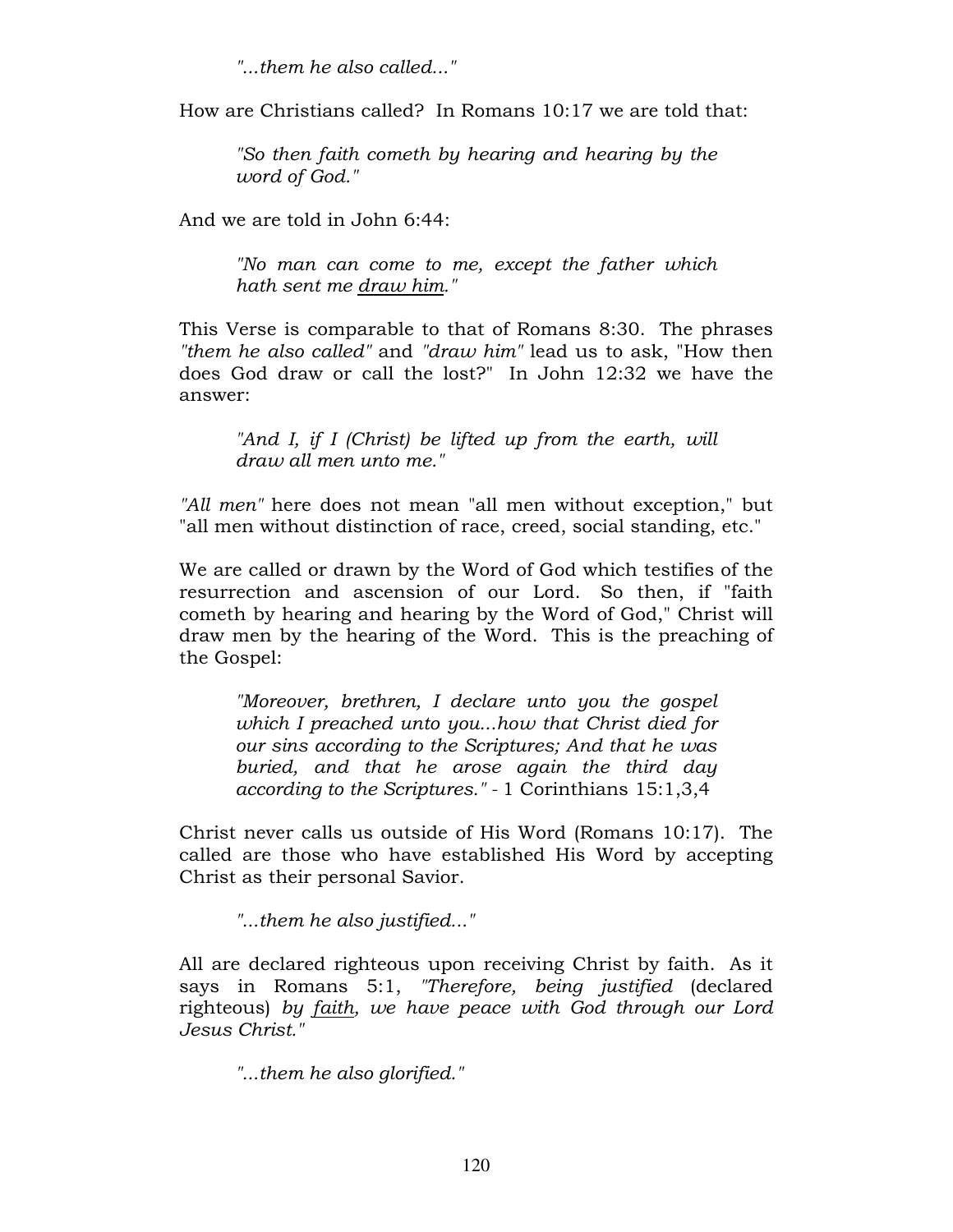*"...them he also called..."*

How are Christians called? In Romans 10:17 we are told that:

> *"So then faith cometh by hearing and hearing by the word of God."*

And we are told in John 6:44:

> *"No man can come to me, except the father which hath sent me draw him."*

This Verse is comparable to that of Romans 8:30. The phrases *"them he also called"* and *"draw him"* lead us to ask, "How then does God draw or call the lost?" In John 12:32 we have the answer:

> *"And I, if I (Christ) be lifted up from the earth, will draw all men unto me."*

*"All men"* here does not mean "all men without exception," but "all men without distinction of race, creed, social standing, etc."

We are called or drawn by the Word of God which testifies of the resurrection and ascension of our Lord. So then, if "faith cometh by hearing and hearing by the Word of God," Christ will draw men by the hearing of the Word. This is the preaching of the Gospel:

> *"Moreover, brethren, I declare unto you the gospel which I preached unto you...how that Christ died for our sins according to the Scriptures; And that he was buried, and that he arose again the third day according to the Scriptures."* - 1 Corinthians 15:1,3,4

Christ never calls us outside of His Word (Romans 10:17). The called are those who have established His Word by accepting Christ as their personal Savior.

*"...them he also justified..."*

All are declared righteous upon receiving Christ by faith. As it says in Romans 5:1, *"Therefore, being justified* (declared righteous) *by faith, we have peace with God through our Lord Jesus Christ."*

*"...them he also glorified."*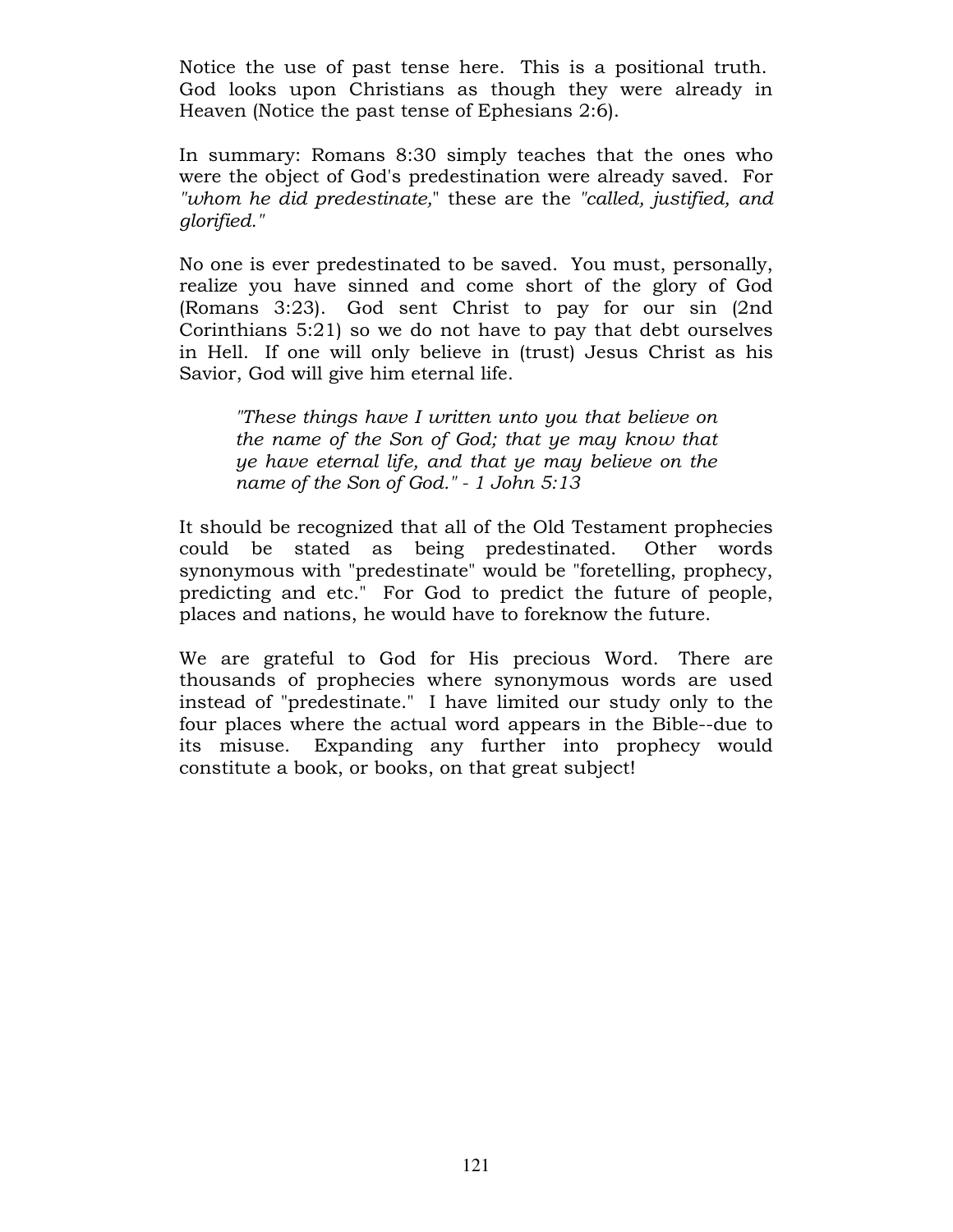Notice the use of past tense here. This is a positional truth. God looks upon Christians as though they were already in Heaven (Notice the past tense of Ephesians 2:6).

In summary: Romans 8:30 simply teaches that the ones who were the object of God's predestination were already saved. For *"whom he did predestinate,"* these are the *"called, justified, and glorified."*

No one is ever predestinated to be saved. You must, personally, realize you have sinned and come short of the glory of God (Romans 3:23). God sent Christ to pay for our sin (2nd Corinthians 5:21) so we do not have to pay that debt ourselves in Hell. If one will only believe in (trust) Jesus Christ as his Savior, God will give him eternal life.

> *"These things have I written unto you that believe on the name of the Son of God; that ye may know that ye have eternal life, and that ye may believe on the name of the Son of God." - 1 John 5:13*

It should be recognized that all of the Old Testament prophecies could be stated as being predestinated. Other words synonymous with "predestinate" would be "foretelling, prophecy, predicting and etc." For God to predict the future of people, places and nations, he would have to foreknow the future.

We are grateful to God for His precious Word. There are thousands of prophecies where synonymous words are used instead of "predestinate." I have limited our study only to the four places where the actual word appears in the Bible--due to its misuse. Expanding any further into prophecy would constitute a book, or books, on that great subject!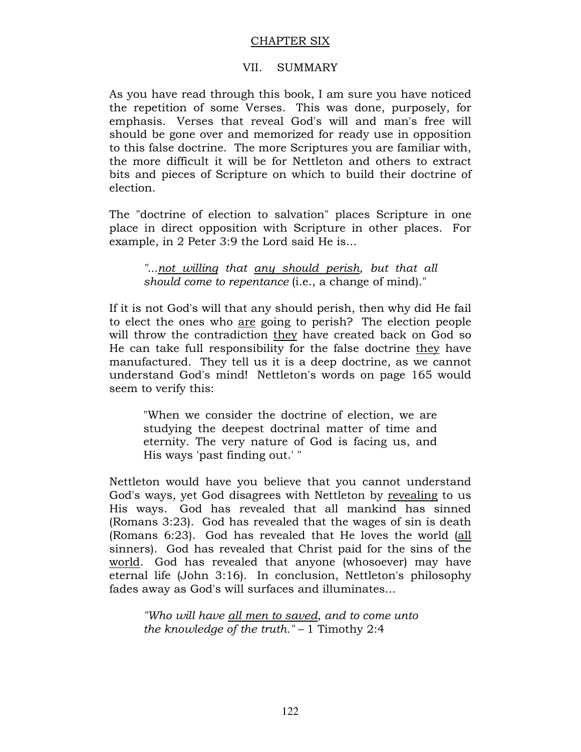## CHAPTER SIX

### VII. SUMMARY

As you have read through this book, I am sure you have noticed the repetition of some Verses. This was done, purposely, for emphasis. Verses that reveal God's will and man's free will should be gone over and memorized for ready use in opposition to this false doctrine. The more Scriptures you are familiar with, the more difficult it will be for Nettleton and others to extract bits and pieces of Scripture on which to build their doctrine of election.

The "doctrine of election to salvation" places Scripture in one place in direct opposition with Scripture in other places. For example, in 2 Peter 3:9 the Lord said He is...

> *"...not willing that any should perish, but that all should come to repentance* (i.e., a change of mind)."

If it is not God's will that any should perish, then why did He fail to elect the ones who are going to perish? The election people will throw the contradiction they have created back on God so He can take full responsibility for the false doctrine they have manufactured. They tell us it is a deep doctrine, as we cannot understand God's mind! Nettleton's words on page 165 would seem to verify this:

> "When we consider the doctrine of election, we are studying the deepest doctrinal matter of time and eternity. The very nature of God is facing us, and His ways 'past finding out.' "

Nettleton would have you believe that you cannot understand God's ways, yet God disagrees with Nettleton by revealing to us His ways. God has revealed that all mankind has sinned (Romans 3:23). God has revealed that the wages of sin is death (Romans 6:23). God has revealed that He loves the world (all sinners). God has revealed that Christ paid for the sins of the world. God has revealed that anyone (whosoever) may have eternal life (John 3:16). In conclusion, Nettleton's philosophy fades away as God's will surfaces and illuminates...

> *"Who will have all men to saved, and to come unto the knowledge of the truth."* – 1 Timothy 2:4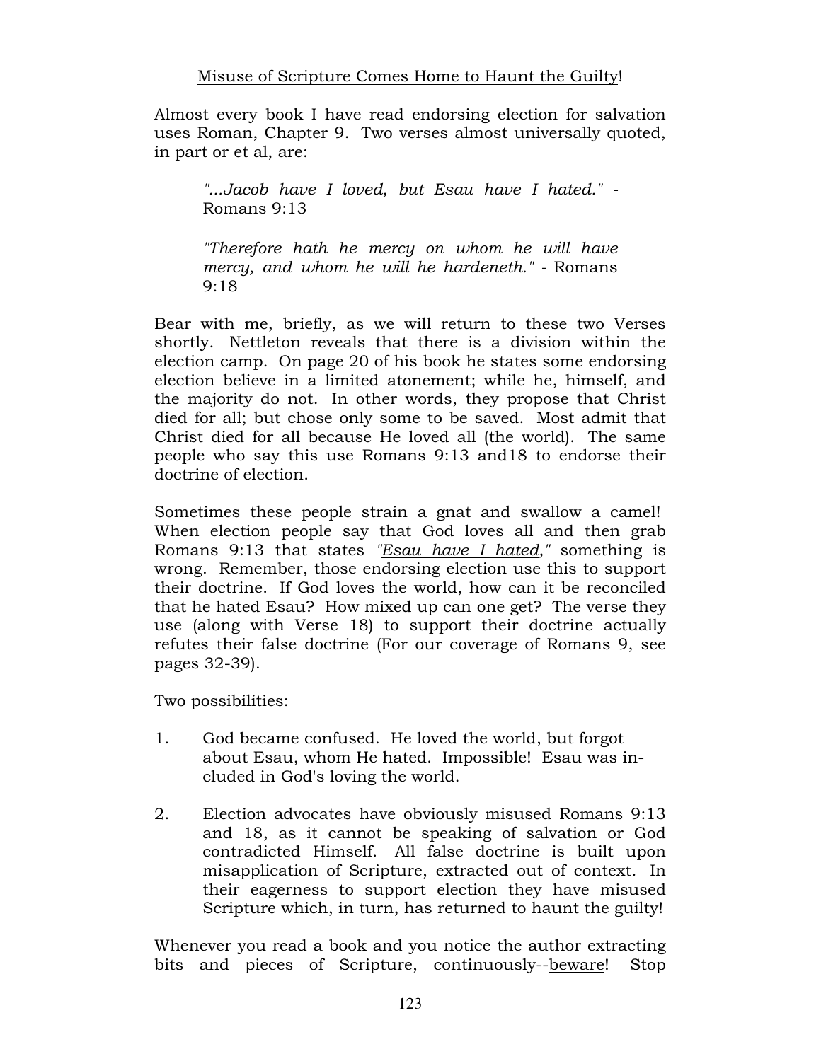Misuse of Scripture Comes Home to Haunt the Guilty!

Almost every book I have read endorsing election for salvation uses Roman, Chapter 9. Two verses almost universally quoted, in part or et al, are:

> *"...Jacob have I loved, but Esau have I hated."* - Romans 9:13
>
> *"Therefore hath he mercy on whom he will have mercy, and whom he will he hardeneth."* - Romans 9:18

Bear with me, briefly, as we will return to these two Verses shortly. Nettleton reveals that there is a division within the election camp. On page 20 of his book he states some endorsing election believe in a limited atonement; while he, himself, and the majority do not. In other words, they propose that Christ died for all; but chose only some to be saved. Most admit that Christ died for all because He loved all (the world). The same people who say this use Romans 9:13 and18 to endorse their doctrine of election.

Sometimes these people strain a gnat and swallow a camel! When election people say that God loves all and then grab Romans 9:13 that states *"Esau have I hated,"* something is wrong. Remember, those endorsing election use this to support their doctrine. If God loves the world, how can it be reconciled that he hated Esau? How mixed up can one get? The verse they use (along with Verse 18) to support their doctrine actually refutes their false doctrine (For our coverage of Romans 9, see pages 32-39).

Two possibilities:

1. God became confused. He loved the world, but forgot about Esau, whom He hated. Impossible! Esau was included in God's loving the world.

2. Election advocates have obviously misused Romans 9:13 and 18, as it cannot be speaking of salvation or God contradicted Himself. All false doctrine is built upon misapplication of Scripture, extracted out of context. In their eagerness to support election they have misused Scripture which, in turn, has returned to haunt the guilty!

Whenever you read a book and you notice the author extracting bits and pieces of Scripture, continuously--beware! Stop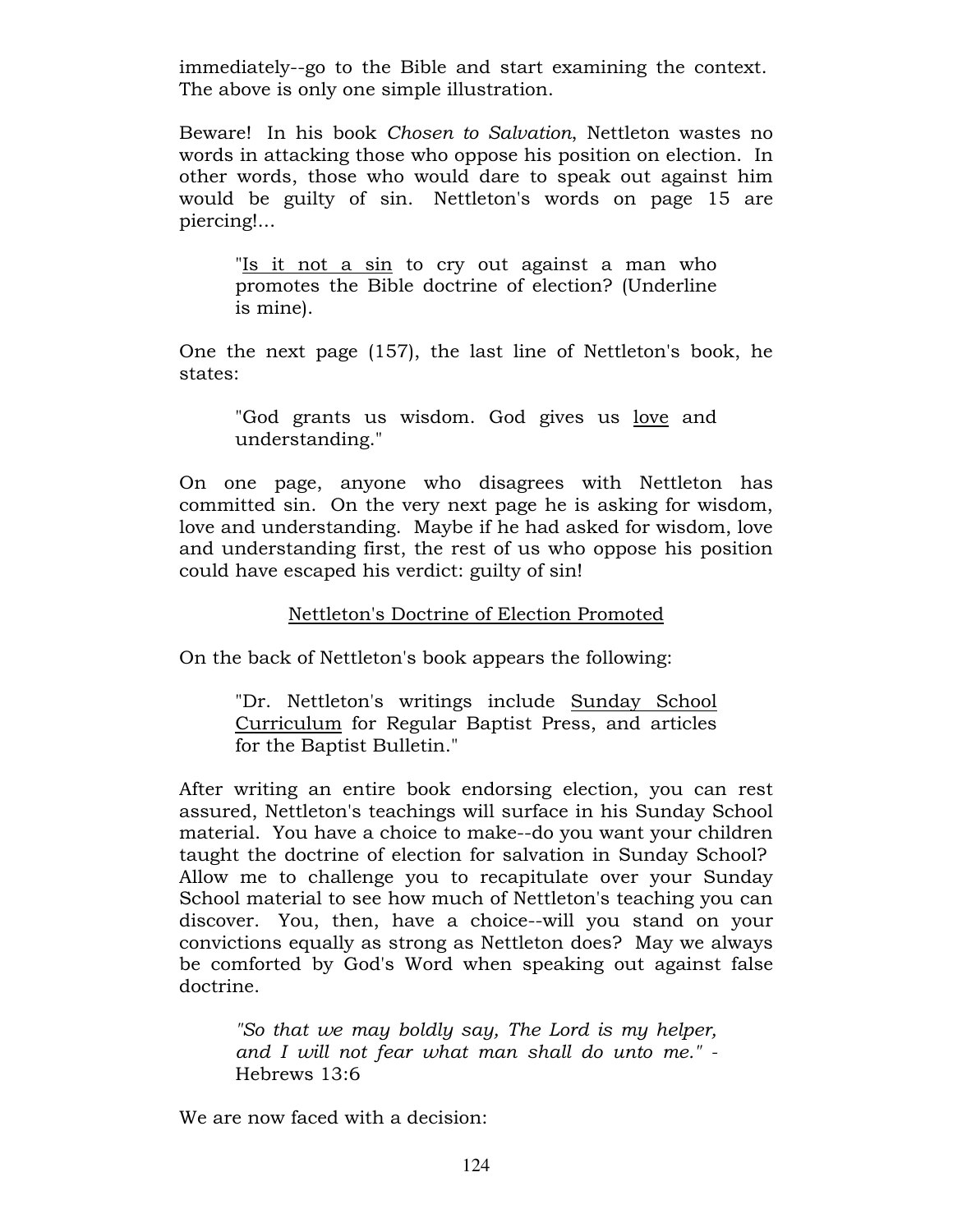immediately--go to the Bible and start examining the context. The above is only one simple illustration.

Beware! In his book *Chosen to Salvation*, Nettleton wastes no words in attacking those who oppose his position on election. In other words, those who would dare to speak out against him would be guilty of sin. Nettleton's words on page 15 are piercing!...

> "<u>Is it not a sin</u> to cry out against a man who promotes the Bible doctrine of election? (Underline is mine).

One the next page (157), the last line of Nettleton's book, he states:

> "God grants us wisdom. God gives us <u>love</u> and understanding."

On one page, anyone who disagrees with Nettleton has committed sin. On the very next page he is asking for wisdom, love and understanding. Maybe if he had asked for wisdom, love and understanding first, the rest of us who oppose his position could have escaped his verdict: guilty of sin!

<u>Nettleton's Doctrine of Election Promoted</u>

On the back of Nettleton's book appears the following:

> "Dr. Nettleton's writings include <u>Sunday School Curriculum</u> for Regular Baptist Press, and articles for the Baptist Bulletin."

After writing an entire book endorsing election, you can rest assured, Nettleton's teachings will surface in his Sunday School material. You have a choice to make--do you want your children taught the doctrine of election for salvation in Sunday School? Allow me to challenge you to recapitulate over your Sunday School material to see how much of Nettleton's teaching you can discover. You, then, have a choice--will you stand on your convictions equally as strong as Nettleton does? May we always be comforted by God's Word when speaking out against false doctrine.

> *"So that we may boldly say, The Lord is my helper, and I will not fear what man shall do unto me."* - Hebrews 13:6

We are now faced with a decision: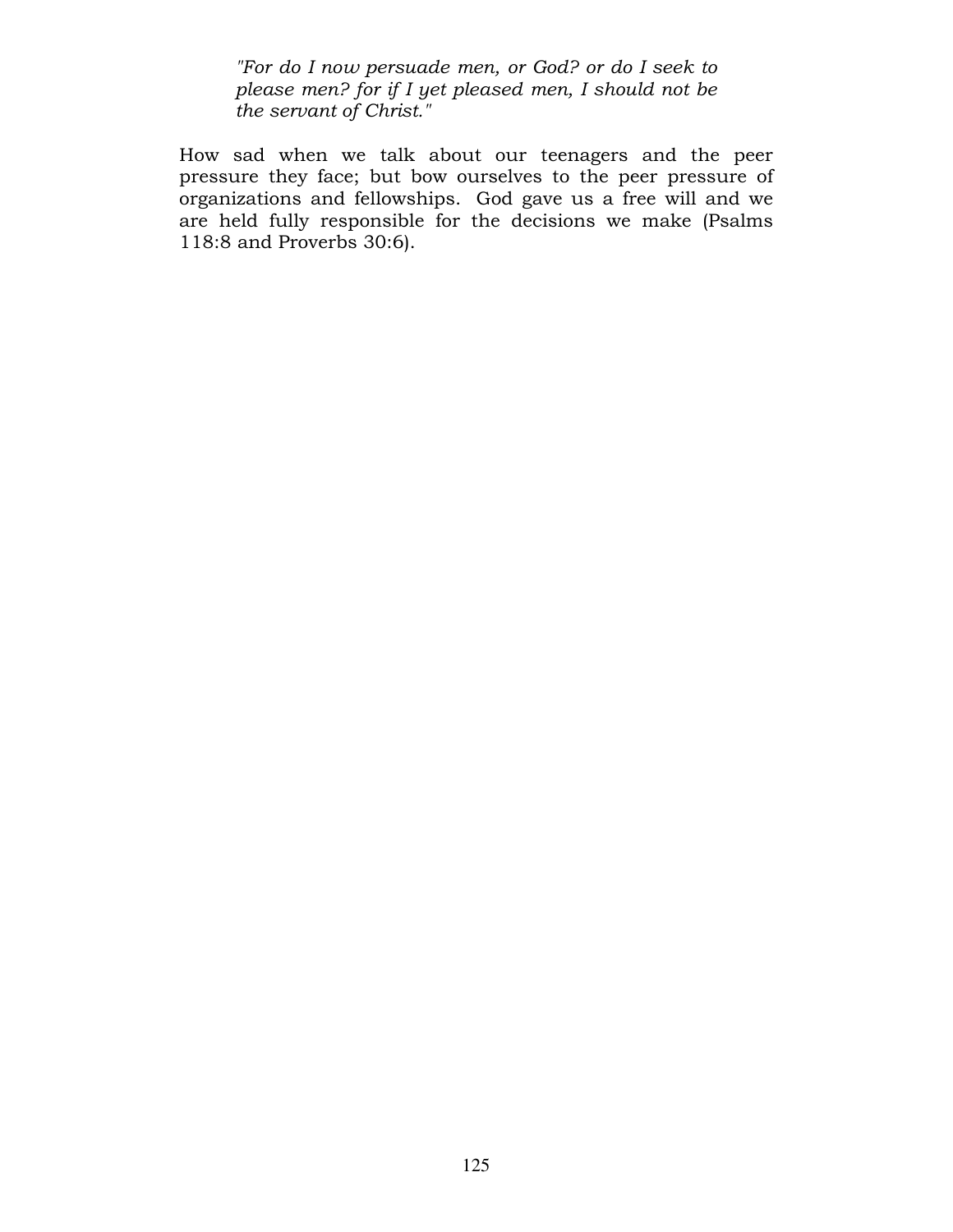> *"For do I now persuade men, or God? or do I seek to please men? for if I yet pleased men, I should not be the servant of Christ."*

How sad when we talk about our teenagers and the peer pressure they face; but bow ourselves to the peer pressure of organizations and fellowships. God gave us a free will and we are held fully responsible for the decisions we make (Psalms 118:8 and Proverbs 30:6).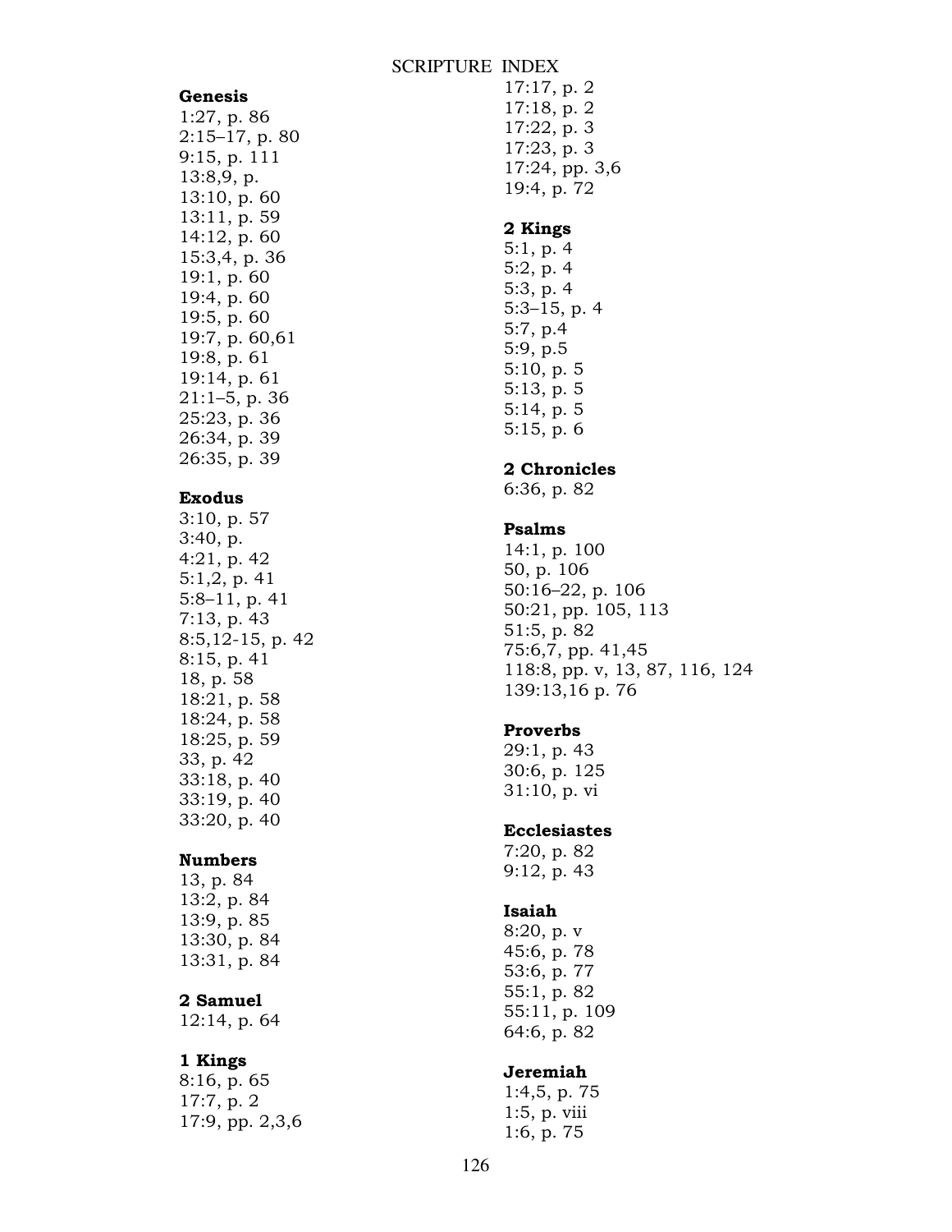# SCRIPTURE INDEX

**Genesis**
1:27, p. 86
2:15–17, p. 80
9:15, p. 111
13:8,9, p.
13:10, p. 60
13:11, p. 59
14:12, p. 60
15:3,4, p. 36
19:1, p. 60
19:4, p. 60
19:5, p. 60
19:7, p. 60,61
19:8, p. 61
19:14, p. 61
21:1–5, p. 36
25:23, p. 36
26:34, p. 39
26:35, p. 39

**Exodus**
3:10, p. 57
3:40, p.
4:21, p. 42
5:1,2, p. 41
5:8–11, p. 41
7:13, p. 43
8:5,12-15, p. 42
8:15, p. 41
18, p. 58
18:21, p. 58
18:24, p. 58
18:25, p. 59
33, p. 42
33:18, p. 40
33:19, p. 40
33:20, p. 40

**Numbers**
13, p. 84
13:2, p. 84
13:9, p. 85
13:30, p. 84
13:31, p. 84

**2 Samuel**
12:14, p. 64

**1 Kings**
8:16, p. 65
17:7, p. 2
17:9, pp. 2,3,6
17:17, p. 2
17:18, p. 2
17:22, p. 3
17:23, p. 3
17:24, pp. 3,6
19:4, p. 72

**2 Kings**
5:1, p. 4
5:2, p. 4
5:3, p. 4
5:3–15, p. 4
5:7, p.4
5:9, p.5
5:10, p. 5
5:13, p. 5
5:14, p. 5
5:15, p. 6

**2 Chronicles**
6:36, p. 82

**Psalms**
14:1, p. 100
50, p. 106
50:16–22, p. 106
50:21, pp. 105, 113
51:5, p. 82
75:6,7, pp. 41,45
118:8, pp. v, 13, 87, 116, 124
139:13,16 p. 76

**Proverbs**
29:1, p. 43
30:6, p. 125
31:10, p. vi

**Ecclesiastes**
7:20, p. 82
9:12, p. 43

**Isaiah**
8:20, p. v
45:6, p. 78
53:6, p. 77
55:1, p. 82
55:11, p. 109
64:6, p. 82

**Jeremiah**
1:4,5, p. 75
1:5, p. viii
1:6, p. 75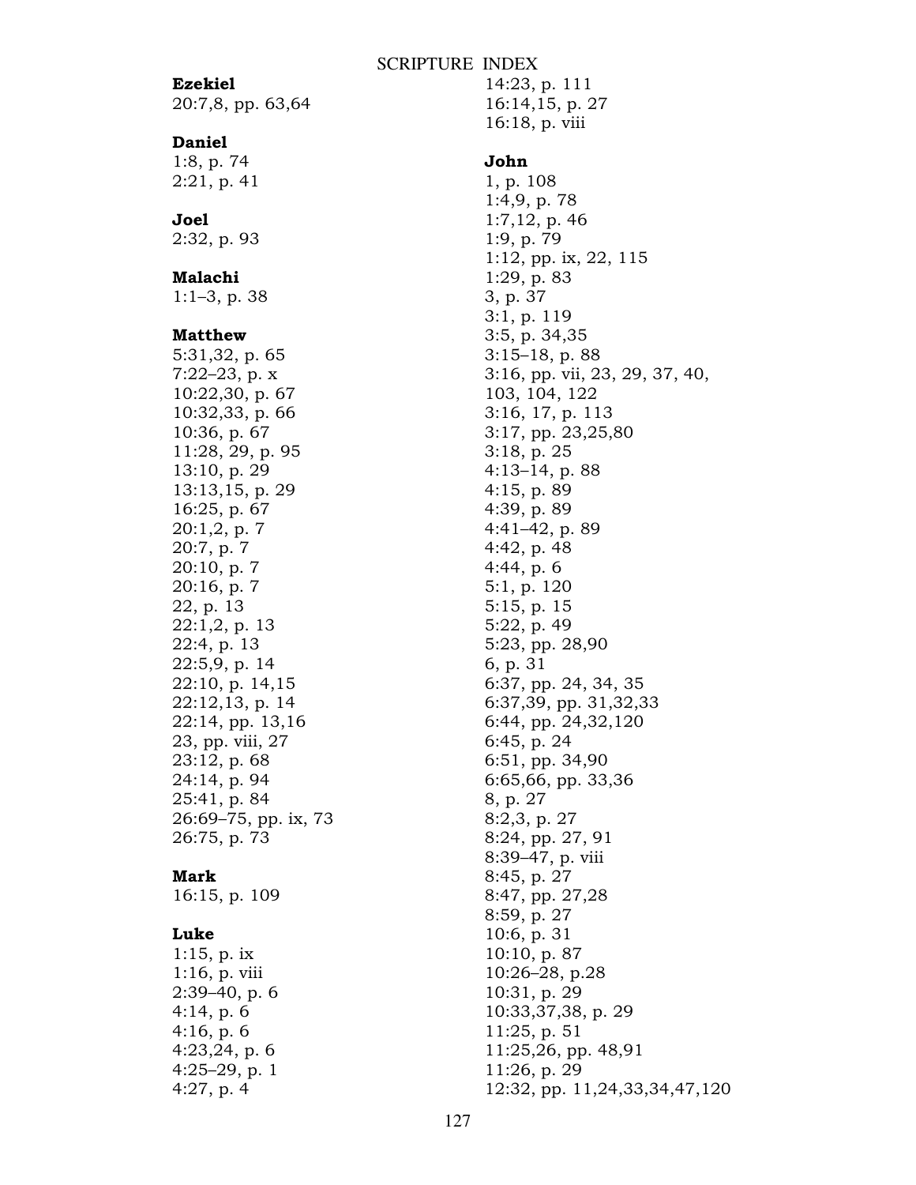# SCRIPTURE INDEX

**Ezekiel**
20:7,8, pp. 63,64

**Daniel**
1:8, p. 74
2:21, p. 41

**Joel**
2:32, p. 93

**Malachi**
1:1–3, p. 38

**Matthew**
5:31,32, p. 65
7:22–23, p. x
10:22,30, p. 67
10:32,33, p. 66
10:36, p. 67
11:28, 29, p. 95
13:10, p. 29
13:13,15, p. 29
16:25, p. 67
20:1,2, p. 7
20:7, p. 7
20:10, p. 7
20:16, p. 7
22, p. 13
22:1,2, p. 13
22:4, p. 13
22:5,9, p. 14
22:10, p. 14,15
22:12,13, p. 14
22:14, pp. 13,16
23, pp. viii, 27
23:12, p. 68
24:14, p. 94
25:41, p. 84
26:69–75, pp. ix, 73
26:75, p. 73

**Mark**
16:15, p. 109

**Luke**
1:15, p. ix
1:16, p. viii
2:39–40, p. 6
4:14, p. 6
4:16, p. 6
4:23,24, p. 6
4:25–29, p. 1
4:27, p. 4
14:23, p. 111
16:14,15, p. 27
16:18, p. viii

**John**
1, p. 108
1:4,9, p. 78
1:7,12, p. 46
1:9, p. 79
1:12, pp. ix, 22, 115
1:29, p. 83
3, p. 37
3:1, p. 119
3:5, p. 34,35
3:15–18, p. 88
3:16, pp. vii, 23, 29, 37, 40, 103, 104, 122
3:16, 17, p. 113
3:17, pp. 23,25,80
3:18, p. 25
4:13–14, p. 88
4:15, p. 89
4:39, p. 89
4:41–42, p. 89
4:42, p. 48
4:44, p. 6
5:1, p. 120
5:15, p. 15
5:22, p. 49
5:23, pp. 28,90
6, p. 31
6:37, pp. 24, 34, 35
6:37,39, pp. 31,32,33
6:44, pp. 24,32,120
6:45, p. 24
6:51, pp. 34,90
6:65,66, pp. 33,36
8, p. 27
8:2,3, p. 27
8:24, pp. 27, 91
8:39–47, p. viii
8:45, p. 27
8:47, pp. 27,28
8:59, p. 27
10:6, p. 31
10:10, p. 87
10:26–28, p.28
10:31, p. 29
10:33,37,38, p. 29
11:25, p. 51
11:25,26, pp. 48,91
11:26, p. 29
12:32, pp. 11,24,33,34,47,120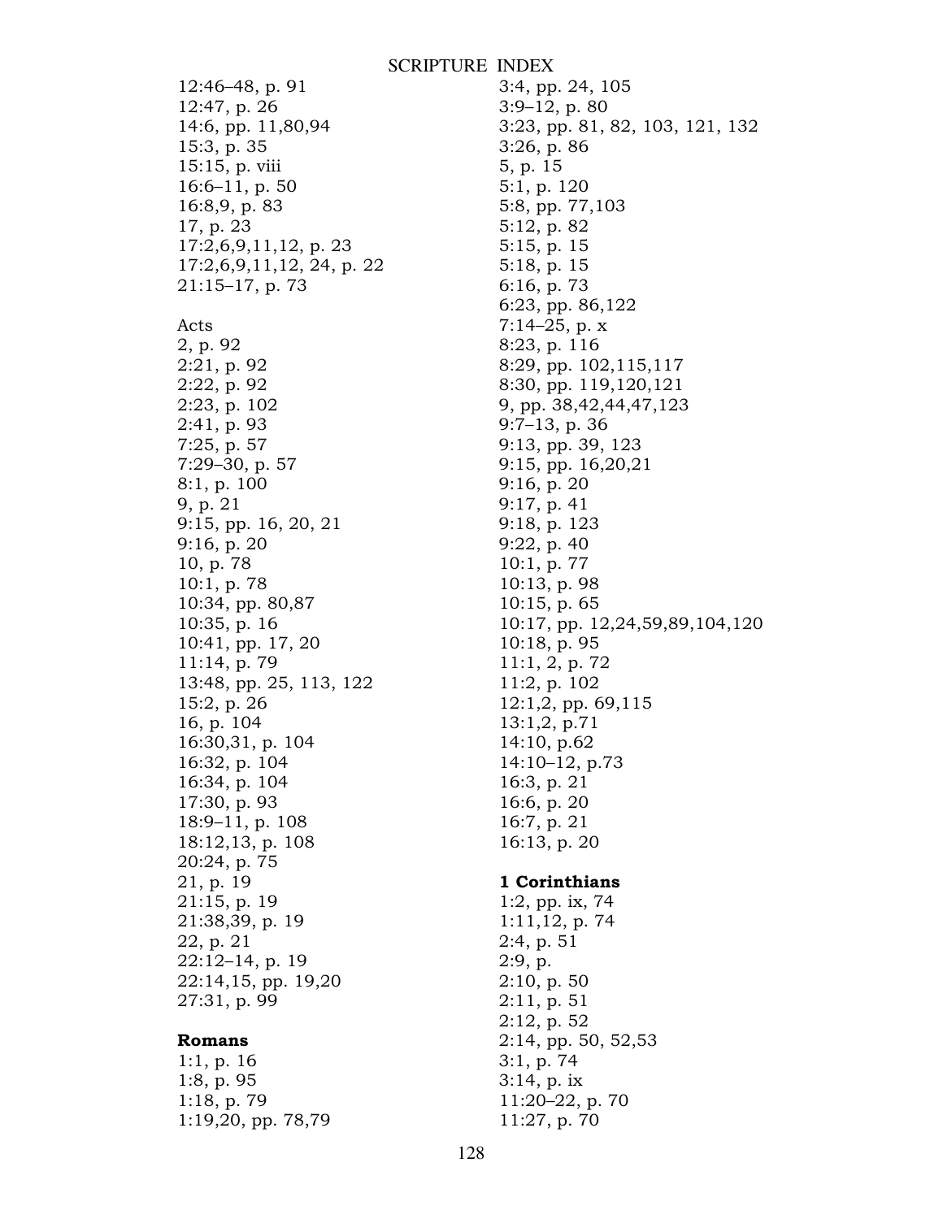12:46–48, p. 91
12:47, p. 26
14:6, pp. 11,80,94
15:3, p. 35
15:15, p. viii
16:6–11, p. 50
16:8,9, p. 83
17, p. 23
17:2,6,9,11,12, p. 23
17:2,6,9,11,12, 24, p. 22
21:15–17, p. 73

Acts
2, p. 92
2:21, p. 92
2:22, p. 92
2:23, p. 102
2:41, p. 93
7:25, p. 57
7:29–30, p. 57
8:1, p. 100
9, p. 21
9:15, pp. 16, 20, 21
9:16, p. 20
10, p. 78
10:1, p. 78
10:34, pp. 80,87
10:35, p. 16
10:41, pp. 17, 20
11:14, p. 79
13:48, pp. 25, 113, 122
15:2, p. 26
16, p. 104
16:30,31, p. 104
16:32, p. 104
16:34, p. 104
17:30, p. 93
18:9–11, p. 108
18:12,13, p. 108
20:24, p. 75
21, p. 19
21:15, p. 19
21:38,39, p. 19
22, p. 21
22:12–14, p. 19
22:14,15, pp. 19,20
27:31, p. 99

**Romans**
1:1, p. 16
1:8, p. 95
1:18, p. 79
1:19,20, pp. 78,79
3:4, pp. 24, 105
3:9–12, p. 80
3:23, pp. 81, 82, 103, 121, 132
3:26, p. 86
5, p. 15
5:1, p. 120
5:8, pp. 77,103
5:12, p. 82
5:15, p. 15
5:18, p. 15
6:16, p. 73
6:23, pp. 86,122
7:14–25, p. x
8:23, p. 116
8:29, pp. 102,115,117
8:30, pp. 119,120,121
9, pp. 38,42,44,47,123
9:7–13, p. 36
9:13, pp. 39, 123
9:15, pp. 16,20,21
9:16, p. 20
9:17, p. 41
9:18, p. 123
9:22, p. 40
10:1, p. 77
10:13, p. 98
10:15, p. 65
10:17, pp. 12,24,59,89,104,120
10:18, p. 95
11:1, 2, p. 72
11:2, p. 102
12:1,2, pp. 69,115
13:1,2, p.71
14:10, p.62
14:10–12, p.73
16:3, p. 21
16:6, p. 20
16:7, p. 21
16:13, p. 20

**1 Corinthians**
1:2, pp. ix, 74
1:11,12, p. 74
2:4, p. 51
2:9, p.
2:10, p. 50
2:11, p. 51
2:12, p. 52
2:14, pp. 50, 52,53
3:1, p. 74
3:14, p. ix
11:20–22, p. 70
11:27, p. 70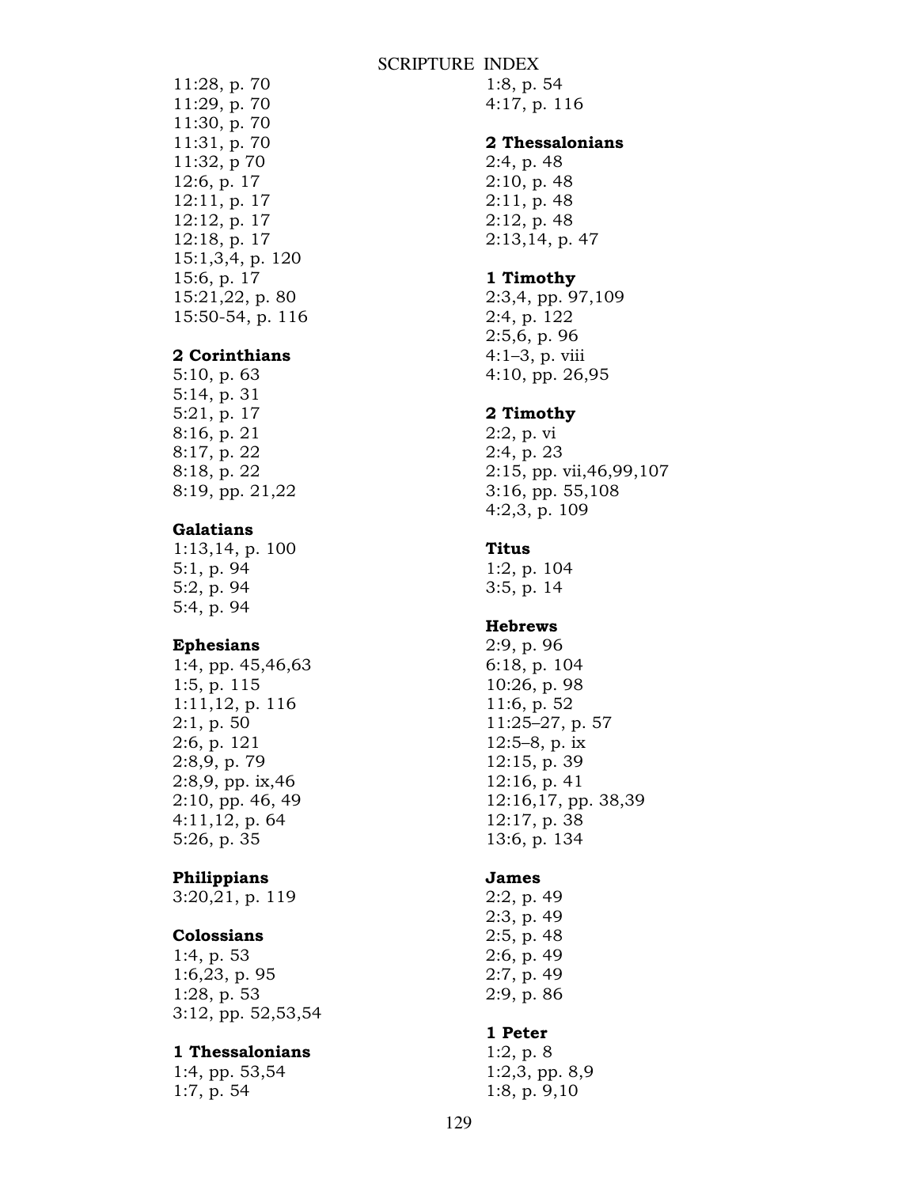# SCRIPTURE INDEX

11:28, p. 70
11:29, p. 70
11:30, p. 70
11:31, p. 70
11:32, p 70
12:6, p. 17
12:11, p. 17
12:12, p. 17
12:18, p. 17
15:1,3,4, p. 120
15:6, p. 17
15:21,22, p. 80
15:50-54, p. 116

**2 Corinthians**
5:10, p. 63
5:14, p. 31
5:21, p. 17
8:16, p. 21
8:17, p. 22
8:18, p. 22
8:19, pp. 21,22

**Galatians**
1:13,14, p. 100
5:1, p. 94
5:2, p. 94
5:4, p. 94

**Ephesians**
1:4, pp. 45,46,63
1:5, p. 115
1:11,12, p. 116
2:1, p. 50
2:6, p. 121
2:8,9, p. 79
2:8,9, pp. ix,46
2:10, pp. 46, 49
4:11,12, p. 64
5:26, p. 35

**Philippians**
3:20,21, p. 119

**Colossians**
1:4, p. 53
1:6,23, p. 95
1:28, p. 53
3:12, pp. 52,53,54

**1 Thessalonians**
1:4, pp. 53,54
1:7, p. 54
1:8, p. 54
4:17, p. 116

**2 Thessalonians**
2:4, p. 48
2:10, p. 48
2:11, p. 48
2:12, p. 48
2:13,14, p. 47

**1 Timothy**
2:3,4, pp. 97,109
2:4, p. 122
2:5,6, p. 96
4:1–3, p. viii
4:10, pp. 26,95

**2 Timothy**
2:2, p. vi
2:4, p. 23
2:15, pp. vii,46,99,107
3:16, pp. 55,108
4:2,3, p. 109

**Titus**
1:2, p. 104
3:5, p. 14

**Hebrews**
2:9, p. 96
6:18, p. 104
10:26, p. 98
11:6, p. 52
11:25–27, p. 57
12:5–8, p. ix
12:15, p. 39
12:16, p. 41
12:16,17, pp. 38,39
12:17, p. 38
13:6, p. 134

**James**
2:2, p. 49
2:3, p. 49
2:5, p. 48
2:6, p. 49
2:7, p. 49
2:9, p. 86

**1 Peter**
1:2, p. 8
1:2,3, pp. 8,9
1:8, p. 9,10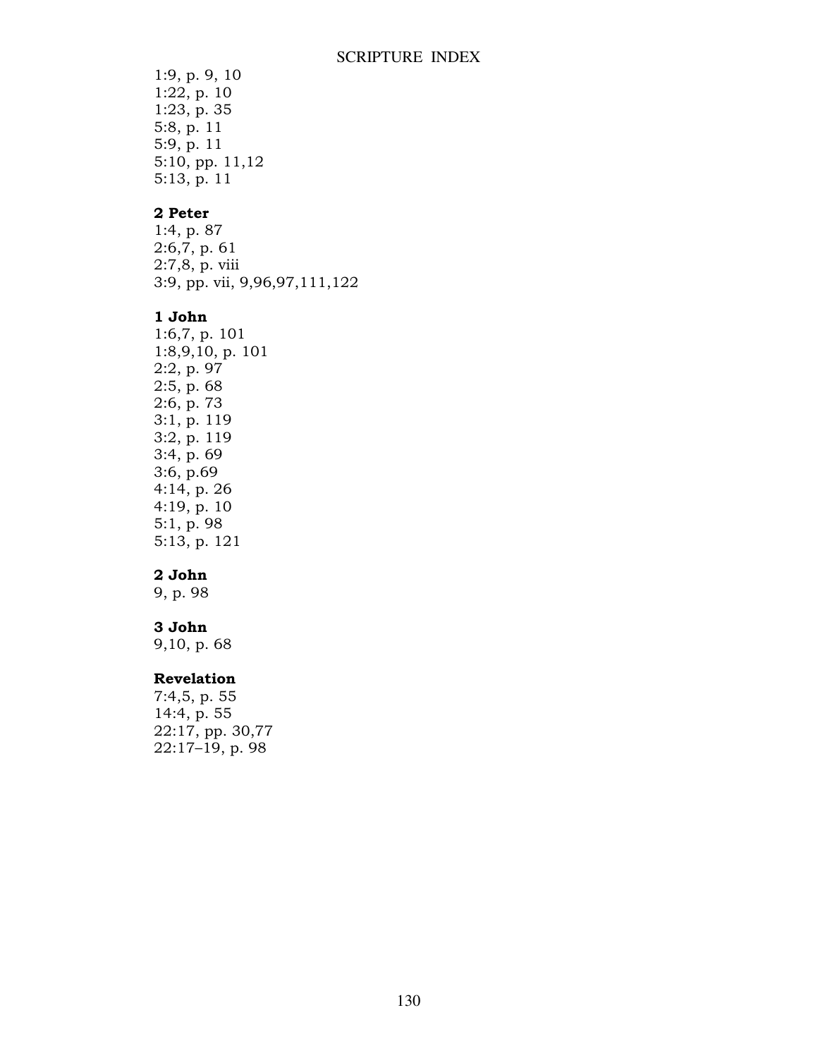1:9, p. 9, 10
1:22, p. 10
1:23, p. 35
5:8, p. 11
5:9, p. 11
5:10, pp. 11,12
5:13, p. 11

**2 Peter**
1:4, p. 87
2:6,7, p. 61
2:7,8, p. viii
3:9, pp. vii, 9,96,97,111,122

**1 John**
1:6,7, p. 101
1:8,9,10, p. 101
2:2, p. 97
2:5, p. 68
2:6, p. 73
3:1, p. 119
3:2, p. 119
3:4, p. 69
3:6, p.69
4:14, p. 26
4:19, p. 10
5:1, p. 98
5:13, p. 121

**2 John**
9, p. 98

**3 John**
9,10, p. 68

**Revelation**
7:4,5, p. 55
14:4, p. 55
22:17, pp. 30,77
22:17–19, p. 98